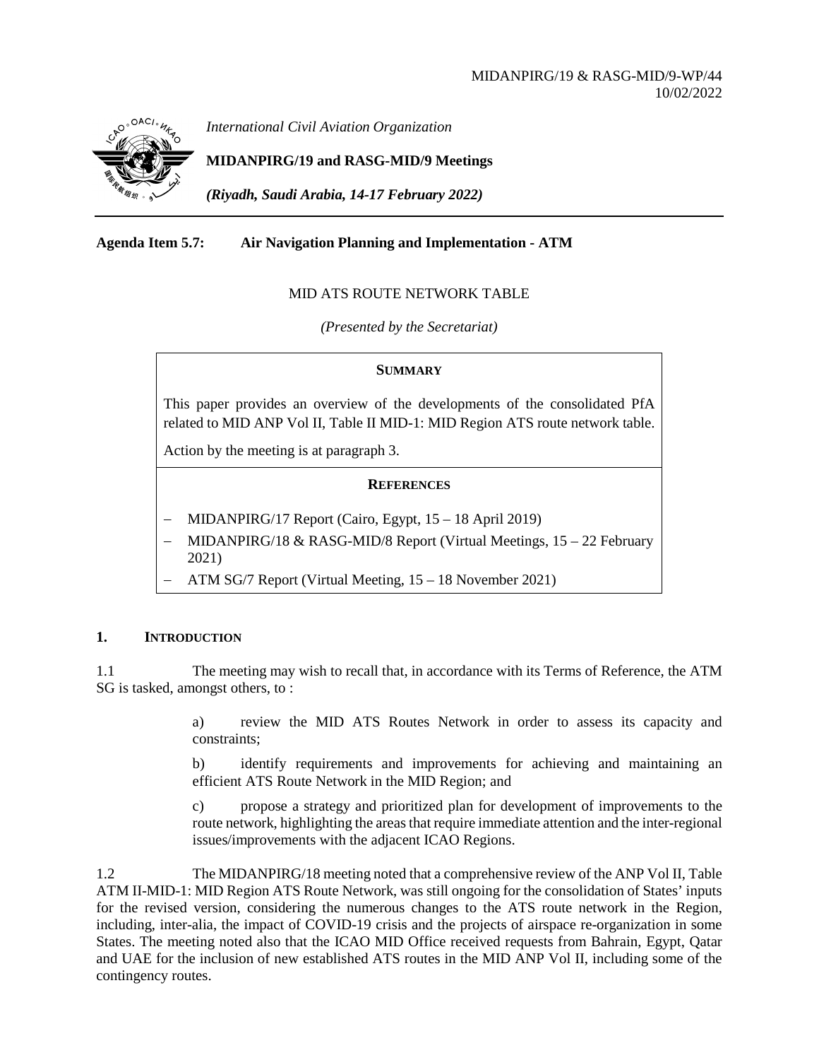MIDANPIRG/19 & RASG-MID/9-WP/44
10/02/2022

*International Civil Aviation Organization*

**MIDANPIRG/19 and RASG-MID/9 Meetings**

***(Riyadh, Saudi Arabia, 14-17 February 2022)***

---

**Agenda Item 5.7: Air Navigation Planning and Implementation - ATM**

MID ATS ROUTE NETWORK TABLE

*(Presented by the Secretariat)*

**SUMMARY**

This paper provides an overview of the developments of the consolidated PfA related to MID ANP Vol II, Table II MID-1: MID Region ATS route network table.

Action by the meeting is at paragraph 3.

**REFERENCES**

- MIDANPIRG/17 Report (Cairo, Egypt, 15 – 18 April 2019)
- MIDANPIRG/18 & RASG-MID/8 Report (Virtual Meetings, 15 – 22 February 2021)
- ATM SG/7 Report (Virtual Meeting, 15 – 18 November 2021)

## 1. INTRODUCTION

1.1 The meeting may wish to recall that, in accordance with its Terms of Reference, the ATM SG is tasked, amongst others, to :

a) review the MID ATS Routes Network in order to assess its capacity and constraints;

b) identify requirements and improvements for achieving and maintaining an efficient ATS Route Network in the MID Region; and

c) propose a strategy and prioritized plan for development of improvements to the route network, highlighting the areas that require immediate attention and the inter-regional issues/improvements with the adjacent ICAO Regions.

1.2 The MIDANPIRG/18 meeting noted that a comprehensive review of the ANP Vol II, Table ATM II-MID-1: MID Region ATS Route Network, was still ongoing for the consolidation of States' inputs for the revised version, considering the numerous changes to the ATS route network in the Region, including, inter-alia, the impact of COVID-19 crisis and the projects of airspace re-organization in some States. The meeting noted also that the ICAO MID Office received requests from Bahrain, Egypt, Qatar and UAE for the inclusion of new established ATS routes in the MID ANP Vol II, including some of the contingency routes.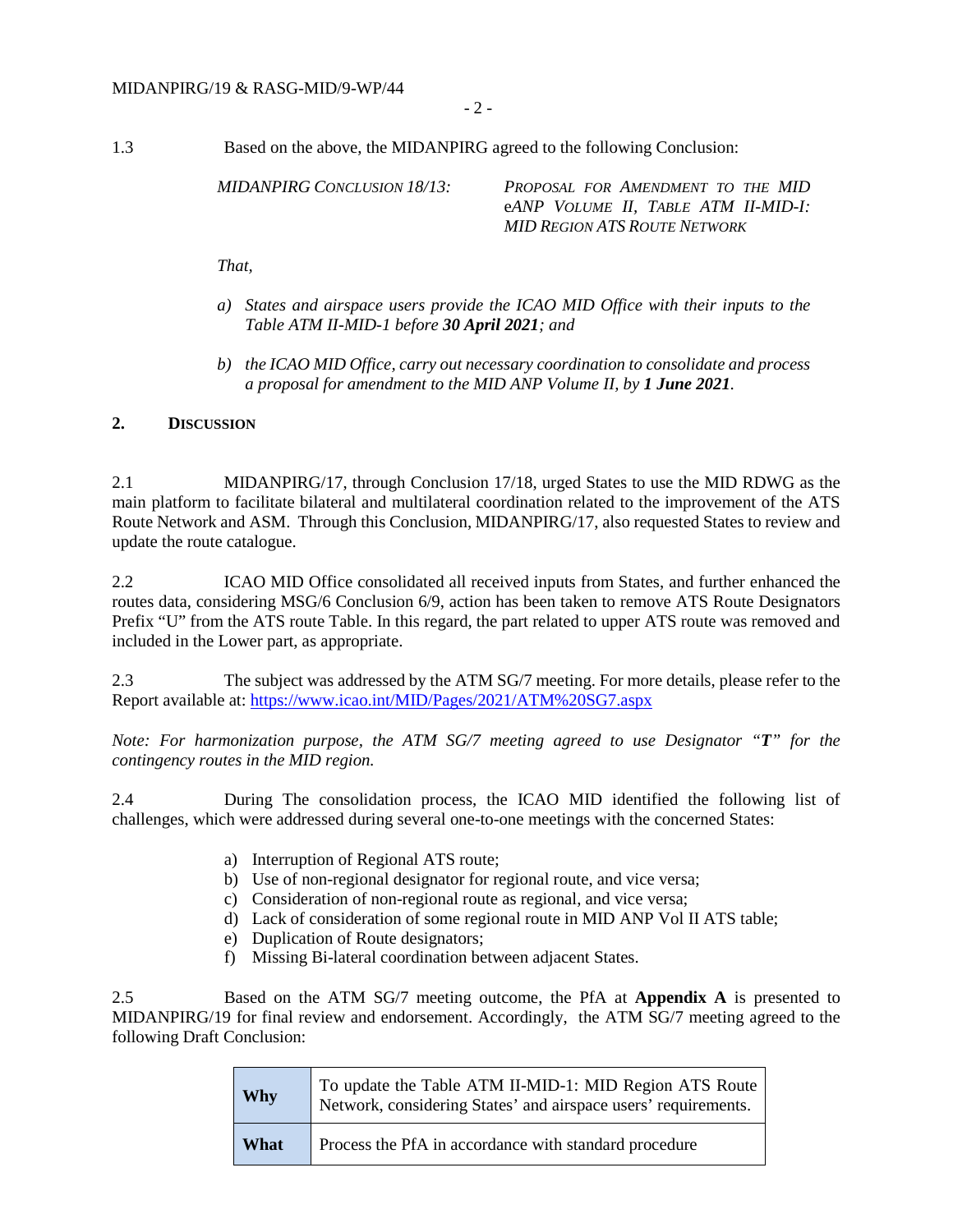1.3 Based on the above, the MIDANPIRG agreed to the following Conclusion:

*MIDANPIRG CONCLUSION 18/13: PROPOSAL FOR AMENDMENT TO THE MID eANP VOLUME II, TABLE ATM II-MID-I: MID REGION ATS ROUTE NETWORK*

*That,*

*a) States and airspace users provide the ICAO MID Office with their inputs to the Table ATM II-MID-1 before **30 April 2021**; and*

*b) the ICAO MID Office, carry out necessary coordination to consolidate and process a proposal for amendment to the MID ANP Volume II, by **1 June 2021**.*

## 2. DISCUSSION

2.1 MIDANPIRG/17, through Conclusion 17/18, urged States to use the MID RDWG as the main platform to facilitate bilateral and multilateral coordination related to the improvement of the ATS Route Network and ASM. Through this Conclusion, MIDANPIRG/17, also requested States to review and update the route catalogue.

2.2 ICAO MID Office consolidated all received inputs from States, and further enhanced the routes data, considering MSG/6 Conclusion 6/9, action has been taken to remove ATS Route Designators Prefix "U" from the ATS route Table. In this regard, the part related to upper ATS route was removed and included in the Lower part, as appropriate.

2.3 The subject was addressed by the ATM SG/7 meeting. For more details, please refer to the Report available at: https://www.icao.int/MID/Pages/2021/ATM%20SG7.aspx

*Note: For harmonization purpose, the ATM SG/7 meeting agreed to use Designator "**T**" for the contingency routes in the MID region.*

2.4 During The consolidation process, the ICAO MID identified the following list of challenges, which were addressed during several one-to-one meetings with the concerned States:

a) Interruption of Regional ATS route;
b) Use of non-regional designator for regional route, and vice versa;
c) Consideration of non-regional route as regional, and vice versa;
d) Lack of consideration of some regional route in MID ANP Vol II ATS table;
e) Duplication of Route designators;
f) Missing Bi-lateral coordination between adjacent States.

2.5 Based on the ATM SG/7 meeting outcome, the PfA at **Appendix A** is presented to MIDANPIRG/19 for final review and endorsement. Accordingly, the ATM SG/7 meeting agreed to the following Draft Conclusion:

| | |
|---|---|
| **Why** | To update the Table ATM II-MID-1: MID Region ATS Route Network, considering States' and airspace users' requirements. |
| **What** | Process the PfA in accordance with standard procedure |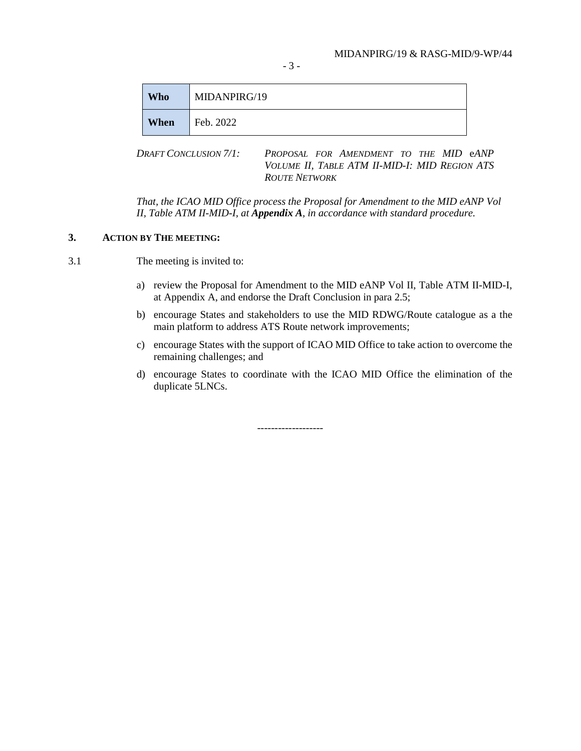| Who | MIDANPIRG/19 |
|---|---|
| When | Feb. 2022 |

*DRAFT CONCLUSION 7/1:* *PROPOSAL FOR AMENDMENT TO THE MID eANP VOLUME II, TABLE ATM II-MID-I: MID REGION ATS ROUTE NETWORK*

*That, the ICAO MID Office process the Proposal for Amendment to the MID eANP Vol II, Table ATM II-MID-I, at **Appendix A**, in accordance with standard procedure.*

## 3. ACTION BY THE MEETING:

3.1 The meeting is invited to:

a) review the Proposal for Amendment to the MID eANP Vol II, Table ATM II-MID-I, at Appendix A, and endorse the Draft Conclusion in para 2.5;

b) encourage States and stakeholders to use the MID RDWG/Route catalogue as a the main platform to address ATS Route network improvements;

c) encourage States with the support of ICAO MID Office to take action to overcome the remaining challenges; and

d) encourage States to coordinate with the ICAO MID Office the elimination of the duplicate 5LNCs.

-------------------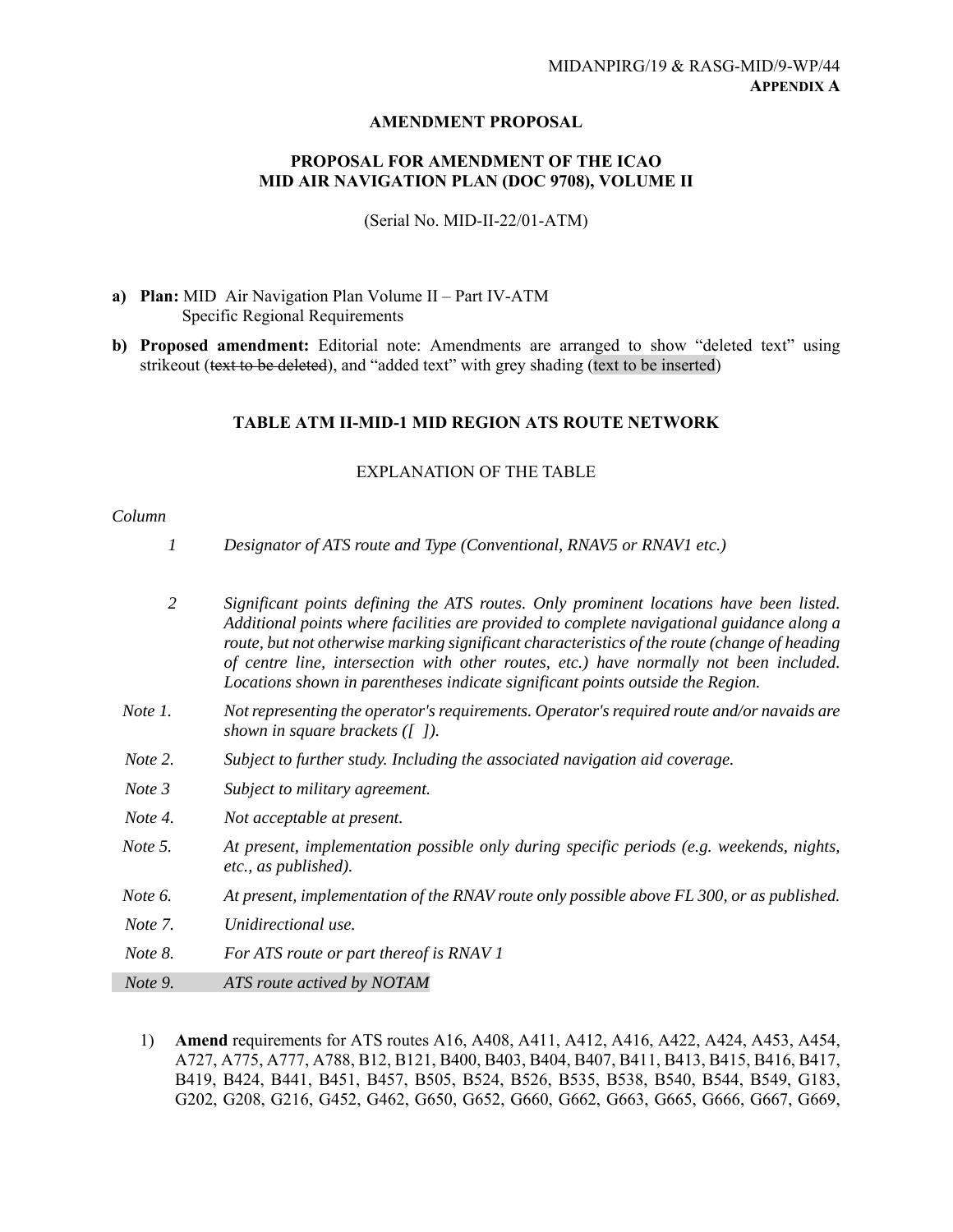MIDANPIRG/19 & RASG-MID/9-WP/44
**APPENDIX A**

**AMENDMENT PROPOSAL**

**PROPOSAL FOR AMENDMENT OF THE ICAO MID AIR NAVIGATION PLAN (DOC 9708), VOLUME II**

(Serial No. MID-II-22/01-ATM)

**a) Plan:** MID Air Navigation Plan Volume II – Part IV-ATM
Specific Regional Requirements

**b) Proposed amendment:** Editorial note: Amendments are arranged to show "deleted text" using strikeout (~~text to be deleted~~), and "added text" with grey shading (text to be inserted)

**TABLE ATM II-MID-1 MID REGION ATS ROUTE NETWORK**

EXPLANATION OF THE TABLE

*Column*

*1* *Designator of ATS route and Type (Conventional, RNAV5 or RNAV1 etc.)*

*2* *Significant points defining the ATS routes. Only prominent locations have been listed. Additional points where facilities are provided to complete navigational guidance along a route, but not otherwise marking significant characteristics of the route (change of heading of centre line, intersection with other routes, etc.) have normally not been included. Locations shown in parentheses indicate significant points outside the Region.*

*Note 1.* *Not representing the operator's requirements. Operator's required route and/or navaids are shown in square brackets ([ ]).*

*Note 2.* *Subject to further study. Including the associated navigation aid coverage.*

*Note 3* *Subject to military agreement.*

*Note 4.* *Not acceptable at present.*

*Note 5.* *At present, implementation possible only during specific periods (e.g. weekends, nights, etc., as published).*

*Note 6.* *At present, implementation of the RNAV route only possible above FL 300, or as published.*

*Note 7.* *Unidirectional use.*

*Note 8.* *For ATS route or part thereof is RNAV 1*

*Note 9.* *ATS route actived by NOTAM*

1) **Amend** requirements for ATS routes A16, A408, A411, A412, A416, A422, A424, A453, A454, A727, A775, A777, A788, B12, B121, B400, B403, B404, B407, B411, B413, B415, B416, B417, B419, B424, B441, B451, B457, B505, B524, B526, B535, B538, B540, B544, B549, G183, G202, G208, G216, G452, G462, G650, G652, G660, G662, G663, G665, G666, G667, G669,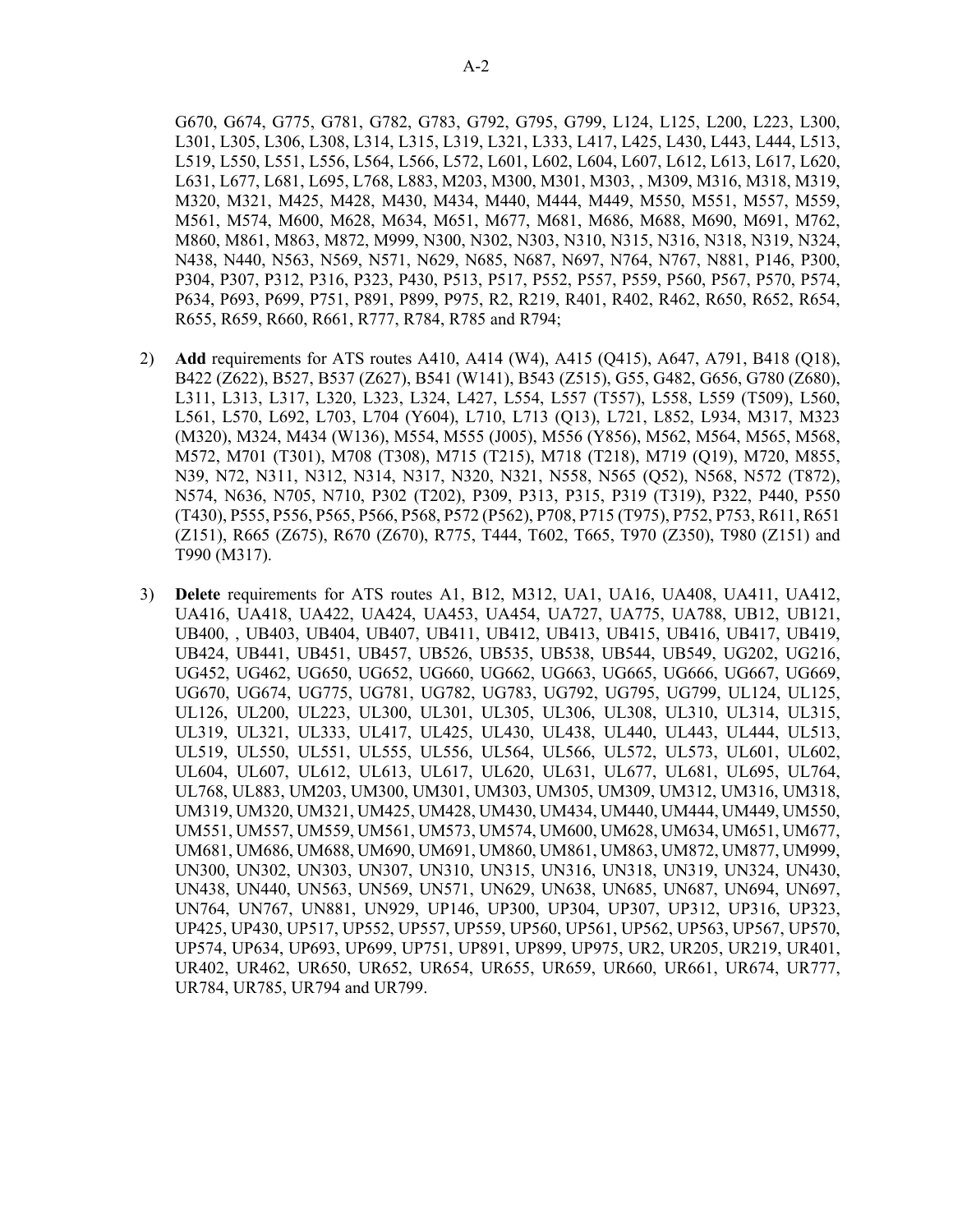G670, G674, G775, G781, G782, G783, G792, G795, G799, L124, L125, L200, L223, L300, L301, L305, L306, L308, L314, L315, L319, L321, L333, L417, L425, L430, L443, L444, L513, L519, L550, L551, L556, L564, L566, L572, L601, L602, L604, L607, L612, L613, L617, L620, L631, L677, L681, L695, L768, L883, M203, M300, M301, M303, , M309, M316, M318, M319, M320, M321, M425, M428, M430, M434, M440, M444, M449, M550, M551, M557, M559, M561, M574, M600, M628, M634, M651, M677, M681, M686, M688, M690, M691, M762, M860, M861, M863, M872, M999, N300, N302, N303, N310, N315, N316, N318, N319, N324, N438, N440, N563, N569, N571, N629, N685, N687, N697, N764, N767, N881, P146, P300, P304, P307, P312, P316, P323, P430, P513, P517, P552, P557, P559, P560, P567, P570, P574, P634, P693, P699, P751, P891, P899, P975, R2, R219, R401, R402, R462, R650, R652, R654, R655, R659, R660, R661, R777, R784, R785 and R794;

2) **Add** requirements for ATS routes A410, A414 (W4), A415 (Q415), A647, A791, B418 (Q18), B422 (Z622), B527, B537 (Z627), B541 (W141), B543 (Z515), G55, G482, G656, G780 (Z680), L311, L313, L317, L320, L323, L324, L427, L554, L557 (T557), L558, L559 (T509), L560, L561, L570, L692, L703, L704 (Y604), L710, L713 (Q13), L721, L852, L934, M317, M323 (M320), M324, M434 (W136), M554, M555 (J005), M556 (Y856), M562, M564, M565, M568, M572, M701 (T301), M708 (T308), M715 (T215), M718 (T218), M719 (Q19), M720, M855, N39, N72, N311, N312, N314, N317, N320, N321, N558, N565 (Q52), N568, N572 (T872), N574, N636, N705, N710, P302 (T202), P309, P313, P315, P319 (T319), P322, P440, P550 (T430), P555, P556, P565, P566, P568, P572 (P562), P708, P715 (T975), P752, P753, R611, R651 (Z151), R665 (Z675), R670 (Z670), R775, T444, T602, T665, T970 (Z350), T980 (Z151) and T990 (M317).

3) **Delete** requirements for ATS routes A1, B12, M312, UA1, UA16, UA408, UA411, UA412, UA416, UA418, UA422, UA424, UA453, UA454, UA727, UA775, UA788, UB12, UB121, UB400, , UB403, UB404, UB407, UB411, UB412, UB413, UB415, UB416, UB417, UB419, UB424, UB441, UB451, UB457, UB526, UB535, UB538, UB544, UB549, UG202, UG216, UG452, UG462, UG650, UG652, UG660, UG662, UG663, UG665, UG666, UG667, UG669, UG670, UG674, UG775, UG781, UG782, UG783, UG792, UG795, UG799, UL124, UL125, UL126, UL200, UL223, UL300, UL301, UL305, UL306, UL308, UL310, UL314, UL315, UL319, UL321, UL333, UL417, UL425, UL430, UL438, UL440, UL443, UL444, UL513, UL519, UL550, UL551, UL555, UL556, UL564, UL566, UL572, UL573, UL601, UL602, UL604, UL607, UL612, UL613, UL617, UL620, UL631, UL677, UL681, UL695, UL764, UL768, UL883, UM203, UM300, UM301, UM303, UM305, UM309, UM312, UM316, UM318, UM319, UM320, UM321, UM425, UM428, UM430, UM434, UM440, UM444, UM449, UM550, UM551, UM557, UM559, UM561, UM573, UM574, UM600, UM628, UM634, UM651, UM677, UM681, UM686, UM688, UM690, UM691, UM860, UM861, UM863, UM872, UM877, UM999, UN300, UN302, UN303, UN307, UN310, UN315, UN316, UN318, UN319, UN324, UN430, UN438, UN440, UN563, UN569, UN571, UN629, UN638, UN685, UN687, UN694, UN697, UN764, UN767, UN881, UN929, UP146, UP300, UP304, UP307, UP312, UP316, UP323, UP425, UP430, UP517, UP552, UP557, UP559, UP560, UP561, UP562, UP563, UP567, UP570, UP574, UP634, UP693, UP699, UP751, UP891, UP899, UP975, UR2, UR205, UR219, UR401, UR402, UR462, UR650, UR652, UR654, UR655, UR659, UR660, UR661, UR674, UR777, UR784, UR785, UR794 and UR799.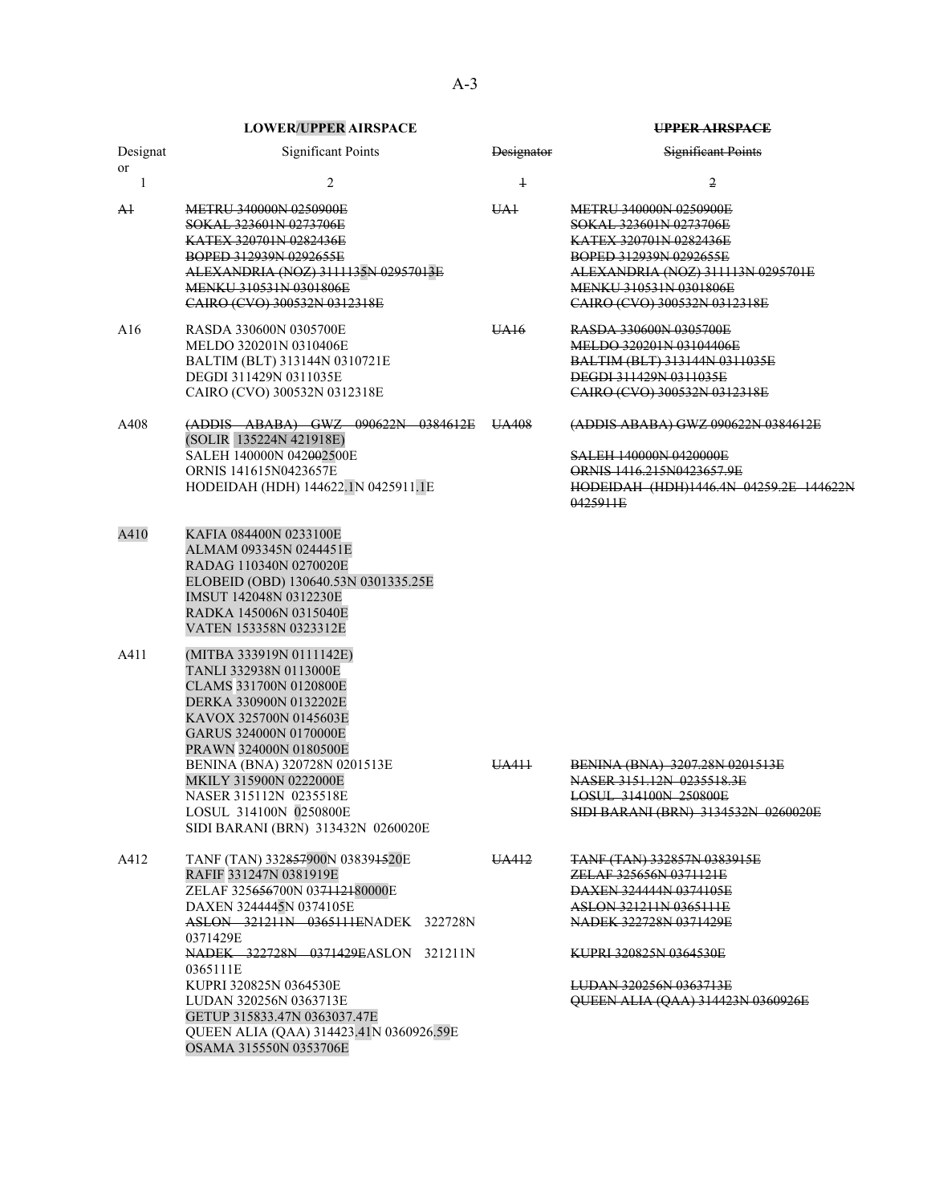| LOWER/UPPER AIRSPACE | | ~~UPPER AIRSPACE~~ | |
|---|---|---|---|
| Designator | Significant Points | ~~Designator~~ | ~~Significant Points~~ |
| 1 | 2 | ~~1~~ | ~~2~~ |
| ~~A1~~ | ~~METRU 340000N 0250900E~~<br>~~SOKAL 323601N 0273706E~~<br>~~KATEX 320701N 0282436E~~<br>~~BOPED 312939N 0292655E~~<br>~~ALEXANDRIA (NOZ) 3111135N 02957013E~~<br>~~MENKU 310531N 0301806E~~<br>~~CAIRO (CVO) 300532N 0312318E~~ | ~~UA1~~ | ~~METRU 340000N 0250900E~~<br>~~SOKAL 323601N 0273706E~~<br>~~KATEX 320701N 0282436E~~<br>~~BOPED 312939N 0292655E~~<br>~~ALEXANDRIA (NOZ) 311113N 0295701E~~<br>~~MENKU 310531N 0301806E~~<br>~~CAIRO (CVO) 300532N 0312318E~~ |
| A16 | RASDA 330600N 0305700E<br>MELDO 320201N 0310406E<br>BALTIM (BLT) 313144N 0310721E<br>DEGDI 311429N 0311035E<br>CAIRO (CVO) 300532N 0312318E | ~~UA16~~ | ~~RASDA 330600N 0305700E~~<br>~~MELDO 320201N 03104406E~~<br>~~BALTIM (BLT) 313144N 0311035E~~<br>~~DEGDI 311429N 0311035E~~<br>~~CAIRO (CVO) 300532N 0312318E~~ |
| A408 | ~~(ADDIS ABABA) GWZ 090622N 0384612E~~<br>(SOLIR 135224N 421918E)<br>SALEH 140000N 042~~002~~2500E<br>ORNIS 141615N0423657E<br>HODEIDAH (HDH) 144622.1N 0425911.1E | ~~UA408~~ | ~~(ADDIS ABABA) GWZ 090622N 0384612E~~<br>~~SALEH 140000N 0420000E~~<br>~~ORNIS 1416.215N0423657.9E~~<br>~~HODEIDAH (HDH)1446.4N 04259.2E 144622N 0425911E~~ |
| A410 | KAFIA 084400N 0233100E<br>ALMAM 093345N 0244451E<br>RADAG 110340N 0270020E<br>ELOBEID (OBD) 130640.53N 0301335.25E<br>IMSUT 142048N 0312230E<br>RADKA 145006N 0315040E<br>VATEN 153358N 0323312E | | |
| A411 | (MITBA 333919N 0111142E)<br>TANLI 332938N 0113000E<br>CLAMS 331700N 0120800E<br>DERKA 330900N 0132202E<br>KAVOX 325700N 0145603E<br>GARUS 324000N 0170000E<br>PRAWN 324000N 0180500E<br>BENINA (BNA) 320728N 0201513E<br>MKILY 315900N 0222000E<br>NASER 315112N 0235518E<br>LOSUL 314100N 0250800E<br>SIDI BARANI (BRN) 313432N 0260020E | ~~UA411~~ | ~~BENINA (BNA) 3207.28N 0201513E~~<br>~~NASER 3151.12N 0235518.3E~~<br>~~LOSUL 314100N 250800E~~<br>~~SIDI BARANI (BRN) 3134532N 0260020E~~ |
| A412 | TANF (TAN) 332~~857~~900N 03839~~15~~20E<br>RAFIF 331247N 0381919E<br>ZELAF 325~~656~~700N 03~~7112~~180000E<br>DAXEN 3244445N 0374105E<br>~~ASLON 321211N 0365111E~~NADEK 322728N 0371429E<br>~~NADEK 322728N 0371429E~~ASLON 321211N 0365111E<br>KUPRI 320825N 0364530E<br>LUDAN 320256N 0363713E<br>GETUP 315833.47N 0363037.47E<br>QUEEN ALIA (QAA) 314423.41N 0360926.59E<br>OSAMA 315550N 0353706E | ~~UA412~~ | ~~TANF (TAN) 332857N 0383915E~~<br>~~ZELAF 325656N 0371121E~~<br>~~DAXEN 324444N 0374105E~~<br>~~ASLON 321211N 0365111E~~<br>~~NADEK 322728N 0371429E~~<br>~~KUPRI 320825N 0364530E~~<br>~~LUDAN 320256N 0363713E~~<br>~~QUEEN ALIA (QAA) 314423N 0360926E~~ |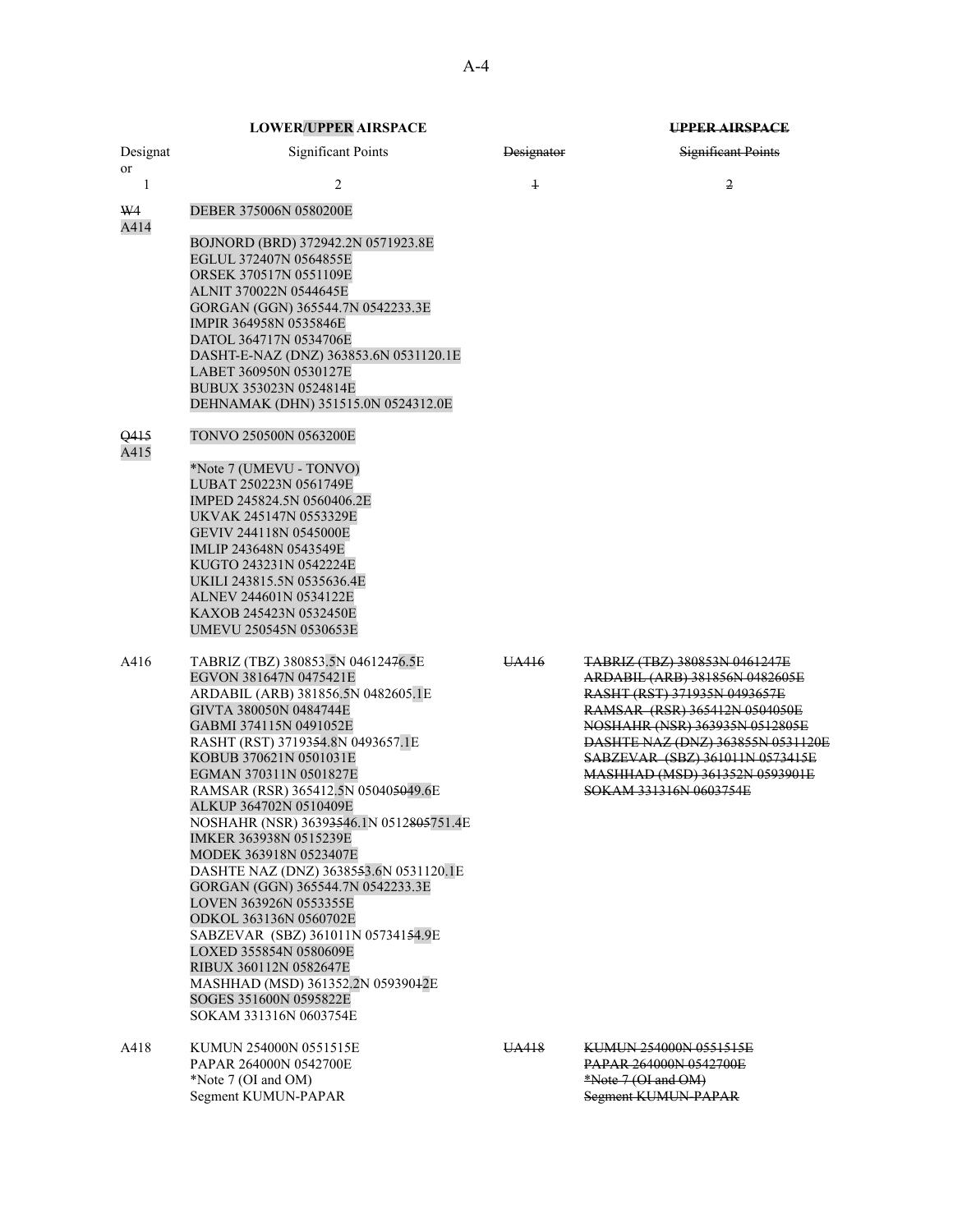| **LOWER/UPPER AIRSPACE** | | ~~**UPPER AIRSPACE**~~ | |
|---|---|---|---|
| Designator | Significant Points | ~~Designator~~ | ~~Significant Points~~ |
| 1 | 2 | ~~1~~ | ~~2~~ |
| ~~W4~~ A414 | DEBER 375006N 0580200E<br><br>BOJNORD (BRD) 372942.2N 0571923.8E<br>EGLUL 372407N 0564855E<br>ORSEK 370517N 0551109E<br>ALNIT 370022N 0544645E<br>GORGAN (GGN) 365544.7N 0542233.3E<br>IMPIR 364958N 0535846E<br>DATOL 364717N 0534706E<br>DASHT-E-NAZ (DNZ) 363853.6N 0531120.1E<br>LABET 360950N 0530127E<br>BUBUX 353023N 0524814E<br>DEHNAMAK (DHN) 351515.0N 0524312.0E | | |
| ~~Q415~~ A415 | TONVO 250500N 0563200E<br><br>*Note 7 (UMEVU - TONVO)<br>LUBAT 250223N 0561749E<br>IMPED 245824.5N 0560406.2E<br>UKVAK 245147N 0553329E<br>GEVIV 244118N 0545000E<br>IMLIP 243648N 0543549E<br>KUGTO 243231N 0542224E<br>UKILI 243815.5N 0535636.4E<br>ALNEV 244601N 0534122E<br>KAXOB 245423N 0532450E<br>UMEVU 250545N 0530653E | | |
| A416 | TABRIZ (TBZ) 380853.5N 046124~~7~~6.5E<br>EGVON 381647N 0475421E<br>ARDABIL (ARB) 381856.5N 0482605.1E<br>GIVTA 380050N 0484744E<br>GABMI 374115N 0491052E<br>RASHT (RST) 37193~~5~~4.8N 0493657.1E<br>KOBUB 370621N 0501031E<br>EGMAN 370311N 0501827E<br>RAMSAR (RSR) 365412.5N 05040~~50~~49.6E<br>ALKUP 364702N 0510409E<br>NOSHAHR (NSR) 3639~~35~~46.1N 0512~~805~~751.4E<br>IMKER 363938N 0515239E<br>MODEK 363918N 0523407E<br>DASHTE NAZ (DNZ) 36385~~5~~3.6N 0531120.1E<br>GORGAN (GGN) 365544.7N 0542233.3E<br>LOVEN 363926N 0553355E<br>ODKOL 363136N 0560702E<br>SABZEVAR (SBZ) 361011N 057341~~5~~4.9E<br>LOXED 355854N 0580609E<br>RIBUX 360112N 0582647E<br>MASHHAD (MSD) 361352.2N 059390~~1~~2E<br>SOGES 351600N 0595822E<br>SOKAM 331316N 0603754E | ~~UA416~~ | ~~TABRIZ (TBZ) 380853N 0461247E~~<br>~~ARDABIL (ARB) 381856N 0482605E~~<br>~~RASHT (RST) 371935N 0493657E~~<br>~~RAMSAR (RSR) 365412N 0504050E~~<br>~~NOSHAHR (NSR) 363935N 0512805E~~<br>~~DASHTE NAZ (DNZ) 363855N 0531120E~~<br>~~SABZEVAR (SBZ) 361011N 0573415E~~<br>~~MASHHAD (MSD) 361352N 0593901E~~<br>~~SOKAM 331316N 0603754E~~ |
| A418 | KUMUN 254000N 0551515E<br>PAPAR 264000N 0542700E<br>*Note 7 (OI and OM)<br>Segment KUMUN-PAPAR | ~~UA418~~ | ~~KUMUN 254000N 0551515E~~<br>~~PAPAR 264000N 0542700E~~<br>~~*Note 7 (OI and OM)~~<br>~~Segment KUMUN-PAPAR~~ |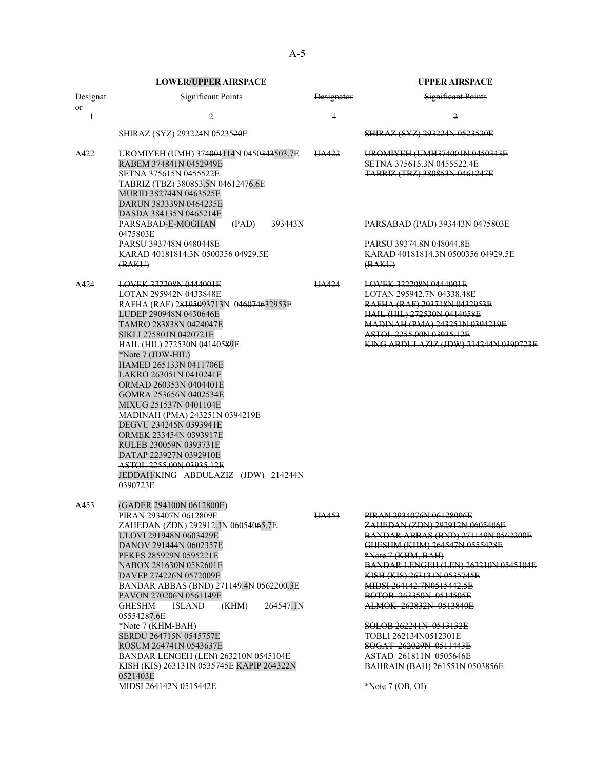| LOWER/UPPER AIRSPACE | | ~~UPPER AIRSPACE~~ | |
|---|---|---|---|
| Designator | Significant Points | ~~Designator~~ | ~~Significant Points~~ |
| 1 | 2 | ~~1~~ | ~~2~~ |
| | SHIRAZ (SYZ) 293224N 0523~~520~~E | | ~~SHIRAZ (SYZ) 293224N 0523520E~~ |
| A422 | UROMIYEH (UMH) 374~~001~~114N 0450~~343~~503.7E | ~~UA422~~ | ~~UROMIYEH (UMH374001N 0450343E~~ |
| | RABEM 374841N 0452949E | | ~~SETNA 375615.3N 0455522.4E~~ |
| | SETNA 375615N 0455522E | | ~~TABRIZ (TBZ) 380853N 0461247E~~ |
| | TABRIZ (TBZ) 380853.5N 04612~~47~~76.6E | | |
| | MURID 382744N 0463525E | | |
| | DARUN 383339N 0464235E | | |
| | DASDA 384135N 0465214E | | |
| | PARSABAD-E-MOGHAN (PAD) 393443N 0475803E | | ~~PARSABAD (PAD) 393443N 0475803E~~ |
| | PARSU 393748N 0480448E | | ~~PARSU 39374.8N 048044.8E~~ |
| | ~~KARAD 40181814.3N 0500356 04929.5E (BAKU)~~ | | ~~KARAD 40181814.3N 0500356 04929.5E (BAKU)~~ |
| A424 | ~~LOVEK 322208N 0444001E~~ | ~~UA424~~ | ~~LOVEK 322208N 0444001E~~ |
| | LOTAN 295942N 0433848E | | ~~LOTAN 295942.7N 04338.48E~~ |
| | RAFHA (RAF) 2~~8195~~093713N 04~~6074~~632953E | | ~~RAFHA (RAF) 293718N 0432953E~~ |
| | LUDEP 290948N 0430646E | | ~~HAIL (HIL) 272530N 0414058E~~ |
| | TAMRO 283838N 0424047E | | ~~MADINAH (PMA) 243251N 0394219E~~ |
| | SIKLI 275801N 0420721E | | ~~ASTOL 2255.00N 03935.12E~~ |
| | HAIL (HIL) 272530N 041405~~8~~9E | | ~~KING ABDULAZIZ (JDW) 214244N 0390723E~~ |
| | *Note 7 (JDW-HIL) | | |
| | HAMED 265133N 0411706E | | |
| | LAKRO 263051N 0410241E | | |
| | ORMAD 260353N 0404401E | | |
| | GOMRA 253656N 0402534E | | |
| | MIXUG 251537N 0401104E | | |
| | MADINAH (PMA) 243251N 0394219E | | |
| | DEGVU 234245N 0393941E | | |
| | ORMEK 233454N 0393917E | | |
| | RULEB 230059N 0393731E | | |
| | DATAP 223927N 0392910E | | |
| | ~~ASTOL 2255.00N 03935.12E~~ | | |
| | JEDDAH/KING ABDULAZIZ (JDW) 214244N 0390723E | | |
| A453 | (GADER 294100N 0612800E) | | |
| | PIRAN 293407N 0612809E | ~~UA453~~ | ~~PIRAN 2934076N 06128096E~~ |
| | ZAHEDAN (ZDN) 292912.3N 060540~~6~~5.7E | | ~~ZAHEDAN (ZDN) 292912N 0605406E~~ |
| | ULOVI 291948N 0603429E | | ~~BANDAR ABBAS (BND) 271149N 0562200E~~ |
| | DANOV 291444N 0602357E | | ~~GHESHM (KHM) 264547N 0555428E~~ |
| | PEKES 285929N 0595221E | | ~~*Note 7 (KHM, BAH)~~ |
| | NABOX 281630N 0582601E | | ~~BANDAR LENGEH (LEN) 263210N 0545104E~~ |
| | DAVEP 274226N 0572009E | | ~~KISH (KIS) 263131N 0535745E~~ |
| | BANDAR ABBAS (BND) 271149.4N 0562200.3E | | ~~MIDSI 264142.7N0515442.5E~~ |
| | PAVON 270206N 0561149E | | ~~BOTOB 263350N 0514505E~~ |
| | GHESHM ISLAND (KHM) 264547.1N 055542~~8~~7.6E | | ~~ALMOK 262832N 0513840E~~ |
| | *Note 7 (KHM-BAH) | | ~~SOLOB 262241N 0513132E~~ |
| | SERDU 264715N 0545757E | | ~~TOBLI 262134N0512301E~~ |
| | ROSUM 264741N 0543637E | | ~~SOGAT 262029N 0511443E~~ |
| | ~~BANDAR LENGEH (LEN) 263210N 0545104E~~ | | ~~ASTAD 261811N 0505646E~~ |
| | ~~KISH (KIS) 263131N 0535745E~~ KAPIP 264322N 0521403E | | ~~BAHRAIN (BAH) 261551N 0503856E~~ |
| | MIDSI 264142N 0515442E | | ~~*Note 7 (OB, OI)~~ |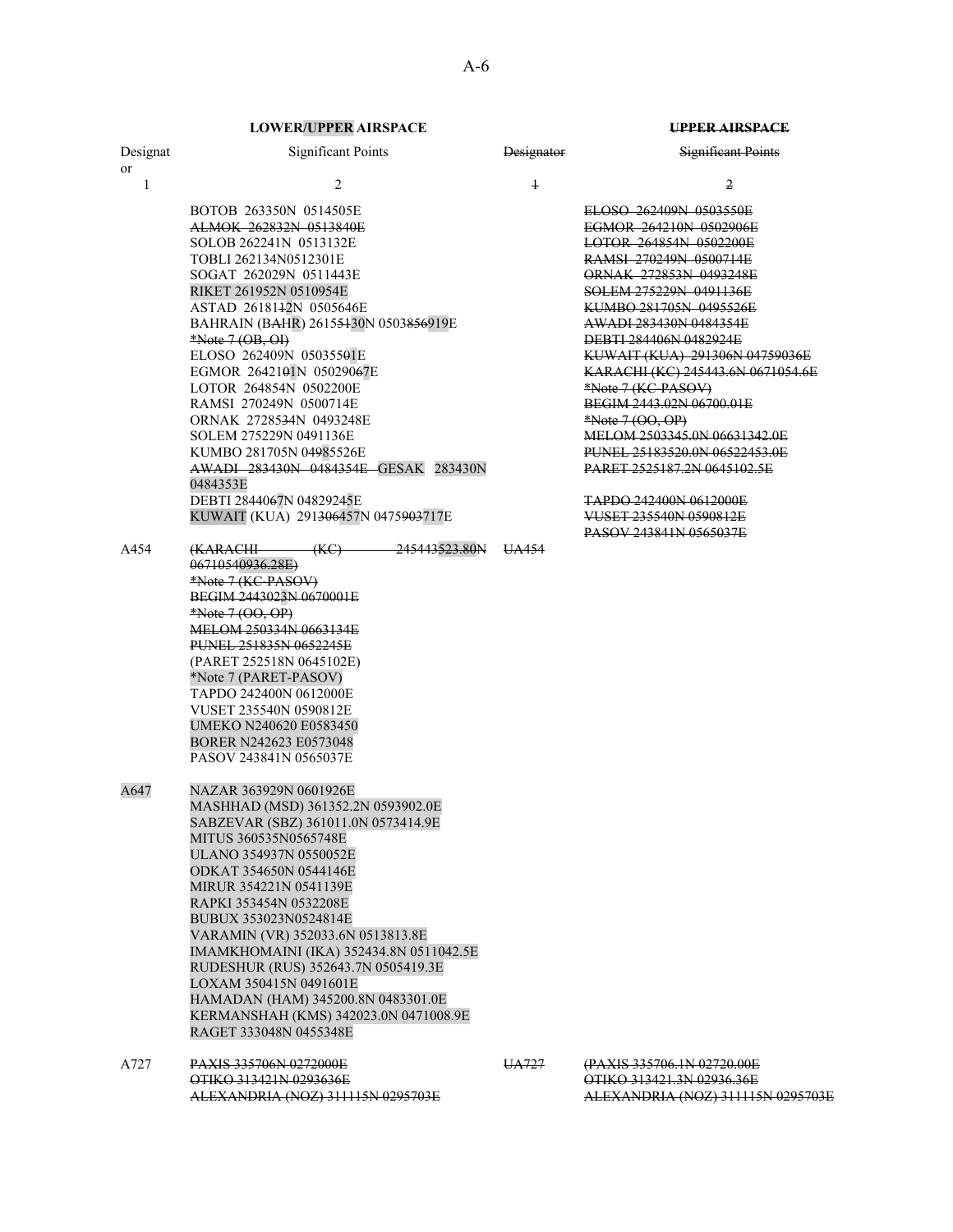| LOWER/UPPER AIRSPACE | | UPPER AIRSPACE | |
|---|---|---|---|
| Designator | Significant Points | Designator | Significant Points |
| 1 | 2 | 1 | 2 |
| | BOTOB 263350N 0514505E<br>ALMOK 262832N 0513840E<br>SOLOB 262241N 0513132E<br>TOBLI 262134N0512301E<br>SOGAT 262029N 0511443E<br>RIKET 261952N 0510954E<br>ASTAD 2618112N 0505646E<br>BAHRAIN (BAHR) 26155130N 0503856919E<br>*Note 7 (OB, OI)<br>ELOSO 262409N 05035501E<br>EGMOR 2642101N 05029067E<br>LOTOR 264854N 0502200E<br>RAMSI 270249N 0500714E<br>ORNAK 2728534N 0493248E<br>SOLEM 275229N 0491136E<br>KUMBO 281705N 04985526E<br>AWADI 283430N 0484354E GESAK 283430N 0484353E<br>DEBTI 2844067N 04829245E<br>KUWAIT (KUA) 291306457N 0475903717E | | ELOSO 262409N 0503550E<br>EGMOR 264210N 0502906E<br>LOTOR 264854N 0502200E<br>RAMSI 270249N 0500714E<br>ORNAK 272853N 0493248E<br>SOLEM 275229N 0491136E<br>KUMBO 281705N 0495526E<br>AWADI 283430N 0484354E<br>DEBTI 284406N 0482924E<br>KUWAIT (KUA) 291306N 04759036E<br>KARACHI (KC) 245443.6N 0671054.6E<br>*Note 7 (KC-PASOV)<br>BEGIM 2443.02N 06700.01E<br>*Note 7 (OO, OP)<br>MELOM 2503345.0N 06631342.0E<br>PUNEL 25183520.0N 06522453.0E<br>PARET 2525187.2N 0645102.5E<br><br>TAPDO 242400N 0612000E<br>VUSET 235540N 0590812E<br>PASOV 243841N 0565037E |
| A454 | (KARACHI (KC) 245443523.80N 06710540936.28E)<br>*Note 7 (KC-PASOV)<br>BEGIM 2443023N 0670001E<br>*Note 7 (OO, OP)<br>MELOM 250334N 0663134E<br>PUNEL 251835N 0652245E<br>(PARET 252518N 0645102E)<br>*Note 7 (PARET-PASOV)<br>TAPDO 242400N 0612000E<br>VUSET 235540N 0590812E<br>UMEKO N240620 E0583450<br>BORER N242623 E0573048<br>PASOV 243841N 0565037E | UA454 | |
| A647 | NAZAR 363929N 0601926E<br>MASHHAD (MSD) 361352.2N 0593902.0E<br>SABZEVAR (SBZ) 361011.0N 0573414.9E<br>MITUS 360535N0565748E<br>ULANO 354937N 0550052E<br>ODKAT 354650N 0544146E<br>MIRUR 354221N 0541139E<br>RAPKI 353454N 0532208E<br>BUBUX 353023N0524814E<br>VARAMIN (VR) 352033.6N 0513813.8E<br>IMAMKHOMAINI (IKA) 352434.8N 0511042.5E<br>RUDESHUR (RUS) 352643.7N 0505419.3E<br>LOXAM 350415N 0491601E<br>HAMADAN (HAM) 345200.8N 0483301.0E<br>KERMANSHAH (KMS) 342023.0N 0471008.9E<br>RAGET 333048N 0455348E | | |
| A727 | PAXIS 335706N 0272000E<br>OTIKO 313421N 0293636E<br>ALEXANDRIA (NOZ) 311115N 0295703E | UA727 | (PAXIS 335706.1N 02720.00E<br>OTIKO 313421.3N 02936.36E<br>ALEXANDRIA (NOZ) 311115N 0295703E |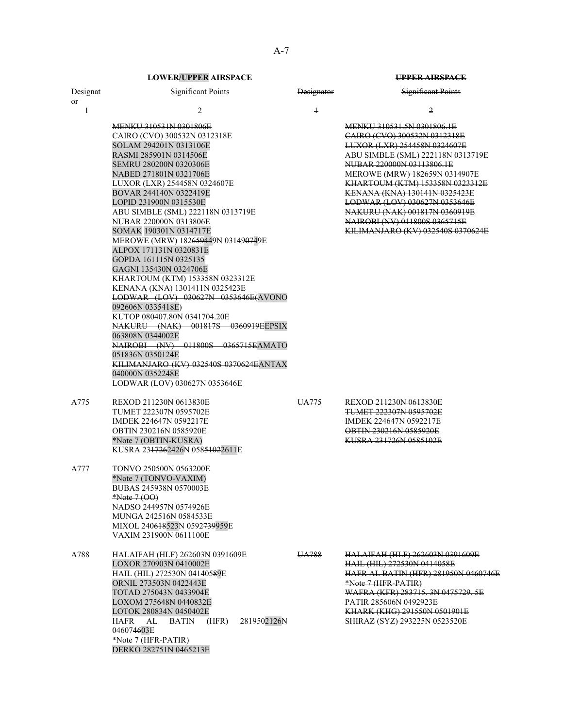| LOWER/UPPER AIRSPACE | | ~~UPPER AIRSPACE~~ | |
|---|---|---|---|
| Designator | Significant Points | ~~Designator~~ | ~~Significant Points~~ |
| 1 | 2 | ~~1~~ | ~~2~~ |
| | ~~MENKU 310531N 0301806E~~ | | ~~MENKU 310531.5N 0301806.1E~~ |
| | CAIRO (CVO) 300532N 0312318E | | ~~CAIRO (CVO) 300532N 0312318E~~ |
| | SOLAM 294201N 0313106E | | ~~LUXOR (LXR) 254458N 0324607E~~ |
| | RASMI 285901N 0314506E | | ~~ABU SIMBLE (SML) 222118N 0313719E~~ |
| | SEMRU 280200N 0320306E | | ~~NUBAR 220000N 03113806.1E~~ |
| | NABED 271801N 0321706E | | ~~MEROWE (MRW) 182659N 0314907E~~ |
| | LUXOR (LXR) 254458N 0324607E | | ~~KHARTOUM (KTM) 153358N 0323312E~~ |
| | BOVAR 244140N 0322419E | | ~~KENANA (KNA) 130141N 0325423E~~ |
| | LOPID 231900N 0315530E | | ~~LODWAR (LOV) 030627N 0353646E~~ |
| | ABU SIMBLE (SML) 222118N 0313719E | | ~~NAKURU (NAK) 001817N 0360919E~~ |
| | NUBAR 220000N 0313806E | | ~~NAIROBI (NV) 011800S 0365715E~~ |
| | SOMAK 190301N 0314717E | | ~~KILIMANJARO (KV) 032540S 0370624E~~ |
| | MEROWE (MRW) 182~~659~~449N 03149~~07~~49E | | |
| | ALPOX 171131N 0320831E | | |
| | GOPDA 161115N 0325135 | | |
| | GAGNI 135430N 0324706E | | |
| | KHARTOUM (KTM) 153358N 0323312E | | |
| | KENANA (KNA) 13014~~1~~1N 0325423E | | |
| | ~~LODWAR (LOV) 030627N 0353646E(~~AVONO 092606N 0335418E~~)~~ | | |
| | KUTOP 080407.80N 0341704.20E | | |
| | ~~NAKURU (NAK) 001817S 0360919E~~EPSIX 063808N 0344002E | | |
| | ~~NAIROBI (NV) 011800S 0365715E~~AMATO 051836N 0350124E | | |
| | ~~KILIMANJARO (KV) 032540S 0370624E~~ANTAX 040000N 0352248E | | |
| | LODWAR (LOV) 030627N 0353646E | | |
| A775 | REXOD 211230N 0613830E | ~~UA775~~ | ~~REXOD 211230N 0613830E~~ |
| | TUMET 222307N 0595702E | | ~~TUMET 222307N 0595702E~~ |
| | IMDEK 224647N 0592217E | | ~~IMDEK 224647N 0592217E~~ |
| | OBTIN 230216N 0585920E | | ~~OBTIN 230216N 0585920E~~ |
| | *Note 7 (OBTIN-KUSRA) | | ~~KUSRA 231726N 0585102E~~ |
| | KUSRA 23~~1726~~2426N 058~~5102~~2611E | | |
| A777 | TONVO 250500N 0563200E | | |
| | *Note 7 (TONVO-VAXIM) | | |
| | BUBAS 245938N 0570003E | | |
| | ~~*Note 7 (OO)~~ | | |
| | NADSO 244957N 0574926E | | |
| | MUNGA 242516N 0584533E | | |
| | MIXOL 240~~618~~523N 0592~~739~~959E | | |
| | VAXIM 231900N 0611100E | | |
| A788 | HALAIFAH (HLF) 262603N 0391609E | ~~UA788~~ | ~~HALAIFAH (HLF) 262603N 0391609E~~ |
| | LOXOR 270903N 0410002E | | ~~HAIL (HIL) 272530N 0414058E~~ |
| | HAIL (HIL) 272530N 04140~~5~~89E | | ~~HAFR AL BATIN (HFR) 281950N 0460746E~~ |
| | ORNIL 273503N 0422443E | | ~~*Note 7 (HFR-PATIR)~~ |
| | TOTAD 275043N 0433904E | | ~~WAFRA (KFR) 283715. 3N 0475729. 5E~~ |
| | LOXOM 275648N 0440832E | | ~~PATIR 285606N 0492923E~~ |
| | LOTOK 280834N 0450402E | | ~~KHARK (KHG) 291550N 0501901E~~ |
| | HAFR AL BATIN (HFR) 28~~1950~~2126N 0460~~7~~4603E | | ~~SHIRAZ (SYZ) 293225N 0523520E~~ |
| | *Note 7 (HFR-PATIR) | | |
| | DERKO 282751N 0465213E | | |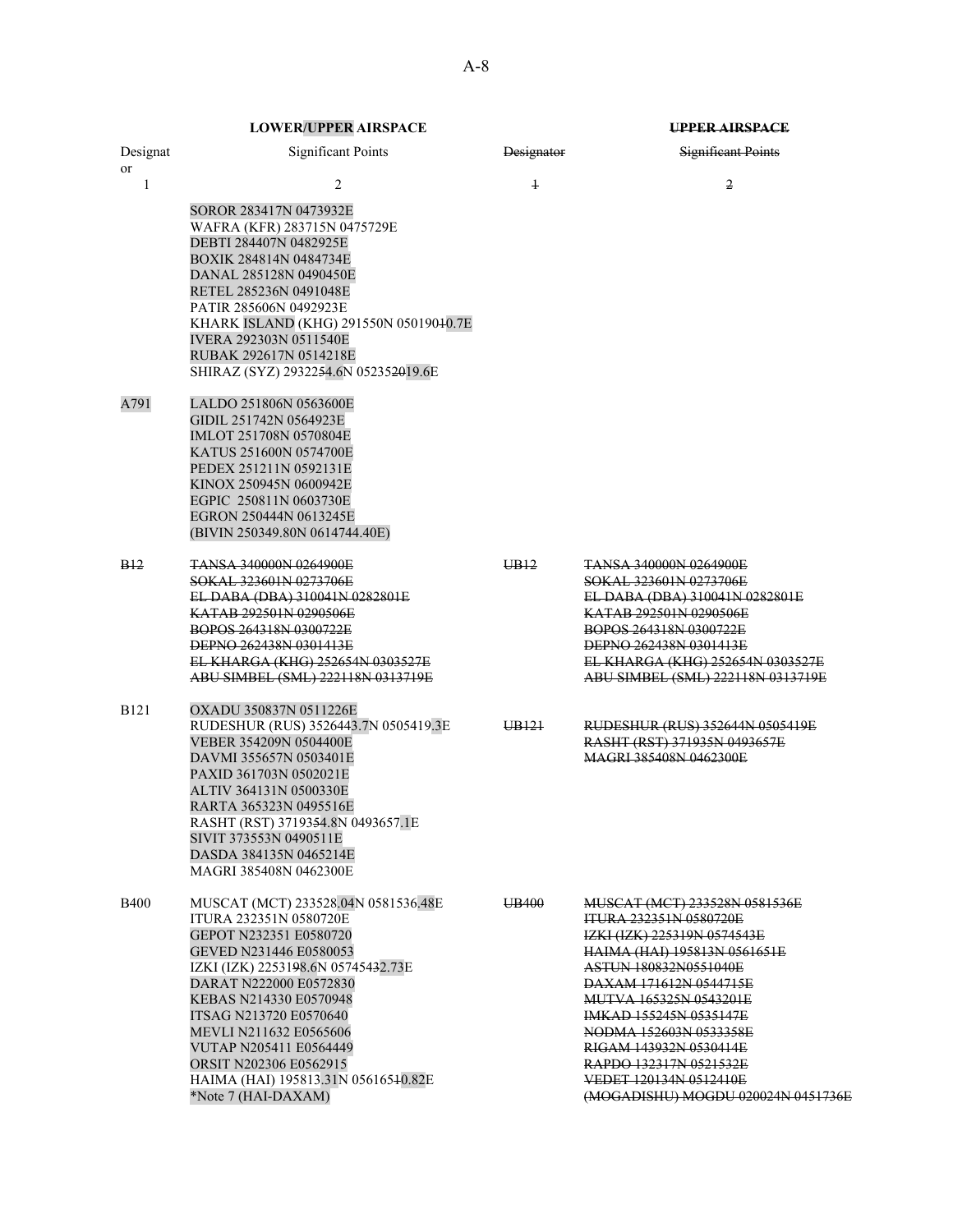| LOWER/UPPER AIRSPACE | | ~~UPPER AIRSPACE~~ | |
|---|---|---|---|
| Designator | Significant Points | ~~Designator~~ | ~~Significant Points~~ |
| 1 | 2 | ~~1~~ | ~~2~~ |
| | SOROR 283417N 0473932E<br>WAFRA (KFR) 283715N 0475729E<br>DEBTI 284407N 0482925E<br>BOXIK 284814N 0484734E<br>DANAL 285128N 0490450E<br>RETEL 285236N 0491048E<br>PATIR 285606N 0492923E<br>KHARK ISLAND (KHG) 291550N 050190~~1~~0.7E<br>IVERA 292303N 0511540E<br>RUBAK 292617N 0514218E<br>SHIRAZ (SYZ) 29322~~5~~54.6N 05235~~20~~19.6E | | |
| A791 | LALDO 251806N 0563600E<br>GIDIL 251742N 0564923E<br>IMLOT 251708N 0570804E<br>KATUS 251600N 0574700E<br>PEDEX 251211N 0592131E<br>KINOX 250945N 0600942E<br>EGPIC 250811N 0603730E<br>EGRON 250444N 0613245E<br>(BIVIN 250349.80N 0614744.40E) | | |
| ~~B12~~ | ~~TANSA 340000N 0264900E~~<br>~~SOKAL 323601N 0273706E~~<br>~~EL DABA (DBA) 310041N 0282801E~~<br>~~KATAB 292501N 0290506E~~<br>~~BOPOS 264318N 0300722E~~<br>~~DEPNO 262438N 0301413E~~<br>~~EL KHARGA (KHG) 252654N 0303527E~~<br>~~ABU SIMBEL (SML) 222118N 0313719E~~ | ~~UB12~~ | ~~TANSA 340000N 0264900E~~<br>~~SOKAL 323601N 0273706E~~<br>~~EL DABA (DBA) 310041N 0282801E~~<br>~~KATAB 292501N 0290506E~~<br>~~BOPOS 264318N 0300722E~~<br>~~DEPNO 262438N 0301413E~~<br>~~EL KHARGA (KHG) 252654N 0303527E~~<br>~~ABU SIMBEL (SML) 222118N 0313719E~~ |
| B121 | OXADU 350837N 0511226E<br>RUDESHUR (RUS) 35264~~4~~3.7N 0505419.3E<br>VEBER 354209N 0504400E<br>DAVMI 355657N 0503401E<br>PAXID 361703N 0502021E<br>ALTIV 364131N 0500330E<br>RARTA 365323N 0495516E<br>RASHT (RST) 37193~~5~~54.8N 0493657.1E<br>SIVIT 373553N 0490511E<br>DASDA 384135N 0465214E<br>MAGRI 385408N 0462300E | ~~UB121~~ | ~~RUDESHUR (RUS) 352644N 0505419E~~<br>~~RASHT (RST) 371935N 0493657E~~<br>~~MAGRI 385408N 0462300E~~ |
| B400 | MUSCAT (MCT) 233528.04N 0581536.48E<br>ITURA 232351N 0580720E<br>GEPOT N232351 E0580720<br>GEVED N231446 E0580053<br>IZKI (IZK) 22531~~9~~8.6N 057454~~3~~2.73E<br>DARAT N222000 E0572830<br>KEBAS N214330 E0570948<br>ITSAG N213720 E0570640<br>MEVLI N211632 E0565606<br>VUTAP N205411 E0564449<br>ORSIT N202306 E0562915<br>HAIMA (HAI) 195813.31N 056165~~1~~0.82E<br>*Note 7 (HAI-DAXAM) | ~~UB400~~ | ~~MUSCAT (MCT) 233528N 0581536E~~<br>~~ITURA 232351N 0580720E~~<br>~~IZKI (IZK) 225319N 0574543E~~<br>~~HAIMA (HAI) 195813N 0561651E~~<br>~~ASTUN 180832N0551040E~~<br>~~DAXAM 171612N 0544715E~~<br>~~MUTVA 165325N 0543201E~~<br>~~IMKAD 155245N 0535147E~~<br>~~NODMA 152603N 0533358E~~<br>~~RIGAM 143932N 0530414E~~<br>~~RAPDO 132317N 0521532E~~<br>~~VEDET 120134N 0512410E~~<br>~~(MOGADISHU) MOGDU 020024N 0451736E~~ |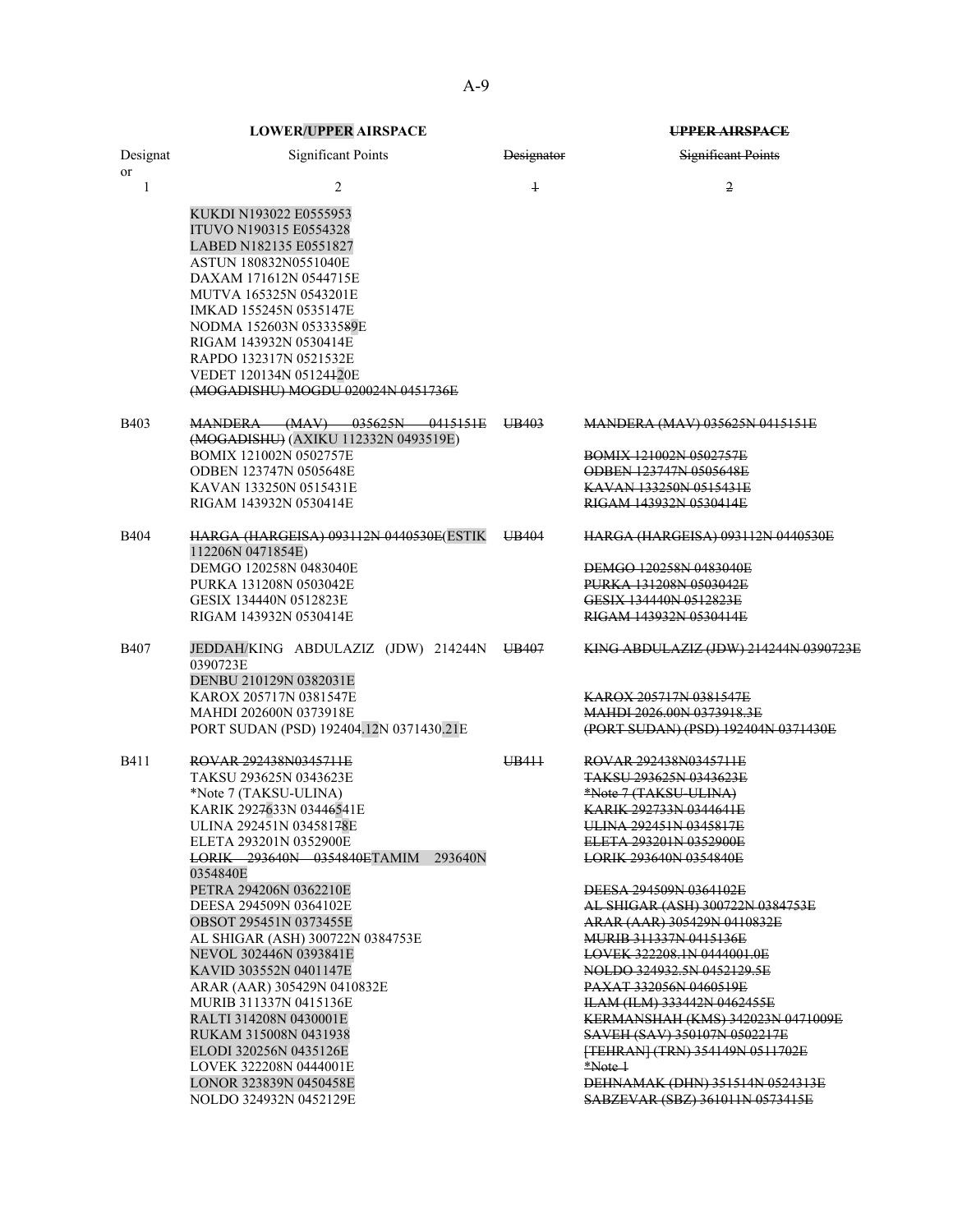| LOWER/UPPER AIRSPACE | | ~~UPPER AIRSPACE~~ | |
|---|---|---|---|
| Designator | Significant Points | ~~Designator~~ | ~~Significant Points~~ |
| 1 | 2 | ~~1~~ | ~~2~~ |
| | KUKDI N193022 E0555953<br>ITUVO N190315 E0554328<br>LABED N182135 E0551827<br>ASTUN 180832N0551040E<br>DAXAM 171612N 0544715E<br>MUTVA 165325N 0543201E<br>IMKAD 155245N 0535147E<br>NODMA 152603N 053335~~8~~9E<br>RIGAM 143932N 0530414E<br>RAPDO 132317N 0521532E<br>VEDET 120134N 05124~~1~~20E<br>~~(MOGADISHU) MOGDU 020024N 0451736E~~ | | |
| B403 | ~~MANDERA (MAV) 035625N 0415151E (MOGADISHU)~~ (AXIKU 112332N 0493519E)<br>BOMIX 121002N 0502757E<br>ODBEN 123747N 0505648E<br>KAVAN 133250N 0515431E<br>RIGAM 143932N 0530414E | ~~UB403~~ | ~~MANDERA (MAV) 035625N 0415151E~~<br>~~BOMIX 121002N 0502757E~~<br>~~ODBEN 123747N 0505648E~~<br>~~KAVAN 133250N 0515431E~~<br>~~RIGAM 143932N 0530414E~~ |
| B404 | ~~HARGA (HARGEISA) 093112N 0440530E~~(ESTIK 112206N 0471854E)<br>DEMGO 120258N 0483040E<br>PURKA 131208N 0503042E<br>GESIX 134440N 0512823E<br>RIGAM 143932N 0530414E | ~~UB404~~ | ~~HARGA (HARGEISA) 093112N 0440530E~~<br>~~DEMGO 120258N 0483040E~~<br>~~PURKA 131208N 0503042E~~<br>~~GESIX 134440N 0512823E~~<br>~~RIGAM 143932N 0530414E~~ |
| B407 | JEDDAH/KING ABDULAZIZ (JDW) 214244N 0390723E<br>DENBU 210129N 0382031E<br>KAROX 205717N 0381547E<br>MAHDI 202600N 0373918E<br>PORT SUDAN (PSD) 192404.12N 0371430.21E | ~~UB407~~ | ~~KING ABDULAZIZ (JDW) 214244N 0390723E~~<br><br>~~KAROX 205717N 0381547E~~<br>~~MAHDI 2026.00N 0373918.3E~~<br>~~(PORT SUDAN) (PSD) 192404N 0371430E~~ |
| B411 | ~~ROVAR 292438N0345711E~~<br>TAKSU 293625N 0343623E<br>*Note 7 (TAKSU-ULINA)<br>KARIK 292~~7~~633N 03446~~4~~541E<br>ULINA 292451N 034581~~7~~8E<br>ELETA 293201N 0352900E<br>~~LORIK 293640N 0354840E~~TAMIM 293640N 0354840E<br>PETRA 294206N 0362210E<br>DEESA 294509N 0364102E<br>OBSOT 295451N 0373455E<br>AL SHIGAR (ASH) 300722N 0384753E<br>NEVOL 302446N 0393841E<br>KAVID 303552N 0401147E<br>ARAR (AAR) 305429N 0410832E<br>MURIB 311337N 0415136E<br>RALTI 314208N 0430001E<br>RUKAM 315008N 0431938<br>ELODI 320256N 0435126E<br>LOVEK 322208N 0444001E<br>LONOR 323839N 0450458E<br>NOLDO 324932N 0452129E | ~~UB411~~ | ~~ROVAR 292438N0345711E~~<br>~~TAKSU 293625N 0343623E~~<br>~~*Note 7 (TAKSU-ULINA)~~<br>~~KARIK 292733N 0344641E~~<br>~~ULINA 292451N 0345817E~~<br>~~ELETA 293201N 0352900E~~<br>~~LORIK 293640N 0354840E~~<br><br>~~DEESA 294509N 0364102E~~<br>~~AL SHIGAR (ASH) 300722N 0384753E~~<br>~~ARAR (AAR) 305429N 0410832E~~<br>~~MURIB 311337N 0415136E~~<br>~~LOVEK 322208.1N 0444001.0E~~<br>~~NOLDO 324932.5N 0452129.5E~~<br>~~PAXAT 332056N 0460519E~~<br>~~ILAM (ILM) 333442N 0462455E~~<br>~~KERMANSHAH (KMS) 342023N 0471009E~~<br>~~SAVEH (SAV) 350107N 0502217E~~<br>~~[TEHRAN] (TRN) 354149N 0511702E~~<br>~~*Note 1~~<br>~~DEHNAMAK (DHN) 351514N 0524313E~~<br>~~SABZEVAR (SBZ) 361011N 0573415E~~ |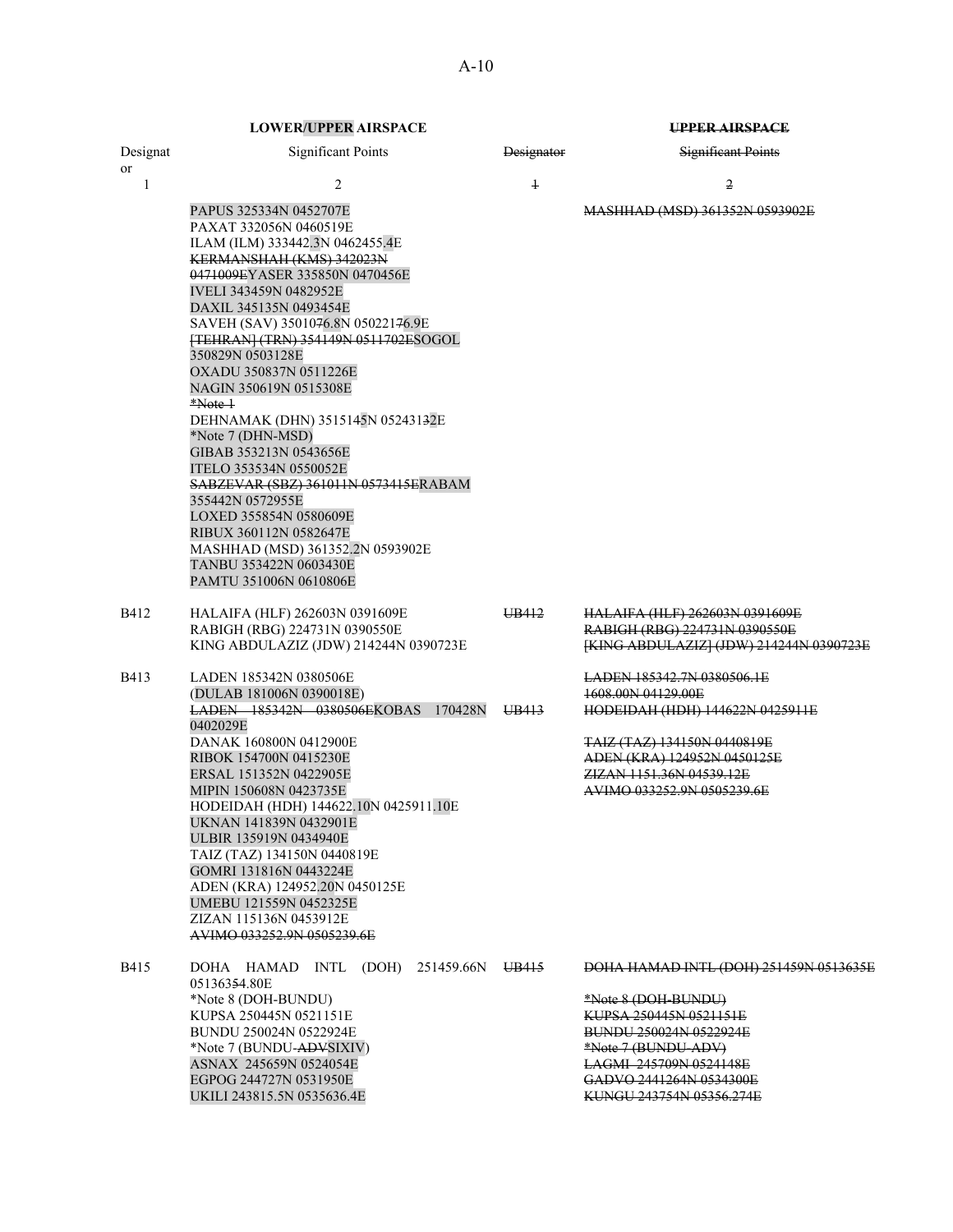| | **LOWER/UPPER AIRSPACE** | | **~~UPPER AIRSPACE~~** |
|---|---|---|---|
| Designator | Significant Points | ~~Designator~~ | ~~Significant Points~~ |
| 1 | 2 | ~~1~~ | ~~2~~ |
| | PAPUS 325334N 0452707E<br>PAXAT 332056N 0460519E<br>ILAM (ILM) 333442.3N 0462455.4E<br>~~KERMANSHAH (KMS) 342023N 0471009E~~YASER 335850N 0470456E<br>IVELI 343459N 0482952E<br>DAXIL 345135N 0493454E<br>SAVEH (SAV) 35010~~7~~6.8N 050221~~7~~6.9E<br>~~[TEHRAN] (TRN) 354149N 0511702E~~SOGOL 350829N 0503128E<br>OXADU 350837N 0511226E<br>NAGIN 350619N 0515308E<br>~~*Note 1~~<br>DEHNAMAK (DHN) 35151~~4~~5N 052431~~3~~2E<br>*Note 7 (DHN-MSD)<br>GIBAB 353213N 0543656E<br>ITELO 353534N 0550052E<br>~~SABZEVAR (SBZ) 361011N 0573415E~~RABAM 355442N 0572955E<br>LOXED 355854N 0580609E<br>RIBUX 360112N 0582647E<br>MASHHAD (MSD) 361352.2N 0593902E<br>TANBU 353422N 0603430E<br>PAMTU 351006N 0610806E | | ~~MASHHAD (MSD) 361352N 0593902E~~ |
| B412 | HALAIFA (HLF) 262603N 0391609E<br>RABIGH (RBG) 224731N 0390550E<br>KING ABDULAZIZ (JDW) 214244N 0390723E | ~~UB412~~ | ~~HALAIFA (HLF) 262603N 0391609E~~<br>~~RABIGH (RBG) 224731N 0390550E~~<br>~~[KING ABDULAZIZ] (JDW) 214244N 0390723E~~ |
| B413 | LADEN 185342N 0380506E<br>(DULAB 181006N 0390018E)<br>~~LADEN 185342N 0380506E~~KOBAS 170428N 0402029E<br>DANAK 160800N 0412900E<br>RIBOK 154700N 0415230E<br>ERSAL 151352N 0422905E<br>MIPIN 150608N 0423735E<br>HODEIDAH (HDH) 144622.10N 0425911.10E<br>UKNAN 141839N 0432901E<br>ULBIR 135919N 0434940E<br>TAIZ (TAZ) 134150N 0440819E<br>GOMRI 131816N 0443224E<br>ADEN (KRA) 124952.20N 0450125E<br>UMEBU 121559N 0452325E<br>ZIZAN 115136N 0453912E<br>~~AVIMO 033252.9N 0505239.6E~~ | ~~UB413~~ | ~~LADEN 185342.7N 0380506.1E~~<br>~~1608.00N 04129.00E~~<br>~~HODEIDAH (HDH) 144622N 0425911E~~<br><br>~~TAIZ (TAZ) 134150N 0440819E~~<br>~~ADEN (KRA) 124952N 0450125E~~<br>~~ZIZAN 1151.36N 04539.12E~~<br>~~AVIMO 033252.9N 0505239.6E~~ |
| B415 | DOHA HAMAD INTL (DOH) 251459.66N 051363~~5~~4.80E<br>*Note 8 (DOH-BUNDU)<br>KUPSA 250445N 0521151E<br>BUNDU 250024N 0522924E<br>*Note 7 (BUNDU-~~ADV~~SIXIV)<br>ASNAX 245659N 0524054E<br>EGPOG 244727N 0531950E<br>UKILI 243815.5N 0535636.4E | ~~UB415~~ | ~~DOHA HAMAD INTL (DOH) 251459N 0513635E~~<br><br>~~*Note 8 (DOH-BUNDU)~~<br>~~KUPSA 250445N 0521151E~~<br>~~BUNDU 250024N 0522924E~~<br>~~*Note 7 (BUNDU-ADV)~~<br>~~LAGMI 245709N 0524148E~~<br>~~GADVO 2441264N 0534300E~~<br>~~KUNGU 243754N 05356.274E~~ |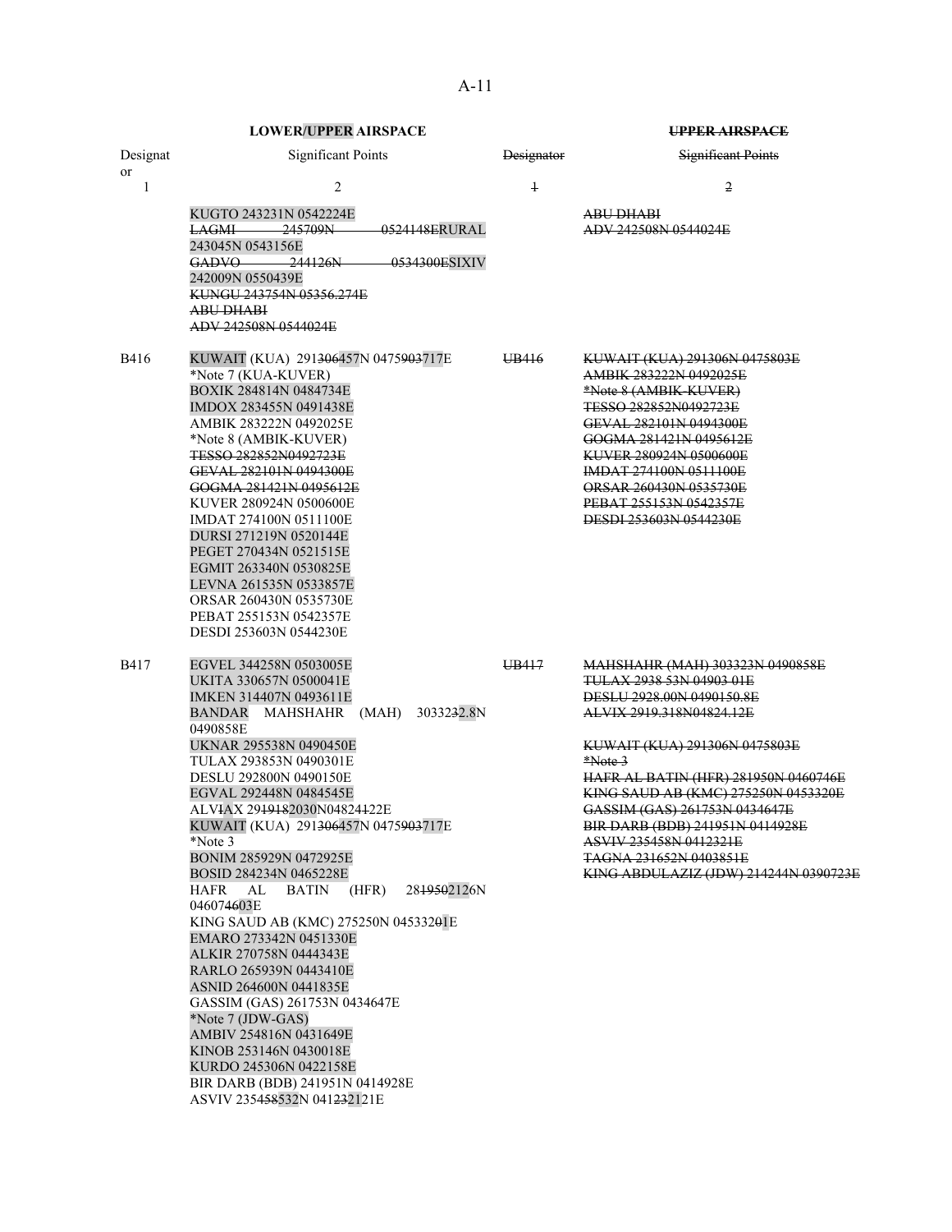| LOWER/UPPER AIRSPACE | | UPPER AIRSPACE | |
|---|---|---|---|
| Designator | Significant Points | Designator | Significant Points |
| 1 | 2 | 1 | 2 |
| | KUGTO 243231N 0542224E<br>LAGMI 245709N 0524148ERURAL 243045N 0543156E<br>GADVO 244126N 0534300ESIXIV 242009N 0550439E<br>KUNGU 243754N 05356.274E<br>ABU DHABI<br>ADV 242508N 0544024E | | ABU DHABI<br>ADV 242508N 0544024E |
| B416 | KUWAIT (KUA) 291306457N 0475903717E<br>*Note 7 (KUA-KUVER)<br>BOXIK 284814N 0484734E<br>IMDOX 283455N 0491438E<br>AMBIK 283222N 0492025E<br>*Note 8 (AMBIK-KUVER)<br>TESSO 282852N0492723E<br>GEVAL 282101N 0494300E<br>GOGMA 281421N 0495612E<br>KUVER 280924N 0500600E<br>IMDAT 274100N 0511100E<br>DURSI 271219N 0520144E<br>PEGET 270434N 0521515E<br>EGMIT 263340N 0530825E<br>LEVNA 261535N 0533857E<br>ORSAR 260430N 0535730E<br>PEBAT 255153N 0542357E<br>DESDI 253603N 0544230E | UB416 | KUWAIT (KUA) 291306N 0475803E<br>AMBIK 283222N 0492025E<br>*Note 8 (AMBIK-KUVER)<br>TESSO 282852N0492723E<br>GEVAL 282101N 0494300E<br>GOGMA 281421N 0495612E<br>KUVER 280924N 0500600E<br>IMDAT 274100N 0511100E<br>ORSAR 260430N 0535730E<br>PEBAT 255153N 0542357E<br>DESDI 253603N 0544230E |
| B417 | EGVEL 344258N 0503005E<br>UKITA 330657N 0500041E<br>IMKEN 314407N 0493611E<br>BANDAR MAHSHAHR (MAH) 3033232.8N 0490858E<br>UKNAR 295538N 0490450E<br>TULAX 293853N 0490301E<br>DESLU 292800N 0490150E<br>EGVAL 292448N 0484545E<br>ALVIAX 2919182030N04824122E<br>KUWAIT (KUA) 291306457N 0475903717E<br>*Note 3<br>BONIM 285929N 0472925E<br>BOSID 284234N 0465228E<br>HAFR AL BATIN (HFR) 2819502126N 046074603E<br>KING SAUD AB (KMC) 275250N 045332041E<br>EMARO 273342N 0451330E<br>ALKIR 270758N 0444343E<br>RARLO 265939N 0443410E<br>ASNID 264600N 0441835E<br>GASSIM (GAS) 261753N 0434647E<br>*Note 7 (JDW-GAS)<br>AMBIV 254816N 0431649E<br>KINOB 253146N 0430018E<br>KURDO 245306N 0422158E<br>BIR DARB (BDB) 241951N 0414928E<br>ASVIV 23545853​2N 04123212​1E | UB417 | MAHSHAHR (MAH) 303323N 0490858E<br>TULAX 2938 53N 04903 01E<br>DESLU 2928.00N 0490150.8E<br>ALVIX 2919.318N04824.12E<br><br>KUWAIT (KUA) 291306N 0475803E<br>*Note 3<br>HAFR AL BATIN (HFR) 281950N 0460746E<br>KING SAUD AB (KMC) 275250N 0453320E<br>GASSIM (GAS) 261753N 0434647E<br>BIR DARB (BDB) 241951N 0414928E<br>ASVIV 235458N 0412321E<br>TAGNA 231652N 0403851E<br>KING ABDULAZIZ (JDW) 214244N 0390723E |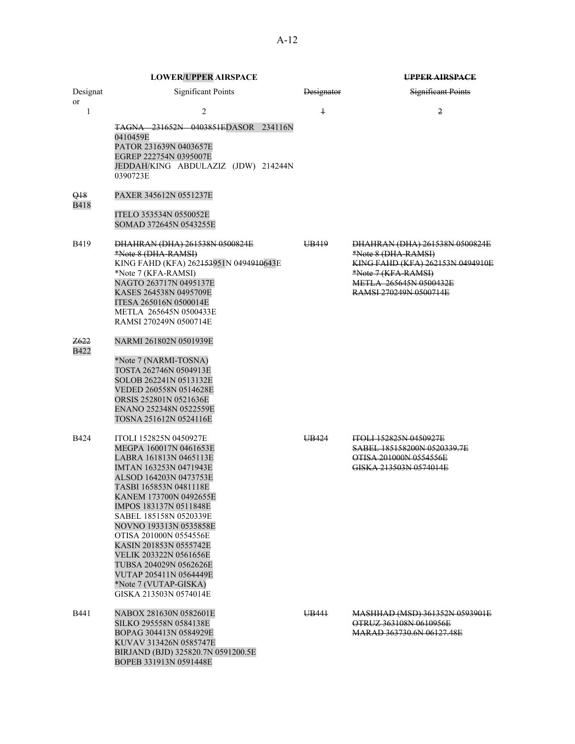| LOWER/UPPER AIRSPACE | | UPPER AIRSPACE | |
|---|---|---|---|
| Designator | Significant Points | ~~Designator~~ | ~~Significant Points~~ |
| 1 | 2 | ~~1~~ | ~~2~~ |
| | ~~TAGNA 231652N 0403851E~~DASOR 234116N 0410459E<br>PATOR 231639N 0403657E<br>EGREP 222754N 0395007E<br>JEDDAH/KING ABDULAZIZ (JDW) 214244N 0390723E | | |
| ~~Q18~~<br>B418 | PAXER 345612N 0551237E<br>ITELO 353534N 0550052E<br>SOMAD 372645N 0543255E | | |
| B419 | ~~DHAHRAN (DHA) 261538N 0500824E~~<br>~~*Note 8 (DHA-RAMSI)~~<br>KING FAHD (KFA) 262~~153~~951N 0494~~910~~643E<br>*Note 7 (KFA-RAMSI)<br>NAGTO 263717N 0495137E<br>KASES 264538N 0495709E<br>ITESA 265016N 0500014E<br>METLA 265645N 0500433E<br>RAMSI 270249N 0500714E | ~~UB419~~ | ~~DHAHRAN (DHA) 261538N 0500824E~~<br>~~*Note 8 (DHA-RAMSI)~~<br>~~KING FAHD (KFA) 262153N 0494910E~~<br>~~*Note 7 (KFA-RAMSI)~~<br>~~METLA 265645N 0500432E~~<br>~~RAMSI 270249N 0500714E~~ |
| ~~Z622~~<br>B422 | NARMI 261802N 0501939E<br>*Note 7 (NARMI-TOSNA)<br>TOSTA 262746N 0504913E<br>SOLOB 262241N 0513132E<br>VEDED 260558N 0514628E<br>ORSIS 252801N 0521636E<br>ENANO 252348N 0522559E<br>TOSNA 251612N 0524116E | | |
| B424 | ITOLI 152825N 0450927E<br>MEGPA 160017N 0461653E<br>LABRA 161813N 0465113E<br>IMTAN 163253N 0471943E<br>ALSOD 164203N 0473753E<br>TASBI 165853N 0481118E<br>KANEM 173700N 0492655E<br>IMPOS 183137N 0511848E<br>SABEL 185158N 0520339E<br>NOVNO 193313N 0535858E<br>OTISA 201000N 0554556E<br>KASIN 201853N 0555742E<br>VELIK 203322N 0561656E<br>TUBSA 204029N 0562626E<br>VUTAP 205411N 0564449E<br>*Note 7 (VUTAP-GISKA)<br>GISKA 213503N 0574014E | ~~UB424~~ | ~~ITOLI 152825N 0450927E~~<br>~~SABEL 185158200N 0520339.7E~~<br>~~OTISA 201000N 0554556E~~<br>~~GISKA 213503N 0574014E~~ |
| B441 | NABOX 281630N 0582601E<br>SILKO 295558N 0584138E<br>BOPAG 304413N 0584929E<br>KUVAV 313426N 0585747E<br>BIRJAND (BJD) 325820.7N 0591200.5E<br>BOPEB 331913N 0591448E | ~~UB441~~ | ~~MASHHAD (MSD) 361352N 0593901E~~<br>~~OTRUZ 363108N 0610956E~~<br>~~MARAD 363730.6N 06127.48E~~ |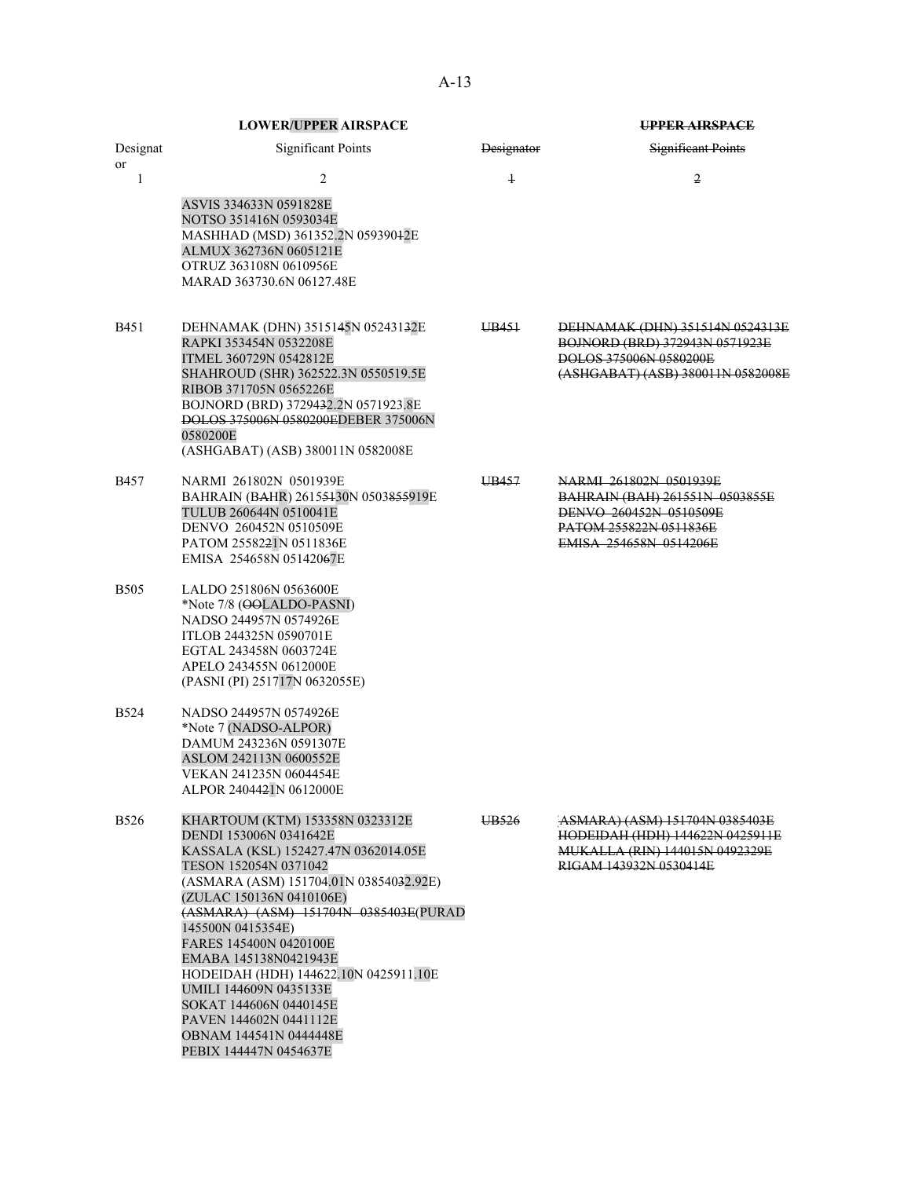| LOWER/UPPER AIRSPACE | | UPPER AIRSPACE | |
|---|---|---|---|
| Designator | Significant Points | Designator | Significant Points |
| 1 | 2 | 1 | 2 |
| | ASVIS 334633N 0591828E<br>NOTSO 351416N 0593034E<br>MASHHAD (MSD) 361352.2N 0593012E<br>ALMUX 362736N 0605121E<br>OTRUZ 363108N 0610956E<br>MARAD 363730.6N 06127.48E | | |
| B451 | DEHNAMAK (DHN) 3515145N 05243132E<br>RAPKI 353454N 0532208E<br>ITMEL 360729N 0542812E<br>SHAHROUD (SHR) 362522.3N 0550519.5E<br>RIBOB 371705N 0565226E<br>BOJNORD (BRD) 3729432.2N 0571923.8E<br>DOLOS 375006N 0580200EDEBER 375006N 0580200E<br>(ASHGABAT) (ASB) 380011N 0582008E | UB451 | DEHNAMAK (DHN) 351514N 0524313E<br>BOJNORD (BRD) 372943N 0571923E<br>DOLOS 375006N 0580200E<br>(ASHGABAT) (ASB) 380011N 0582008E |
| B457 | NARMI 261802N 0501939E<br>BAHRAIN (BAHR) 26155130N 0503855919E<br>TULUB 260644N 0510041E<br>DENVO 260452N 0510509E<br>PATOM 2558221N 0511836E<br>EMISA 254658N 05142067E | UB457 | NARMI 261802N 0501939E<br>BAHRAIN (BAH) 261551N 0503855E<br>DENVO 260452N 0510509E<br>PATOM 255822N 0511836E<br>EMISA 254658N 0514206E |
| B505 | LALDO 251806N 0563600E<br>*Note 7/8 (OOLALDO-PASNI)<br>NADSO 244957N 0574926E<br>ITLOB 244325N 0590701E<br>EGTAL 243458N 0603724E<br>APELO 243455N 0612000E<br>(PASNI (PI) 251717N 0632055E) | | |
| B524 | NADSO 244957N 0574926E<br>*Note 7 (NADSO-ALPOR)<br>DAMUM 243236N 0591307E<br>ASLOM 242113N 0600552E<br>VEKAN 241235N 0604454E<br>ALPOR 2404421N 0612000E | | |
| B526 | KHARTOUM (KTM) 153358N 0323312E<br>DENDI 153006N 0341642E<br>KASSALA (KSL) 152427.47N 0362014.05E<br>TESON 152054N 0371042<br>(ASMARA (ASM) 151704.01N 03854032.92E)<br>(ZULAC 150136N 0410106E)<br>(ASMARA) (ASM) 151704N 0385403E(PURAD 145500N 0415354E)<br>FARES 145400N 0420100E<br>EMABA 145138N0421943E<br>HODEIDAH (HDH) 144622.10N 0425911.10E<br>UMILI 144609N 0435133E<br>SOKAT 144606N 0440145E<br>PAVEN 144602N 0441112E<br>OBNAM 144541N 0444448E<br>PEBIX 144447N 0454637E | UB526 | (ASMARA) (ASM) 151704N 0385403E<br>HODEIDAH (HDH) 144622N 0425911E<br>MUKALLA (RIN) 144015N 0492329E<br>RIGAM 143932N 0530414E |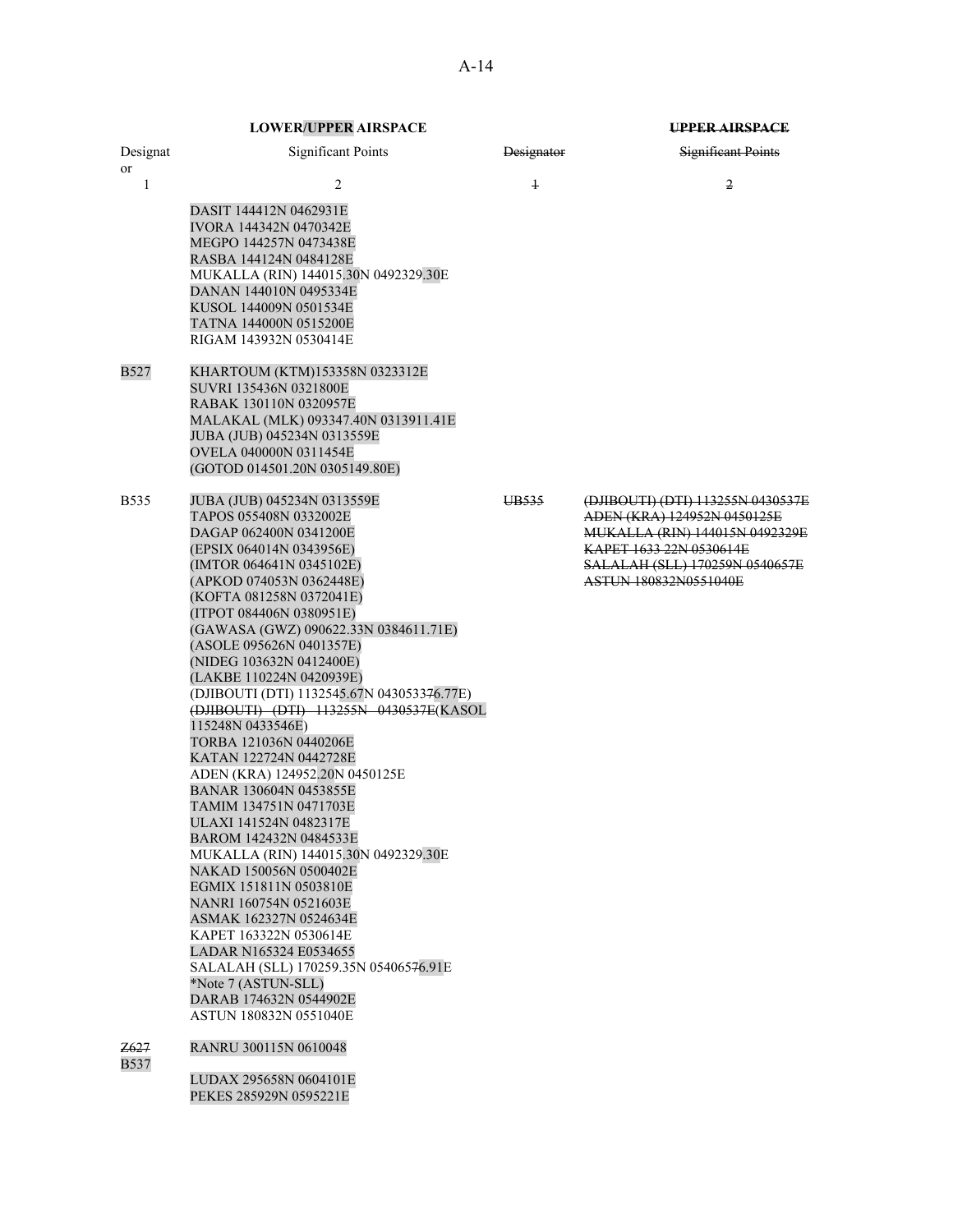| LOWER/UPPER AIRSPACE | | ~~UPPER AIRSPACE~~ | |
|---|---|---|---|
| Designator | Significant Points | ~~Designator~~ | ~~Significant Points~~ |
| 1 | 2 | ~~1~~ | ~~2~~ |
| | DASIT 144412N 0462931E<br>IVORA 144342N 0470342E<br>MEGPO 144257N 0473438E<br>RASBA 144124N 0484128E<br>MUKALLA (RIN) 144015.30N 0492329.30E<br>DANAN 144010N 0495334E<br>KUSOL 144009N 0501534E<br>TATNA 144000N 0515200E<br>RIGAM 143932N 0530414E | | |
| B527 | KHARTOUM (KTM)153358N 0323312E<br>SUVRI 135436N 0321800E<br>RABAK 130110N 0320957E<br>MALAKAL (MLK) 093347.40N 0313911.41E<br>JUBA (JUB) 045234N 0313559E<br>OVELA 040000N 0311454E<br>(GOTOD 014501.20N 0305149.80E) | | |
| B535 | JUBA (JUB) 045234N 0313559E<br>TAPOS 055408N 0332002E<br>DAGAP 062400N 0341200E<br>(EPSIX 064014N 0343956E)<br>(IMTOR 064641N 0345102E)<br>(APKOD 074053N 0362448E)<br>(KOFTA 081258N 0372041E)<br>(ITPOT 084406N 0380951E)<br>(GAWASA (GWZ) 090622.33N 0384611.71E)<br>(ASOLE 095626N 0401357E)<br>(NIDEG 103632N 0412400E)<br>(LAKBE 110224N 0420939E)<br>(DJIBOUTI (DTI) 1132545.67N 0430533~~7~~6.77E)<br>~~(DJIBOUTI) (DTI) 113255N 0430537E~~(KASOL 115248N 0433546E)<br>TORBA 121036N 0440206E<br>KATAN 122724N 0442728E<br>ADEN (KRA) 124952.20N 0450125E<br>BANAR 130604N 0453855E<br>TAMIM 134751N 0471703E<br>ULAXI 141524N 0482317E<br>BAROM 142432N 0484533E<br>MUKALLA (RIN) 144015.30N 0492329.30E<br>NAKAD 150056N 0500402E<br>EGMIX 151811N 0503810E<br>NANRI 160754N 0521603E<br>ASMAK 162327N 0524634E<br>KAPET 163322N 0530614E<br>LADAR N165324 E0534655<br>SALALAH (SLL) 170259.35N 054065~~7~~6.91E<br>*Note 7 (ASTUN-SLL)<br>DARAB 174632N 0544902E<br>ASTUN 180832N 0551040E | ~~UB535~~ | ~~(DJIBOUTI) (DTI) 113255N 0430537E~~<br>~~ADEN (KRA) 124952N 0450125E~~<br>~~MUKALLA (RIN) 144015N 0492329E~~<br>~~KAPET 1633 22N 0530614E~~<br>~~SALALAH (SLL) 170259N 0540657E~~<br>~~ASTUN 180832N0551040E~~ |
| ~~Z627~~<br>B537 | RANRU 300115N 0610048<br>LUDAX 295658N 0604101E<br>PEKES 285929N 0595221E | | |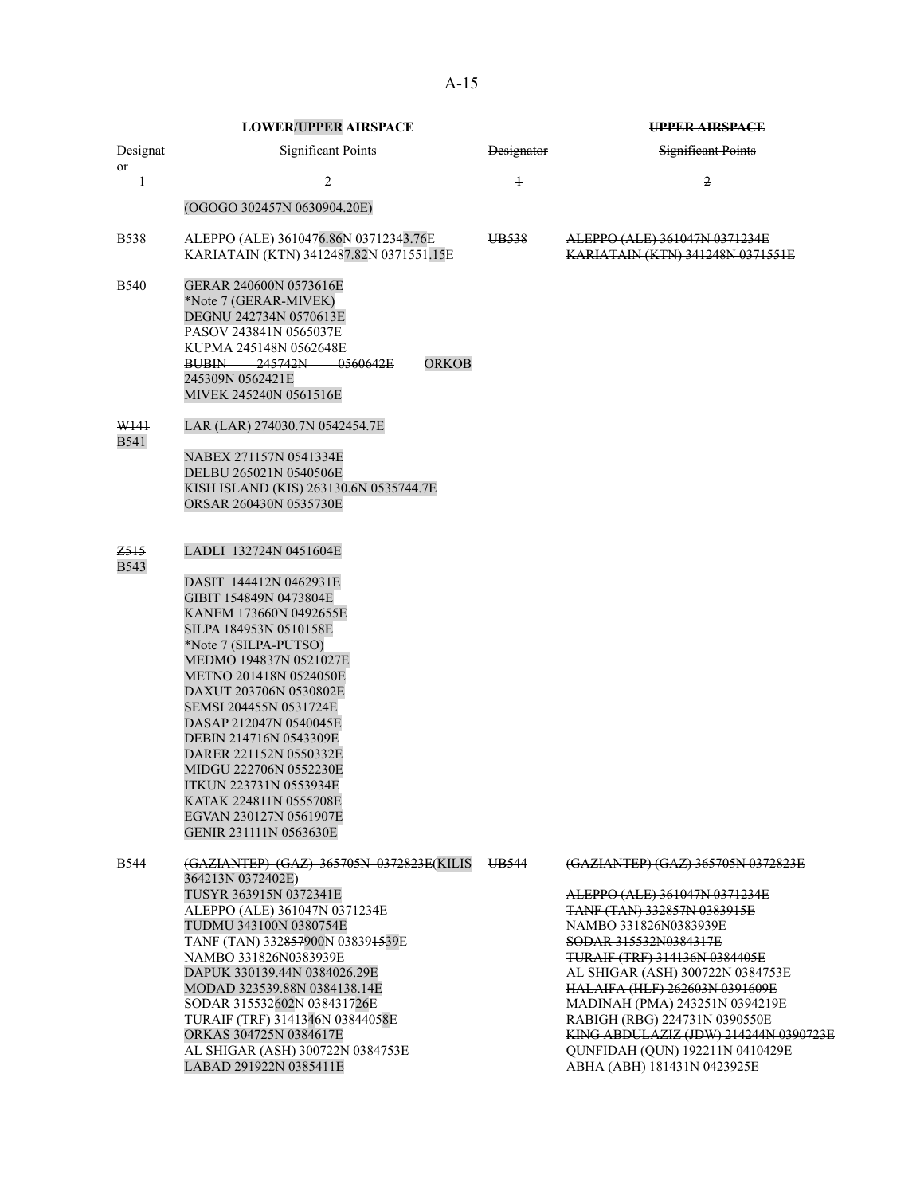| **LOWER/UPPER AIRSPACE** | | **~~UPPER AIRSPACE~~** | |
|---|---|---|---|
| Designator | Significant Points | ~~Designator~~ | ~~Significant Points~~ |
| 1 | 2 | ~~1~~ | ~~2~~ |
| | (OGOGO 302457N 0630904.20E) | | |
| B538 | ALEPPO (ALE) 3610476.86N 03712343.76E<br>KARIATAIN (KTN) 3412487.82N 0371551.15E | ~~UB538~~ | ~~ALEPPO (ALE) 361047N 0371234E~~<br>~~KARIATAIN (KTN) 341248N 0371551E~~ |
| B540 | GERAR 240600N 0573616E<br>*Note 7 (GERAR-MIVEK)<br>DEGNU 242734N 0570613E<br>PASOV 243841N 0565037E<br>KUPMA 245148N 0562648E<br>~~BUBIN 245742N 0560642E~~ ORKOB 245309N 0562421E<br>MIVEK 245240N 0561516E | | |
| ~~W141~~ B541 | LAR (LAR) 274030.7N 0542454.7E<br>NABEX 271157N 0541334E<br>DELBU 265021N 0540506E<br>KISH ISLAND (KIS) 263130.6N 0535744.7E<br>ORSAR 260430N 0535730E | | |
| ~~Z515~~ B543 | LADLI 132724N 0451604E<br>DASIT 144412N 0462931E<br>GIBIT 154849N 0473804E<br>KANEM 173660N 0492655E<br>SILPA 184953N 0510158E<br>*Note 7 (SILPA-PUTSO)<br>MEDMO 194837N 0521027E<br>METNO 201418N 0524050E<br>DAXUT 203706N 0530802E<br>SEMSI 204455N 0531724E<br>DASAP 212047N 0540045E<br>DEBIN 214716N 0543309E<br>DARER 221152N 0550332E<br>MIDGU 222706N 0552230E<br>ITKUN 223731N 0553934E<br>KATAK 224811N 0555708E<br>EGVAN 230127N 0561907E<br>GENIR 231111N 0563630E | | |
| B544 | ~~(GAZIANTEP) (GAZ) 365705N 0372823E~~(KILIS 364213N 0372402E)<br>TUSYR 363915N 0372341E<br>ALEPPO (ALE) 361047N 0371234E<br>TUDMU 343100N 0380754E<br>TANF (TAN) 332~~857~~900N 03839~~15~~39E<br>NAMBO 331826N0383939E<br>DAPUK 330139.44N 0384026.29E<br>MODAD 323539.88N 0384138.14E<br>SODAR 315~~532~~602N 03843~~17~~26E<br>TURAIF (TRF) 3141~~3~~46N 03844~~05~~58E<br>ORKAS 304725N 0384617E<br>AL SHIGAR (ASH) 300722N 0384753E<br>LABAD 291922N 0385411E | ~~UB544~~ | ~~(GAZIANTEP) (GAZ) 365705N 0372823E~~<br>~~ALEPPO (ALE) 361047N 0371234E~~<br>~~TANF (TAN) 332857N 0383915E~~<br>~~NAMBO 331826N0383939E~~<br>~~SODAR 315532N0384317E~~<br>~~TURAIF (TRF) 314136N 0384405E~~<br>~~AL SHIGAR (ASH) 300722N 0384753E~~<br>~~HALAIFA (HLF) 262603N 0391609E~~<br>~~MADINAH (PMA) 243251N 0394219E~~<br>~~RABIGH (RBG) 224731N 0390550E~~<br>~~KING ABDULAZIZ (JDW) 214244N 0390723E~~<br>~~QUNFIDAH (QUN) 192211N 0410429E~~<br>~~ABHA (ABH) 181431N 0423925E~~ |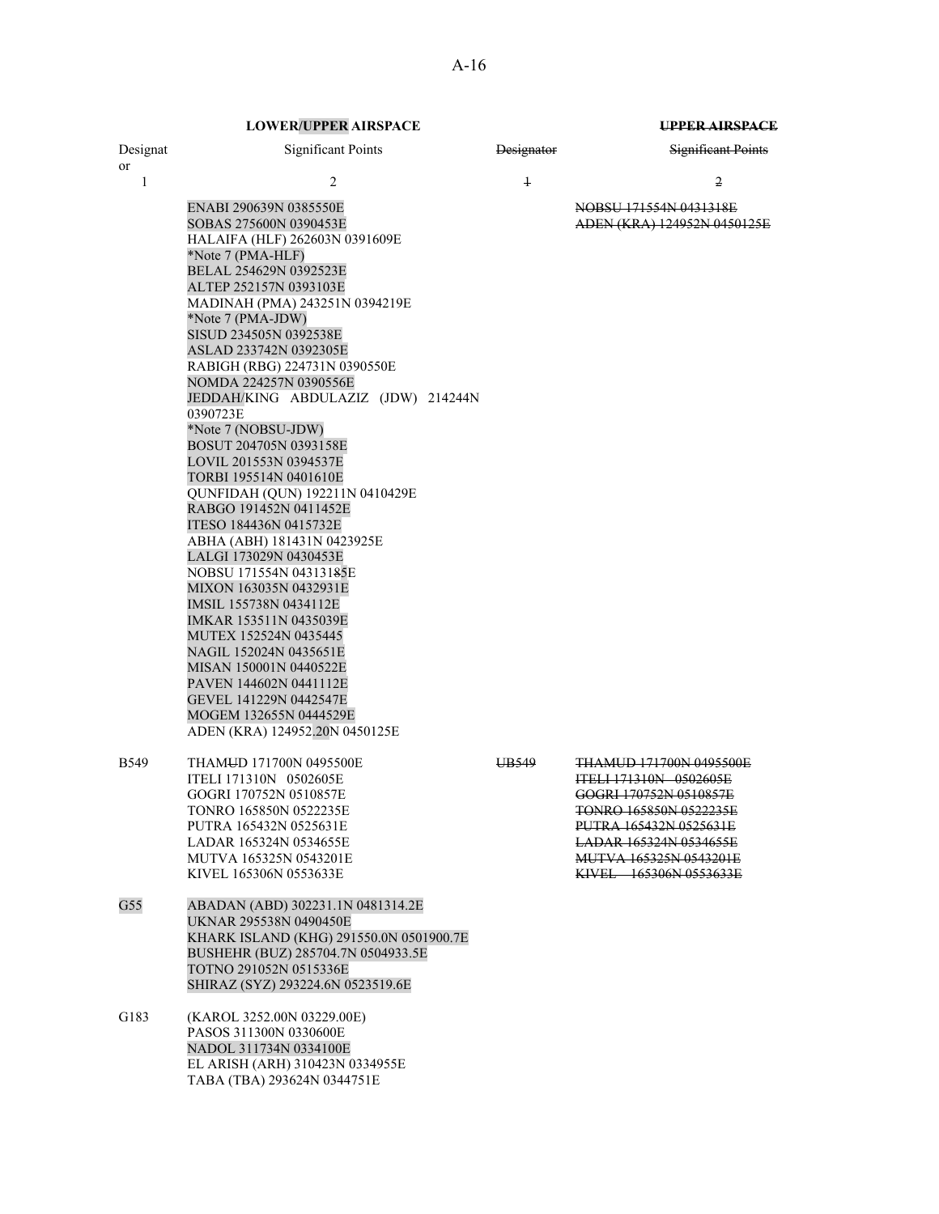| LOWER/UPPER AIRSPACE | | ~~UPPER AIRSPACE~~ | |
|---|---|---|---|
| Designator | Significant Points | ~~Designator~~ | ~~Significant Points~~ |
| 1 | 2 | ~~1~~ | ~~2~~ |
| | ENABI 290639N 0385550E<br>SOBAS 275600N 0390453E<br>HALAIFA (HLF) 262603N 0391609E<br>*Note 7 (PMA-HLF)<br>BELAL 254629N 0392523E<br>ALTEP 252157N 0393103E<br>MADINAH (PMA) 243251N 0394219E<br>*Note 7 (PMA-JDW)<br>SISUD 234505N 0392538E<br>ASLAD 233742N 0392305E<br>RABIGH (RBG) 224731N 0390550E<br>NOMDA 224257N 0390556E<br>JEDDAH/KING ABDULAZIZ (JDW) 214244N 0390723E<br>*Note 7 (NOBSU-JDW)<br>BOSUT 204705N 0393158E<br>LOVIL 201553N 0394537E<br>TORBI 195514N 0401610E<br>QUNFIDAH (QUN) 192211N 0410429E<br>RABGO 191452N 0411452E<br>ITESO 184436N 0415732E<br>ABHA (ABH) 181431N 0423925E<br>LALGI 173029N 0430453E<br>NOBSU 171554N 04313~~18~~5E<br>MIXON 163035N 0432931E<br>IMSIL 155738N 0434112E<br>IMKAR 153511N 0435039E<br>MUTEX 152524N 0435445<br>NAGIL 152024N 0435651E<br>MISAN 150001N 0440522E<br>PAVEN 144602N 0441112E<br>GEVEL 141229N 0442547E<br>MOGEM 132655N 0444529E<br>ADEN (KRA) 124952.20N 0450125E | | ~~NOBSU 171554N 0431318E~~<br>~~ADEN (KRA) 124952N 0450125E~~ |
| B549 | THAM~~U~~D 171700N 0495500E<br>ITELI 171310N 0502605E<br>GOGRI 170752N 0510857E<br>TONRO 165850N 0522235E<br>PUTRA 165432N 0525631E<br>LADAR 165324N 0534655E<br>MUTVA 165325N 0543201E<br>KIVEL 165306N 0553633E | ~~UB549~~ | ~~THAMUD 171700N 0495500E~~<br>~~ITELI 171310N 0502605E~~<br>~~GOGRI 170752N 0510857E~~<br>~~TONRO 165850N 0522235E~~<br>~~PUTRA 165432N 0525631E~~<br>~~LADAR 165324N 0534655E~~<br>~~MUTVA 165325N 0543201E~~<br>~~KIVEL 165306N 0553633E~~ |
| G55 | ABADAN (ABD) 302231.1N 0481314.2E<br>UKNAR 295538N 0490450E<br>KHARK ISLAND (KHG) 291550.0N 0501900.7E<br>BUSHEHR (BUZ) 285704.7N 0504933.5E<br>TOTNO 291052N 0515336E<br>SHIRAZ (SYZ) 293224.6N 0523519.6E | | |
| G183 | (KAROL 3252.00N 03229.00E)<br>PASOS 311300N 0330600E<br>NADOL 311734N 0334100E<br>EL ARISH (ARH) 310423N 0334955E<br>TABA (TBA) 293624N 0344751E | | |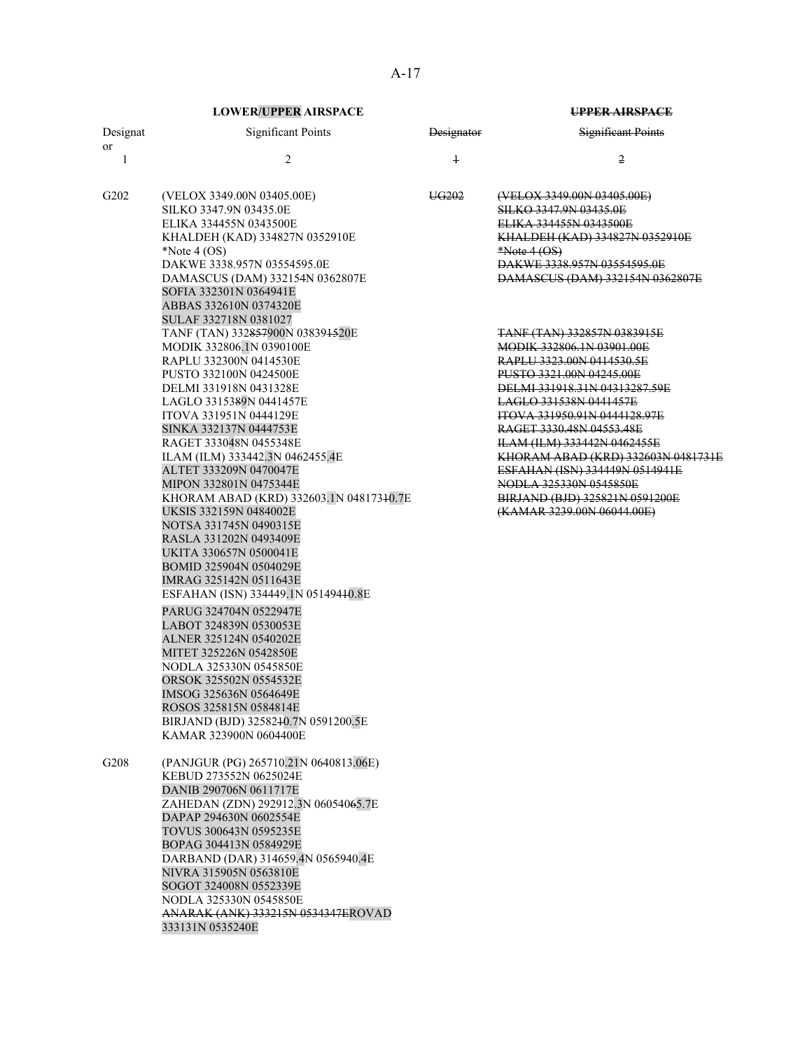| Designator | Significant Points | ~~Designator~~ | ~~Significant Points~~ |
|---|---|---|---|
| **LOWER/UPPER AIRSPACE** | | **~~UPPER AIRSPACE~~** | |
| 1 | 2 | ~~1~~ | ~~2~~ |
| G202 | (VELOX 3349.00N 03405.00E) | ~~UG202~~ | ~~(VELOX 3349.00N 03405.00E)~~ |
| | SILKO 3347.9N 03435.0E | | ~~SILKO 3347.9N 03435.0E~~ |
| | ELIKA 334455N 0343500E | | ~~ELIKA 334455N 0343500E~~ |
| | KHALDEH (KAD) 334827N 0352910E | | ~~KHALDEH (KAD) 334827N 0352910E~~ |
| | *Note 4 (OS) | | ~~*Note 4 (OS)~~ |
| | DAKWE 3338.957N 03554595.0E | | ~~DAKWE 3338.957N 03554595.0E~~ |
| | DAMASCUS (DAM) 332154N 0362807E | | ~~DAMASCUS (DAM) 332154N 0362807E~~ |
| | SOFIA 332301N 0364941E | | |
| | ABBAS 332610N 0374320E | | |
| | SULAF 332718N 0381027 | | |
| | TANF (TAN) 332~~857~~900N 03839~~15~~20E | | ~~TANF (TAN) 332857N 0383915E~~ |
| | MODIK 332806.1N 0390100E | | ~~MODIK 332806.1N 03901.00E~~ |
| | RAPLU 332300N 0414530E | | ~~RAPLU 3323.00N 0414530.5E~~ |
| | PUSTO 332100N 0424500E | | ~~PUSTO 3321.00N 04245.00E~~ |
| | DELMI 331918N 0431328E | | ~~DELMI 331918.31N 04313287.59E~~ |
| | LAGLO 33153~~8~~9N 0441457E | | ~~LAGLO 331538N 0441457E~~ |
| | ITOVA 331951N 0444129E | | ~~ITOVA 331950.91N 0444128.97E~~ |
| | SINKA 332137N 0444753E | | ~~RAGET 3330.48N 04553.48E~~ |
| | RAGET 333048N 0455348E | | ~~ILAM (ILM) 333442N 0462455E~~ |
| | ILAM (ILM) 333442.3N 0462455.4E | | ~~KHORAM ABAD (KRD) 332603N 0481731E~~ |
| | ALTET 333209N 0470047E | | ~~ESFAHAN (ISN) 334449N 0514941E~~ |
| | MIPON 332801N 0475344E | | ~~NODLA 325330N 0545850E~~ |
| | KHORAM ABAD (KRD) 332603.1N 048173~~1~~0.7E | | ~~BIRJAND (BJD) 325821N 0591200E~~ |
| | UKSIS 332159N 0484002E | | ~~(KAMAR 3239.00N 06044.00E)~~ |
| | NOTSA 331745N 0490315E | | |
| | RASLA 331202N 0493409E | | |
| | UKITA 330657N 0500041E | | |
| | BOMID 325904N 0504029E | | |
| | IMRAG 325142N 0511643E | | |
| | ESFAHAN (ISN) 334449.1N 051494~~1~~0.8E | | |
| | PARUG 324704N 0522947E | | |
| | LABOT 324839N 0530053E | | |
| | ALNER 325124N 0540202E | | |
| | MITET 325226N 0542850E | | |
| | NODLA 325330N 0545850E | | |
| | ORSOK 325502N 0554532E | | |
| | IMSOG 325636N 0564649E | | |
| | ROSOS 325815N 0584814E | | |
| | BIRJAND (BJD) 32582~~1~~0.7N 0591200.5E | | |
| | KAMAR 323900N 0604400E | | |
| G208 | (PANJGUR (PG) 265710.21N 0640813.06E) | | |
| | KEBUD 273552N 0625024E | | |
| | DANIB 290706N 0611717E | | |
| | ZAHEDAN (ZDN) 292912.3N 060540~~6~~5.7E | | |
| | DAPAP 294630N 0602554E | | |
| | TOVUS 300643N 0595235E | | |
| | BOPAG 304413N 0584929E | | |
| | DARBAND (DAR) 314659.4N 0565940.4E | | |
| | NIVRA 315905N 0563810E | | |
| | SOGOT 324008N 0552339E | | |
| | NODLA 325330N 0545850E | | |
| | ~~ANARAK (ANK) 333215N 0534347E~~ROVAD 333131N 0535240E | | |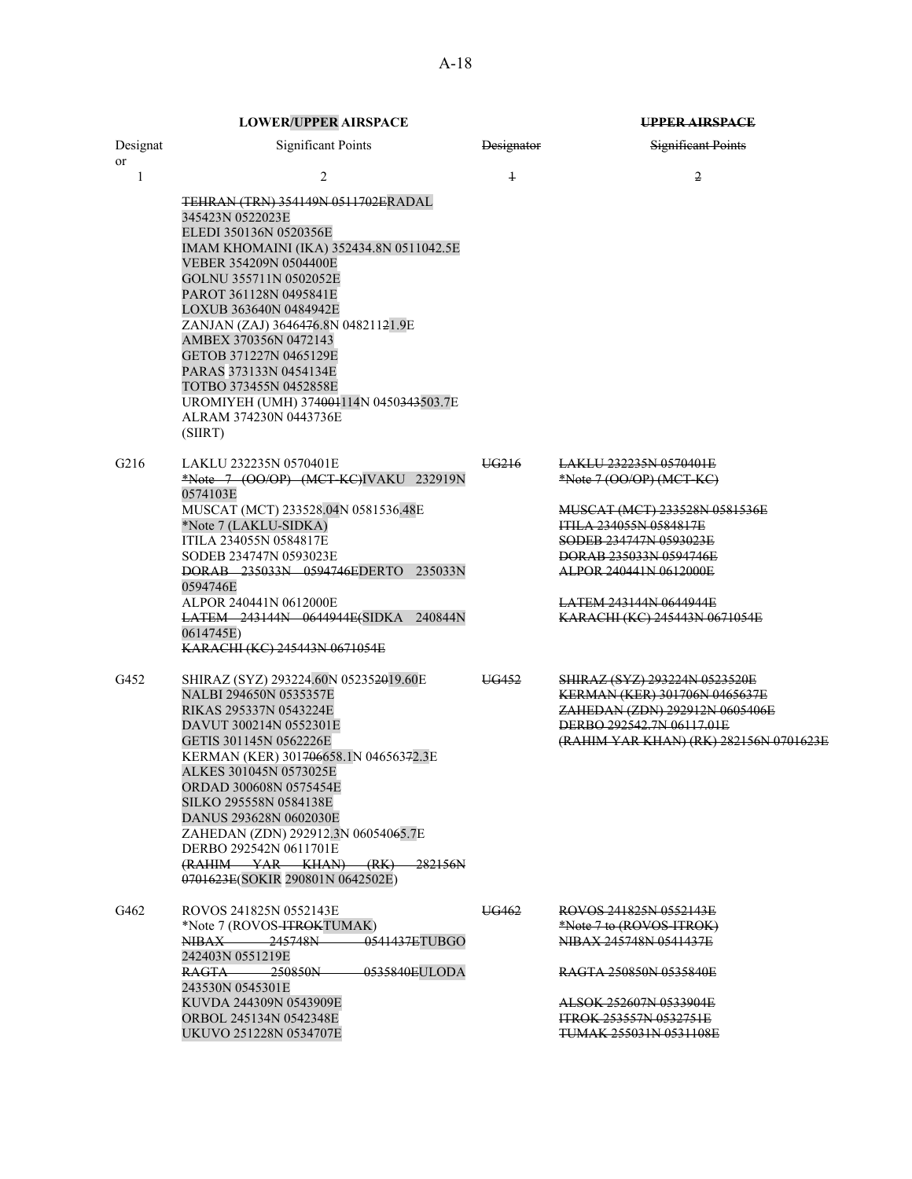| LOWER/UPPER AIRSPACE | | ~~UPPER AIRSPACE~~ | |
|---|---|---|---|
| Designator | Significant Points | ~~Designator~~ | ~~Significant Points~~ |
| 1 | 2 | ~~1~~ | ~~2~~ |
| | ~~TEHRAN (TRN) 354149N 0511702E~~RADAL 345423N 0522023E<br>ELEDI 350136N 0520356E<br>IMAM KHOMAINI (IKA) 352434.8N 0511042.5E<br>VEBER 354209N 0504400E<br>GOLNU 355711N 0502052E<br>PAROT 361128N 0495841E<br>LOXUB 363640N 0484942E<br>ZANJAN (ZAJ) 3646~~47~~6.8N 048211~~2~~21.9E<br>AMBEX 370356N 0472143<br>GETOB 371227N 0465129E<br>PARAS 373133N 0454134E<br>TOTBO 373455N 0452858E<br>UROMIYEH (UMH) 374~~001~~114N 0450~~343~~503.7E<br>ALRAM 374230N 0443736E<br>(SIIRT) | | |
| G216 | LAKLU 232235N 0570401E<br>~~*Note 7 (OO/OP) (MCT-KC)~~IVAKU 232919N 0574103E<br>MUSCAT (MCT) 233528.04N 0581536.48E<br>*Note 7 (LAKLU-SIDKA)<br>ITILA 234055N 0584817E<br>SODEB 234747N 0593023E<br>~~DORAB 235033N 0594746E~~DERTO 235033N 0594746E<br>ALPOR 240441N 0612000E<br>~~LATEM 243144N 0644944E~~(SIDKA 240844N 0614745E)<br>~~KARACHI (KC) 245443N 0671054E~~ | ~~UG216~~ | ~~LAKLU 232235N 0570401E~~<br>~~*Note 7 (OO/OP) (MCT-KC)~~<br><br>~~MUSCAT (MCT) 233528N 0581536E~~<br>~~ITILA 234055N 0584817E~~<br>~~SODEB 234747N 0593023E~~<br>~~DORAB 235033N 0594746E~~<br>~~ALPOR 240441N 0612000E~~<br><br>~~LATEM 243144N 0644944E~~<br>~~KARACHI (KC) 245443N 0671054E~~ |
| G452 | SHIRAZ (SYZ) 293224.60N 05235~~20~~19.60E<br>NALBI 294650N 0535357E<br>RIKAS 295337N 0543224E<br>DAVUT 300214N 0552301E<br>GETIS 301145N 0562226E<br>KERMAN (KER) 301~~706~~658.1N 0465637~~2~~2.3E<br>ALKES 301045N 0573025E<br>ORDAD 300608N 0575454E<br>SILKO 295558N 0584138E<br>DANUS 293628N 0602030E<br>ZAHEDAN (ZDN) 292912.3N 06054065.7E<br>DERBO 292542N 0611701E<br>~~(RAHIM YAR KHAN) (RK) 282156N 0701623E~~(SOKIR 290801N 0642502E) | ~~UG452~~ | ~~SHIRAZ (SYZ) 293224N 0523520E~~<br>~~KERMAN (KER) 301706N 0465637E~~<br>~~ZAHEDAN (ZDN) 292912N 0605406E~~<br>~~DERBO 292542.7N 06117.01E~~<br>~~(RAHIM YAR KHAN) (RK) 282156N 0701623E~~ |
| G462 | ROVOS 241825N 0552143E<br>*Note 7 (ROVOS-~~ITROK~~TUMAK)<br>~~NIBAX 245748N 0541437E~~TUBGO 242403N 0551219E<br>~~RAGTA 250850N 0535840E~~ULODA 243530N 0545301E<br>KUVDA 244309N 0543909E<br>ORBOL 245134N 0542348E<br>UKUVO 251228N 0534707E | ~~UG462~~ | ~~ROVOS 241825N 0552143E~~<br>~~*Note 7 to (ROVOS-ITROK)~~<br>~~NIBAX 245748N 0541437E~~<br><br>~~RAGTA 250850N 0535840E~~<br><br>~~ALSOK 252607N 0533904E~~<br>~~ITROK 253557N 0532751E~~<br>~~TUMAK 255031N 0531108E~~ |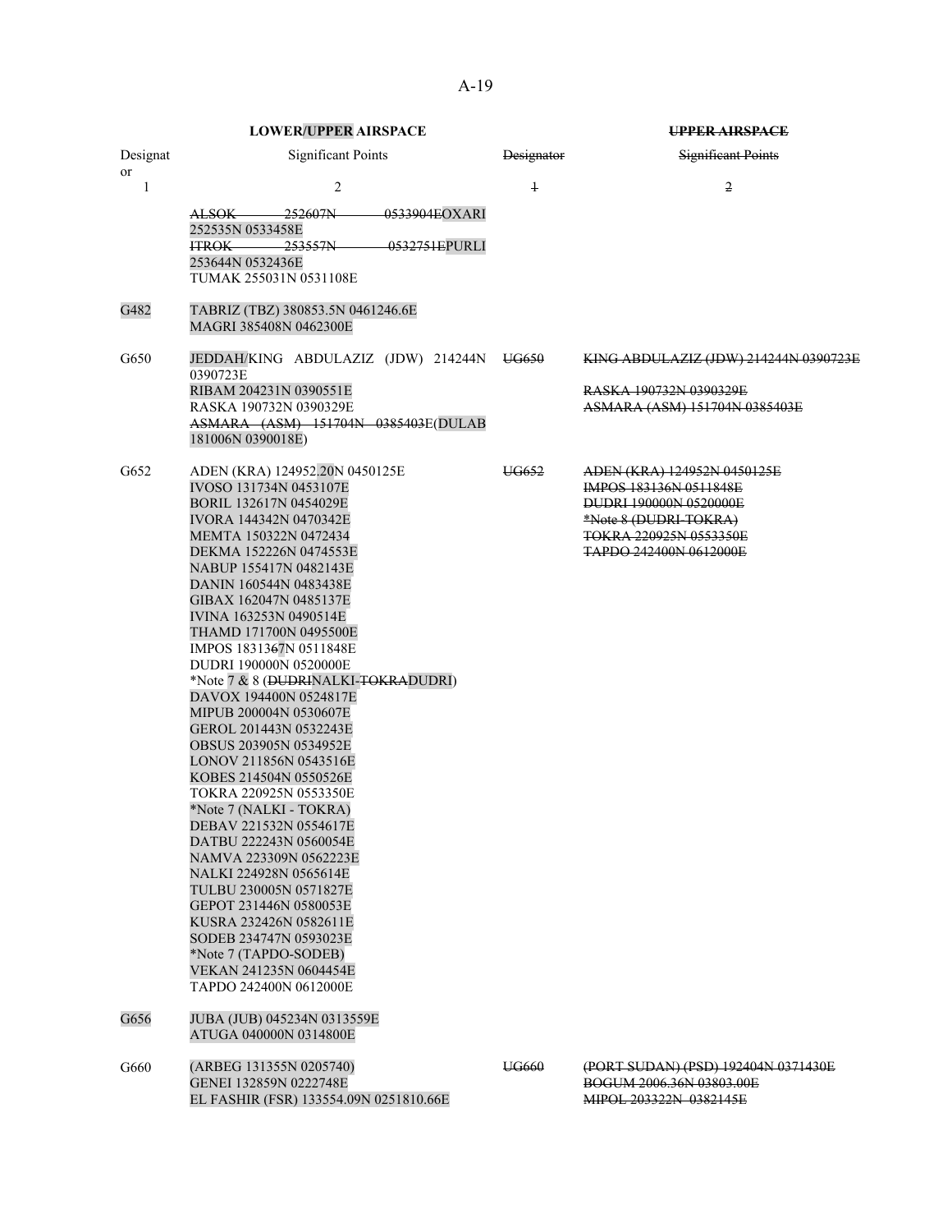| LOWER/UPPER AIRSPACE | | UPPER AIRSPACE | |
|---|---|---|---|
| Designator | Significant Points | Designator | Significant Points |
| 1 | 2 | 1 | 2 |
| | ~~ALSOK 252607N 0533904E~~OXARI 252535N 0533458E<br>~~ITROK 253557N 0532751E~~PURLI 253644N 0532436E<br>TUMAK 255031N 0531108E | | |
| G482 | TABRIZ (TBZ) 380853.5N 0461246.6E<br>MAGRI 385408N 0462300E | | |
| G650 | JEDDAH/KING ABDULAZIZ (JDW) 214244N 0390723E<br>RIBAM 204231N 0390551E<br>RASKA 190732N 0390329E<br>~~ASMARA (ASM) 151704N 0385403E~~(DULAB 181006N 0390018E) | ~~UG650~~ | ~~KING ABDULAZIZ (JDW) 214244N 0390723E~~<br>~~RASKA 190732N 0390329E~~<br>~~ASMARA (ASM) 151704N 0385403E~~ |
| G652 | ADEN (KRA) 124952.20N 0450125E<br>IVOSO 131734N 0453107E<br>BORIL 132617N 0454029E<br>IVORA 144342N 0470342E<br>MEMTA 150322N 0472434<br>DEKMA 152226N 0474553E<br>NABUP 155417N 0482143E<br>DANIN 160544N 0483438E<br>GIBAX 162047N 0485137E<br>IVINA 163253N 0490514E<br>THAMD 171700N 0495500E<br>IMPOS 183136~~7~~N 0511848E<br>DUDRI 190000N 0520000E<br>*Note 7 & 8 (~~DUDRI~~NALKI-~~TOKRA~~DUDRI)<br>DAVOX 194400N 0524817E<br>MIPUB 200004N 0530607E<br>GEROL 201443N 0532243E<br>OBSUS 203905N 0534952E<br>LONOV 211856N 0543516E<br>KOBES 214504N 0550526E<br>TOKRA 220925N 0553350E<br>*Note 7 (NALKI - TOKRA)<br>DEBAV 221532N 0554617E<br>DATBU 222243N 0560054E<br>NAMVA 223309N 0562223E<br>NALKI 224928N 0565614E<br>TULBU 230005N 0571827E<br>GEPOT 231446N 0580053E<br>KUSRA 232426N 0582611E<br>SODEB 234747N 0593023E<br>*Note 7 (TAPDO-SODEB)<br>VEKAN 241235N 0604454E<br>TAPDO 242400N 0612000E | ~~UG652~~ | ~~ADEN (KRA) 124952N 0450125E~~<br>~~IMPOS 183136N 0511848E~~<br>~~DUDRI 190000N 0520000E~~<br>~~*Note 8 (DUDRI-TOKRA)~~<br>~~TOKRA 220925N 0553350E~~<br>~~TAPDO 242400N 0612000E~~ |
| G656 | JUBA (JUB) 045234N 0313559E<br>ATUGA 040000N 0314800E | | |
| G660 | (ARBEG 131355N 0205740)<br>GENEI 132859N 0222748E<br>EL FASHIR (FSR) 133554.09N 0251810.66E | ~~UG660~~ | ~~(PORT SUDAN) (PSD) 192404N 0371430E~~<br>~~BOGUM 2006.36N 03803.00E~~<br>~~MIPOL 203322N 0382145E~~ |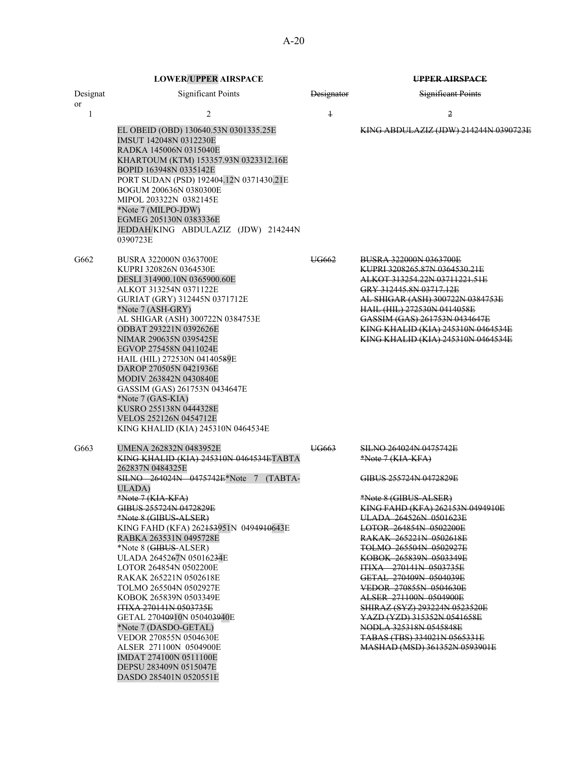| LOWER/UPPER AIRSPACE | | ~~UPPER AIRSPACE~~ | |
|---|---|---|---|
| Designator | Significant Points | ~~Designator~~ | ~~Significant Points~~ |
| 1 | 2 | ~~1~~ | ~~2~~ |
| | EL OBEID (OBD) 130640.53N 0301335.25E<br>IMSUT 142048N 0312230E<br>RADKA 145006N 0315040E<br>KHARTOUM (KTM) 153357.93N 0323312.16E<br>BOPID 163948N 0335142E<br>PORT SUDAN (PSD) 192404.12N 0371430.21E<br>BOGUM 200636N 0380300E<br>MIPOL 203322N 0382145E<br>*Note 7 (MILPO-JDW)<br>EGMEG 205130N 0383336E<br>JEDDAH/KING ABDULAZIZ (JDW) 214244N 0390723E | | ~~KING ABDULAZIZ (JDW) 214244N 0390723E~~ |
| G662 | BUSRA 322000N 0363700E<br>KUPRI 320826N 0364530E<br>DESLI 314900.10N 0365900.60E<br>ALKOT 313254N 0371122E<br>GURIAT (GRY) 312445N 0371712E<br>*Note 7 (ASH-GRY)<br>AL SHIGAR (ASH) 300722N 0384753E<br>ODBAT 293221N 0392626E<br>NIMAR 290635N 0395425E<br>EGVOP 275458N 0411024E<br>HAIL (HIL) 272530N 04140~~58~~9E<br>DAROP 270505N 0421936E<br>MODIV 263842N 0430840E<br>GASSIM (GAS) 261753N 0434647E<br>*Note 7 (GAS-KIA)<br>KUSRO 255138N 0444328E<br>VELOS 252126N 0454712E<br>KING KHALID (KIA) 245310N 0464534E | ~~UG662~~ | ~~BUSRA 322000N 0363700E~~<br>~~KUPRI 3208265.87N 0364530.21E~~<br>~~ALKOT 313254.22N 03711221.51E~~<br>~~GRY 312445.8N 03717.12E~~<br>~~AL SHIGAR (ASH) 300722N 0384753E~~<br>~~HAIL (HIL) 272530N 0414058E~~<br>~~GASSIM (GAS) 261753N 0434647E~~<br>~~KING KHALID (KIA) 245310N 0464534E~~<br>~~KING KHALID (KIA) 245310N 0464534E~~ |
| G663 | UMENA 262832N 0483952E<br>~~KING KHALID (KIA) 245310N 0464534E~~TABTA 262837N 0484325E<br>~~SILNO 264024N 0475742E~~*Note 7 (TABTA-ULADA)<br>~~*Note 7 (KIA-KFA)~~<br>~~GIBUS 255724N 0472829E~~<br>~~*Note 8 (GIBUS-ALSER)~~<br>KING FAHD (KFA) 262~~153~~951N 0494~~910~~643E<br>RABKA 263531N 0495728E<br>*Note 8 (~~GIBUS~~-ALSER)<br>ULADA 26452~~6~~7N 05016~~23~~4E<br>LOTOR 264854N 0502200E<br>RAKAK 265221N 0502618E<br>TOLMO 265504N 0502927E<br>KOBOK 265839N 0503349E<br>~~ITIXA 270141N 0503735E~~<br>GETAL 2704~~09~~10N 05040~~3~~940E<br>*Note 7 (DASDO-GETAL)<br>VEDOR 270855N 0504630E<br>ALSER 271100N 0504900E<br>IMDAT 274100N 0511100E<br>DEPSU 283409N 0515047E<br>DASDO 285401N 0520551E | ~~UG663~~ | ~~SILNO 264024N 0475742E~~<br>~~*Note 7 (KIA-KFA)~~<br>~~GIBUS 255724N 0472829E~~<br>~~*Note 8 (GIBUS-ALSER)~~<br>~~KING FAHD (KFA) 262153N 0494910E~~<br>~~ULADA 264526N 0501623E~~<br>~~LOTOR 264854N 0502200E~~<br>~~RAKAK 265221N 0502618E~~<br>~~TOLMO 265504N 0502927E~~<br>~~KOBOK 265839N 0503349E~~<br>~~ITIXA 270141N 0503735E~~<br>~~GETAL 270409N 0504039E~~<br>~~VEDOR 270855N 0504630E~~<br>~~ALSER 271100N 0504900E~~<br>~~SHIRAZ (SYZ) 293224N 0523520E~~<br>~~YAZD (YZD) 315352N 0541658E~~<br>~~NODLA 325318N 0545848E~~<br>~~TABAS (TBS) 334021N 0565331E~~<br>~~MASHAD (MSD) 361352N 0593901E~~ |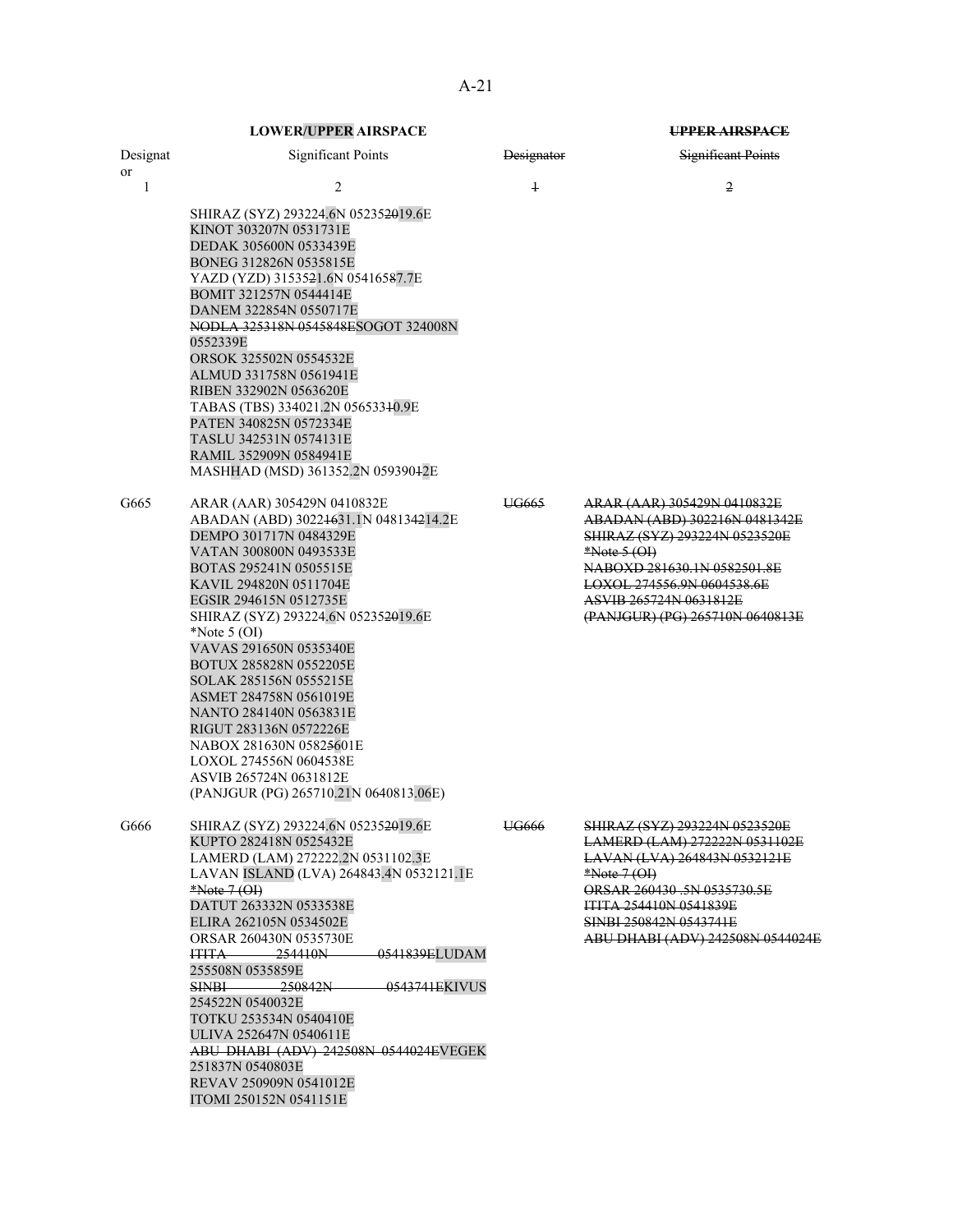| **LOWER/UPPER AIRSPACE** | | **UPPER AIRSPACE** | |
|---|---|---|---|
| Designator | Significant Points | ~~Designator~~ | ~~Significant Points~~ |
| 1 | 2 | ~~1~~ | ~~2~~ |
| | SHIRAZ (SYZ) 293224.6N 052352019.6E<br>KINOT 303207N 0531731E<br>DEDAK 305600N 0533439E<br>BONEG 312826N 0535815E<br>YAZD (YZD) 3153521.6N 05416587.7E<br>BOMIT 321257N 0544414E<br>DANEM 322854N 0550717E<br>~~NODLA 325318N 0545848E~~SOGOT 324008N 0552339E<br>ORSOK 325502N 0554532E<br>ALMUD 331758N 0561941E<br>RIBEN 332902N 0563620E<br>TABAS (TBS) 334021.2N 056533410.9E<br>PATEN 340825N 0572334E<br>TASLU 342531N 0574131E<br>RAMIL 352909N 0584941E<br>MASHHAD (MSD) 361352.2N 059390412E | | |
| G665 | ARAR (AAR) 305429N 0410832E<br>ABADAN (ABD) 30221631.1N 048134214.2E<br>DEMPO 301717N 0484329E<br>VATAN 300800N 0493533E<br>BOTAS 295241N 0505515E<br>KAVIL 294820N 0511704E<br>EGSIR 294615N 0512735E<br>SHIRAZ (SYZ) 293224.6N 052352019.6E<br>*Note 5 (OI)<br>VAVAS 291650N 0535340E<br>BOTUX 285828N 0552205E<br>SOLAK 285156N 0555215E<br>ASMET 284758N 0561019E<br>NANTO 284140N 0563831E<br>RIGUT 283136N 0572226E<br>NABOX 281630N 05825601E<br>LOXOL 274556N 0604538E<br>ASVIB 265724N 0631812E<br>(PANJGUR (PG) 265710.21N 0640813.06E) | ~~UG665~~ | ~~ARAR (AAR) 305429N 0410832E~~<br>~~ABADAN (ABD) 302216N 0481342E~~<br>~~SHIRAZ (SYZ) 293224N 0523520E~~<br>~~*Note 5 (OI)~~<br>~~NABOXD 281630.1N 0582501.8E~~<br>~~LOXOL 274556.9N 0604538.6E~~<br>~~ASVIB 265724N 0631812E~~<br>~~(PANJGUR) (PG) 265710N 0640813E~~ |
| G666 | SHIRAZ (SYZ) 293224.6N 052352019.6E<br>KUPTO 282418N 0525432E<br>LAMERD (LAM) 272222.2N 0531102.3E<br>LAVAN ISLAND (LVA) 264843.4N 0532121.1E<br>~~*Note 7 (OI)~~<br>DATUT 263332N 0533538E<br>ELIRA 262105N 0534502E<br>ORSAR 260430N 0535730E<br>~~ITITA 254410N 0541839E~~LUDAM 255508N 0535859E<br>~~SINBI 250842N 0543741E~~KIVUS 254522N 0540032E<br>TOTKU 253534N 0540410E<br>ULIVA 252647N 0540611E<br>~~ABU DHABI (ADV) 242508N 0544024E~~VEGEK 251837N 0540803E<br>REVAV 250909N 0541012E<br>ITOMI 250152N 0541151E | ~~UG666~~ | ~~SHIRAZ (SYZ) 293224N 0523520E~~<br>~~LAMERD (LAM) 272222N 0531102E~~<br>~~LAVAN (LVA) 264843N 0532121E~~<br>~~*Note 7 (OI)~~<br>~~ORSAR 260430 .5N 0535730.5E~~<br>~~ITITA 254410N 0541839E~~<br>~~SINBI 250842N 0543741E~~<br>~~ABU DHABI (ADV) 242508N 0544024E~~ |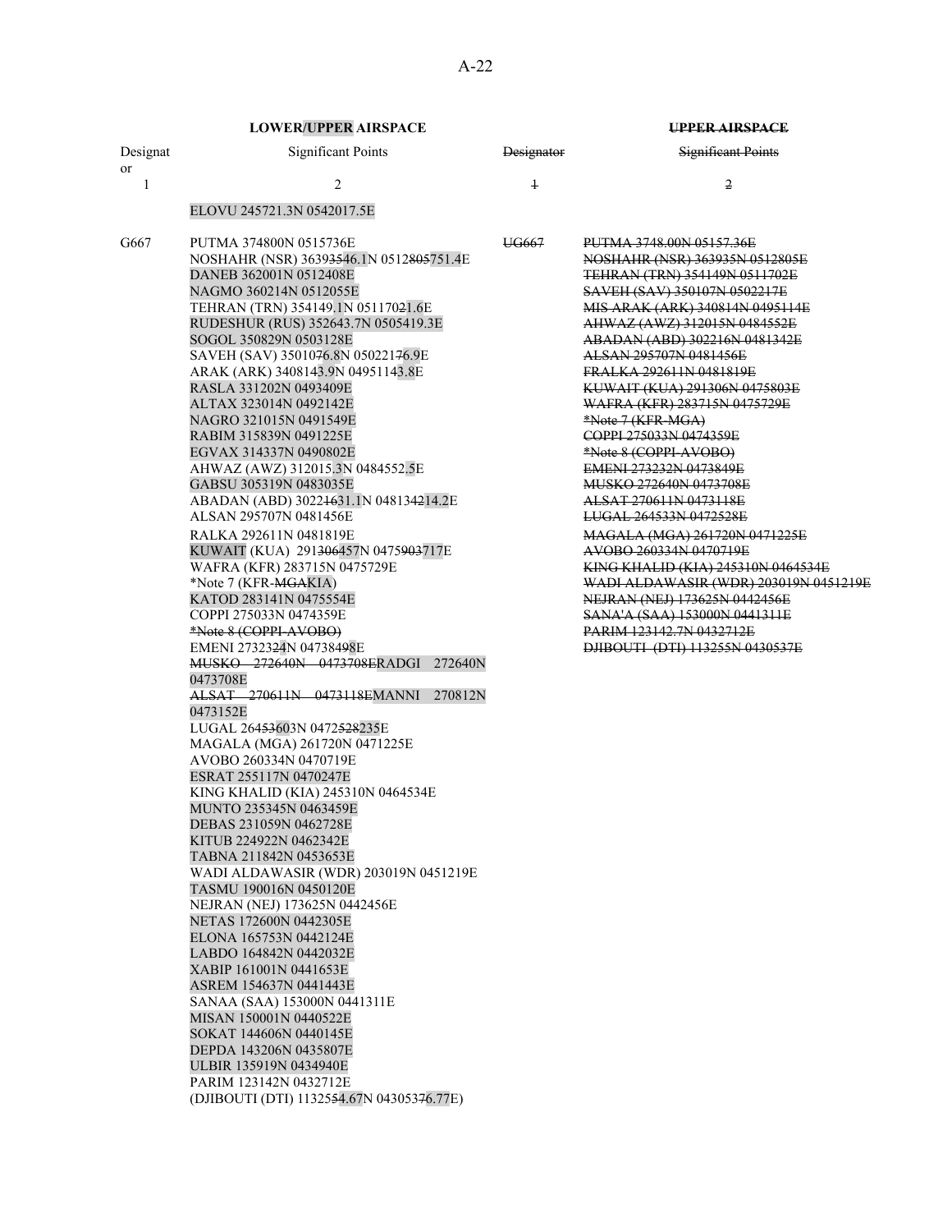| LOWER/UPPER AIRSPACE | | UPPER AIRSPACE | |
|---|---|---|---|
| Designator | Significant Points | Designator | Significant Points |
| 1 | 2 | 1 | 2 |
| | ELOVU 245721.3N 0542017.5E | | |
| G667 | PUTMA 374800N 0515736E<br>NOSHAHR (NSR) 36393546.1N 0512805751.4E<br>DANEB 362001N 0512408E<br>NAGMO 360214N 0512055E<br>TEHRAN (TRN) 354149.1N 05117021.6E<br>RUDESHUR (RUS) 352643.7N 0505419.3E<br>SOGOL 350829N 0503128E<br>SAVEH (SAV) 3501076.8N 05022176.9E<br>ARAK (ARK) 3408143.9N 04951143.8E<br>RASLA 331202N 0493409E<br>ALTAX 323014N 0492142E<br>NAGRO 321015N 0491549E<br>RABIM 315839N 0491225E<br>EGVAX 314337N 0490802E<br>AHWAZ (AWZ) 312015.3N 0484552.5E<br>GABSU 305319N 0483035E<br>ABADAN (ABD) 30221631.1N 048134214.2E<br>ALSAN 295707N 0481456E<br>RALKA 292611N 0481819E<br>KUWAIT (KUA) 291306457N 0475903717E<br>WAFRA (KFR) 283715N 0475729E<br>*Note 7 (KFR-MGAKIA)<br>KATOD 283141N 0475554E<br>COPPI 275033N 0474359E<br>*Note 8 (COPPI-AVOBO)<br>EMENI 2732324N 04738498E<br>MUSKO 272640N 0473708ERADGI 272640N 0473708E<br>ALSAT 270611N 0473118EMANNI 270812N 0473152E<br>LUGAL 26453603N 0472528235E<br>MAGALA (MGA) 261720N 0471225E<br>AVOBO 260334N 0470719E<br>ESRAT 255117N 0470247E<br>KING KHALID (KIA) 245310N 0464534E<br>MUNTO 235345N 0463459E<br>DEBAS 231059N 0462728E<br>KITUB 224922N 0462342E<br>TABNA 211842N 0453653E<br>WADI ALDAWASIR (WDR) 203019N 0451219E<br>TASMU 190016N 0450120E<br>NEJRAN (NEJ) 173625N 0442456E<br>NETAS 172600N 0442305E<br>ELONA 165753N 0442124E<br>LABDO 164842N 0442032E<br>XABIP 161001N 0441653E<br>ASREM 154637N 0441443E<br>SANAA (SAA) 153000N 0441311E<br>MISAN 150001N 0440522E<br>SOKAT 144606N 0440145E<br>DEPDA 143206N 0435807E<br>ULBIR 135919N 0434940E<br>PARIM 123142N 0432712E<br>(DJIBOUTI (DTI) 11325 54.67N 04305376.77E) | UG667 | PUTMA 3748.00N 05157.36E<br>NOSHAHR (NSR) 363935N 0512805E<br>TEHRAN (TRN) 354149N 0511702E<br>SAVEH (SAV) 350107N 0502217E<br>MIS ARAK (ARK) 340814N 0495114E<br>AHWAZ (AWZ) 312015N 0484552E<br>ABADAN (ABD) 302216N 0481342E<br>ALSAN 295707N 0481456E<br>FRALKA 292611N 0481819E<br>KUWAIT (KUA) 291306N 0475803E<br>WAFRA (KFR) 283715N 0475729E<br>*Note 7 (KFR-MGA)<br>COPPI 275033N 0474359E<br>*Note 8 (COPPI-AVOBO)<br>EMENI 273232N 0473849E<br>MUSKO 272640N 0473708E<br>ALSAT 270611N 0473118E<br>LUGAL 264533N 0472528E<br>MAGALA (MGA) 261720N 0471225E<br>AVOBO 260334N 0470719E<br>KING KHALID (KIA) 245310N 0464534E<br>WADI ALDAWASIR (WDR) 203019N 0451219E<br>NEJRAN (NEJ) 173625N 0442456E<br>SANA'A (SAA) 153000N 0441311E<br>PARIM 123142.7N 0432712E<br>DJIBOUTI (DTI) 113255N 0430537E |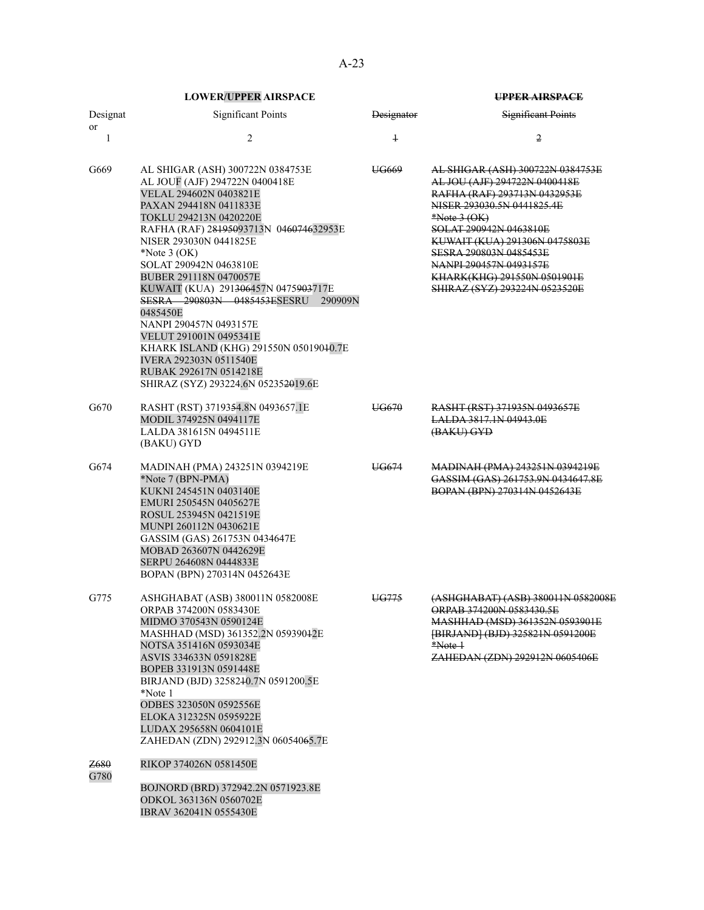| **LOWER/UPPER AIRSPACE** | | **~~UPPER AIRSPACE~~** | |
|---|---|---|---|
| Designator | Significant Points | ~~Designator~~ | ~~Significant Points~~ |
| 1 | 2 | ~~1~~ | ~~2~~ |
| G669 | AL SHIGAR (ASH) 300722N 0384753E<br>AL JOUF (AJF) 294722N 0400418E<br>VELAL 294602N 0403821E<br>PAXAN 294418N 0411833E<br>TOKLU 294213N 0420220E<br>RAFHA (RAF) 2~~8195~~093713N 04~~6074~~632953E<br>NISER 293030N 0441825E<br>*Note 3 (OK)<br>SOLAT 290942N 0463810E<br>BUBER 291118N 0470057E<br>KUWAIT (KUA) 291~~306~~457N 0475~~903~~717E<br>~~SESRA 290803N 0485453E~~SESRU 290909N 0485450E<br>NANPI 290457N 0493157E<br>VELUT 291001N 0495341E<br>KHARK ISLAND (KHG) 291550N 050190~~1~~0.7E<br>IVERA 292303N 0511540E<br>RUBAK 292617N 0514218E<br>SHIRAZ (SYZ) 293224.6N 05235~~20~~19.6E | ~~UG669~~ | ~~AL SHIGAR (ASH) 300722N 0384753E~~<br>~~AL JOU (AJF) 294722N 0400418E~~<br>~~RAFHA (RAF) 293713N 0432953E~~<br>~~NISER 293030.5N 0441825.4E~~<br>~~*Note 3 (OK)~~<br>~~SOLAT 290942N 0463810E~~<br>~~KUWAIT (KUA) 291306N 0475803E~~<br>~~SESRA 290803N 0485453E~~<br>~~NANPI 290457N 0493157E~~<br>~~KHARK(KHG) 291550N 0501901E~~<br>~~SHIRAZ (SYZ) 293224N 0523520E~~ |
| G670 | RASHT (RST) 37193~~5~~4.8N 0493657.1E<br>MODIL 374925N 0494117E<br>LALDA 381615N 0494511E<br>(BAKU) GYD | ~~UG670~~ | ~~RASHT (RST) 371935N 0493657E~~<br>~~LALDA 3817.1N 04943.0E~~<br>~~(BAKU) GYD~~ |
| G674 | MADINAH (PMA) 243251N 0394219E<br>*Note 7 (BPN-PMA)<br>KUKNI 245451N 0403140E<br>EMURI 250545N 0405627E<br>ROSUL 253945N 0421519E<br>MUNPI 260112N 0430621E<br>GASSIM (GAS) 261753N 0434647E<br>MOBAD 263607N 0442629E<br>SERPU 264608N 0444833E<br>BOPAN (BPN) 270314N 0452643E | ~~UG674~~ | ~~MADINAH (PMA) 243251N 0394219E~~<br>~~GASSIM (GAS) 261753.9N 0434647.8E~~<br>~~BOPAN (BPN) 270314N 0452643E~~ |
| G775 | ASHGHABAT (ASB) 380011N 0582008E<br>ORPAB 374200N 0583430E<br>MIDMO 370543N 0590124E<br>MASHHAD (MSD) 361352.2N 0593901~~2~~2E<br>NOTSA 351416N 0593034E<br>ASVIS 334633N 0591828E<br>BOPEB 331913N 0591448E<br>BIRJAND (BJD) 325821~~0~~0.7N 0591200.5E<br>*Note 1<br>ODBES 323050N 0592556E<br>ELOKA 312325N 0595922E<br>LUDAX 295658N 0604101E<br>ZAHEDAN (ZDN) 292912.3N 060540~~6~~65.7E | ~~UG775~~ | ~~(ASHGHABAT) (ASB) 380011N 0582008E~~<br>~~ORPAB 374200N 0583430.5E~~<br>~~MASHHAD (MSD) 361352N 0593901E~~<br>~~[BIRJAND] (BJD) 325821N 0591200E~~<br>~~*Note 1~~<br>~~ZAHEDAN (ZDN) 292912N 0605406E~~ |
| ~~Z680~~<br>G780 | RIKOP 374026N 0581450E<br>BOJNORD (BRD) 372942.2N 0571923.8E<br>ODKOL 363136N 0560702E<br>IBRAV 362041N 0555430E | | |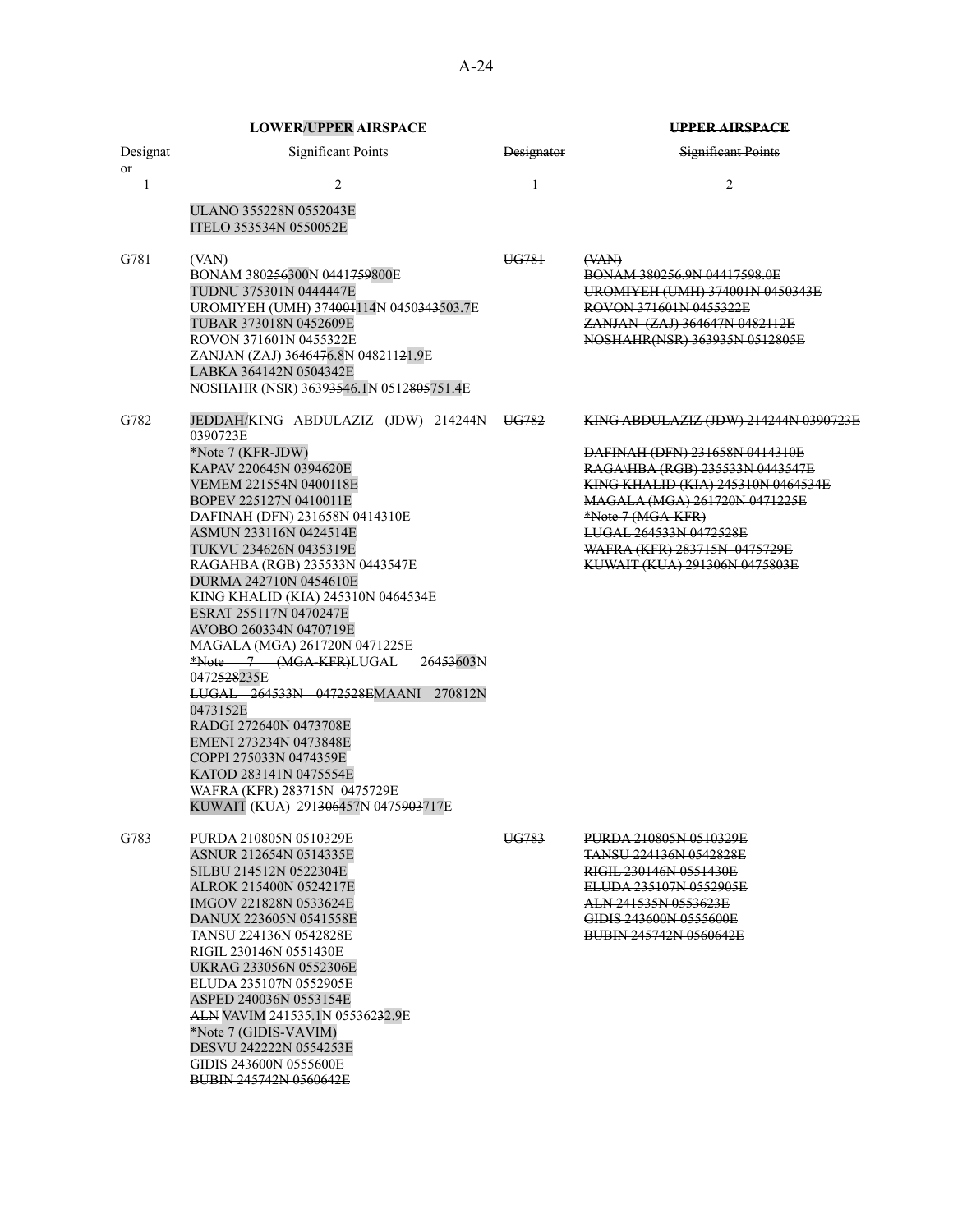| LOWER/UPPER AIRSPACE | | ~~UPPER AIRSPACE~~ | |
|---|---|---|---|
| Designator | Significant Points | ~~Designator~~ | ~~Significant Points~~ |
| 1 | 2 | ~~1~~ | ~~2~~ |
| | ULANO 355228N 0552043E<br>ITELO 353534N 0550052E | | |
| G781 | (VAN)<br>BONAM 380~~256~~300N 0441~~759~~800E<br>TUDNU 375301N 0444447E<br>UROMIYEH (UMH) 374~~001~~114N 0450~~343~~503.7E<br>TUBAR 373018N 0452609E<br>ROVON 371601N 0455322E<br>ZANJAN (ZAJ) 3646~~47~~6.8N 04821~~12~~1.9E<br>LABKA 364142N 0504342E<br>NOSHAHR (NSR) 3639~~35~~46.1N 0512~~805~~751.4E | ~~UG781~~ | ~~(VAN)~~<br>~~BONAM 380256.9N 04417598.0E~~<br>~~UROMIYEH (UMH) 374001N 0450343E~~<br>~~ROVON 371601N 0455322E~~<br>~~ZANJAN (ZAJ) 364647N 0482112E~~<br>~~NOSHAHR(NSR) 363935N 0512805E~~ |
| G782 | JEDDAH/KING ABDULAZIZ (JDW) 214244N 0390723E<br>*Note 7 (KFR-JDW)<br>KAPAV 220645N 0394620E<br>VEMEM 221554N 0400118E<br>BOPEV 225127N 0410011E<br>DAFINAH (DFN) 231658N 0414310E<br>ASMUN 233116N 0424514E<br>TUKVU 234626N 0435319E<br>RAGAHBA (RGB) 235533N 0443547E<br>DURMA 242710N 0454610E<br>KING KHALID (KIA) 245310N 0464534E<br>ESRAT 255117N 0470247E<br>AVOBO 260334N 0470719E<br>MAGALA (MGA) 261720N 0471225E<br>~~*Note 7 (MGA-KFR)~~LUGAL 26~~453~~603N 0472~~528~~235E<br>~~LUGAL 264533N 0472528E~~MAANI 270812N 0473152E<br>RADGI 272640N 0473708E<br>EMENI 273234N 0473848E<br>COPPI 275033N 0474359E<br>KATOD 283141N 0475554E<br>WAFRA (KFR) 283715N 0475729E<br>KUWAIT (KUA) 291~~306~~457N 0475~~903~~717E | ~~UG782~~ | ~~KING ABDULAZIZ (JDW) 214244N 0390723E~~<br>~~DAFINAH (DFN) 231658N 0414310E~~<br>~~RAGA\HBA (RGB) 235533N 0443547E~~<br>~~KING KHALID (KIA) 245310N 0464534E~~<br>~~MAGALA (MGA) 261720N 0471225E~~<br>~~*Note 7 (MGA-KFR)~~<br>~~LUGAL 264533N 0472528E~~<br>~~WAFRA (KFR) 283715N 0475729E~~<br>~~KUWAIT (KUA) 291306N 0475803E~~ |
| G783 | PURDA 210805N 0510329E<br>ASNUR 212654N 0514335E<br>SILBU 214512N 0522304E<br>ALROK 215400N 0524217E<br>IMGOV 221828N 0533624E<br>DANUX 223605N 0541558E<br>TANSU 224136N 0542828E<br>RIGIL 230146N 0551430E<br>UKRAG 233056N 0552306E<br>ELUDA 235107N 0552905E<br>ASPED 240036N 0553154E<br>~~ALN~~ VAVIM 241535.1N 05536~~23~~2.9E<br>*Note 7 (GIDIS-VAVIM)<br>DESVU 242222N 0554253E<br>GIDIS 243600N 0555600E<br>~~BUBIN 245742N 0560642E~~ | ~~UG783~~ | ~~PURDA 210805N 0510329E~~<br>~~TANSU 224136N 0542828E~~<br>~~RIGIL 230146N 0551430E~~<br>~~ELUDA 235107N 0552905E~~<br>~~ALN 241535N 0553623E~~<br>~~GIDIS 243600N 0555600E~~<br>~~BUBIN 245742N 0560642E~~ |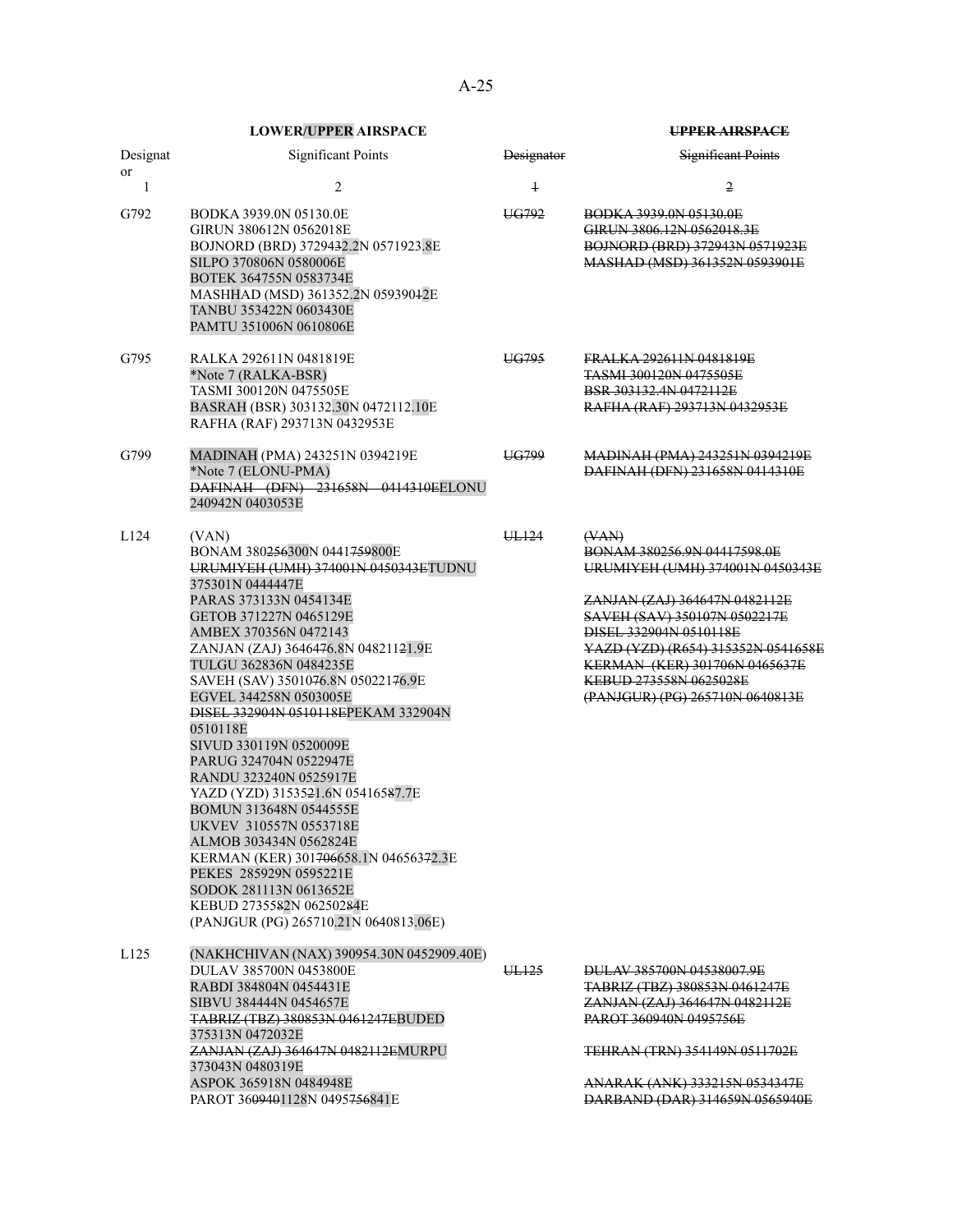| LOWER/UPPER AIRSPACE | | ~~UPPER AIRSPACE~~ | |
|---|---|---|---|
| Designator | Significant Points | ~~Designator~~ | ~~Significant Points~~ |
| 1 | 2 | ~~1~~ | ~~2~~ |
| G792 | BODKA 3939.0N 05130.0E<br>GIRUN 380612N 0562018E<br>BOJNORD (BRD) 37294~~3~~2.2N 0571923.8E<br>SILPO 370806N 0580006E<br>BOTEK 364755N 0583734E<br>MASHHAD (MSD) 361352.2N 059390~~1~~2E<br>TANBU 353422N 0603430E<br>PAMTU 351006N 0610806E | ~~UG792~~ | ~~BODKA 3939.0N 05130.0E~~<br>~~GIRUN 3806.12N 0562018.3E~~<br>~~BOJNORD (BRD) 372943N 0571923E~~<br>~~MASHAD (MSD) 361352N 0593901E~~ |
| G795 | RALKA 292611N 0481819E<br>*Note 7 (RALKA-BSR)<br>TASMI 300120N 0475505E<br>BASRAH (BSR) 303132.30N 0472112.10E<br>RAFHA (RAF) 293713N 0432953E | ~~UG795~~ | ~~FRALKA 292611N 0481819E~~<br>~~TASMI 300120N 0475505E~~<br>~~BSR 303132.4N 0472112E~~<br>~~RAFHA (RAF) 293713N 0432953E~~ |
| G799 | MADINAH (PMA) 243251N 0394219E<br>*Note 7 (ELONU-PMA)<br>~~DAFINAH (DFN) 231658N 0414310E~~ELONU 240942N 0403053E | ~~UG799~~ | ~~MADINAH (PMA) 243251N 0394219E~~<br>~~DAFINAH (DFN) 231658N 0414310E~~ |
| L124 | (VAN)<br>BONAM 380~~256~~300N 0441~~759~~800E<br>~~URUMIYEH (UMH) 374001N 0450343E~~TUDNU 375301N 0444447E<br>PARAS 373133N 0454134E<br>GETOB 371227N 0465129E<br>AMBEX 370356N 0472143<br>ZANJAN (ZAJ) 36464~~7~~6.8N 048211~~2~~1.9E<br>TULGU 362836N 0484235E<br>SAVEH (SAV) 35010~~7~~6.8N 050221~~7~~6.9E<br>EGVEL 344258N 0503005E<br>~~DISEL 332904N 0510118E~~PEKAM 332904N 0510118E<br>SIVUD 330119N 0520009E<br>PARUG 324704N 0522947E<br>RANDU 323240N 0525917E<br>YAZD (YZD) 31535~~2~~1.6N 054165~~8~~7.7E<br>BOMUN 313648N 0544555E<br>UKVEV 310557N 0553718E<br>ALMOB 303434N 0562824E<br>KERMAN (KER) 301~~706~~658.1N 046563~~7~~2.3E<br>PEKES 285929N 0595221E<br>SODOK 281113N 0613652E<br>KEBUD 27355~~8~~2N 062502~~8~~4E<br>(PANJGUR (PG) 265710.21N 0640813.06E) | ~~UL124~~ | ~~(VAN)~~<br>~~BONAM 380256.9N 04417598.0E~~<br>~~URUMIYEH (UMH) 374001N 0450343E~~<br>~~ZANJAN (ZAJ) 364647N 0482112E~~<br>~~SAVEH (SAV) 350107N 0502217E~~<br>~~DISEL 332904N 0510118E~~<br>~~YAZD (YZD) (R654) 315352N 0541658E~~<br>~~KERMAN (KER) 301706N 0465637E~~<br>~~KEBUD 273558N 0625028E~~<br>~~(PANJGUR) (PG) 265710N 0640813E~~ |
| L125 | (NAKHCHIVAN (NAX) 390954.30N 0452909.40E)<br>DULAV 385700N 0453800E<br>RABDI 384804N 0454431E<br>SIBVU 384444N 0454657E<br>~~TABRIZ (TBZ) 380853N 0461247E~~BUDED 375313N 0472032E<br>~~ZANJAN (ZAJ) 364647N 0482112E~~MURPU 373043N 0480319E<br>ASPOK 365918N 0484948E<br>PAROT 36~~0940~~1128N 0495~~756~~841E | ~~UL125~~ | ~~DULAV 385700N 04538007.9E~~<br>~~TABRIZ (TBZ) 380853N 0461247E~~<br>~~ZANJAN (ZAJ) 364647N 0482112E~~<br>~~PAROT 360940N 0495756E~~<br>~~TEHRAN (TRN) 354149N 0511702E~~<br>~~ANARAK (ANK) 333215N 0534347E~~<br>~~DARBAND (DAR) 314659N 0565940E~~ |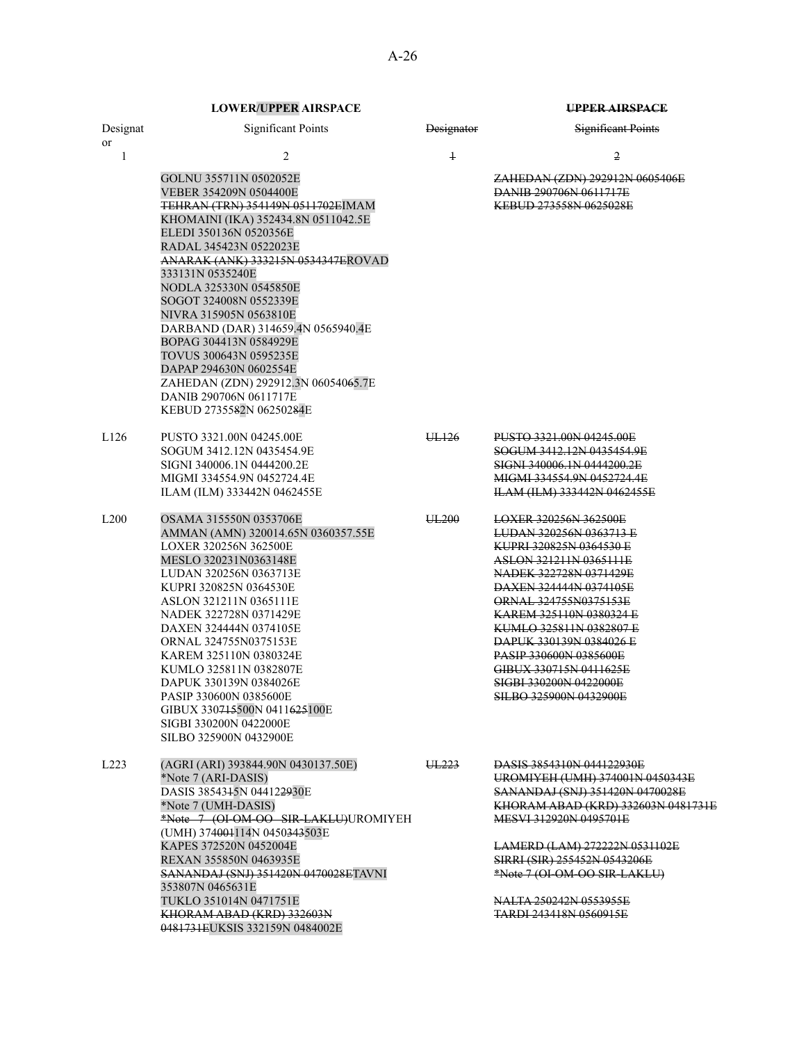| LOWER/UPPER AIRSPACE | | ~~UPPER AIRSPACE~~ | |
|---|---|---|---|
| Designator | Significant Points | ~~Designator~~ | ~~Significant Points~~ |
| 1 | 2 | ~~1~~ | ~~2~~ |
| | GOLNU 355711N 0502052E<br>VEBER 354209N 0504400E<br>~~TEHRAN (TRN) 354149N 0511702E~~IMAM KHOMAINI (IKA) 352434.8N 0511042.5E<br>ELEDI 350136N 0520356E<br>RADAL 345423N 0522023E<br>~~ANARAK (ANK) 333215N 0534347E~~ROVAD 333131N 0535240E<br>NODLA 325330N 0545850E<br>SOGOT 324008N 0552339E<br>NIVRA 315905N 0563810E<br>DARBAND (DAR) 314659.4N 0565940.4E<br>BOPAG 304413N 0584929E<br>TOVUS 300643N 0595235E<br>DAPAP 294630N 0602554E<br>ZAHEDAN (ZDN) 292912.3N 060540~~6~~5.7E<br>DANIB 290706N 0611717E<br>KEBUD 27355~~8~~2N 062502~~8~~4E | | ~~ZAHEDAN (ZDN) 292912N 0605406E~~<br>~~DANIB 290706N 0611717E~~<br>~~KEBUD 273558N 0625028E~~ |
| L126 | PUSTO 3321.00N 04245.00E<br>SOGUM 3412.12N 0435454.9E<br>SIGNI 340006.1N 0444200.2E<br>MIGMI 334554.9N 0452724.4E<br>ILAM (ILM) 333442N 0462455E | ~~UL126~~ | ~~PUSTO 3321.00N 04245.00E~~<br>~~SOGUM 3412.12N 0435454.9E~~<br>~~SIGNI 340006.1N 0444200.2E~~<br>~~MIGMI 334554.9N 0452724.4E~~<br>~~ILAM (ILM) 333442N 0462455E~~ |
| L200 | OSAMA 315550N 0353706E<br>AMMAN (AMN) 320014.65N 0360357.55E<br>LOXER 320256N 362500E<br>MESLO 320231N0363148E<br>LUDAN 320256N 0363713E<br>KUPRI 320825N 0364530E<br>ASLON 321211N 0365111E<br>NADEK 322728N 0371429E<br>DAXEN 324444N 0374105E<br>ORNAL 324755N0375153E<br>KAREM 325110N 0380324E<br>KUMLO 325811N 0382807E<br>DAPUK 330139N 0384026E<br>PASIP 330600N 0385600E<br>GIBUX 330~~715~~500N 0411~~625~~100E<br>SIGBI 330200N 0422000E<br>SILBO 325900N 0432900E | ~~UL200~~ | ~~LOXER 320256N 362500E~~<br>~~LUDAN 320256N 0363713 E~~<br>~~KUPRI 320825N 0364530 E~~<br>~~ASLON 321211N 0365111E~~<br>~~NADEK 322728N 0371429E~~<br>~~DAXEN 324444N 0374105E~~<br>~~ORNAL 324755N0375153E~~<br>~~KAREM 325110N 0380324 E~~<br>~~KUMLO 325811N 0382807 E~~<br>~~DAPUK 330139N 0384026 E~~<br>~~PASIP 330600N 0385600E~~<br>~~GIBUX 330715N 0411625E~~<br>~~SIGBI 330200N 0422000E~~<br>~~SILBO 325900N 0432900E~~ |
| L223 | (AGRI (ARI) 393844.90N 0430137.50E)<br>*Note 7 (ARI-DASIS)<br>DASIS 38543~~15~~N 04412~~29~~30E<br>*Note 7 (UMH-DASIS)<br>~~*Note 7 (OI-OM-OO SIR-LAKLU)~~UROMIYEH (UMH) 374~~001~~114N 0450~~343~~503E<br>KAPES 372520N 0452004E<br>REXAN 355850N 0463935E<br>~~SANANDAJ (SNJ) 351420N 0470028E~~TAVNI 353807N 0465631E<br>TUKLO 351014N 0471751E<br>~~KHORAM ABAD (KRD) 332603N 0481731E~~UKSIS 332159N 0484002E | ~~UL223~~ | ~~DASIS 3854310N 044122930E~~<br>~~UROMIYEH (UMH) 374001N 0450343E~~<br>~~SANANDAJ (SNJ) 351420N 0470028E~~<br>~~KHORAM ABAD (KRD) 332603N 0481731E~~<br>~~MESVI 312920N 0495701E~~<br><br>~~LAMERD (LAM) 272222N 0531102E~~<br>~~SIRRI (SIR) 255452N 0543206E~~<br>~~*Note 7 (OI-OM-OO SIR-LAKLU)~~<br><br>~~NALTA 250242N 0553955E~~<br>~~TARDI 243418N 0560915E~~ |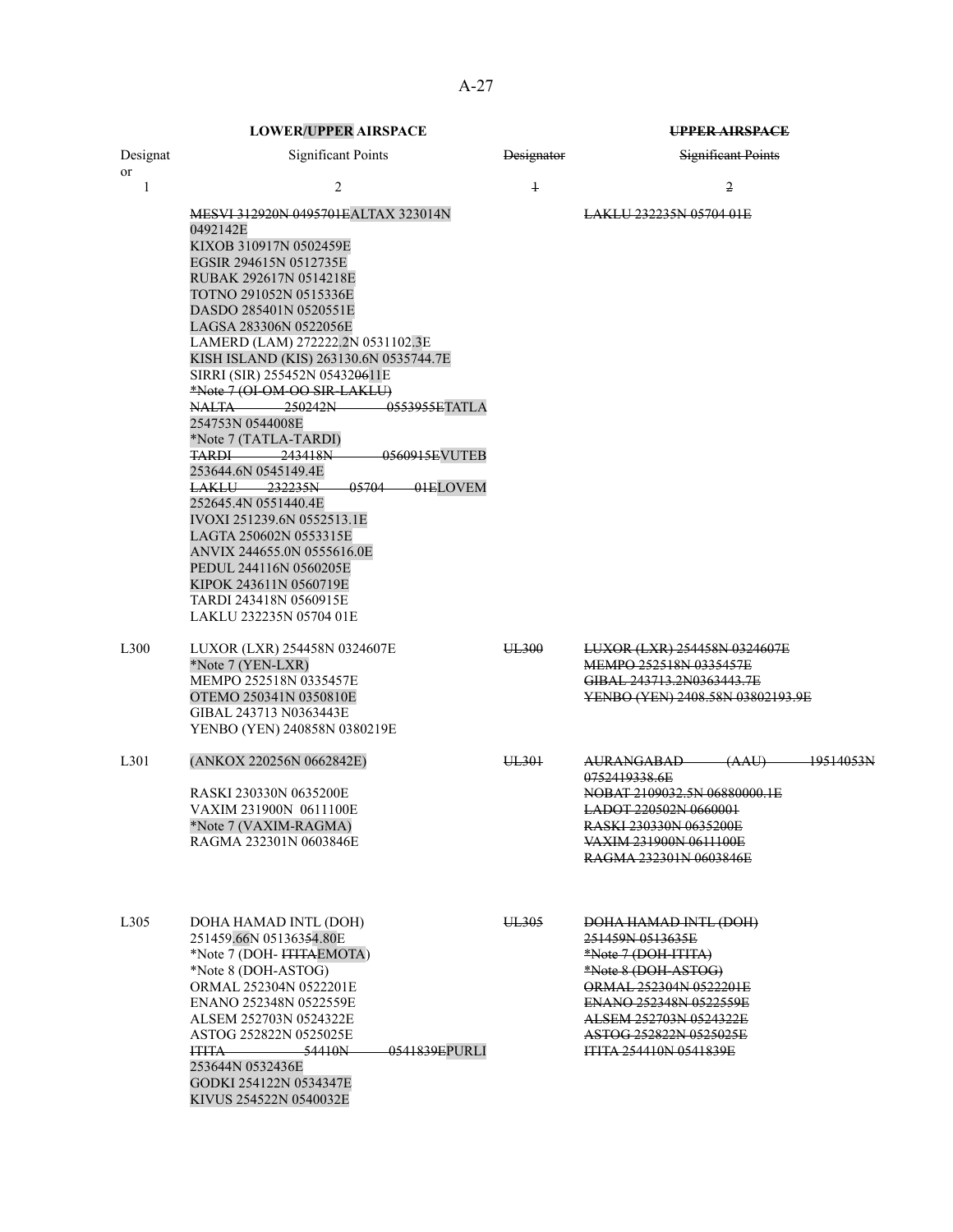| LOWER/UPPER AIRSPACE | | ~~UPPER AIRSPACE~~ | |
|---|---|---|---|
| Designator | Significant Points | ~~Designator~~ | ~~Significant Points~~ |
| 1 | 2 | ~~1~~ | ~~2~~ |
| | ~~MESVI 312920N 0495701E~~ALTAX 323014N 0492142E<br>KIXOB 310917N 0502459E<br>EGSIR 294615N 0512735E<br>RUBAK 292617N 0514218E<br>TOTNO 291052N 0515336E<br>DASDO 285401N 0520551E<br>LAGSA 283306N 0522056E<br>LAMERD (LAM) 272222.2N 0531102.3E<br>KISH ISLAND (KIS) 263130.6N 0535744.7E<br>SIRRI (SIR) 255452N 054320611E<br>~~*Note 7 (OI-OM-OO SIR-LAKLU)~~<br>~~NALTA 250242N 0553955E~~TATLA 254753N 0544008E<br>*Note 7 (TATLA-TARDI)<br>~~TARDI 243418N 0560915E~~VUTEB 253644.6N 0545149.4E<br>~~LAKLU 232235N 05704 01E~~LOVEM 252645.4N 0551440.4E<br>IVOXI 251239.6N 0552513.1E<br>LAGTA 250602N 0553315E<br>ANVIX 244655.0N 0555616.0E<br>PEDUL 244116N 0560205E<br>KIPOK 243611N 0560719E<br>TARDI 243418N 0560915E<br>LAKLU 232235N 05704 01E | | ~~LAKLU 232235N 05704 01E~~ |
| L300 | LUXOR (LXR) 254458N 0324607E<br>*Note 7 (YEN-LXR)<br>MEMPO 252518N 0335457E<br>OTEMO 250341N 0350810E<br>GIBAL 243713 N0363443E<br>YENBO (YEN) 240858N 0380219E | ~~UL300~~ | ~~LUXOR (LXR) 254458N 0324607E~~<br>~~MEMPO 252518N 0335457E~~<br>~~GIBAL 243713.2N0363443.7E~~<br>~~YENBO (YEN) 2408.58N 03802193.9E~~ |
| L301 | (ANKOX 220256N 0662842E)<br><br>RASKI 230330N 0635200E<br>VAXIM 231900N 0611100E<br>*Note 7 (VAXIM-RAGMA)<br>RAGMA 232301N 0603846E | ~~UL301~~ | ~~AURANGABAD (AAU) 19514053N 0752419338.6E~~<br>~~NOBAT 2109032.5N 06880000.1E~~<br>~~LADOT 220502N 0660001~~<br>~~RASKI 230330N 0635200E~~<br>~~VAXIM 231900N 0611100E~~<br>~~RAGMA 232301N 0603846E~~ |
| L305 | DOHA HAMAD INTL (DOH)<br>251459.66N 0513635.80E<br>*Note 7 (DOH- ~~ITITA~~EMOTA)<br>*Note 8 (DOH-ASTOG)<br>ORMAL 252304N 0522201E<br>ENANO 252348N 0522559E<br>ALSEM 252703N 0524322E<br>ASTOG 252822N 0525025E<br>~~ITITA 54410N 0541839E~~PURLI 253644N 0532436E<br>GODKI 254122N 0534347E<br>KIVUS 254522N 0540032E | ~~UL305~~ | ~~DOHA HAMAD INTL (DOH)~~<br>~~251459N 0513635E~~<br>~~*Note 7 (DOH-ITITA)~~<br>~~*Note 8 (DOH-ASTOG)~~<br>~~ORMAL 252304N 0522201E~~<br>~~ENANO 252348N 0522559E~~<br>~~ALSEM 252703N 0524322E~~<br>~~ASTOG 252822N 0525025E~~<br>~~ITITA 254410N 0541839E~~ |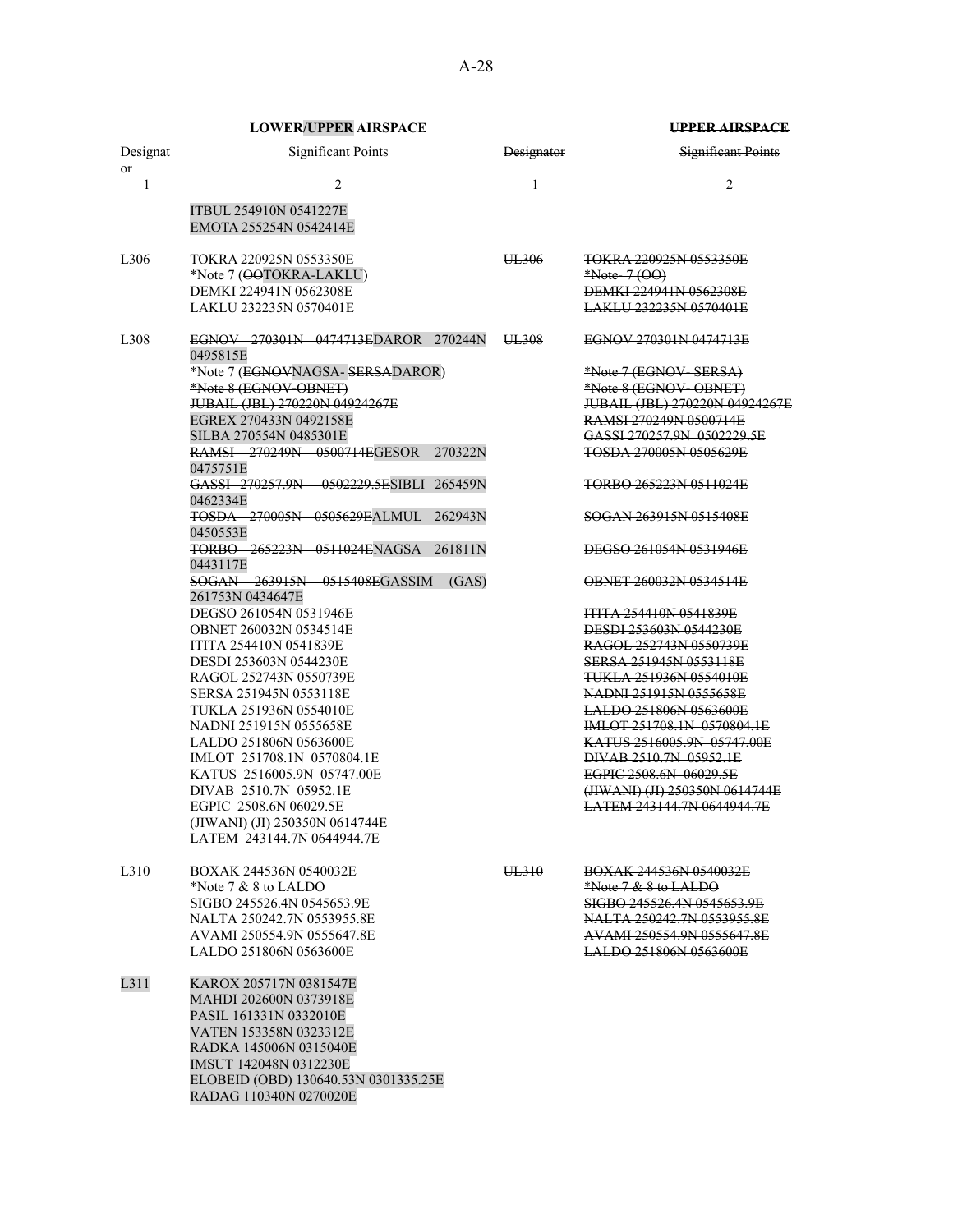| **LOWER/UPPER AIRSPACE** | | **UPPER AIRSPACE** | |
|---|---|---|---|
| Designator | Significant Points | Designator | Significant Points |
| 1 | 2 | 1 | 2 |
| | ITBUL 254910N 0541227E<br>EMOTA 255254N 0542414E | | |
| L306 | TOKRA 220925N 0553350E<br>*Note 7 (OOTOKRA-LAKLU)<br>DEMKI 224941N 0562308E<br>LAKLU 232235N 0570401E | UL306 | TOKRA 220925N 0553350E<br>*Note 7 (OO)<br>DEMKI 224941N 0562308E<br>LAKLU 232235N 0570401E |
| L308 | EGNOV 270301N 0474713EDAROR 270244N 0495815E<br>*Note 7 (EGNOVNAGSA- SERSADAROR)<br>*Note 8 (EGNOV-OBNET)<br>JUBAIL (JBL) 270220N 04924267E<br>EGREX 270433N 0492158E<br>SILBA 270554N 0485301E<br>RAMSI 270249N 0500714EGESOR 270322N 0475751E<br>GASSI 270257.9N 0502229.5ESIBLI 265459N 0462334E<br>TOSDA 270005N 0505629EALMUL 262943N 0450553E<br>TORBO 265223N 0511024ENAGSA 261811N 0443117E<br>SOGAN 263915N 0515408EGASSIM (GAS) 261753N 0434647E<br>DEGSO 261054N 0531946E<br>OBNET 260032N 0534514E<br>ITITA 254410N 0541839E<br>DESDI 253603N 0544230E<br>RAGOL 252743N 0550739E<br>SERSA 251945N 0553118E<br>TUKLA 251936N 0554010E<br>NADNI 251915N 0555658E<br>LALDO 251806N 0563600E<br>IMLOT 251708.1N 0570804.1E<br>KATUS 2516005.9N 05747.00E<br>DIVAB 2510.7N 05952.1E<br>EGPIC 2508.6N 06029.5E<br>(JIWANI) (JI) 250350N 0614744E<br>LATEM 243144.7N 0644944.7E | UL308 | EGNOV 270301N 0474713E<br>*Note 7 (EGNOV- SERSA)<br>*Note 8 (EGNOV- OBNET)<br>JUBAIL (JBL) 270220N 04924267E<br>RAMSI 270249N 0500714E<br>GASSI 270257.9N 0502229.5E<br>TOSDA 270005N 0505629E<br>TORBO 265223N 0511024E<br>SOGAN 263915N 0515408E<br>DEGSO 261054N 0531946E<br>OBNET 260032N 0534514E<br>ITITA 254410N 0541839E<br>DESDI 253603N 0544230E<br>RAGOL 252743N 0550739E<br>SERSA 251945N 0553118E<br>TUKLA 251936N 0554010E<br>NADNI 251915N 0555658E<br>LALDO 251806N 0563600E<br>IMLOT 251708.1N 0570804.1E<br>KATUS 2516005.9N 05747.00E<br>DIVAB 2510.7N 05952.1E<br>EGPIC 2508.6N 06029.5E<br>(JIWANI) (JI) 250350N 0614744E<br>LATEM 243144.7N 0644944.7E |
| L310 | BOXAK 244536N 0540032E<br>*Note 7 & 8 to LALDO<br>SIGBO 245526.4N 0545653.9E<br>NALTA 250242.7N 0553955.8E<br>AVAMI 250554.9N 0555647.8E<br>LALDO 251806N 0563600E | UL310 | BOXAK 244536N 0540032E<br>*Note 7 & 8 to LALDO<br>SIGBO 245526.4N 0545653.9E<br>NALTA 250242.7N 0553955.8E<br>AVAMI 250554.9N 0555647.8E<br>LALDO 251806N 0563600E |
| L311 | KAROX 205717N 0381547E<br>MAHDI 202600N 0373918E<br>PASIL 161331N 0332010E<br>VATEN 153358N 0323312E<br>RADKA 145006N 0315040E<br>IMSUT 142048N 0312230E<br>ELOBEID (OBD) 130640.53N 0301335.25E<br>RADAG 110340N 0270020E | | |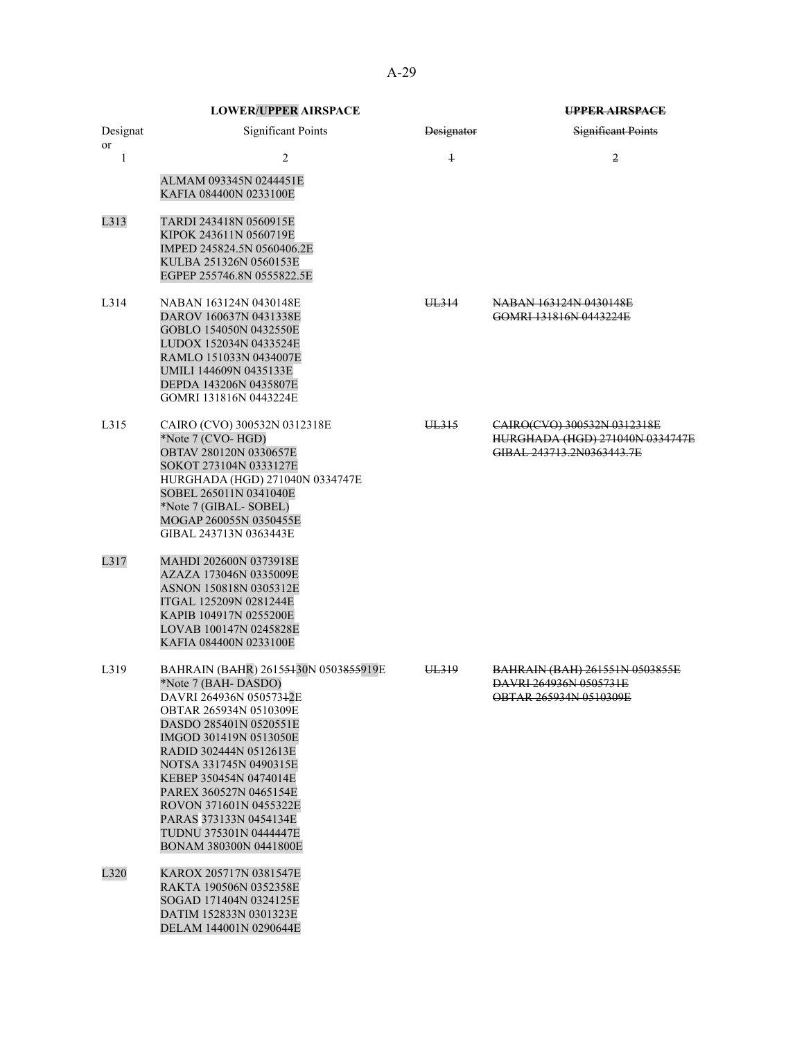| LOWER/UPPER AIRSPACE | | UPPER AIRSPACE | |
|---|---|---|---|
| Designator | Significant Points | Designator | Significant Points |
| 1 | 2 | 1 | 2 |
| | ALMAM 093345N 0244451E<br>KAFIA 084400N 0233100E | | |
| L313 | TARDI 243418N 0560915E<br>KIPOK 243611N 0560719E<br>IMPED 245824.5N 0560406.2E<br>KULBA 251326N 0560153E<br>EGPEP 255746.8N 0555822.5E | | |
| L314 | NABAN 163124N 0430148E<br>DAROV 160637N 0431338E<br>GOBLO 154050N 0432550E<br>LUDOX 152034N 0433524E<br>RAMLO 151033N 0434007E<br>UMILI 144609N 0435133E<br>DEPDA 143206N 0435807E<br>GOMRI 131816N 0443224E | UL314 | NABAN 163124N 0430148E<br>GOMRI 131816N 0443224E |
| L315 | CAIRO (CVO) 300532N 0312318E<br>*Note 7 (CVO- HGD)<br>OBTAV 280120N 0330657E<br>SOKOT 273104N 0333127E<br>HURGHADA (HGD) 271040N 0334747E<br>SOBEL 265011N 0341040E<br>*Note 7 (GIBAL- SOBEL)<br>MOGAP 260055N 0350455E<br>GIBAL 243713N 0363443E | UL315 | CAIRO(CVO) 300532N 0312318E<br>HURGHADA (HGD) 271040N 0334747E<br>GIBAL 243713.2N0363443.7E |
| L317 | MAHDI 202600N 0373918E<br>AZAZA 173046N 0335009E<br>ASNON 150818N 0305312E<br>ITGAL 125209N 0281244E<br>KAPIB 104917N 0255200E<br>LOVAB 100147N 0245828E<br>KAFIA 084400N 0233100E | | |
| L319 | BAHRAIN (BAHR) 2615~~51~~30N 0503~~855~~919E<br>*Note 7 (BAH- DASDO)<br>DAVRI 264936N 050573~~1~~2E<br>OBTAR 265934N 0510309E<br>DASDO 285401N 0520551E<br>IMGOD 301419N 0513050E<br>RADID 302444N 0512613E<br>NOTSA 331745N 0490315E<br>KEBEP 350454N 0474014E<br>PAREX 360527N 0465154E<br>ROVON 371601N 0455322E<br>PARAS 373133N 0454134E<br>TUDNU 375301N 0444447E<br>BONAM 380300N 0441800E | UL319 | BAHRAIN (BAH) 261551N 0503855E<br>DAVRI 264936N 0505731E<br>OBTAR 265934N 0510309E |
| L320 | KAROX 205717N 0381547E<br>RAKTA 190506N 0352358E<br>SOGAD 171404N 0324125E<br>DATIM 152833N 0301323E<br>DELAM 144001N 0290644E | | |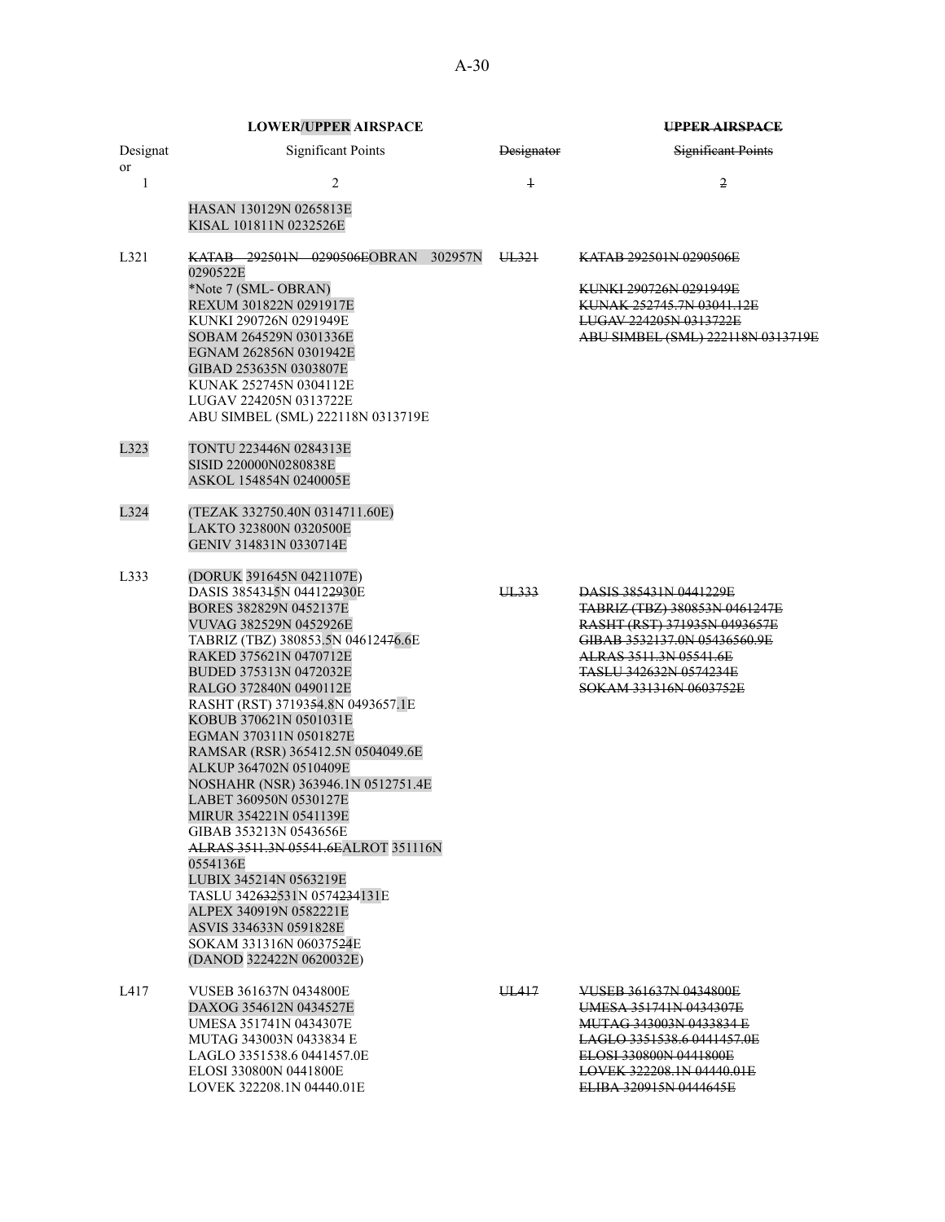| LOWER/UPPER AIRSPACE | | ~~UPPER AIRSPACE~~ | |
|---|---|---|---|
| Designator | Significant Points | ~~Designator~~ | ~~Significant Points~~ |
| 1 | 2 | ~~1~~ | ~~2~~ |
| | HASAN 130129N 0265813E<br>KISAL 101811N 0232526E | | |
| L321 | ~~KATAB 292501N 0290506E~~OBRAN 302957N 0290522E<br>*Note 7 (SML- OBRAN)<br>REXUM 301822N 0291917E<br>KUNKI 290726N 0291949E<br>SOBAM 264529N 0301336E<br>EGNAM 262856N 0301942E<br>GIBAD 253635N 0303807E<br>KUNAK 252745N 0304112E<br>LUGAV 224205N 0313722E<br>ABU SIMBEL (SML) 222118N 0313719E | ~~UL321~~ | ~~KATAB 292501N 0290506E~~<br>~~KUNKI 290726N 0291949E~~<br>~~KUNAK 252745.7N 03041.12E~~<br>~~LUGAV 224205N 0313722E~~<br>~~ABU SIMBEL (SML) 222118N 0313719E~~ |
| L323 | TONTU 223446N 0284313E<br>SISID 220000N0280838E<br>ASKOL 154854N 0240005E | | |
| L324 | (TEZAK 332750.40N 0314711.60E)<br>LAKTO 323800N 0320500E<br>GENIV 314831N 0330714E | | |
| L333 | (DORUK 391645N 0421107E)<br>DASIS 3854~~31~~5N 04412~~29~~30E<br>BORES 382829N 0452137E<br>VUVAG 382529N 0452926E<br>TABRIZ (TBZ) 380853.5N 046124~~7~~6.6E<br>RAKED 375621N 0470712E<br>BUDED 375313N 0472032E<br>RALGO 372840N 0490112E<br>RASHT (RST) 37193~~5~~4.8N 0493657.1E<br>KOBUB 370621N 0501031E<br>EGMAN 370311N 0501827E<br>RAMSAR (RSR) 365412.5N 0504049.6E<br>ALKUP 364702N 0510409E<br>NOSHAHR (NSR) 363946.1N 0512751.4E<br>LABET 360950N 0530127E<br>MIRUR 354221N 0541139E<br>GIBAB 353213N 0543656E<br>~~ALRAS 3511.3N 05541.6E~~ALROT 351116N 0554136E<br>LUBIX 345214N 0563219E<br>TASLU 342~~632~~531N 0574~~234~~131E<br>ALPEX 340919N 0582221E<br>ASVIS 334633N 0591828E<br>SOKAM 331316N 06037~~52~~4E<br>(DANOD 322422N 0620032E) | ~~UL333~~ | ~~DASIS 385431N 0441229E~~<br>~~TABRIZ (TBZ) 380853N 0461247E~~<br>~~RASHT (RST) 371935N 0493657E~~<br>~~GIBAB 3532137.0N 05436560.9E~~<br>~~ALRAS 3511.3N 05541.6E~~<br>~~TASLU 342632N 0574234E~~<br>~~SOKAM 331316N 0603752E~~ |
| L417 | VUSEB 361637N 0434800E<br>DAXOG 354612N 0434527E<br>UMESA 351741N 0434307E<br>MUTAG 343003N 0433834 E<br>LAGLO 3351538.6 0441457.0E<br>ELOSI 330800N 0441800E<br>LOVEK 322208.1N 04440.01E | ~~UL417~~ | ~~VUSEB 361637N 0434800E~~<br>~~UMESA 351741N 0434307E~~<br>~~MUTAG 343003N 0433834 E~~<br>~~LAGLO 3351538.6 0441457.0E~~<br>~~ELOSI 330800N 0441800E~~<br>~~LOVEK 322208.1N 04440.01E~~<br>~~ELIBA 320915N 0444645E~~ |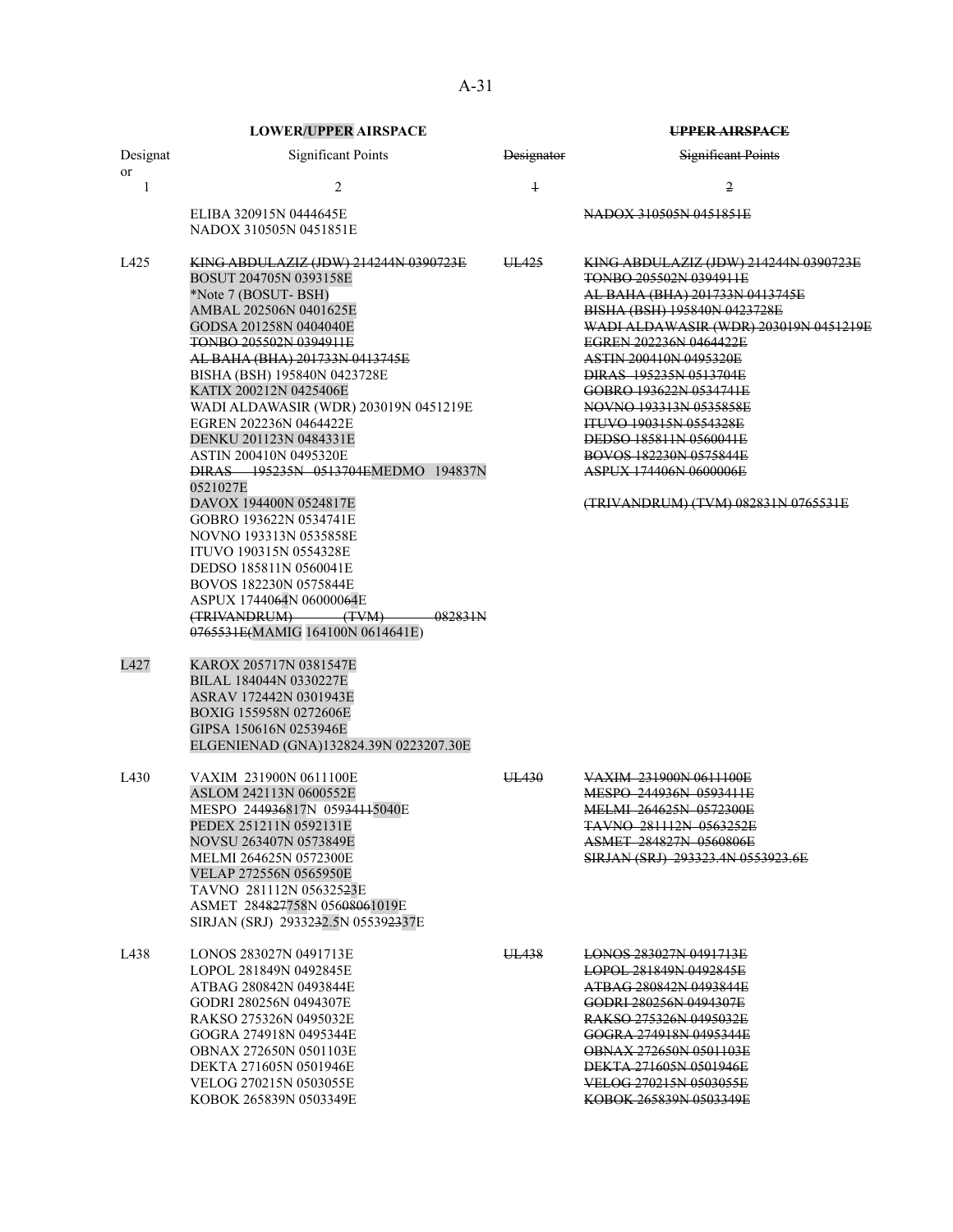| LOWER/UPPER AIRSPACE | | ~~UPPER AIRSPACE~~ | |
|---|---|---|---|
| Designator | Significant Points | ~~Designator~~ | ~~Significant Points~~ |
| 1 | 2 | ~~1~~ | ~~2~~ |
| | ELIBA 320915N 0444645E<br>NADOX 310505N 0451851E | | ~~NADOX 310505N 0451851E~~ |
| L425 | ~~KING ABDULAZIZ (JDW) 214244N 0390723E~~<br>BOSUT 204705N 0393158E<br>*Note 7 (BOSUT- BSH)<br>AMBAL 202506N 0401625E<br>GODSA 201258N 0404040E<br>~~TONBO 205502N 0394911E~~<br>~~AL BAHA (BHA) 201733N 0413745E~~<br>BISHA (BSH) 195840N 0423728E<br>KATIX 200212N 0425406E<br>WADI ALDAWASIR (WDR) 203019N 0451219E<br>EGREN 202236N 0464422E<br>DENKU 201123N 0484331E<br>ASTIN 200410N 0495320E<br>~~DIRAS 195235N 0513704E~~MEDMO 194837N 0521027E<br>DAVOX 194400N 0524817E<br>GOBRO 193622N 0534741E<br>NOVNO 193313N 0535858E<br>ITUVO 190315N 0554328E<br>DEDSO 185811N 0560041E<br>BOVOS 182230N 0575844E<br>ASPUX 1744064N 06000064E<br>~~(TRIVANDRUM) (TVM) 082831N 0765531E~~(MAMIG 164100N 0614641E) | ~~UL425~~ | ~~KING ABDULAZIZ (JDW) 214244N 0390723E~~<br>~~TONBO 205502N 0394911E~~<br>~~AL BAHA (BHA) 201733N 0413745E~~<br>~~BISHA (BSH) 195840N 0423728E~~<br>~~WADI ALDAWASIR (WDR) 203019N 0451219E~~<br>~~EGREN 202236N 0464422E~~<br>~~ASTIN 200410N 0495320E~~<br>~~DIRAS 195235N 0513704E~~<br>~~GOBRO 193622N 0534741E~~<br>~~NOVNO 193313N 0535858E~~<br>~~ITUVO 190315N 0554328E~~<br>~~DEDSO 185811N 0560041E~~<br>~~BOVOS 182230N 0575844E~~<br>~~ASPUX 174406N 0600006E~~<br><br>~~(TRIVANDRUM) (TVM) 082831N 0765531E~~ |
| L427 | KAROX 205717N 0381547E<br>BILAL 184044N 0330227E<br>ASRAV 172442N 0301943E<br>BOXIG 155958N 0272606E<br>GIPSA 150616N 0253946E<br>ELGENIENAD (GNA)132824.39N 0223207.30E | | |
| L430 | VAXIM 231900N 0611100E<br>ASLOM 242113N 0600552E<br>MESPO 244~~936~~817N 059~~3411~~5040E<br>PEDEX 251211N 0592131E<br>NOVSU 263407N 0573849E<br>MELMI 264625N 0572300E<br>VELAP 272556N 0565950E<br>TAVNO 281112N 05632523E<br>ASMET 284~~827~~758N 056~~0806~~1019E<br>SIRJAN (SRJ) 29332~~3~~2.5N 05539~~23~~37E | ~~UL430~~ | ~~VAXIM 231900N 0611100E~~<br>~~MESPO 244936N 0593411E~~<br>~~MELMI 264625N 0572300E~~<br>~~TAVNO 281112N 0563252E~~<br>~~ASMET 284827N 0560806E~~<br>~~SIRJAN (SRJ) 293323.4N 0553923.6E~~ |
| L438 | LONOS 283027N 0491713E<br>LOPOL 281849N 0492845E<br>ATBAG 280842N 0493844E<br>GODRI 280256N 0494307E<br>RAKSO 275326N 0495032E<br>GOGRA 274918N 0495344E<br>OBNAX 272650N 0501103E<br>DEKTA 271605N 0501946E<br>VELOG 270215N 0503055E<br>KOBOK 265839N 0503349E | ~~UL438~~ | ~~LONOS 283027N 0491713E~~<br>~~LOPOL 281849N 0492845E~~<br>~~ATBAG 280842N 0493844E~~<br>~~GODRI 280256N 0494307E~~<br>~~RAKSO 275326N 0495032E~~<br>~~GOGRA 274918N 0495344E~~<br>~~OBNAX 272650N 0501103E~~<br>~~DEKTA 271605N 0501946E~~<br>~~VELOG 270215N 0503055E~~<br>~~KOBOK 265839N 0503349E~~ |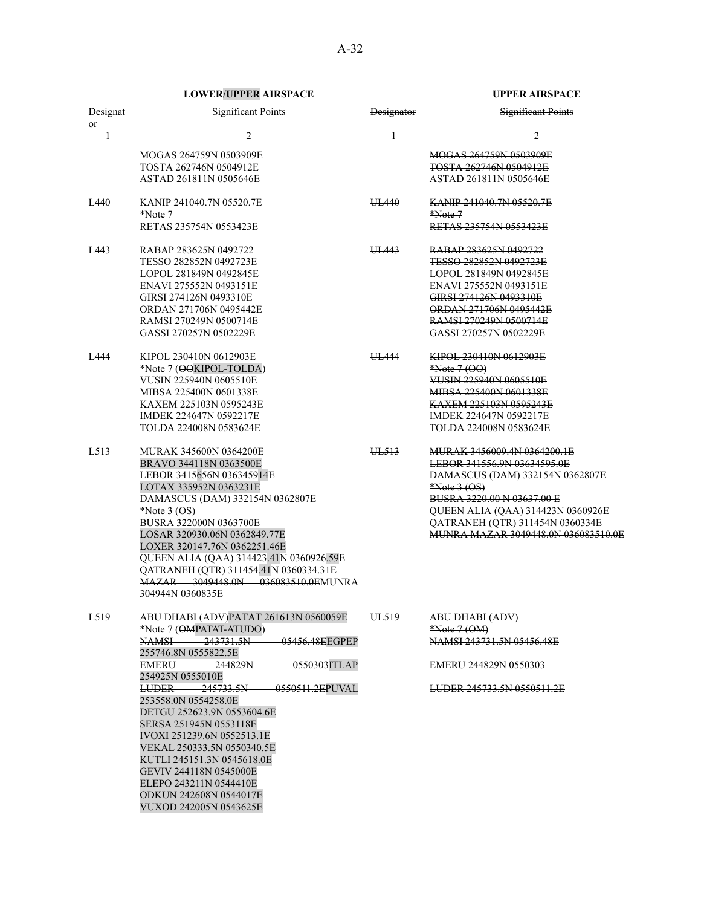| LOWER/UPPER AIRSPACE | | ~~UPPER AIRSPACE~~ | |
|---|---|---|---|
| Designator | Significant Points | ~~Designator~~ | ~~Significant Points~~ |
| 1 | 2 | ~~1~~ | ~~2~~ |
| | MOGAS 264759N 0503909E<br>TOSTA 262746N 0504912E<br>ASTAD 261811N 0505646E | | ~~MOGAS 264759N 0503909E~~<br>~~TOSTA 262746N 0504912E~~<br>~~ASTAD 261811N 0505646E~~ |
| L440 | KANIP 241040.7N 05520.7E<br>*Note 7<br>RETAS 235754N 0553423E | ~~UL440~~ | ~~KANIP 241040.7N 05520.7E~~<br>~~*Note 7~~<br>~~RETAS 235754N 0553423E~~ |
| L443 | RABAP 283625N 0492722<br>TESSO 282852N 0492723E<br>LOPOL 281849N 0492845E<br>ENAVI 275552N 0493151E<br>GIRSI 274126N 0493310E<br>ORDAN 271706N 0495442E<br>RAMSI 270249N 0500714E<br>GASSI 270257N 0502229E | ~~UL443~~ | ~~RABAP 283625N 0492722~~<br>~~TESSO 282852N 0492723E~~<br>~~LOPOL 281849N 0492845E~~<br>~~ENAVI 275552N 0493151E~~<br>~~GIRSI 274126N 0493310E~~<br>~~ORDAN 271706N 0495442E~~<br>~~RAMSI 270249N 0500714E~~<br>~~GASSI 270257N 0502229E~~ |
| L444 | KIPOL 230410N 0612903E<br>*Note 7 (~~OO~~KIPOL-TOLDA)<br>VUSIN 225940N 0605510E<br>MIBSA 225400N 0601338E<br>KAXEM 225103N 0595243E<br>IMDEK 224647N 0592217E<br>TOLDA 224008N 0583624E | ~~UL444~~ | ~~KIPOL 230410N 0612903E~~<br>~~*Note 7 (OO)~~<br>~~VUSIN 225940N 0605510E~~<br>~~MIBSA 225400N 0601338E~~<br>~~KAXEM 225103N 0595243E~~<br>~~IMDEK 224647N 0592217E~~<br>~~TOLDA 224008N 0583624E~~ |
| L513 | MURAK 345600N 0364200E<br>BRAVO 344118N 0363500E<br>LEBOR 3415656N 036345914E<br>LOTAX 335952N 0363231E<br>DAMASCUS (DAM) 332154N 0362807E<br>*Note 3 (OS)<br>BUSRA 322000N 0363700E<br>LOSAR 320930.06N 0362849.77E<br>LOXER 320147.76N 0362251.46E<br>QUEEN ALIA (QAA) 314423.41N 0360926.59E<br>QATRANEH (QTR) 311454.41N 0360334.31E<br>~~MAZAR 3049448.0N 036083510.0E~~MUNRA 304944N 0360835E | ~~UL513~~ | ~~MURAK 3456009.4N 0364200.1E~~<br>~~LEBOR 341556.9N 03634595.0E~~<br>~~DAMASCUS (DAM) 332154N 0362807E~~<br>~~*Note 3 (OS)~~<br>~~BUSRA 3220.00 N 03637.00 E~~<br>~~QUEEN ALIA (QAA) 314423N 0360926E~~<br>~~QATRANEH (QTR) 311454N 0360334E~~<br>~~MUNRA MAZAR 3049448.0N 036083510.0E~~ |
| L519 | ~~ABU DHABI (ADV)~~PATAT 261613N 0560059E<br>*Note 7 (~~OM~~PATAT-ATUDO)<br>~~NAMSI 243731.5N 05456.48E~~EGPEP 255746.8N 0555822.5E<br>~~EMERU 244829N 0550303~~ITLAP 254925N 0555010E<br>~~LUDER 245733.5N 0550511.2E~~PUVAL 253558.0N 0554258.0E<br>DETGU 252623.9N 0553604.6E<br>SERSA 251945N 0553118E<br>IVOXI 251239.6N 0552513.1E<br>VEKAL 250333.5N 0550340.5E<br>KUTLI 245151.3N 0545618.0E<br>GEVIV 244118N 0545000E<br>ELEPO 243211N 0544410E<br>ODKUN 242608N 0544017E<br>VUXOD 242005N 0543625E | ~~UL519~~ | ~~ABU DHABI (ADV)~~<br>~~*Note 7 (OM)~~<br>~~NAMSI 243731.5N 05456.48E~~<br>~~EMERU 244829N 0550303~~<br>~~LUDER 245733.5N 0550511.2E~~ |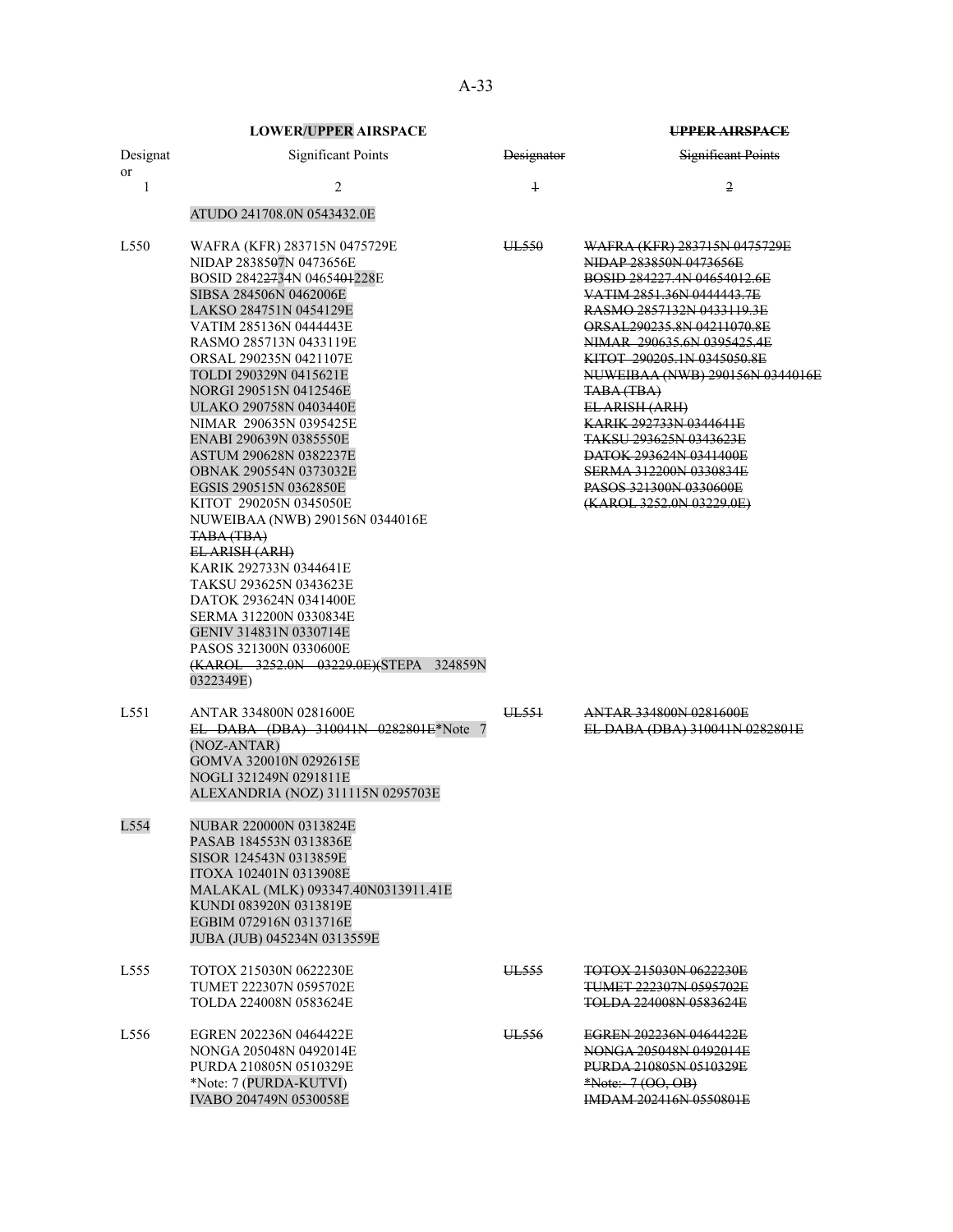| LOWER/UPPER AIRSPACE | | UPPER AIRSPACE | |
|---|---|---|---|
| Designator | Significant Points | Designator | Significant Points |
| 1 | 2 | 1 | 2 |
| | ATUDO 241708.0N 0543432.0E | | |
| L550 | WAFRA (KFR) 283715N 0475729E<br>NIDAP 283850​7N 0473656E<br>BOSID 2842​2734N 0465​401​228E<br>SIBSA 284506N 0462006E<br>LAKSO 284751N 0454129E<br>VATIM 285136N 0444443E<br>RASMO 285713N 0433119E<br>ORSAL 290235N 0421107E<br>TOLDI 290329N 0415621E<br>NORGI 290515N 0412546E<br>ULAKO 290758N 0403440E<br>NIMAR 290635N 0395425E<br>ENABI 290639N 0385550E<br>ASTUM 290628N 0382237E<br>OBNAK 290554N 0373032E<br>EGSIS 290515N 0362850E<br>KITOT 290205N 0345050E<br>NUWEIBAA (NWB) 290156N 0344016E<br>TABA (TBA)<br>EL ARISH (ARH)<br>KARIK 292733N 0344641E<br>TAKSU 293625N 0343623E<br>DATOK 293624N 0341400E<br>SERMA 312200N 0330834E<br>GENIV 314831N 0330714E<br>PASOS 321300N 0330600E<br>(KAROL 3252.0N 03229.0E)(STEPA 324859N 0322349E) | UL550 | WAFRA (KFR) 283715N 0475729E<br>NIDAP 283850N 0473656E<br>BOSID 284227.4N 04654012.6E<br>VATIM 2851.36N 0444443.7E<br>RASMO 2857132N 0433119.3E<br>ORSAL290235.8N 04211070.8E<br>NIMAR 290635.6N 0395425.4E<br>KITOT 290205.1N 0345050.8E<br>NUWEIBAA (NWB) 290156N 0344016E<br>TABA (TBA)<br>EL ARISH (ARH)<br>KARIK 292733N 0344641E<br>TAKSU 293625N 0343623E<br>DATOK 293624N 0341400E<br>SERMA 312200N 0330834E<br>PASOS 321300N 0330600E<br>(KAROL 3252.0N 03229.0E) |
| L551 | ANTAR 334800N 0281600E<br>EL DABA (DBA) 310041N 0282801E*Note 7 (NOZ-ANTAR)<br>GOMVA 320010N 0292615E<br>NOGLI 321249N 0291811E<br>ALEXANDRIA (NOZ) 311115N 0295703E | UL551 | ANTAR 334800N 0281600E<br>EL DABA (DBA) 310041N 0282801E |
| L554 | NUBAR 220000N 0313824E<br>PASAB 184553N 0313836E<br>SISOR 124543N 0313859E<br>ITOXA 102401N 0313908E<br>MALAKAL (MLK) 093347.40N0313911.41E<br>KUNDI 083920N 0313819E<br>EGBIM 072916N 0313716E<br>JUBA (JUB) 045234N 0313559E | | |
| L555 | TOTOX 215030N 0622230E<br>TUMET 222307N 0595702E<br>TOLDA 224008N 0583624E | UL555 | TOTOX 215030N 0622230E<br>TUMET 222307N 0595702E<br>TOLDA 224008N 0583624E |
| L556 | EGREN 202236N 0464422E<br>NONGA 205048N 0492014E<br>PURDA 210805N 0510329E<br>*Note: 7 (PURDA-KUTVI)<br>IVABO 204749N 0530058E | UL556 | EGREN 202236N 0464422E<br>NONGA 205048N 0492014E<br>PURDA 210805N 0510329E<br>*Note: 7 (OO, OB)<br>IMDAM 202416N 0550801E |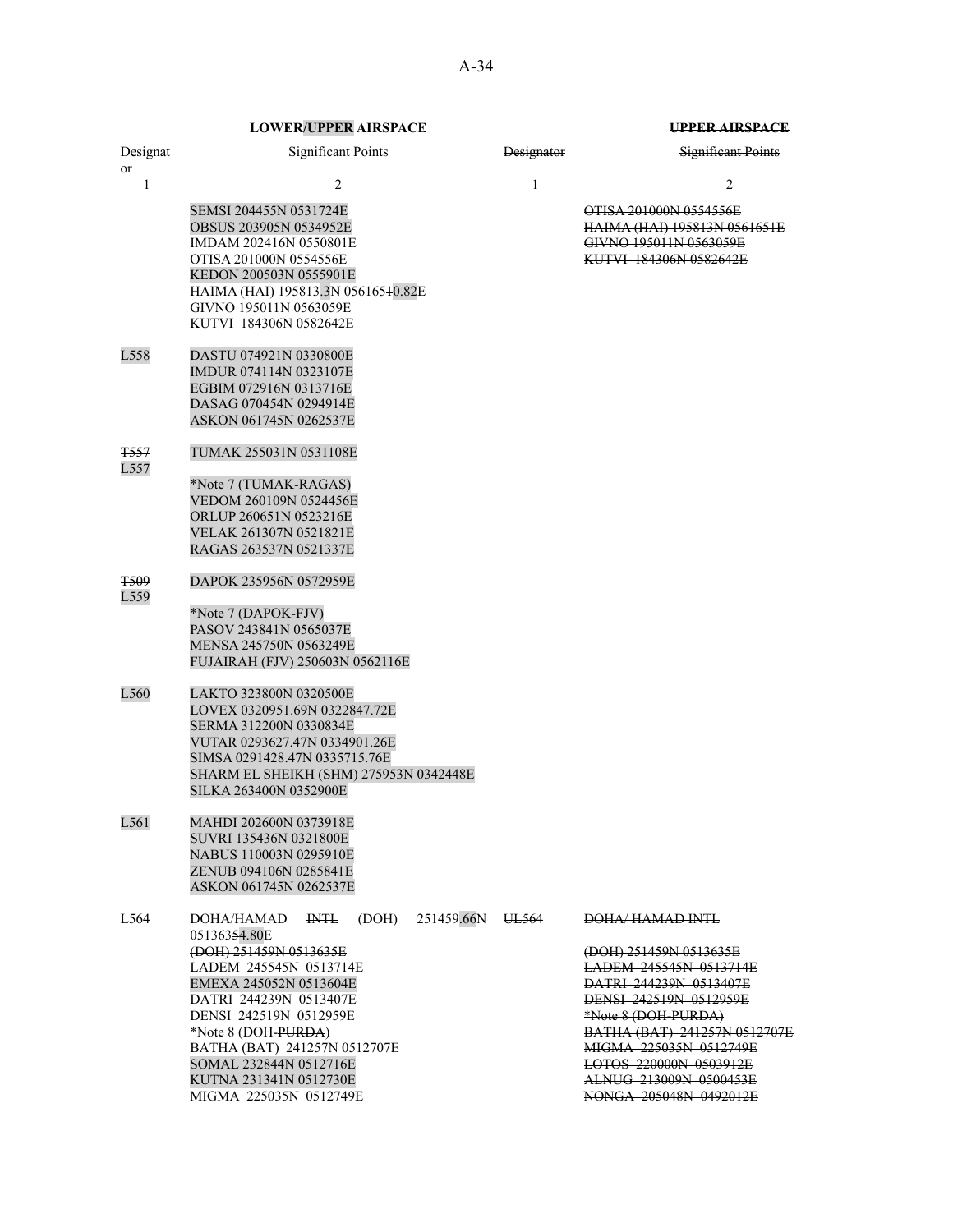| LOWER/UPPER AIRSPACE | | ~~UPPER AIRSPACE~~ | |
|---|---|---|---|
| Designator | Significant Points | ~~Designator~~ | ~~Significant Points~~ |
| 1 | 2 | ~~1~~ | ~~2~~ |
| | SEMSI 204455N 0531724E<br>OBSUS 203905N 0534952E<br>IMDAM 202416N 0550801E<br>OTISA 201000N 0554556E<br>KEDON 200503N 0555901E<br>HAIMA (HAI) 195813.3N 056165~~1~~0.82E<br>GIVNO 195011N 0563059E<br>KUTVI 184306N 0582642E | | ~~OTISA 201000N 0554556E~~<br>~~HAIMA (HAI) 195813N 0561651E~~<br>~~GIVNO 195011N 0563059E~~<br>~~KUTVI 184306N 0582642E~~ |
| L558 | DASTU 074921N 0330800E<br>IMDUR 074114N 0323107E<br>EGBIM 072916N 0313716E<br>DASAG 070454N 0294914E<br>ASKON 061745N 0262537E | | |
| ~~T557~~<br>L557 | TUMAK 255031N 0531108E<br><br>*Note 7 (TUMAK-RAGAS)<br>VEDOM 260109N 0524456E<br>ORLUP 260651N 0523216E<br>VELAK 261307N 0521821E<br>RAGAS 263537N 0521337E | | |
| ~~T509~~<br>L559 | DAPOK 235956N 0572959E<br><br>*Note 7 (DAPOK-FJV)<br>PASOV 243841N 0565037E<br>MENSA 245750N 0563249E<br>FUJAIRAH (FJV) 250603N 0562116E | | |
| L560 | LAKTO 323800N 0320500E<br>LOVEX 0320951.69N 0322847.72E<br>SERMA 312200N 0330834E<br>VUTAR 0293627.47N 0334901.26E<br>SIMSA 0291428.47N 0335715.76E<br>SHARM EL SHEIKH (SHM) 275953N 0342448E<br>SILKA 263400N 0352900E | | |
| L561 | MAHDI 202600N 0373918E<br>SUVRI 135436N 0321800E<br>NABUS 110003N 0295910E<br>ZENUB 094106N 0285841E<br>ASKON 061745N 0262537E | | |
| L564 | DOHA/HAMAD ~~INTL~~ (DOH) 251459.66N 05136354.80E<br>~~(DOH) 251459N 0513635E~~<br>LADEM 245545N 0513714E<br>EMEXA 245052N 0513604E<br>DATRI 244239N 0513407E<br>DENSI 242519N 0512959E<br>*Note 8 (DOH-~~PURDA~~)<br>BATHA (BAT) 241257N 0512707E<br>SOMAL 232844N 0512716E<br>KUTNA 231341N 0512730E<br>MIGMA 225035N 0512749E | ~~UL564~~ | ~~DOHA/ HAMAD INTL~~<br><br>~~(DOH) 251459N 0513635E~~<br>~~LADEM 245545N 0513714E~~<br>~~DATRI 244239N 0513407E~~<br>~~DENSI 242519N 0512959E~~<br>~~*Note 8 (DOH-PURDA)~~<br>~~BATHA (BAT) 241257N 0512707E~~<br>~~MIGMA 225035N 0512749E~~<br>~~LOTOS 220000N 0503912E~~<br>~~ALNUG 213009N 0500453E~~<br>~~NONGA 205048N 0492012E~~ |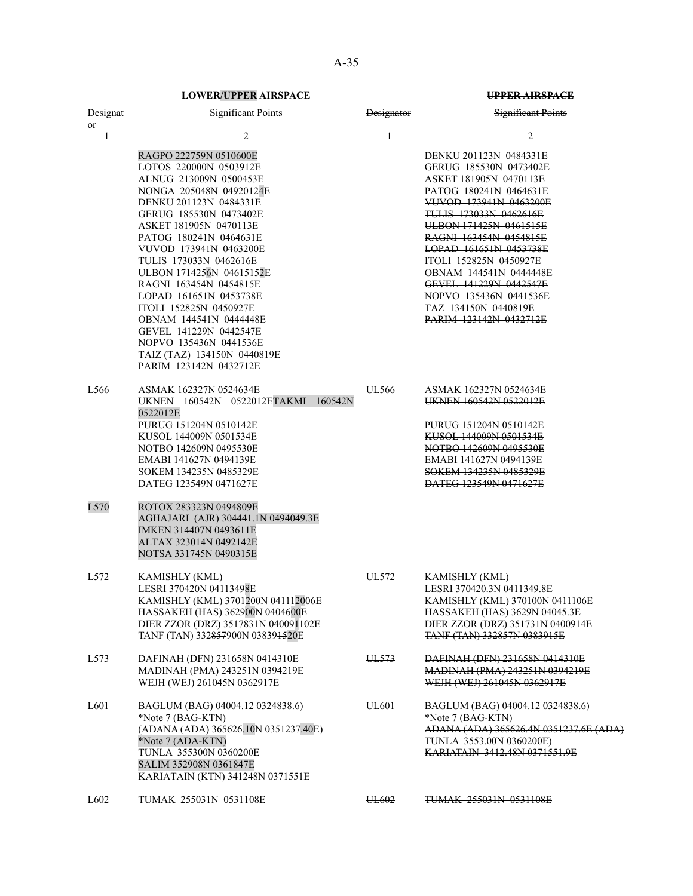| LOWER/UPPER AIRSPACE | | ~~UPPER AIRSPACE~~ | |
|---|---|---|---|
| Designator | Significant Points | ~~Designator~~ | ~~Significant Points~~ |
| 1 | 2 | ~~1~~ | ~~2~~ |
| | RAGPO 222759N 0510600E<br>LOTOS 220000N 0503912E<br>ALNUG 213009N 0500453E<br>NONGA 205048N 0492012​4E<br>DENKU 201123N 0484331E<br>GERUG 185530N 0473402E<br>ASKET 181905N 0470113E<br>PATOG 180241N 0464631E<br>VUVOD 173941N 0463200E<br>TULIS 173033N 0462616E<br>ULBON 1714256N 04615152E<br>RAGNI 163454N 0454815E<br>LOPAD 161651N 0453738E<br>ITOLI 152825N 0450927E<br>OBNAM 144541N 0444448E<br>GEVEL 141229N 0442547E<br>NOPVO 135436N 0441536E<br>TAIZ (TAZ) 134150N 0440819E<br>PARIM 123142N 0432712E | | ~~DENKU 201123N 0484331E~~<br>~~GERUG 185530N 0473402E~~<br>~~ASKET 181905N 0470113E~~<br>~~PATOG 180241N 0464631E~~<br>~~VUVOD 173941N 0463200E~~<br>~~TULIS 173033N 0462616E~~<br>~~ULBON 171425N 0461515E~~<br>~~RAGNI 163454N 0454815E~~<br>~~LOPAD 161651N 0453738E~~<br>~~ITOLI 152825N 0450927E~~<br>~~OBNAM 144541N 0444448E~~<br>~~GEVEL 141229N 0442547E~~<br>~~NOPVO 135436N 0441536E~~<br>~~TAZ 134150N 0440819E~~<br>~~PARIM 123142N 0432712E~~ |
| L566 | ASMAK 162327N 0524634E<br>UKNEN 160542N 0522012ETAKMI 160542N 0522012E<br>PURUG 151204N 0510142E<br>KUSOL 144009N 0501534E<br>NOTBO 142609N 0495530E<br>EMABI 141627N 0494139E<br>SOKEM 134235N 0485329E<br>DATEG 123549N 0471627E | ~~UL566~~ | ~~ASMAK 162327N 0524634E~~<br>~~UKNEN 160542N 0522012E~~<br>~~PURUG 151204N 0510142E~~<br>~~KUSOL 144009N 0501534E~~<br>~~NOTBO 142609N 0495530E~~<br>~~EMABI 141627N 0494139E~~<br>~~SOKEM 134235N 0485329E~~<br>~~DATEG 123549N 0471627E~~ |
| L570 | ROTOX 283323N 0494809E<br>AGHAJARI (AJR) 304441.1N 0494049.3E<br>IMKEN 314407N 0493611E<br>ALTAX 323014N 0492142E<br>NOTSA 331745N 0490315E | | |
| L572 | KAMISHLY (KML)<br>LESRI 370420N 04113498E<br>KAMISHLY (KML) 3701200N 0411120​06E<br>HASSAKEH (HAS) 362900N 0404600E<br>DIER ZZOR (DRZ) 3517831N 040091102E<br>TANF (TAN) 332857900N 038391520E | ~~UL572~~ | ~~KAMISHLY (KML)~~<br>~~LESRI 370420.3N 0411349.8E~~<br>~~KAMISHLY (KML) 370100N 0411106E~~<br>~~HASSAKEH (HAS) 3629N 04045.3E~~<br>~~DIER ZZOR (DRZ) 351731N 0400914E~~<br>~~TANF (TAN) 332857N 0383915E~~ |
| L573 | DAFINAH (DFN) 231658N 0414310E<br>MADINAH (PMA) 243251N 0394219E<br>WEJH (WEJ) 261045N 0362917E | ~~UL573~~ | ~~DAFINAH (DFN) 231658N 0414310E~~<br>~~MADINAH (PMA) 243251N 0394219E~~<br>~~WEJH (WEJ) 261045N 0362917E~~ |
| L601 | ~~BAGLUM (BAG) 04004.12 0324838.6)~~<br>~~*Note 7 (BAG-KTN)~~<br>(ADANA (ADA) 365626.10N 0351237.40E)<br>*Note 7 (ADA-KTN)<br>TUNLA 355300N 0360200E<br>SALIM 352908N 0361847E<br>KARIATAIN (KTN) 341248N 0371551E | ~~UL601~~ | ~~BAGLUM (BAG) 04004.12 0324838.6)~~<br>~~*Note 7 (BAG-KTN)~~<br>~~ADANA (ADA) 365626.4N 0351237.6E (ADA)~~<br>~~TUNLA 3553.00N 0360200E)~~<br>~~KARIATAIN 3412.48N 0371551.9E~~ |
| L602 | TUMAK 255031N 0531108E | ~~UL602~~ | ~~TUMAK 255031N 0531108E~~ |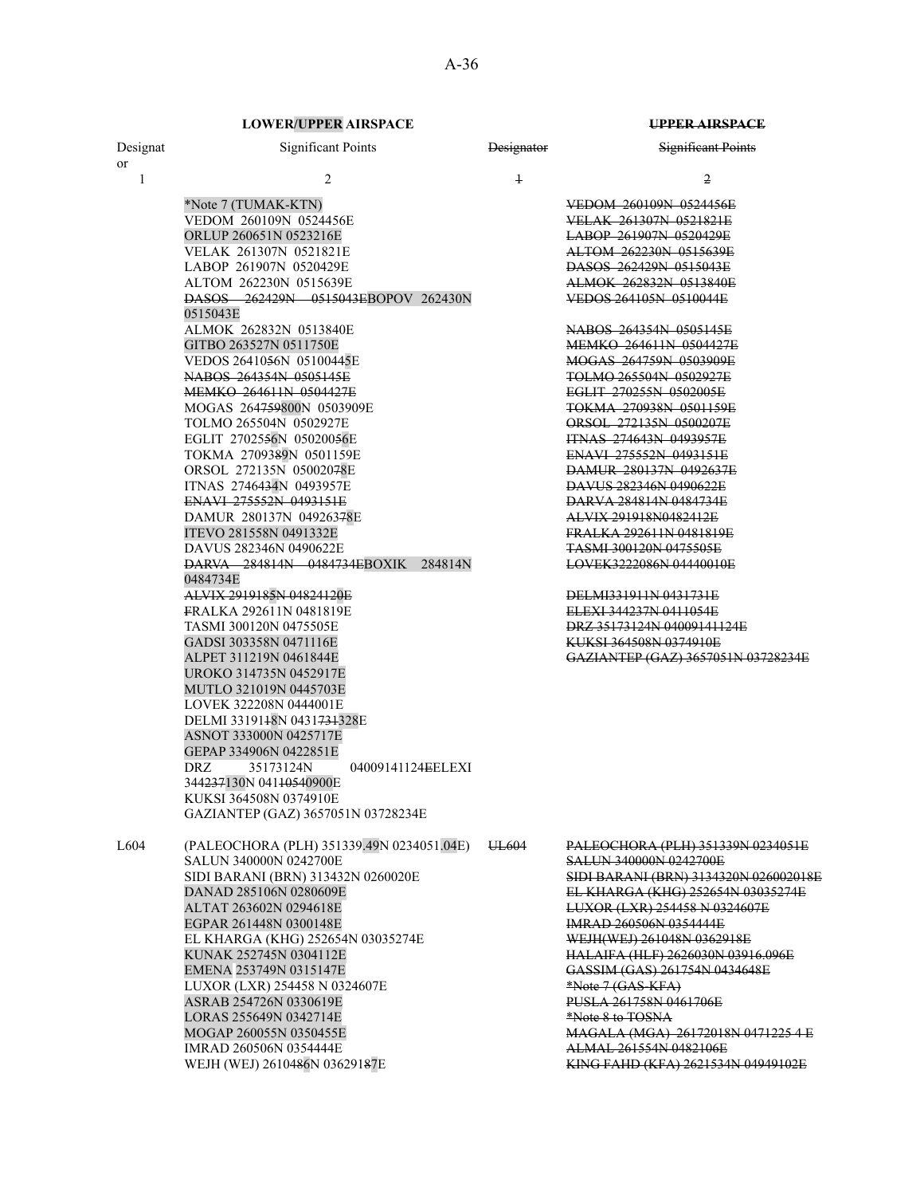| LOWER/UPPER AIRSPACE | | UPPER AIRSPACE | |
|---|---|---|---|
| Designator | Significant Points | Designator | Significant Points |
| 1 | 2 | 1 | 2 |
| | *Note 7 (TUMAK-KTN)<br>VEDOM 260109N 0524456E<br>ORLUP 260651N 0523216E<br>VELAK 261307N 0521821E<br>LABOP 261907N 0520429E<br>ALTOM 262230N 0515639E<br>DASOS 262429N 0515043EBOPOV 262430N 0515043E<br>ALMOK 262832N 0513840E<br>GITBO 263527N 0511750E<br>VEDOS 2641056N 05100445E<br>NABOS 264354N 0505145E<br>MEMKO 264611N 0504427E<br>MOGAS 264759800N 0503909E<br>TOLMO 265504N 0502927E<br>EGLIT 2702556N 05020056E<br>TOKMA 2709389N 0501159E<br>ORSOL 272135N 05002078E<br>ITNAS 2746434N 0493957E<br>ENAVI 275552N 0493151E<br>DAMUR 280137N 049263778E<br>ITEVO 281558N 0491332E<br>DAVUS 282346N 0490622E<br>DARVA 284814N 0484734EBOXIK 284814N 0484734E<br>ALVIX 2919185N 04824120E<br>FRALKA 292611N 0481819E<br>TASMI 300120N 0475505E<br>GADSI 303358N 0471116E<br>ALPET 311219N 0461844E<br>UROKO 314735N 0452917E<br>MUTLO 321019N 0445703E<br>LOVEK 322208N 0444001E<br>DELMI 3319118N 0431731328E<br>ASNOT 333000N 0425717E<br>GEPAP 334906N 0422851E<br>DRZ 35173124N 04009141124EELEXI 344237130N 04110540900E<br>KUKSI 364508N 0374910E<br>GAZIANTEP (GAZ) 3657051N 03728234E | | VEDOM 260109N 0524456E<br>VELAK 261307N 0521821E<br>LABOP 261907N 0520429E<br>ALTOM 262230N 0515639E<br>DASOS 262429N 0515043E<br>ALMOK 262832N 0513840E<br>VEDOS 264105N 0510044E<br>NABOS 264354N 0505145E<br>MEMKO 264611N 0504427E<br>MOGAS 264759N 0503909E<br>TOLMO 265504N 0502927E<br>EGLIT 270255N 0502005E<br>TOKMA 270938N 0501159E<br>ORSOL 272135N 0500207E<br>ITNAS 274643N 0493957E<br>ENAVI 275552N 0493151E<br>DAMUR 280137N 0492637E<br>DAVUS 282346N 0490622E<br>DARVA 284814N 0484734E<br>ALVIX 291918N0482412E<br>FRALKA 292611N 0481819E<br>TASMI 300120N 0475505E<br>LOVEK3222086N 04440010E<br>DELMI331911N 0431731E<br>ELEXI 344237N 0411054E<br>DRZ 35173124N 04009141124E<br>KUKSI 364508N 0374910E<br>GAZIANTEP (GAZ) 3657051N 03728234E |
| L604 | (PALEOCHORA (PLH) 351339.49N 0234051.04E)<br>SALUN 340000N 0242700E<br>SIDI BARANI (BRN) 313432N 0260020E<br>DANAD 285106N 0280609E<br>ALTAT 263602N 0294618E<br>EGPAR 261448N 0300148E<br>EL KHARGA (KHG) 252654N 03035274E<br>KUNAK 252745N 0304112E<br>EMENA 253749N 0315147E<br>LUXOR (LXR) 254458 N 0324607E<br>ASRAB 254726N 0330619E<br>LORAS 255649N 0342714E<br>MOGAP 260055N 0350455E<br>IMRAD 260506N 0354444E<br>WEJH (WEJ) 2610486N 036291877E | UL604 | PALEOCHORA (PLH) 351339N 0234051E<br>SALUN 340000N 0242700E<br>SIDI BARANI (BRN) 3134320N 026002018E<br>EL KHARGA (KHG) 252654N 03035274E<br>LUXOR (LXR) 254458 N 0324607E<br>IMRAD 260506N 0354444E<br>WEJH(WEJ) 261048N 0362918E<br>HALAIFA (HLF) 2626030N 03916.096E<br>GASSIM (GAS) 261754N 0434648E<br>*Note 7 (GAS-KFA)<br>PUSLA 261758N 0461706E<br>*Note 8 to TOSNA<br>MAGALA (MGA) 26172018N 0471225 4 E<br>ALMAL 261554N 0482106E<br>KING FAHD (KFA) 2621534N 04949102E |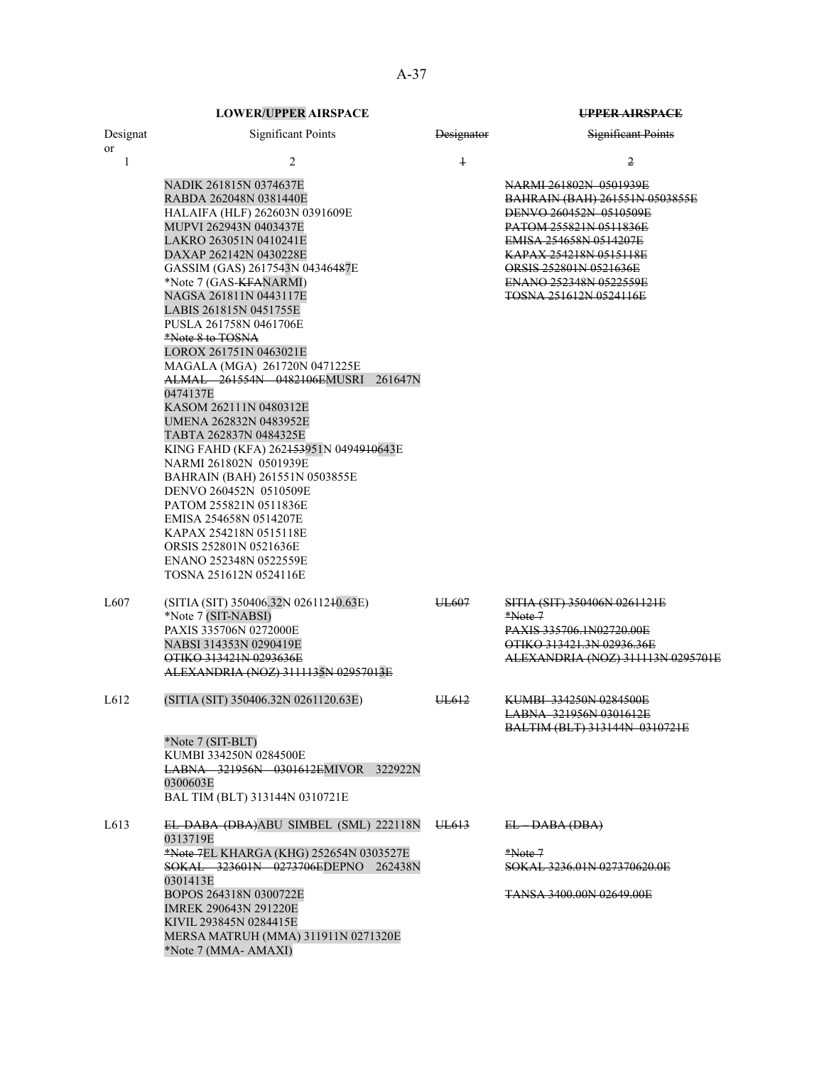| LOWER/UPPER AIRSPACE | | UPPER AIRSPACE | |
|---|---|---|---|
| Designator | Significant Points | ~~Designator~~ | ~~Significant Points~~ |
| 1 | 2 | ~~1~~ | ~~2~~ |
| | NADIK 261815N 0374637E<br>RABDA 262048N 0381440E<br>HALAIFA (HLF) 262603N 0391609E<br>MUPVI 262943N 0403437E<br>LAKRO 263051N 0410241E<br>DAXAP 262142N 0430228E<br>GASSIM (GAS) 2617543N 04346487E<br>*Note 7 (GAS-~~KFA~~NARMI)<br>NAGSA 261811N 0443117E<br>LABIS 261815N 0451755E<br>PUSLA 261758N 0461706E<br>~~*Note 8 to TOSNA~~<br>LOROX 261751N 0463021E<br>MAGALA (MGA) 261720N 0471225E<br>~~ALMAL 261554N 0482106E~~MUSRI 261647N 0474137E<br>KASOM 262111N 0480312E<br>UMENA 262832N 0483952E<br>TABTA 262837N 0484325E<br>KING FAHD (KFA) 262~~153~~951N 0494~~910~~643E<br>NARMI 261802N 0501939E<br>BAHRAIN (BAH) 261551N 0503855E<br>DENVO 260452N 0510509E<br>PATOM 255821N 0511836E<br>EMISA 254658N 0514207E<br>KAPAX 254218N 0515118E<br>ORSIS 252801N 0521636E<br>ENANO 252348N 0522559E<br>TOSNA 251612N 0524116E | | ~~NARMI 261802N 0501939E~~<br>~~BAHRAIN (BAH) 261551N 0503855E~~<br>~~DENVO 260452N 0510509E~~<br>~~PATOM 255821N 0511836E~~<br>~~EMISA 254658N 0514207E~~<br>~~KAPAX 254218N 0515118E~~<br>~~ORSIS 252801N 0521636E~~<br>~~ENANO 252348N 0522559E~~<br>~~TOSNA 251612N 0524116E~~ |
| L607 | (SITIA (SIT) 350406.32N 0261121~~1~~0.63E)<br>*Note 7 (SIT-NABSI)<br>PAXIS 335706N 0272000E<br>NABSI 314353N 0290419E<br>~~OTIKO 313421N 0293636E~~<br>~~ALEXANDRIA (NOZ) 3111135N 02957013E~~ | ~~UL607~~ | ~~SITIA (SIT) 350406N 0261121E~~<br>~~*Note 7~~<br>~~PAXIS 335706.1N02720.00E~~<br>~~OTIKO 313421.3N 02936.36E~~<br>~~ALEXANDRIA (NOZ) 311113N 0295701E~~ |
| L612 | (SITIA (SIT) 350406.32N 0261120.63E)<br>*Note 7 (SIT-BLT)<br>KUMBI 334250N 0284500E<br>~~LABNA 321956N 0301612E~~MIVOR 322922N 0300603E<br>BAL TIM (BLT) 313144N 0310721E | ~~UL612~~ | ~~KUMBI 334250N 0284500E~~<br>~~LABNA 321956N 0301612E~~<br>~~BALTIM (BLT) 313144N 0310721E~~ |
| L613 | ~~EL DABA (DBA)~~ABU SIMBEL (SML) 222118N 0313719E<br>~~*Note 7~~EL KHARGA (KHG) 252654N 0303527E<br>~~SOKAL 323601N 0273706E~~DEPNO 262438N 0301413E<br>BOPOS 264318N 0300722E<br>IMREK 290643N 291220E<br>KIVIL 293845N 0284415E<br>MERSA MATRUH (MMA) 311911N 0271320E<br>*Note 7 (MMA- AMAXI) | ~~UL613~~ | ~~EL – DABA (DBA)~~<br>~~*Note 7~~<br>~~SOKAL 3236.01N 027370620.0E~~<br>~~TANSA 3400.00N 02649.00E~~ |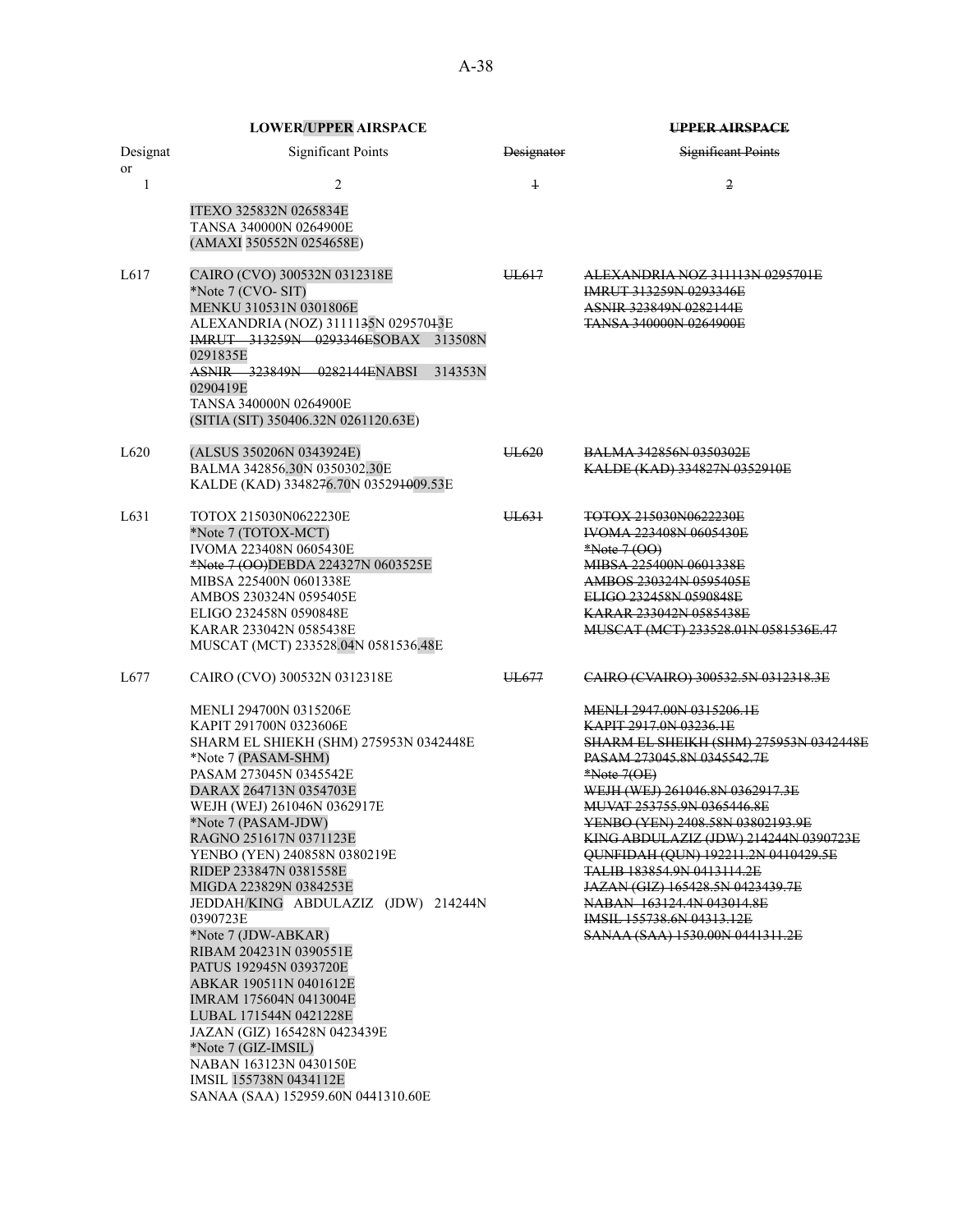| LOWER/UPPER AIRSPACE | | ~~UPPER AIRSPACE~~ | |
|---|---|---|---|
| Designator | Significant Points | ~~Designator~~ | ~~Significant Points~~ |
| 1 | 2 | ~~1~~ | ~~2~~ |
| | ITEXO 325832N 0265834E<br>TANSA 340000N 0264900E<br>(AMAXI 350552N 0254658E) | | |
| L617 | CAIRO (CVO) 300532N 0312318E<br>*Note 7 (CVO- SIT)<br>MENKU 310531N 0301806E<br>ALEXANDRIA (NOZ) 3111135N 02957013E<br>~~IMRUT 313259N 0293346E~~SOBAX 313508N 0291835E<br>~~ASNIR 323849N 0282144E~~NABSI 314353N 0290419E<br>TANSA 340000N 0264900E<br>(SITIA (SIT) 350406.32N 0261120.63E) | ~~UL617~~ | ~~ALEXANDRIA NOZ 311113N 0295701E~~<br>~~IMRUT 313259N 0293346E~~<br>~~ASNIR 323849N 0282144E~~<br>~~TANSA 340000N 0264900E~~ |
| L620 | (ALSUS 350206N 0343924E)<br>BALMA 342856.30N 0350302.30E<br>KALDE (KAD) 3348276.70N 035291009.53E | ~~UL620~~ | ~~BALMA 342856N 0350302E~~<br>~~KALDE (KAD) 334827N 0352910E~~ |
| L631 | TOTOX 215030N0622230E<br>*Note 7 (TOTOX-MCT)<br>IVOMA 223408N 0605430E<br>~~*Note 7 (OO)~~DEBDA 224327N 0603525E<br>MIBSA 225400N 0601338E<br>AMBOS 230324N 0595405E<br>ELIGO 232458N 0590848E<br>KARAR 233042N 0585438E<br>MUSCAT (MCT) 233528.04N 0581536.48E | ~~UL631~~ | ~~TOTOX 215030N0622230E~~<br>~~IVOMA 223408N 0605430E~~<br>~~*Note 7 (OO)~~<br>~~MIBSA 225400N 0601338E~~<br>~~AMBOS 230324N 0595405E~~<br>~~ELIGO 232458N 0590848E~~<br>~~KARAR 233042N 0585438E~~<br>~~MUSCAT (MCT) 233528.01N 0581536E.47~~ |
| L677 | CAIRO (CVO) 300532N 0312318E<br><br>MENLI 294700N 0315206E<br>KAPIT 291700N 0323606E<br>SHARM EL SHIEKH (SHM) 275953N 0342448E<br>*Note 7 (PASAM-SHM)<br>PASAM 273045N 0345542E<br>DARAX 264713N 0354703E<br>WEJH (WEJ) 261046N 0362917E<br>*Note 7 (PASAM-JDW)<br>RAGNO 251617N 0371123E<br>YENBO (YEN) 240858N 0380219E<br>RIDEP 233847N 0381558E<br>MIGDA 223829N 0384253E<br>JEDDAH/KING ABDULAZIZ (JDW) 214244N 0390723E<br>*Note 7 (JDW-ABKAR)<br>RIBAM 204231N 0390551E<br>PATUS 192945N 0393720E<br>ABKAR 190511N 0401612E<br>IMRAM 175604N 0413004E<br>LUBAL 171544N 0421228E<br>JAZAN (GIZ) 165428N 0423439E<br>*Note 7 (GIZ-IMSIL)<br>NABAN 163123N 0430150E<br>IMSIL 155738N 0434112E<br>SANAA (SAA) 152959.60N 0441310.60E | ~~UL677~~ | ~~CAIRO (CVAIRO) 300532.5N 0312318.3E~~<br><br>~~MENLI 2947.00N 0315206.1E~~<br>~~KAPIT 2917.0N 03236.1E~~<br>~~SHARM EL SHEIKH (SHM) 275953N 0342448E~~<br>~~PASAM 273045.8N 0345542.7E~~<br>~~*Note 7(OE)~~<br>~~WEJH (WEJ) 261046.8N 0362917.3E~~<br>~~MUVAT 253755.9N 0365446.8E~~<br>~~YENBO (YEN) 2408.58N 03802193.9E~~<br>~~KING ABDULAZIZ (JDW) 214244N 0390723E~~<br>~~QUNFIDAH (QUN) 192211.2N 0410429.5E~~<br>~~TALIB 183854.9N 0413114.2E~~<br>~~JAZAN (GIZ) 165428.5N 0423439.7E~~<br>~~NABAN 163124.4N 043014.8E~~<br>~~IMSIL 155738.6N 04313.12E~~<br>~~SANAA (SAA) 1530.00N 0441311.2E~~ |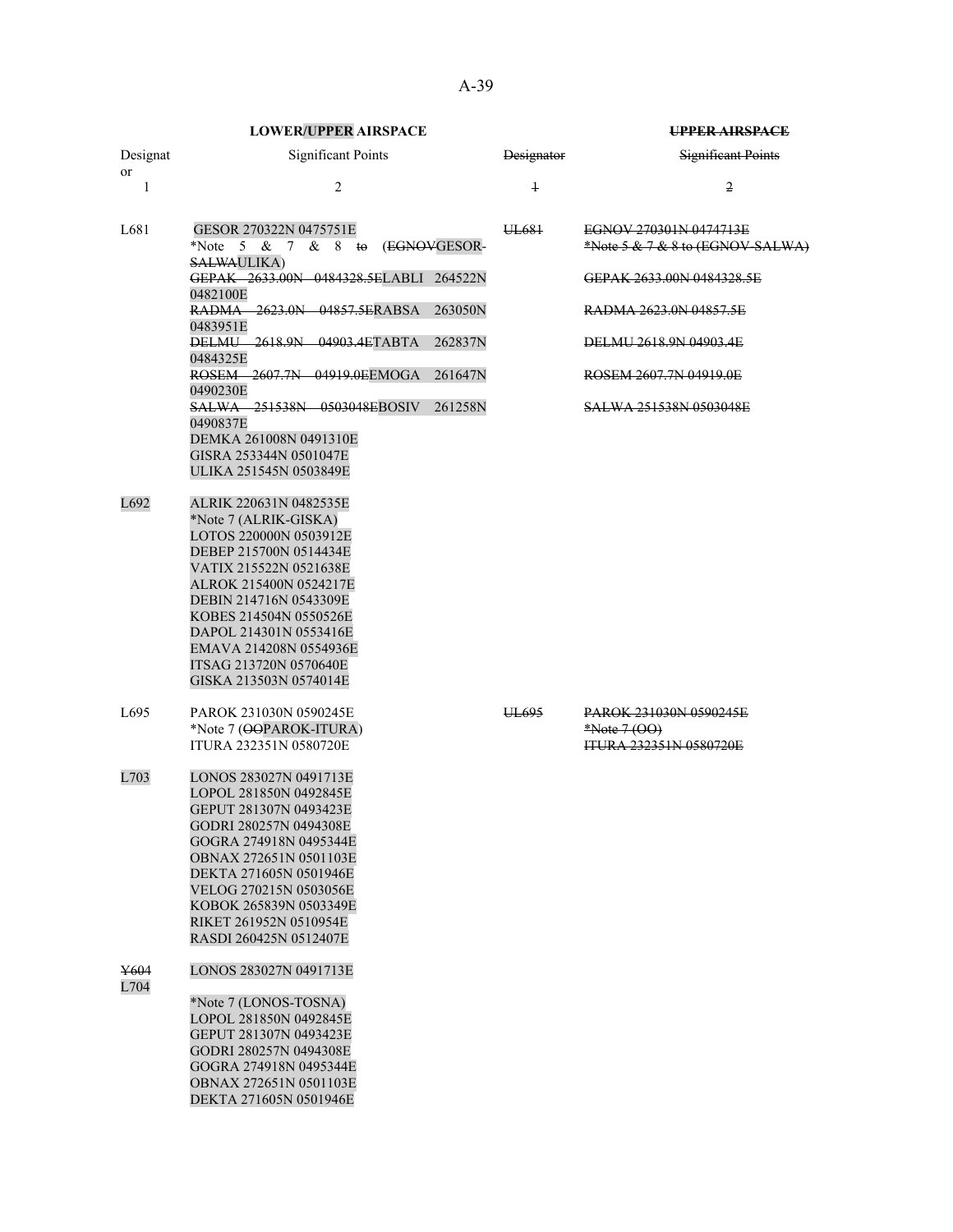| LOWER/UPPER AIRSPACE | | UPPER AIRSPACE | |
|---|---|---|---|
| Designator | Significant Points | Designator | Significant Points |
| 1 | 2 | 1 | 2 |
| L681 | GESOR 270322N 0475751E<br>*Note 5 & 7 & 8 to (EGNOVGESOR-SALWAULIKA)<br>GEPAK 2633.00N 0484328.5ELABLI 264522N 0482100E<br>RADMA 2623.0N 04857.5ERABSA 263050N 0483951E<br>DELMU 2618.9N 04903.4ETABTA 262837N 0484325E<br>ROSEM 2607.7N 04919.0EEMOGA 261647N 0490230E<br>SALWA 251538N 0503048EBOSIV 261258N 0490837E<br>DEMKA 261008N 0491310E<br>GISRA 253344N 0501047E<br>ULIKA 251545N 0503849E | UL681 | EGNOV 270301N 0474713E<br>*Note 5 & 7 & 8 to (EGNOV-SALWA)<br>GEPAK 2633.00N 0484328.5E<br>RADMA 2623.0N 04857.5E<br>DELMU 2618.9N 04903.4E<br>ROSEM 2607.7N 04919.0E<br>SALWA 251538N 0503048E |
| L692 | ALRIK 220631N 0482535E<br>*Note 7 (ALRIK-GISKA)<br>LOTOS 220000N 0503912E<br>DEBEP 215700N 0514434E<br>VATIX 215522N 0521638E<br>ALROK 215400N 0524217E<br>DEBIN 214716N 0543309E<br>KOBES 214504N 0550526E<br>DAPOL 214301N 0553416E<br>EMAVA 214208N 0554936E<br>ITSAG 213720N 0570640E<br>GISKA 213503N 0574014E | | |
| L695 | PAROK 231030N 0590245E<br>*Note 7 (OOPAROK-ITURA)<br>ITURA 232351N 0580720E | UL695 | PAROK 231030N 0590245E<br>*Note 7 (OO)<br>ITURA 232351N 0580720E |
| L703 | LONOS 283027N 0491713E<br>LOPOL 281850N 0492845E<br>GEPUT 281307N 0493423E<br>GODRI 280257N 0494308E<br>GOGRA 274918N 0495344E<br>OBNAX 272651N 0501103E<br>DEKTA 271605N 0501946E<br>VELOG 270215N 0503056E<br>KOBOK 265839N 0503349E<br>RIKET 261952N 0510954E<br>RASDI 260425N 0512407E | | |
| Y604<br>L704 | LONOS 283027N 0491713E<br>*Note 7 (LONOS-TOSNA)<br>LOPOL 281850N 0492845E<br>GEPUT 281307N 0493423E<br>GODRI 280257N 0494308E<br>GOGRA 274918N 0495344E<br>OBNAX 272651N 0501103E<br>DEKTA 271605N 0501946E | | |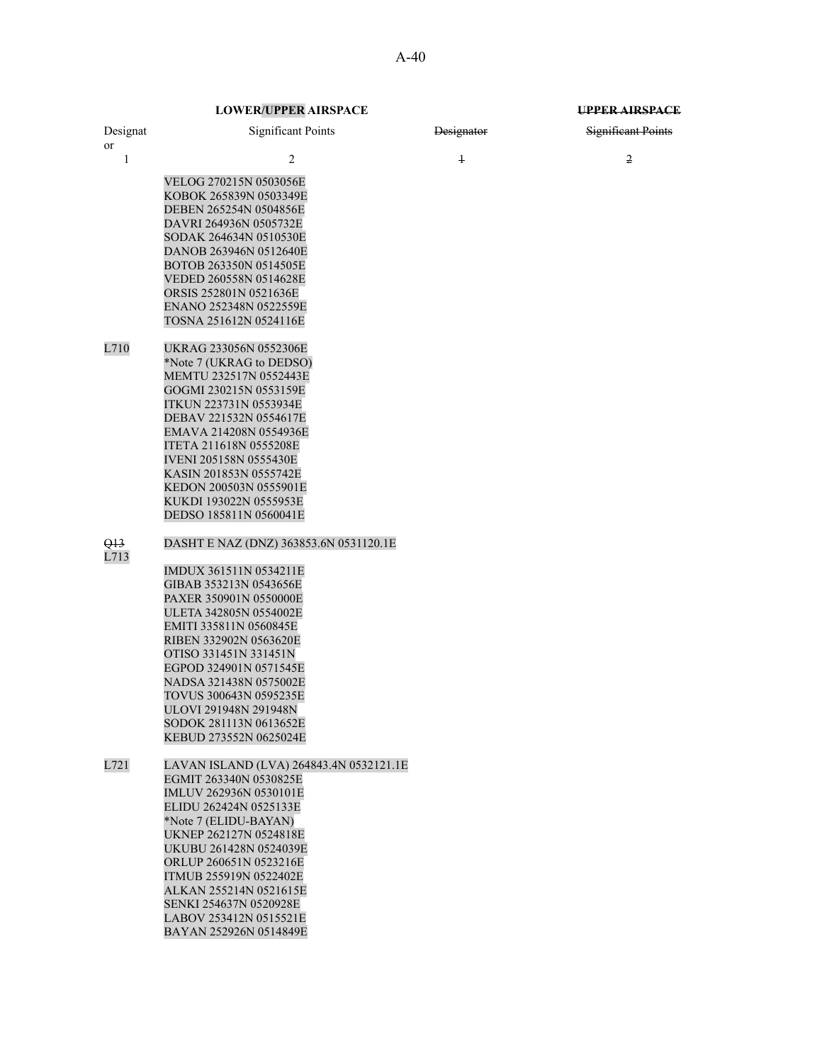| LOWER/UPPER AIRSPACE | | ~~UPPER AIRSPACE~~ | |
|---|---|---|---|
| Designator | Significant Points | ~~Designator~~ | ~~Significant Points~~ |
| 1 | 2 | ~~1~~ | ~~2~~ |
| | VELOG 270215N 0503056E<br>KOBOK 265839N 0503349E<br>DEBEN 265254N 0504856E<br>DAVRI 264936N 0505732E<br>SODAK 264634N 0510530E<br>DANOB 263946N 0512640E<br>BOTOB 263350N 0514505E<br>VEDED 260558N 0514628E<br>ORSIS 252801N 0521636E<br>ENANO 252348N 0522559E<br>TOSNA 251612N 0524116E | | |
| L710 | UKRAG 233056N 0552306E<br>*Note 7 (UKRAG to DEDSO)<br>MEMTU 232517N 0552443E<br>GOGMI 230215N 0553159E<br>ITKUN 223731N 0553934E<br>DEBAV 221532N 0554617E<br>EMAVA 214208N 0554936E<br>ITETA 211618N 0555208E<br>IVENI 205158N 0555430E<br>KASIN 201853N 0555742E<br>KEDON 200503N 0555901E<br>KUKDI 193022N 0555953E<br>DEDSO 185811N 0560041E | | |
| ~~Q13~~<br>L713 | DASHT E NAZ (DNZ) 363853.6N 0531120.1E<br>IMDUX 361511N 0534211E<br>GIBAB 353213N 0543656E<br>PAXER 350901N 0550000E<br>ULETA 342805N 0554002E<br>EMITI 335811N 0560845E<br>RIBEN 332902N 0563620E<br>OTISO 331451N 331451N<br>EGPOD 324901N 0571545E<br>NADSA 321438N 0575002E<br>TOVUS 300643N 0595235E<br>ULOVI 291948N 291948N<br>SODOK 281113N 0613652E<br>KEBUD 273552N 0625024E | | |
| L721 | LAVAN ISLAND (LVA) 264843.4N 0532121.1E<br>EGMIT 263340N 0530825E<br>IMLUV 262936N 0530101E<br>ELIDU 262424N 0525133E<br>*Note 7 (ELIDU-BAYAN)<br>UKNEP 262127N 0524818E<br>UKUBU 261428N 0524039E<br>ORLUP 260651N 0523216E<br>ITMUB 255919N 0522402E<br>ALKAN 255214N 0521615E<br>SENKI 254637N 0520928E<br>LABOV 253412N 0515521E<br>BAYAN 252926N 0514849E | | |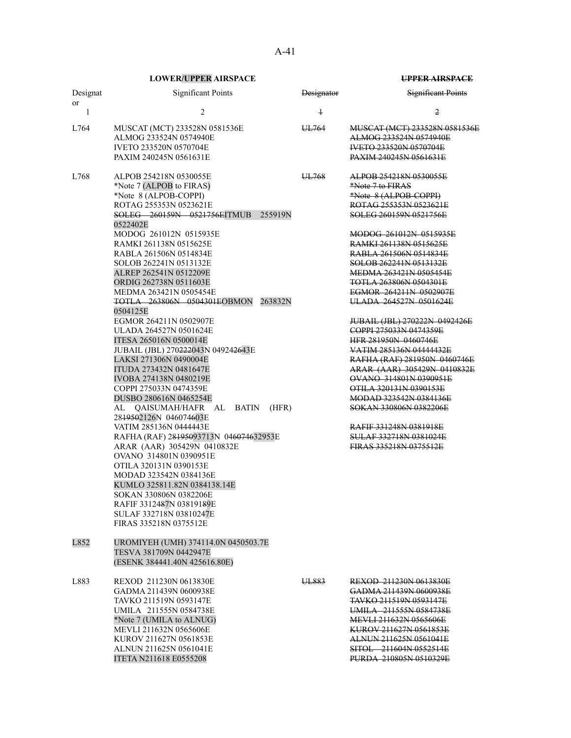| Designator | Significant Points | ~~Designator~~ | ~~Significant Points~~ |
|---|---|---|---|
| | **LOWER/UPPER AIRSPACE** | | ~~**UPPER AIRSPACE**~~ |
| 1 | 2 | ~~1~~ | ~~2~~ |
| L764 | MUSCAT (MCT) 233528N 0581536E<br>ALMOG 233524N 0574940E<br>IVETO 233520N 0570704E<br>PAXIM 240245N 0561631E | ~~UL764~~ | ~~MUSCAT (MCT) 233528N 0581536E~~<br>~~ALMOG 233524N 0574940E~~<br>~~IVETO 233520N 0570704E~~<br>~~PAXIM 240245N 0561631E~~ |
| L768 | ALPOB 254218N 0530055E<br>*Note 7 (ALPOB to FIRAS)<br>*Note 8 (ALPOB-COPPI)<br>ROTAG 255353N 0523621E<br>~~SOLEG 260159N 0521756E~~ITMUB 255919N 0522402E<br>MODOG 261012N 0515935E<br>RAMKI 261138N 0515625E<br>RABLA 261506N 0514834E<br>SOLOB 262241N 0513132E<br>ALREP 262541N 0512209E<br>ORDIG 262738N 0511603E<br>MEDMA 263421N 0505454E<br>~~TOTLA 263806N 0504301E~~OBMON 263832N 0504125E<br>EGMOR 264211N 0502907E<br>ULADA 264527N 0501624E<br>ITESA 265016N 0500014E<br>JUBAIL (JBL) 270~~222~~043N 0492~~42~~643E<br>LAKSI 271306N 0490004E<br>ITUDA 273432N 0481647E<br>IVOBA 274138N 0480219E<br>COPPI 275033N 0474359E<br>DUSBO 280616N 0465254E<br>AL QAISUMAH/HAFR AL BATIN (HFR) 28~~1950~~2126N 0460~~74~~603E<br>VATIM 285136N 0444443E<br>RAFHA (RAF) 2~~81950~~93713N 04~~60746~~32953E<br>ARAR (AAR) 305429N 0410832E<br>OVANO 314801N 0390951E<br>OTILA 320131N 0390153E<br>MODAD 323542N 0384136E<br>KUMLO 325811.82N 0384138.14E<br>SOKAN 330806N 0382206E<br>RAFIF 33124~~8~~7N 038191~~8~~9E<br>SULAF 332718N 038102~~4~~7E<br>FIRAS 335218N 0375512E | ~~UL768~~ | ~~ALPOB 254218N 0530055E~~<br>~~*Note 7 to FIRAS~~<br>~~*Note 8 (ALPOB-COPPI)~~<br>~~ROTAG 255353N 0523621E~~<br>~~SOLEG 260159N 0521756E~~<br>~~MODOG 261012N 0515935E~~<br>~~RAMKI 261138N 0515625E~~<br>~~RABLA 261506N 0514834E~~<br>~~SOLOB 262241N 0513132E~~<br>~~MEDMA 263421N 0505454E~~<br>~~TOTLA 263806N 0504301E~~<br>~~EGMOR 264211N 0502907E~~<br>~~ULADA 264527N 0501624E~~<br>~~JUBAIL (JBL) 270222N 0492426E~~<br>~~COPPI 275033N 0474359E~~<br>~~HFR 281950N 0460746E~~<br>~~VATIM 285136N 04444432E~~<br>~~RAFHA (RAF) 281950N 0460746E~~<br>~~ARAR (AAR) 305429N 0410832E~~<br>~~OVANO 314801N 0390951E~~<br>~~OTILA 320131N 0390153E~~<br>~~MODAD 323542N 0384136E~~<br>~~SOKAN 330806N 0382206E~~<br>~~RAFIF 331248N 0381918E~~<br>~~SULAF 332718N 0381024E~~<br>~~FIRAS 335218N 0375512E~~ |
| L852 | UROMIYEH (UMH) 374114.0N 0450503.7E<br>TESVA 381709N 0442947E<br>(ESENK 384441.40N 425616.80E) | | |
| L883 | REXOD 211230N 0613830E<br>GADMA 211439N 0600938E<br>TAVKO 211519N 0593147E<br>UMILA 211555N 0584738E<br>*Note 7 (UMILA to ALNUG)<br>MEVLI 211632N 0565606E<br>KUROV 211627N 0561853E<br>ALNUN 211625N 0561041E<br>ITETA N211618 E0555208 | ~~UL883~~ | ~~REXOD 211230N 0613830E~~<br>~~GADMA 211439N 0600938E~~<br>~~TAVKO 211519N 0593147E~~<br>~~UMILA 211555N 0584738E~~<br>~~MEVLI 211632N 0565606E~~<br>~~KUROV 211627N 0561853E~~<br>~~ALNUN 211625N 0561041E~~<br>~~SITOL 211604N 0552514E~~<br>~~PURDA 210805N 0510329E~~ |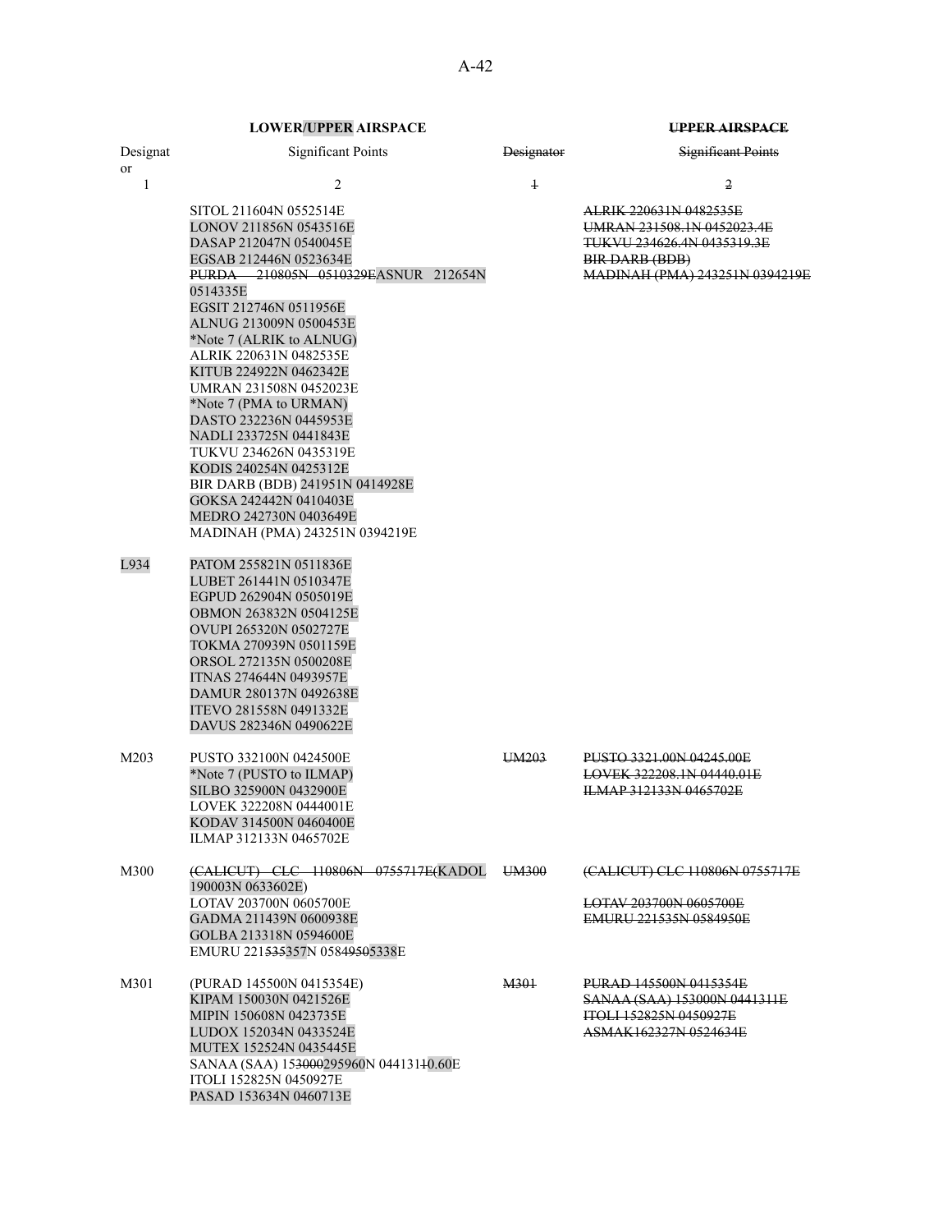| **LOWER/UPPER AIRSPACE** | | **~~UPPER AIRSPACE~~** | |
|---|---|---|---|
| Designator | Significant Points | ~~Designator~~ | ~~Significant Points~~ |
| 1 | 2 | ~~1~~ | ~~2~~ |
| | SITOL 211604N 0552514E<br>LONOV 211856N 0543516E<br>DASAP 212047N 0540045E<br>EGSAB 212446N 0523634E<br>~~PURDA 210805N 0510329E~~ASNUR 212654N 0514335E<br>EGSIT 212746N 0511956E<br>ALNUG 213009N 0500453E<br>*Note 7 (ALRIK to ALNUG)<br>ALRIK 220631N 0482535E<br>KITUB 224922N 0462342E<br>UMRAN 231508N 0452023E<br>*Note 7 (PMA to URMAN)<br>DASTO 232236N 0445953E<br>NADLI 233725N 0441843E<br>TUKVU 234626N 0435319E<br>KODIS 240254N 0425312E<br>BIR DARB (BDB) 241951N 0414928E<br>GOKSA 242442N 0410403E<br>MEDRO 242730N 0403649E<br>MADINAH (PMA) 243251N 0394219E | | ~~ALRIK 220631N 0482535E~~<br>~~UMRAN 231508.1N 0452023.4E~~<br>~~TUKVU 234626.4N 0435319.3E~~<br>~~BIR DARB (BDB)~~<br>~~MADINAH (PMA) 243251N 0394219E~~ |
| L934 | PATOM 255821N 0511836E<br>LUBET 261441N 0510347E<br>EGPUD 262904N 0505019E<br>OBMON 263832N 0504125E<br>OVUPI 265320N 0502727E<br>TOKMA 270939N 0501159E<br>ORSOL 272135N 0500208E<br>ITNAS 274644N 0493957E<br>DAMUR 280137N 0492638E<br>ITEVO 281558N 0491332E<br>DAVUS 282346N 0490622E | | |
| M203 | PUSTO 332100N 0424500E<br>*Note 7 (PUSTO to ILMAP)<br>SILBO 325900N 0432900E<br>LOVEK 322208N 0444001E<br>KODAV 314500N 0460400E<br>ILMAP 312133N 0465702E | ~~UM203~~ | ~~PUSTO 3321.00N 04245.00E~~<br>~~LOVEK 322208.1N 04440.01E~~<br>~~ILMAP 312133N 0465702E~~ |
| M300 | ~~(CALICUT) CLC 110806N 0755717E~~(KADOL 190003N 0633602E)<br>LOTAV 203700N 0605700E<br>GADMA 211439N 0600938E<br>GOLBA 213318N 0594600E<br>EMURU 221~~535~~357N 058~~4950~~5338E | ~~UM300~~ | ~~(CALICUT) CLC 110806N 0755717E~~<br>~~LOTAV 203700N 0605700E~~<br>~~EMURU 221535N 0584950E~~ |
| M301 | (PURAD 145500N 0415354E)<br>KIPAM 150030N 0421526E<br>MIPIN 150608N 0423735E<br>LUDOX 152034N 0433524E<br>MUTEX 152524N 0435445E<br>SANAA (SAA) 15~~3000~~295960N 044131~~1~~0.60E<br>ITOLI 152825N 0450927E<br>PASAD 153634N 0460713E | ~~M301~~ | ~~PURAD 145500N 0415354E~~<br>~~SANAA (SAA) 153000N 0441311E~~<br>~~ITOLI 152825N 0450927E~~<br>~~ASMAK162327N 0524634E~~ |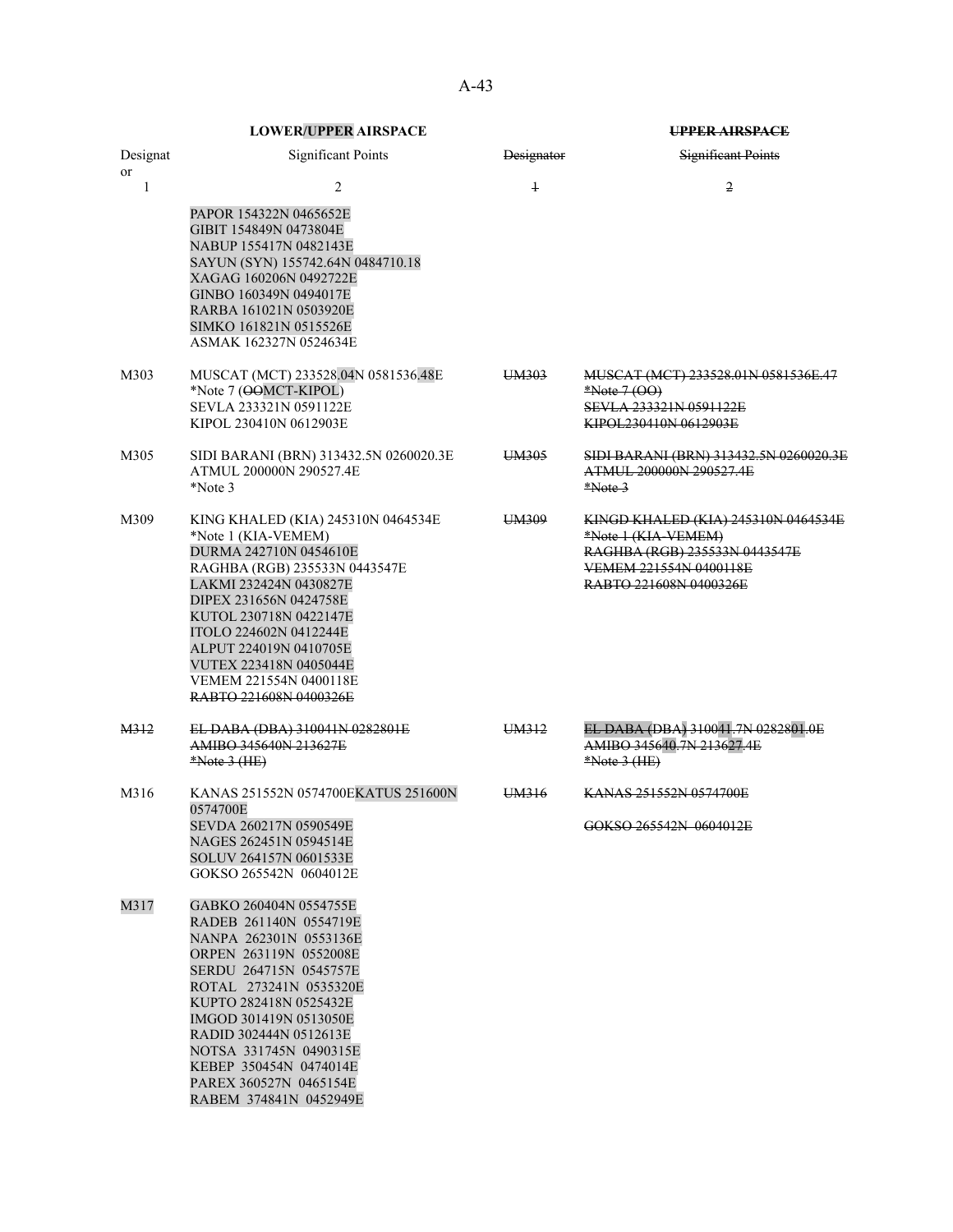| **LOWER/UPPER AIRSPACE** | | ~~**UPPER AIRSPACE**~~ | |
|---|---|---|---|
| Designator | Significant Points | ~~Designator~~ | ~~Significant Points~~ |
| 1 | 2 | ~~1~~ | ~~2~~ |
| | PAPOR 154322N 0465652E<br>GIBIT 154849N 0473804E<br>NABUP 155417N 0482143E<br>SAYUN (SYN) 155742.64N 0484710.18<br>XAGAG 160206N 0492722E<br>GINBO 160349N 0494017E<br>RARBA 161021N 0503920E<br>SIMKO 161821N 0515526E<br>ASMAK 162327N 0524634E | | |
| M303 | MUSCAT (MCT) 233528.04N 0581536.48E<br>*Note 7 (~~OO~~MCT-KIPOL)<br>SEVLA 233321N 0591122E<br>KIPOL 230410N 0612903E | ~~UM303~~ | ~~MUSCAT (MCT) 233528.01N 0581536E.47~~<br>~~*Note 7 (OO)~~<br>~~SEVLA 233321N 0591122E~~<br>~~KIPOL230410N 0612903E~~ |
| M305 | SIDI BARANI (BRN) 313432.5N 0260020.3E<br>ATMUL 200000N 290527.4E<br>*Note 3 | ~~UM305~~ | ~~SIDI BARANI (BRN) 313432.5N 0260020.3E~~<br>~~ATMUL 200000N 290527.4E~~<br>~~*Note 3~~ |
| M309 | KING KHALED (KIA) 245310N 0464534E<br>*Note 1 (KIA-VEMEM)<br>DURMA 242710N 0454610E<br>RAGHBA (RGB) 235533N 0443547E<br>LAKMI 232424N 0430827E<br>DIPEX 231656N 0424758E<br>KUTOL 230718N 0422147E<br>ITOLO 224602N 0412244E<br>ALPUT 224019N 0410705E<br>VUTEX 223418N 0405044E<br>VEMEM 221554N 0400118E<br>~~RABTO 221608N 0400326E~~ | ~~UM309~~ | ~~KINGD KHALED (KIA) 245310N 0464534E~~<br>~~*Note 1 (KIA-VEMEM)~~<br>~~RAGHBA (RGB) 235533N 0443547E~~<br>~~VEMEM 221554N 0400118E~~<br>~~RABTO 221608N 0400326E~~ |
| ~~M312~~ | ~~EL DABA (DBA) 310041N 0282801E~~<br>~~AMIBO 345640N 213627E~~<br>~~*Note 3 (HE)~~ | ~~UM312~~ | ~~EL DABA (DBA) 310041.7N 0282801.0E~~<br>~~AMIBO 345640.7N 213627.4E~~<br>~~*Note 3 (HE)~~ |
| M316 | KANAS 251552N 0574700EKATUS 251600N 0574700E<br>SEVDA 260217N 0590549E<br>NAGES 262451N 0594514E<br>SOLUV 264157N 0601533E<br>GOKSO 265542N 0604012E | ~~UM316~~ | ~~KANAS 251552N 0574700E~~<br><br>~~GOKSO 265542N 0604012E~~ |
| M317 | GABKO 260404N 0554755E<br>RADEB 261140N 0554719E<br>NANPA 262301N 0553136E<br>ORPEN 263119N 0552008E<br>SERDU 264715N 0545757E<br>ROTAL 273241N 0535320E<br>KUPTO 282418N 0525432E<br>IMGOD 301419N 0513050E<br>RADID 302444N 0512613E<br>NOTSA 331745N 0490315E<br>KEBEP 350454N 0474014E<br>PAREX 360527N 0465154E<br>RABEM 374841N 0452949E | | |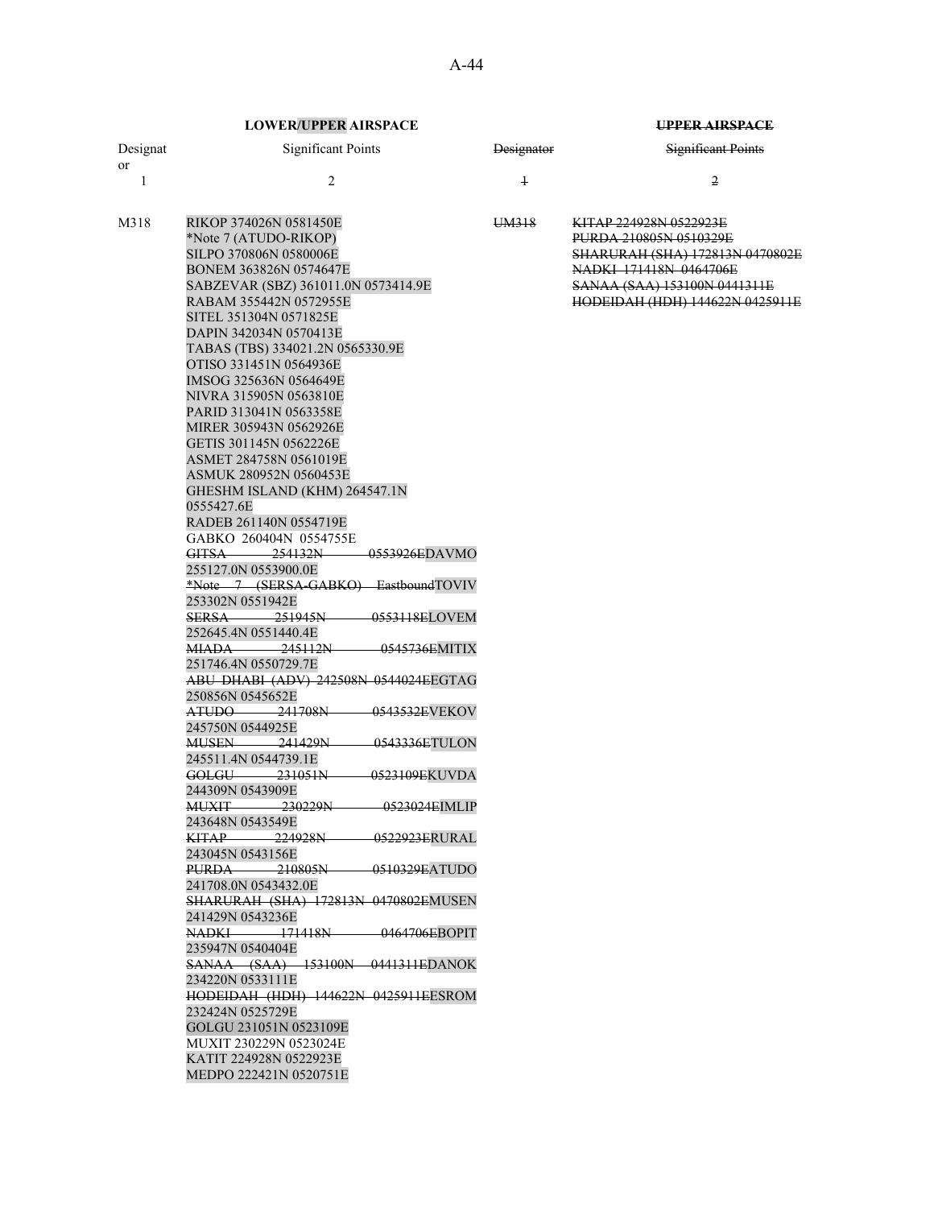| LOWER/UPPER AIRSPACE | | ~~UPPER AIRSPACE~~ | |
|---|---|---|---|
| Designator | Significant Points | ~~Designator~~ | ~~Significant Points~~ |
| 1 | 2 | ~~1~~ | ~~2~~ |
| M318 | RIKOP 374026N 0581450E<br>*Note 7 (ATUDO-RIKOP)<br>SILPO 370806N 0580006E<br>BONEM 363826N 0574647E<br>SABZEVAR (SBZ) 361011.0N 0573414.9E<br>RABAM 355442N 0572955E<br>SITEL 351304N 0571825E<br>DAPIN 342034N 0570413E<br>TABAS (TBS) 334021.2N 0565330.9E<br>OTISO 331451N 0564936E<br>IMSOG 325636N 0564649E<br>NIVRA 315905N 0563810E<br>PARID 313041N 0563358E<br>MIRER 305943N 0562926E<br>GETIS 301145N 0562226E<br>ASMET 284758N 0561019E<br>ASMUK 280952N 0560453E<br>GHESHM ISLAND (KHM) 264547.1N 0555427.6E<br>RADEB 261140N 0554719E<br>GABKO 260404N 0554755E<br>~~GITSA 254132N 0553926E~~DAVMO 255127.0N 0553900.0E<br>~~*Note 7 (SERSA-GABKO) Eastbound~~TOVIV 253302N 0551942E<br>~~SERSA 251945N 0553118E~~LOVEM 252645.4N 0551440.4E<br>~~MIADA 245112N 0545736E~~MITIX 251746.4N 0550729.7E<br>~~ABU DHABI (ADV) 242508N 0544024E~~EGTAG 250856N 0545652E<br>~~ATUDO 241708N 0543532E~~VEKOV 245750N 0544925E<br>~~MUSEN 241429N 0543336E~~TULON 245511.4N 0544739.1E<br>~~GOLGU 231051N 0523109E~~KUVDA 244309N 0543909E<br>~~MUXIT 230229N 0523024E~~IMLIP 243648N 0543549E<br>~~KITAP 224928N 0522923E~~RURAL 243045N 0543156E<br>~~PURDA 210805N 0510329E~~ATUDO 241708.0N 0543432.0E<br>~~SHARURAH (SHA) 172813N 0470802E~~MUSEN 241429N 0543236E<br>~~NADKI 171418N 0464706E~~BOPIT 235947N 0540404E<br>~~SANAA (SAA) 153100N 0441311E~~DANOK 234220N 0533111E<br>~~HODEIDAH (HDH) 144622N 0425911E~~ESROM 232424N 0525729E<br>GOLGU 231051N 0523109E<br>MUXIT 230229N 0523024E<br>KATIT 224928N 0522923E<br>MEDPO 222421N 0520751E | ~~UM318~~ | ~~KITAP 224928N 0522923E~~<br>~~PURDA 210805N 0510329E~~<br>~~SHARURAH (SHA) 172813N 0470802E~~<br>~~NADKI 171418N 0464706E~~<br>~~SANAA (SAA) 153100N 0441311E~~<br>~~HODEIDAH (HDH) 144622N 0425911E~~ |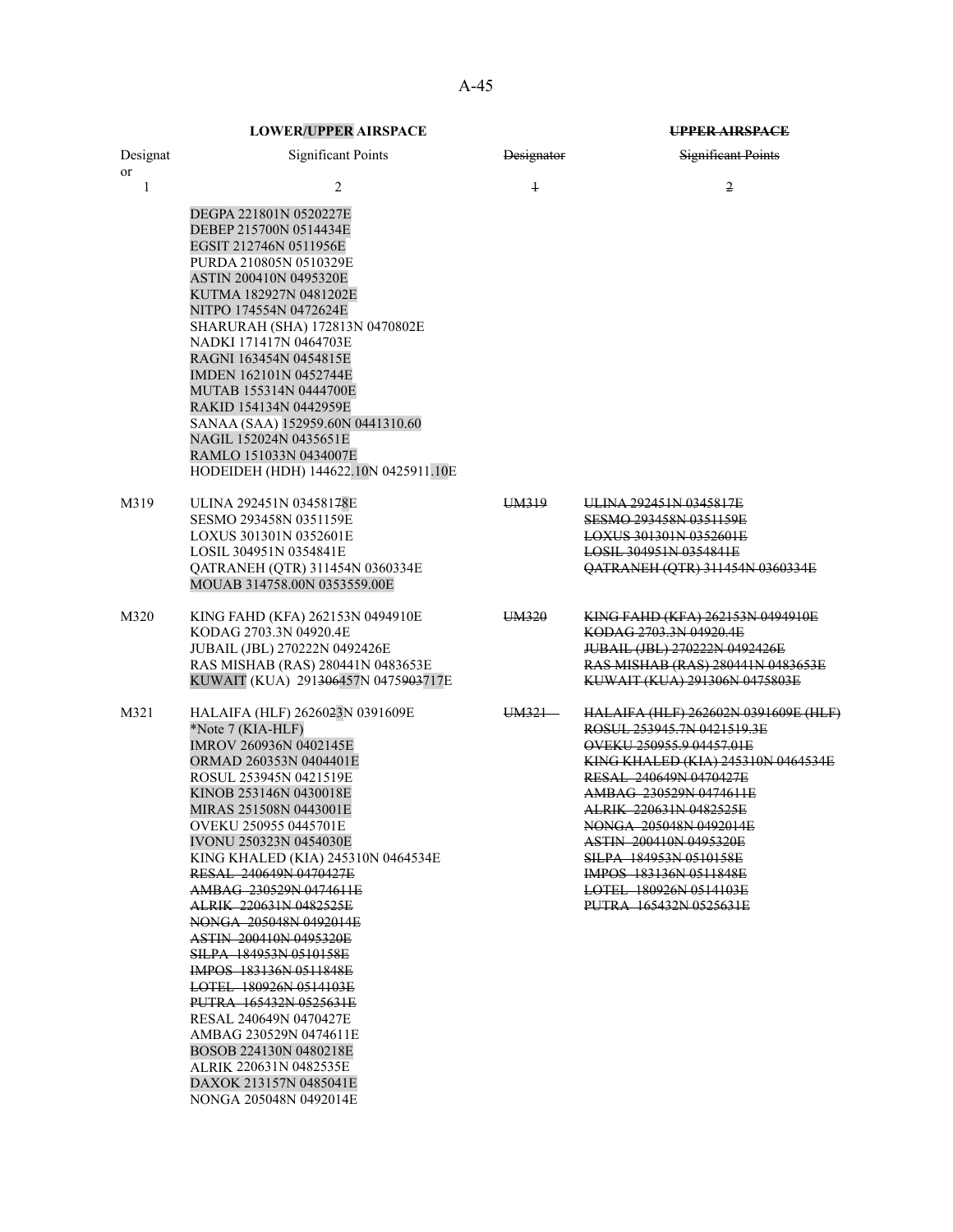| **LOWER/UPPER AIRSPACE** | | **~~UPPER AIRSPACE~~** | |
|---|---|---|---|
| Designator | Significant Points | ~~Designator~~ | ~~Significant Points~~ |
| 1 | 2 | ~~1~~ | ~~2~~ |
| | DEGPA 221801N 0520227E<br>DEBEP 215700N 0514434E<br>EGSIT 212746N 0511956E<br>PURDA 210805N 0510329E<br>ASTIN 200410N 0495320E<br>KUTMA 182927N 0481202E<br>NITPO 174554N 0472624E<br>SHARURAH (SHA) 172813N 0470802E<br>NADKI 171417N 0464703E<br>RAGNI 163454N 0454815E<br>IMDEN 162101N 0452744E<br>MUTAB 155314N 0444700E<br>RAKID 154134N 0442959E<br>SANAA (SAA) 152959.60N 0441310.60<br>NAGIL 152024N 0435651E<br>RAMLO 151033N 0434007E<br>HODEIDEH (HDH) 144622.10N 0425911.10E | | |
| M319 | ULINA 292451N 03458178E<br>SESMO 293458N 0351159E<br>LOXUS 301301N 0352601E<br>LOSIL 304951N 0354841E<br>QATRANEH (QTR) 311454N 0360334E<br>MOUAB 314758.00N 0353559.00E | ~~UM319~~ | ~~ULINA 292451N 0345817E~~<br>~~SESMO 293458N 0351159E~~<br>~~LOXUS 301301N 0352601E~~<br>~~LOSIL 304951N 0354841E~~<br>~~QATRANEH (QTR) 311454N 0360334E~~ |
| M320 | KING FAHD (KFA) 262153N 0494910E<br>KODAG 2703.3N 04920.4E<br>JUBAIL (JBL) 270222N 0492426E<br>RAS MISHAB (RAS) 280441N 0483653E<br>KUWAIT (KUA) 291~~306~~457N 0475~~903~~717E | ~~UM320~~ | ~~KING FAHD (KFA) 262153N 0494910E~~<br>~~KODAG 2703.3N 04920.4E~~<br>~~JUBAIL (JBL) 270222N 0492426E~~<br>~~RAS MISHAB (RAS) 280441N 0483653E~~<br>~~KUWAIT (KUA) 291306N 0475803E~~ |
| M321 | HALAIFA (HLF) 26260~~2~~3N 0391609E<br>*Note 7 (KIA-HLF)<br>IMROV 260936N 0402145E<br>ORMAD 260353N 0404401E<br>ROSUL 253945N 0421519E<br>KINOB 253146N 0430018E<br>MIRAS 251508N 0443001E<br>OVEKU 250955 0445701E<br>IVONU 250323N 0454030E<br>KING KHALED (KIA) 245310N 0464534E<br>~~RESAL 240649N 0470427E~~<br>~~AMBAG 230529N 0474611E~~<br>~~ALRIK 220631N 0482525E~~<br>~~NONGA 205048N 0492014E~~<br>~~ASTIN 200410N 0495320E~~<br>~~SILPA 184953N 0510158E~~<br>~~IMPOS 183136N 0511848E~~<br>~~LOTEL 180926N 0514103E~~<br>~~PUTRA 165432N 0525631E~~<br>RESAL 240649N 0470427E<br>AMBAG 230529N 0474611E<br>BOSOB 224130N 0480218E<br>ALRIK 220631N 0482535E<br>DAXOK 213157N 0485041E<br>NONGA 205048N 0492014E | ~~UM321~~ | ~~HALAIFA (HLF) 262602N 0391609E (HLF)~~<br>~~ROSUL 253945.7N 0421519.3E~~<br>~~OVEKU 250955.9 04457.01E~~<br>~~KING KHALED (KIA) 245310N 0464534E~~<br>~~RESAL 240649N 0470427E~~<br>~~AMBAG 230529N 0474611E~~<br>~~ALRIK 220631N 0482525E~~<br>~~NONGA 205048N 0492014E~~<br>~~ASTIN 200410N 0495320E~~<br>~~SILPA 184953N 0510158E~~<br>~~IMPOS 183136N 0511848E~~<br>~~LOTEL 180926N 0514103E~~<br>~~PUTRA 165432N 0525631E~~ |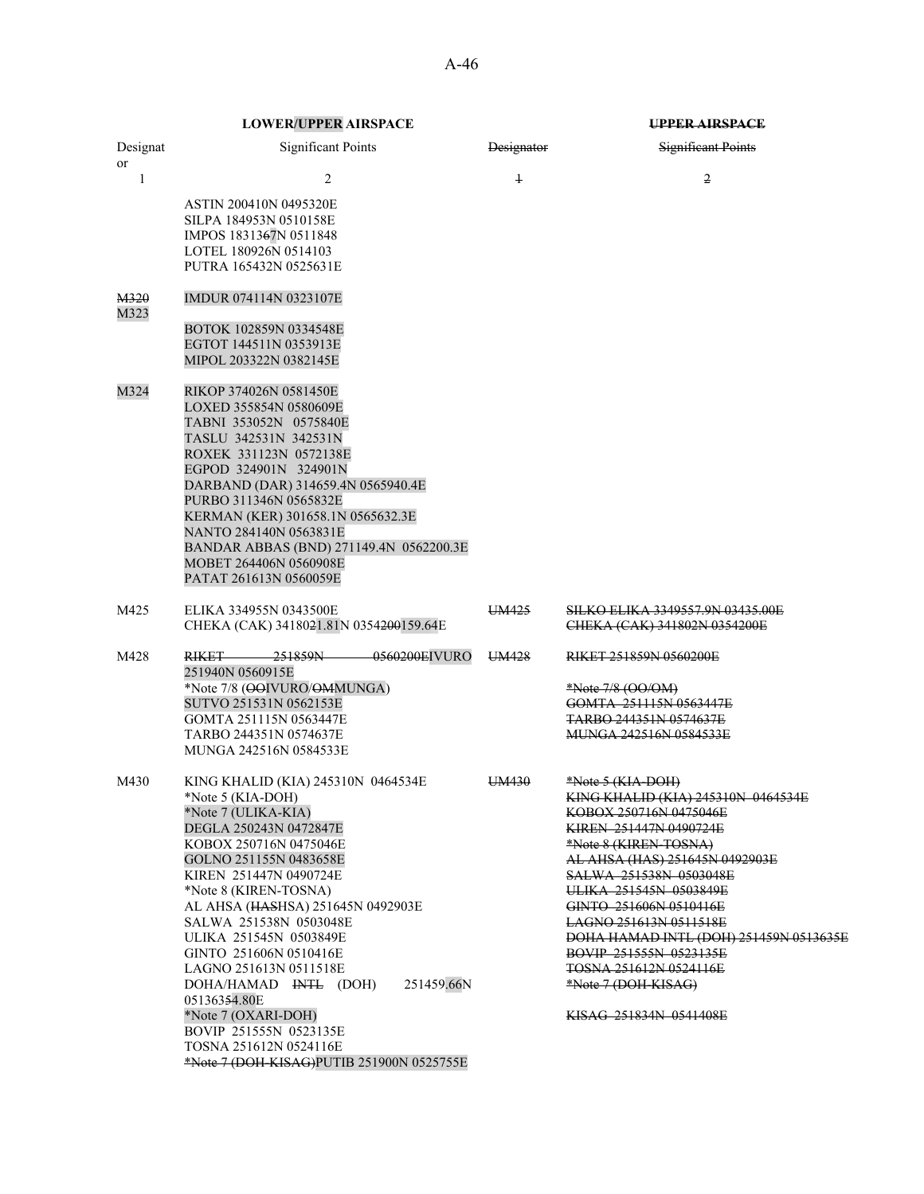| LOWER/UPPER AIRSPACE | | UPPER AIRSPACE | |
|---|---|---|---|
| Designator | Significant Points | Designator | Significant Points |
| 1 | 2 | 1 | 2 |
| | ASTIN 200410N 0495320E<br>SILPA 184953N 0510158E<br>IMPOS 1831367N 0511848<br>LOTEL 180926N 0514103<br>PUTRA 165432N 0525631E | | |
| M320<br>M323 | IMDUR 074114N 0323107E<br>BOTOK 102859N 0334548E<br>EGTOT 144511N 0353913E<br>MIPOL 203322N 0382145E | | |
| M324 | RIKOP 374026N 0581450E<br>LOXED 355854N 0580609E<br>TABNI 353052N 0575840E<br>TASLU 342531N 342531N<br>ROXEK 331123N 0572138E<br>EGPOD 324901N 324901N<br>DARBAND (DAR) 314659.4N 0565940.4E<br>PURBO 311346N 0565832E<br>KERMAN (KER) 301658.1N 0565632.3E<br>NANTO 284140N 0563831E<br>BANDAR ABBAS (BND) 271149.4N 0562200.3E<br>MOBET 264406N 0560908E<br>PATAT 261613N 0560059E | | |
| M425 | ELIKA 334955N 0343500E<br>CHEKA (CAK) 3418021.81N 0354200159.64E | UM425 | SILKO ELIKA 3349557.9N 03435.00E<br>CHEKA (CAK) 341802N 0354200E |
| M428 | RIKET 251859N 0560200EIVURO 251940N 0560915E<br>*Note 7/8 (OOIVURO/OMMUNGA)<br>SUTVO 251531N 0562153E<br>GOMTA 251115N 0563447E<br>TARBO 244351N 0574637E<br>MUNGA 242516N 0584533E | UM428 | RIKET 251859N 0560200E<br>*Note 7/8 (OO/OM)<br>GOMTA 251115N 0563447E<br>TARBO 244351N 0574637E<br>MUNGA 242516N 0584533E |
| M430 | KING KHALID (KIA) 245310N 0464534E<br>*Note 5 (KIA-DOH)<br>*Note 7 (ULIKA-KIA)<br>DEGLA 250243N 0472847E<br>KOBOX 250716N 0475046E<br>GOLNO 251155N 0483658E<br>KIREN 251447N 0490724E<br>*Note 8 (KIREN-TOSNA)<br>AL AHSA (HASHSA) 251645N 0492903E<br>SALWA 251538N 0503048E<br>ULIKA 251545N 0503849E<br>GINTO 251606N 0510416E<br>LAGNO 251613N 0511518E<br>DOHA/HAMAD INTL (DOH) 251459.66N 05136354.80E<br>*Note 7 (OXARI-DOH)<br>BOVIP 251555N 0523135E<br>TOSNA 251612N 0524116E<br>*Note 7 (DOH-KISAG)PUTIB 251900N 0525755E | UM430 | *Note 5 (KIA-DOH)<br>KING KHALID (KIA) 245310N 0464534E<br>KOBOX 250716N 0475046E<br>KIREN 251447N 0490724E<br>*Note 8 (KIREN-TOSNA)<br>AL AHSA (HAS) 251645N 0492903E<br>SALWA 251538N 0503048E<br>ULIKA 251545N 0503849E<br>GINTO 251606N 0510416E<br>LAGNO 251613N 0511518E<br>DOHA HAMAD INTL (DOH) 251459N 0513635E<br>BOVIP 251555N 0523135E<br>TOSNA 251612N 0524116E<br>*Note 7 (DOH-KISAG)<br>KISAG 251834N 0541408E |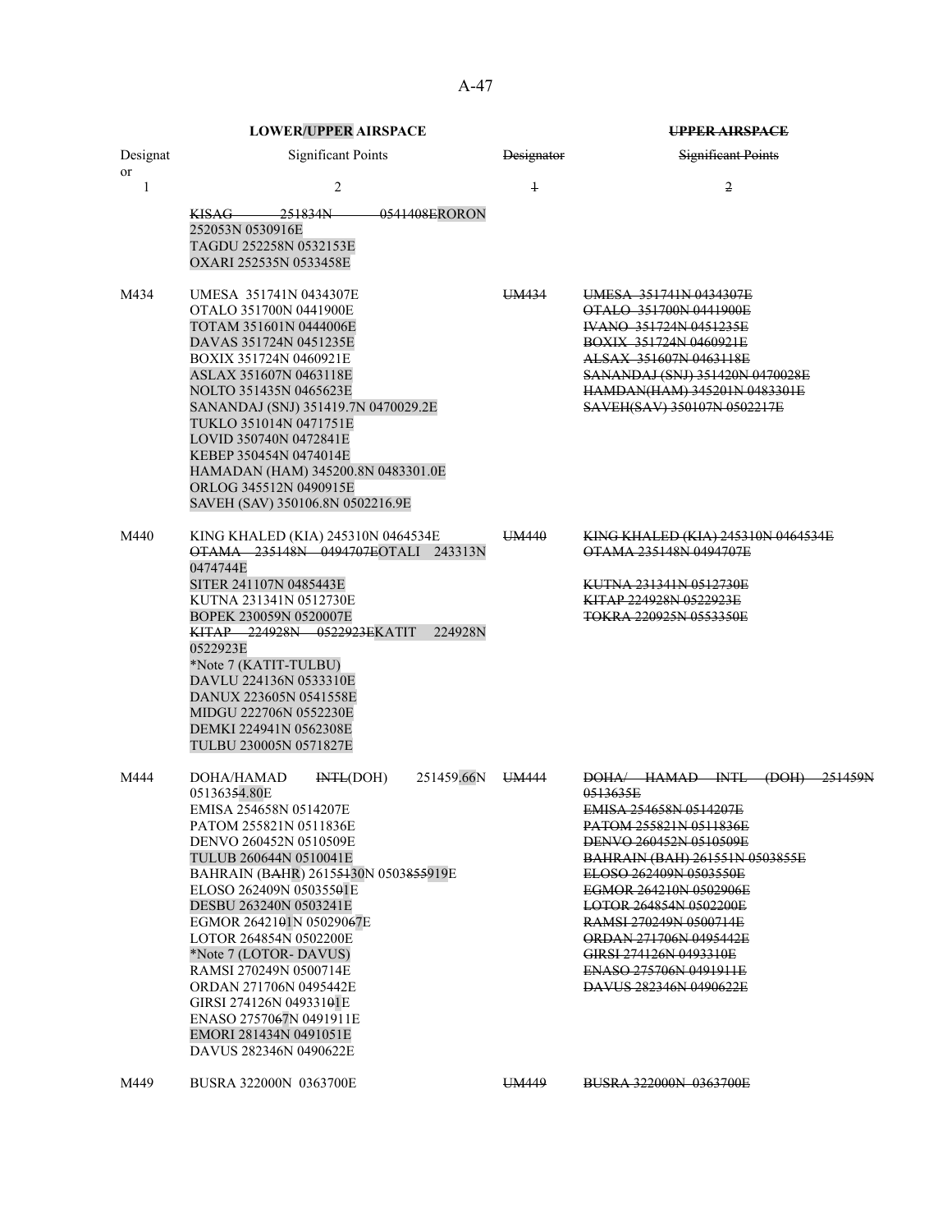| LOWER/UPPER AIRSPACE | | UPPER AIRSPACE | |
|---|---|---|---|
| Designator | Significant Points | Designator | Significant Points |
| 1 | 2 | 1 | 2 |
| | ~~KISAG 251834N 0541408E~~RORON 252053N 0530916E<br>TAGDU 252258N 0532153E<br>OXARI 252535N 0533458E | | |
| M434 | UMESA 351741N 0434307E<br>OTALO 351700N 0441900E<br>TOTAM 351601N 0444006E<br>DAVAS 351724N 0451235E<br>BOXIX 351724N 0460921E<br>ASLAX 351607N 0463118E<br>NOLTO 351435N 0465623E<br>SANANDAJ (SNJ) 351419.7N 0470029.2E<br>TUKLO 351014N 0471751E<br>LOVID 350740N 0472841E<br>KEBEP 350454N 0474014E<br>HAMADAN (HAM) 345200.8N 0483301.0E<br>ORLOG 345512N 0490915E<br>SAVEH (SAV) 350106.8N 0502216.9E | ~~UM434~~ | ~~UMESA 351741N 0434307E~~<br>~~OTALO 351700N 0441900E~~<br>~~IVANO 351724N 0451235E~~<br>~~BOXIX 351724N 0460921E~~<br>~~ALSAX 351607N 0463118E~~<br>~~SANANDAJ (SNJ) 351420N 0470028E~~<br>~~HAMDAN(HAM) 345201N 0483301E~~<br>~~SAVEH(SAV) 350107N 0502217E~~ |
| M440 | KING KHALED (KIA) 245310N 0464534E<br>~~OTAMA 235148N 0494707E~~OTALI 243313N 0474744E<br>SITER 241107N 0485443E<br>KUTNA 231341N 0512730E<br>BOPEK 230059N 0520007E<br>~~KITAP 224928N 0522923E~~KATIT 224928N 0522923E<br>*Note 7 (KATIT-TULBU)<br>DAVLU 224136N 0533310E<br>DANUX 223605N 0541558E<br>MIDGU 222706N 0552230E<br>DEMKI 224941N 0562308E<br>TULBU 230005N 0571827E | ~~UM440~~ | ~~KING KHALED (KIA) 245310N 0464534E~~<br>~~OTAMA 235148N 0494707E~~<br><br>~~KUTNA 231341N 0512730E~~<br>~~KITAP 224928N 0522923E~~<br>~~TOKRA 220925N 0553350E~~ |
| M444 | DOHA/HAMAD ~~INTL~~(DOH) 251459.66N 05136354.80E<br>EMISA 254658N 0514207E<br>PATOM 255821N 0511836E<br>DENVO 260452N 0510509E<br>TULUB 260644N 0510041E<br>BAHRAIN (B~~A~~HR) 2615~~51~~30N 0503~~855~~919E<br>ELOSO 262409N 050355~~0~~1E<br>DESBU 263240N 0503241E<br>EGMOR 26421~~0~~1N 050290~~6~~7E<br>LOTOR 264854N 0502200E<br>*Note 7 (LOTOR- DAVUS)<br>RAMSI 270249N 0500714E<br>ORDAN 271706N 0495442E<br>GIRSI 274126N 049331~~0~~1E<br>ENASO 27570~~6~~7N 0491911E<br>EMORI 281434N 0491051E<br>DAVUS 282346N 0490622E | ~~UM444~~ | ~~DOHA/ HAMAD INTL (DOH) 251459N 0513635E~~<br>~~EMISA 254658N 0514207E~~<br>~~PATOM 255821N 0511836E~~<br>~~DENVO 260452N 0510509E~~<br>~~BAHRAIN (BAH) 261551N 0503855E~~<br>~~ELOSO 262409N 0503550E~~<br>~~EGMOR 264210N 0502906E~~<br>~~LOTOR 264854N 0502200E~~<br>~~RAMSI 270249N 0500714E~~<br>~~ORDAN 271706N 0495442E~~<br>~~GIRSI 274126N 0493310E~~<br>~~ENASO 275706N 0491911E~~<br>~~DAVUS 282346N 0490622E~~ |
| M449 | BUSRA 322000N 0363700E | ~~UM449~~ | ~~BUSRA 322000N 0363700E~~ |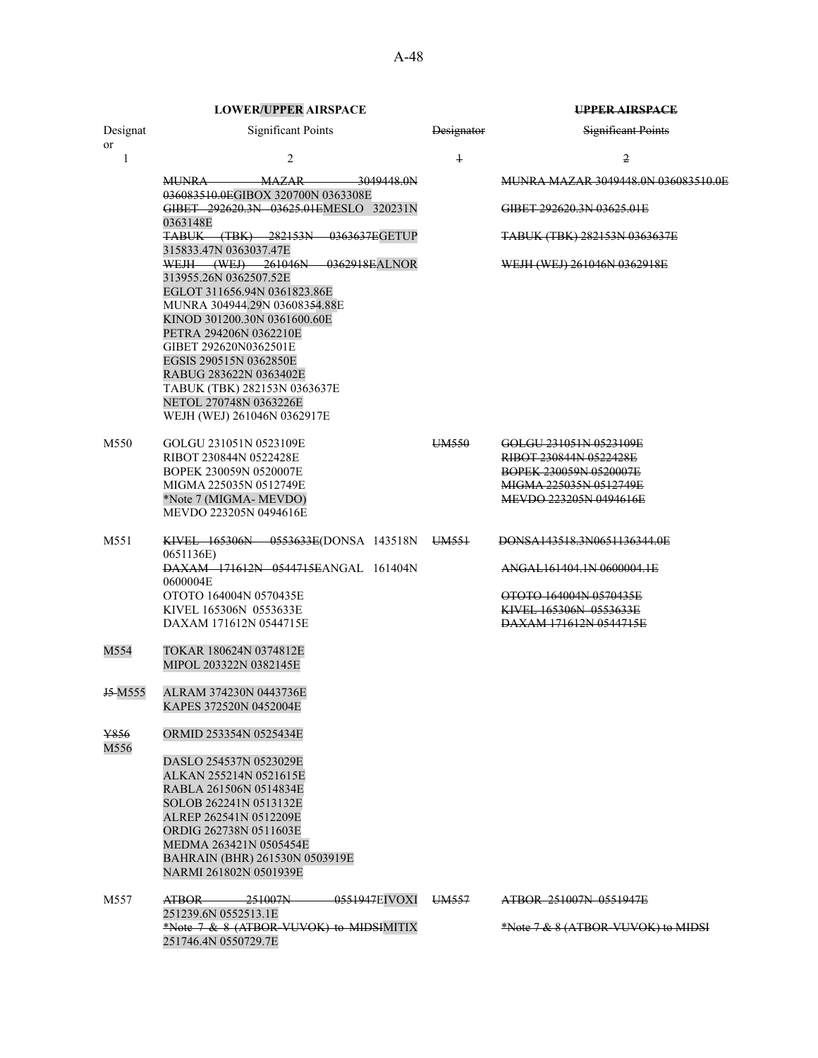| LOWER/UPPER AIRSPACE | | ~~UPPER AIRSPACE~~ | |
|---|---|---|---|
| Designator | Significant Points | ~~Designator~~ | ~~Significant Points~~ |
| 1 | 2 | ~~1~~ | ~~2~~ |
| | ~~MUNRA MAZAR 3049448.0N 036083510.0E~~GIBOX 320700N 0363308E<br>~~GIBET 292620.3N 03625.01E~~MESLO 320231N 0363148E<br>~~TABUK (TBK) 282153N 0363637E~~GETUP 315833.47N 0363037.47E<br>~~WEJH (WEJ) 261046N 0362918E~~ALNOR 313955.26N 0362507.52E<br>EGLOT 311656.94N 0361823.86E<br>MUNRA 304944.29N 036083~~5~~4.88E<br>KINOD 301200.30N 0361600.60E<br>PETRA 294206N 0362210E<br>GIBET 292620N0362501E<br>EGSIS 290515N 0362850E<br>RABUG 283622N 0363402E<br>TABUK (TBK) 282153N 0363637E<br>NETOL 270748N 0363226E<br>WEJH (WEJ) 261046N 0362917E | | ~~MUNRA MAZAR 3049448.0N 036083510.0E~~<br>~~GIBET 292620.3N 03625.01E~~<br>~~TABUK (TBK) 282153N 0363637E~~<br>~~WEJH (WEJ) 261046N 0362918E~~ |
| M550 | GOLGU 231051N 0523109E<br>RIBOT 230844N 0522428E<br>BOPEK 230059N 0520007E<br>MIGMA 225035N 0512749E<br>*Note 7 (MIGMA- MEVDO)<br>MEVDO 223205N 0494616E | ~~UM550~~ | ~~GOLGU 231051N 0523109E~~<br>~~RIBOT 230844N 0522428E~~<br>~~BOPEK 230059N 0520007E~~<br>~~MIGMA 225035N 0512749E~~<br>~~MEVDO 223205N 0494616E~~ |
| M551 | ~~KIVEL 165306N 0553633E~~(DONSA 143518N 0651136E)<br>~~DAXAM 171612N 0544715E~~ANGAL 161404N 0600004E<br>OTOTO 164004N 0570435E<br>KIVEL 165306N 0553633E<br>DAXAM 171612N 0544715E | ~~UM551~~ | ~~DONSA143518.3N0651136344.0E~~<br>~~ANGAL161404.1N 0600004.1E~~<br>~~OTOTO 164004N 0570435E~~<br>~~KIVEL 165306N 0553633E~~<br>~~DAXAM 171612N 0544715E~~ |
| M554 | TOKAR 180624N 0374812E<br>MIPOL 203322N 0382145E | | |
| ~~J5~~ M555 | ALRAM 374230N 0443736E<br>KAPES 372520N 0452004E | | |
| ~~Y856~~ M556 | ORMID 253354N 0525434E<br>DASLO 254537N 0523029E<br>ALKAN 255214N 0521615E<br>RABLA 261506N 0514834E<br>SOLOB 262241N 0513132E<br>ALREP 262541N 0512209E<br>ORDIG 262738N 0511603E<br>MEDMA 263421N 0505454E<br>BAHRAIN (BHR) 261530N 0503919E<br>NARMI 261802N 0501939E | | |
| M557 | ~~ATBOR 251007N 0551947E~~IVOXI 251239.6N 0552513.1E<br>~~*Note 7 & 8 (ATBOR-VUVOK) to MIDSI~~MITIX 251746.4N 0550729.7E | ~~UM557~~ | ~~ATBOR 251007N 0551947E~~<br>~~*Note 7 & 8 (ATBOR-VUVOK) to MIDSI~~ |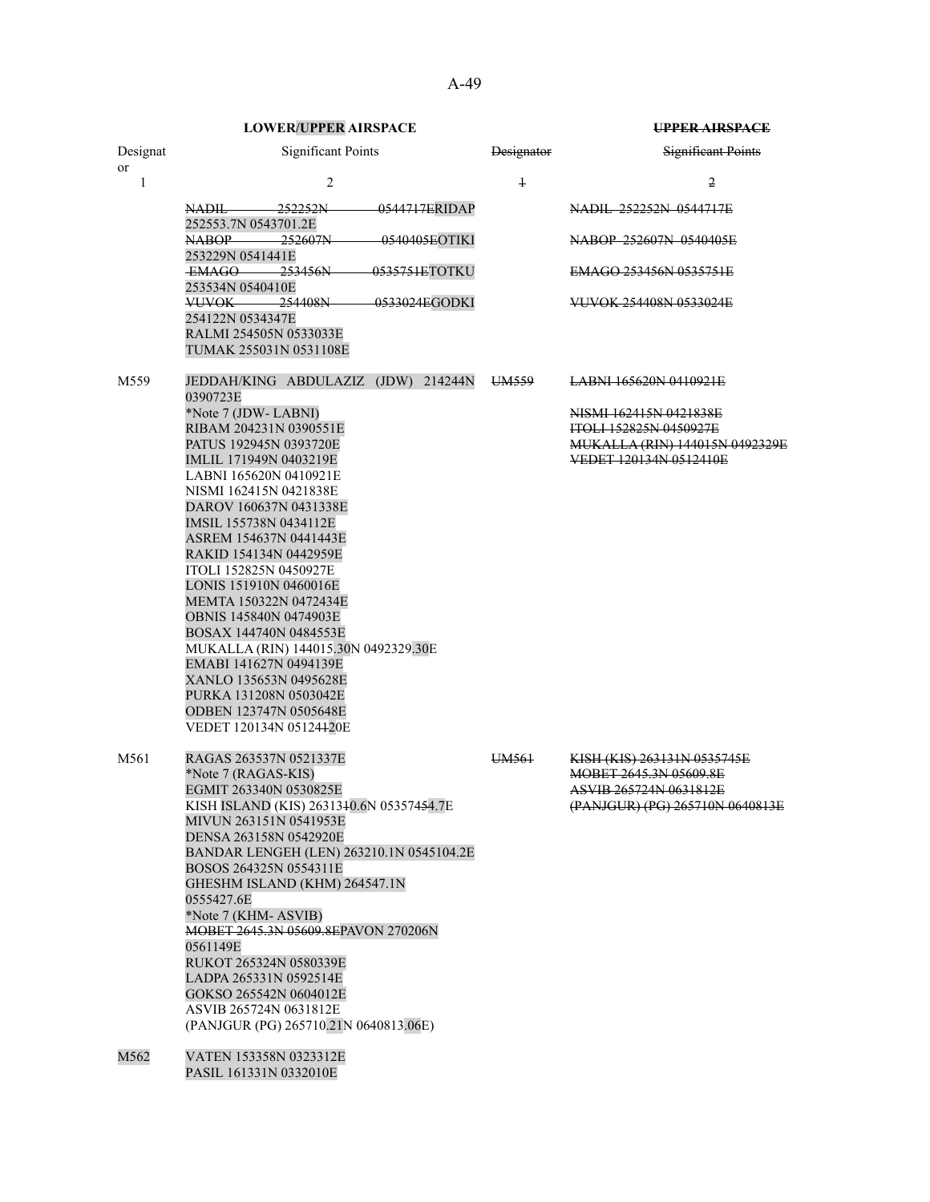| LOWER/UPPER AIRSPACE | | UPPER AIRSPACE | |
|---|---|---|---|
| Designator | Significant Points | ~~Designator~~ | ~~Significant Points~~ |
| 1 | 2 | ~~1~~ | ~~2~~ |
| | ~~NADIL 252252N 0544717E~~RIDAP 252553.7N 0543701.2E<br>~~NABOP 252607N 0540405E~~OTIKI 253229N 0541441E<br>~~EMAGO 253456N 0535751E~~TOTKU 253534N 0540410E<br>~~VUVOK 254408N 0533024E~~GODKI 254122N 0534347E<br>RALMI 254505N 0533033E<br>TUMAK 255031N 0531108E | | ~~NADIL 252252N 0544717E~~<br>~~NABOP 252607N 0540405E~~<br>~~EMAGO 253456N 0535751E~~<br>~~VUVOK 254408N 0533024E~~ |
| M559 | JEDDAH/KING ABDULAZIZ (JDW) 214244N 0390723E<br>*Note 7 (JDW- LABNI)<br>RIBAM 204231N 0390551E<br>PATUS 192945N 0393720E<br>IMLIL 171949N 0403219E<br>LABNI 165620N 0410921E<br>NISMI 162415N 0421838E<br>DAROV 160637N 0431338E<br>IMSIL 155738N 0434112E<br>ASREM 154637N 0441443E<br>RAKID 154134N 0442959E<br>ITOLI 152825N 0450927E<br>LONIS 151910N 0460016E<br>MEMTA 150322N 0472434E<br>OBNIS 145840N 0474903E<br>BOSAX 144740N 0484553E<br>MUKALLA (RIN) 144015.30N 0492329.30E<br>EMABI 141627N 0494139E<br>XANLO 135653N 0495628E<br>PURKA 131208N 0503042E<br>ODBEN 123747N 0505648E<br>VEDET 120134N 05124~~1~~20E | ~~UM559~~ | ~~LABNI 165620N 0410921E~~<br>~~NISMI 162415N 0421838E~~<br>~~ITOLI 152825N 0450927E~~<br>~~MUKALLA (RIN) 144015N 0492329E~~<br>~~VEDET 120134N 0512410E~~ |
| M561 | RAGAS 263537N 0521337E<br>*Note 7 (RAGAS-KIS)<br>EGMIT 263340N 0530825E<br>KISH ISLAND (KIS) 263131~~0~~0.6N 05357454.7E<br>MIVUN 263151N 0541953E<br>DENSA 263158N 0542920E<br>BANDAR LENGEH (LEN) 263210.1N 0545104.2E<br>BOSOS 264325N 0554311E<br>GHESHM ISLAND (KHM) 264547.1N 0555427.6E<br>*Note 7 (KHM- ASVIB)<br>~~MOBET 2645.3N 05609.8E~~PAVON 270206N 0561149E<br>RUKOT 265324N 0580339E<br>LADPA 265331N 0592514E<br>GOKSO 265542N 0604012E<br>ASVIB 265724N 0631812E<br>(PANJGUR (PG) 265710.21N 0640813.06E) | ~~UM561~~ | ~~KISH (KIS) 263131N 0535745E~~<br>~~MOBET 2645.3N 05609.8E~~<br>~~ASVIB 265724N 0631812E~~<br>~~(PANJGUR) (PG) 265710N 0640813E~~ |
| M562 | VATEN 153358N 0323312E<br>PASIL 161331N 0332010E | | |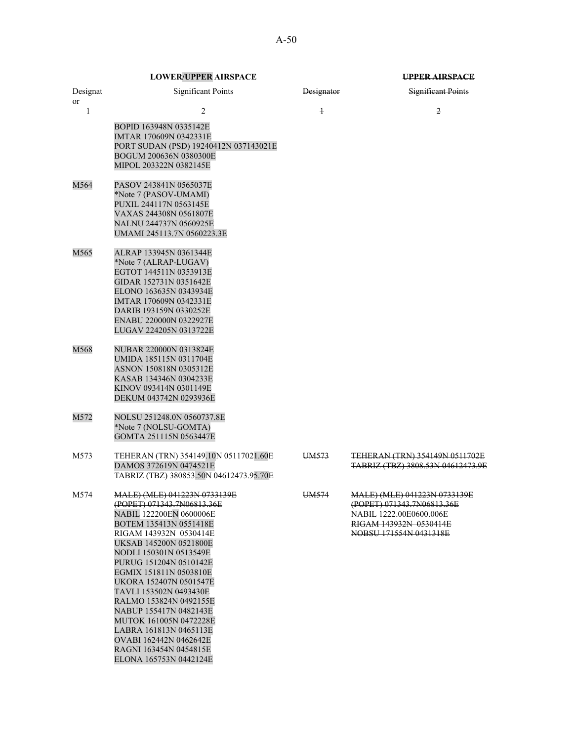| LOWER/UPPER AIRSPACE | | UPPER AIRSPACE | |
|---|---|---|---|
| Designator | Significant Points | Designator | Significant Points |
| 1 | 2 | 1 | 2 |
| | BOPID 163948N 0335142E<br>IMTAR 170609N 0342331E<br>PORT SUDAN (PSD) 19240412N 037143021E<br>BOGUM 200636N 0380300E<br>MIPOL 203322N 0382145E | | |
| M564 | PASOV 243841N 0565037E<br>*Note 7 (PASOV-UMAMI)<br>PUXIL 244117N 0563145E<br>VAXAS 244308N 0561807E<br>NALNU 244737N 0560925E<br>UMAMI 245113.7N 0560223.3E | | |
| M565 | ALRAP 133945N 0361344E<br>*Note 7 (ALRAP-LUGAV)<br>EGTOT 144511N 0353913E<br>GIDAR 152731N 0351642E<br>ELONO 163635N 0343934E<br>IMTAR 170609N 0342331E<br>DARIB 193159N 0330252E<br>ENABU 220000N 0322927E<br>LUGAV 224205N 0313722E | | |
| M568 | NUBAR 220000N 0313824E<br>UMIDA 185115N 0311704E<br>ASNON 150818N 0305312E<br>KASAB 134346N 0304233E<br>KINOV 093414N 0301149E<br>DEKUM 043742N 0293936E | | |
| M572 | NOLSU 251248.0N 0560737.8E<br>*Note 7 (NOLSU-GOMTA)<br>GOMTA 251115N 0563447E | | |
| M573 | TEHERAN (TRN) 354149.10N 05117021.60E<br>DAMOS 372619N 0474521E<br>TABRIZ (TBZ) 380853.50N 04612473.95.70E | ~~UM573~~ | ~~TEHERAN (TRN) 354149N 0511702E~~<br>~~TABRIZ (TBZ) 3808.53N 04612473.9E~~ |
| M574 | ~~MALE) (MLE) 041223N 0733139E~~<br>~~(POPET) 071343.7N06813.36E~~<br>NABIL 122200~~E~~N 0600006E<br>BOTEM 135413N 0551418E<br>RIGAM 143932N 0530414E<br>UKSAB 145200N 0521800E<br>NODLI 150301N 0513549E<br>PURUG 151204N 0510142E<br>EGMIX 151811N 0503810E<br>UKORA 152407N 0501547E<br>TAVLI 153502N 0493430E<br>RALMO 153824N 0492155E<br>NABUP 155417N 0482143E<br>MUTOK 161005N 0472228E<br>LABRA 161813N 0465113E<br>OVABI 162442N 0462642E<br>RAGNI 163454N 0454815E<br>ELONA 165753N 0442124E | ~~UM574~~ | ~~MALE) (MLE) 041223N 0733139E~~<br>~~(POPET) 071343.7N06813.36E~~<br>~~NABIL 1222.00E0600.006E~~<br>~~RIGAM 143932N 0530414E~~<br>~~NOBSU 171554N 0431318E~~ |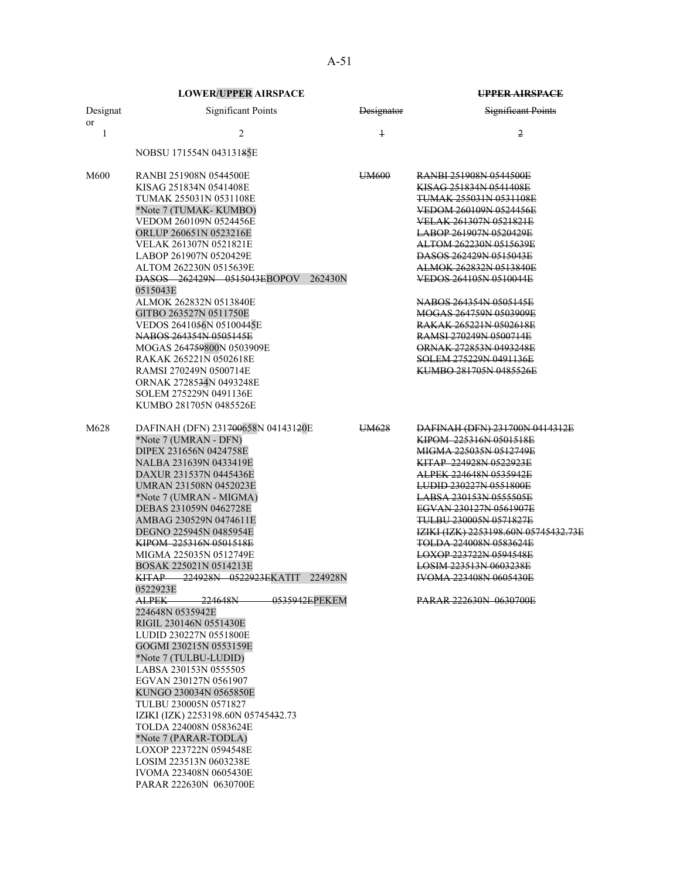| LOWER/UPPER AIRSPACE | | ~~UPPER AIRSPACE~~ | |
|---|---|---|---|
| Designator | Significant Points | ~~Designator~~ | ~~Significant Points~~ |
| 1 | 2 | ~~1~~ | ~~2~~ |
| | NOBSU 171554N 043131~~8~~5E | | |
| M600 | RANBI 251908N 0544500E<br>KISAG 251834N 0541408E<br>TUMAK 255031N 0531108E<br>*Note 7 (TUMAK- KUMBO)<br>VEDOM 260109N 0524456E<br>ORLUP 260651N 0523216E<br>VELAK 261307N 0521821E<br>LABOP 261907N 0520429E<br>ALTOM 262230N 0515639E<br>~~DASOS 262429N 0515043E~~BOPOV 262430N 0515043E<br>ALMOK 262832N 0513840E<br>GITBO 263527N 0511750E<br>VEDOS 264105~~6~~N 0510044~~5~~E<br>~~NABOS 264354N 0505145E~~<br>MOGAS 264~~759~~800N 0503909E<br>RAKAK 265221N 0502618E<br>RAMSI 270249N 0500714E<br>ORNAK 27285~~3~~4N 0493248E<br>SOLEM 275229N 0491136E<br>KUMBO 281705N 0485526E | ~~UM600~~ | ~~RANBI 251908N 0544500E~~<br>~~KISAG 251834N 0541408E~~<br>~~TUMAK 255031N 0531108E~~<br>~~VEDOM 260109N 0524456E~~<br>~~VELAK 261307N 0521821E~~<br>~~LABOP 261907N 0520429E~~<br>~~ALTOM 262230N 0515639E~~<br>~~DASOS 262429N 0515043E~~<br>~~ALMOK 262832N 0513840E~~<br>~~VEDOS 264105N 0510044E~~<br>~~NABOS 264354N 0505145E~~<br>~~MOGAS 264759N 0503909E~~<br>~~RAKAK 265221N 0502618E~~<br>~~RAMSI 270249N 0500714E~~<br>~~ORNAK 272853N 0493248E~~<br>~~SOLEM 275229N 0491136E~~<br>~~KUMBO 281705N 0485526E~~ |
| M628 | DAFINAH (DFN) 231~~700~~658N 04143120E<br>*Note 7 (UMRAN - DFN)<br>DIPEX 231656N 0424758E<br>NALBA 231639N 0433419E<br>DAXUR 231537N 0445436E<br>UMRAN 231508N 0452023E<br>*Note 7 (UMRAN - MIGMA)<br>DEBAS 231059N 0462728E<br>AMBAG 230529N 0474611E<br>DEGNO 225945N 0485954E<br>~~KIPOM 225316N 0501518E~~<br>MIGMA 225035N 0512749E<br>BOSAK 225021N 0514213E<br>~~KITAP 224928N 0522923E~~KATIT 224928N 0522923E<br>~~ALPEK 224648N 0535942E~~PEKEM 224648N 0535942E<br>RIGIL 230146N 0551430E<br>LUDID 230227N 0551800E<br>GOGMI 230215N 0553159E<br>*Note 7 (TULBU-LUDID)<br>LABSA 230153N 0555505<br>EGVAN 230127N 0561907<br>KUNGO 230034N 0565850E<br>TULBU 230005N 0571827<br>IZ~~I~~KI (IZK) 2253198.60N 057454~~32~~.73<br>TOLDA 224008N 0583624E<br>*Note 7 (PARAR-TODLA)<br>LOXOP 223722N 0594548E<br>LOSIM 223513N 0603238E<br>IVOMA 223408N 0605430E<br>PARAR 222630N 0630700E | ~~UM628~~ | ~~DAFINAH (DFN) 231700N 0414312E~~<br>~~KIPOM 225316N 0501518E~~<br>~~MIGMA 225035N 0512749E~~<br>~~KITAP 224928N 0522923E~~<br>~~ALPEK 224648N 0535942E~~<br>~~LUDID 230227N 0551800E~~<br>~~LABSA 230153N 0555505E~~<br>~~EGVAN 230127N 0561907E~~<br>~~TULBU 230005N 0571827E~~<br>~~IZIKI (IZK) 2253198.60N 05745432.73E~~<br>~~TOLDA 224008N 0583624E~~<br>~~LOXOP 223722N 0594548E~~<br>~~LOSIM 223513N 0603238E~~<br>~~IVOMA 223408N 0605430E~~<br>~~PARAR 222630N 0630700E~~ |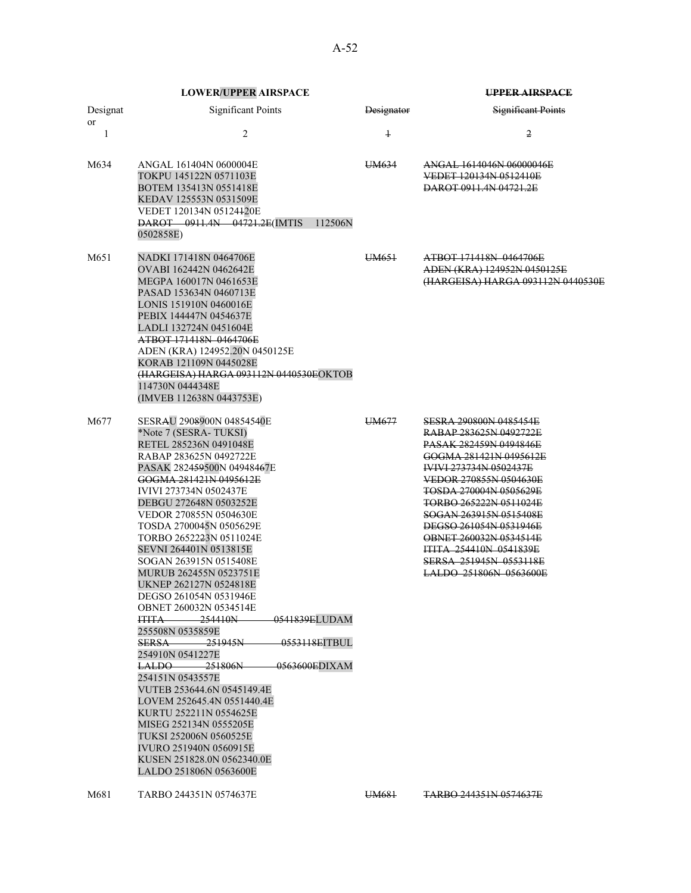| LOWER/UPPER AIRSPACE | | UPPER AIRSPACE | |
|---|---|---|---|
| Designator | Significant Points | Designator | Significant Points |
| 1 | 2 | 1 | 2 |
| M634 | ANGAL 161404N 0600004E<br>TOKPU 145122N 0571103E<br>BOTEM 135413N 0551418E<br>KEDAV 125553N 0531509E<br>VEDET 120134N 05124120E<br>~~DAROT 0911.4N 04721.2E~~(IMTIS 112506N 0502858E) | ~~UM634~~ | ~~ANGAL 1614046N 06000046E~~<br>~~VEDET 120134N 0512410E~~<br>~~DAROT 0911.4N 04721.2E~~ |
| M651 | NADKI 171418N 0464706E<br>OVABI 162442N 0462642E<br>MEGPA 160017N 0461653E<br>PASAD 153634N 0460713E<br>LONIS 151910N 0460016E<br>PEBIX 144447N 0454637E<br>LADLI 132724N 0451604E<br>~~ATBOT 171418N 0464706E~~<br>ADEN (KRA) 124952.20N 0450125E<br>KORAB 121109N 0445028E<br>~~(HARGEISA) HARGA 093112N 0440530E~~OKTOB 114730N 0444348E<br>(IMVEB 112638N 0443753E) | ~~UM651~~ | ~~ATBOT 171418N 0464706E~~<br>~~ADEN (KRA) 124952N 0450125E~~<br>~~(HARGEISA) HARGA 093112N 0440530E~~ |
| M677 | SESRAU 2908900N 04854540E<br>*Note 7 (SESRA- TUKSI)<br>RETEL 285236N 0491048E<br>RABAP 283625N 0492722E<br>PASAK 28245950​0N 049484​67E<br>~~GOGMA 281421N 0495612E~~<br>IVIVI 273734N 0502437E<br>DEBGU 272648N 0503252E<br>VEDOR 270855N 0504630E<br>TOSDA 2700045N 0505629E<br>TORBO 2652223N 0511024E<br>SEVNI 264401N 0513815E<br>SOGAN 263915N 0515408E<br>MURUB 262455N 0523751E<br>UKNEP 262127N 0524818E<br>DEGSO 261054N 0531946E<br>OBNET 260032N 0534514E<br>~~ITITA 254410N 0541839E~~LUDAM 255508N 0535859E<br>~~SERSA 251945N 0553118E~~ITBUL 254910N 0541227E<br>~~LALDO 251806N 0563600E~~DIXAM 254151N 0543557E<br>VUTEB 253644.6N 0545149.4E<br>LOVEM 252645.4N 0551440.4E<br>KURTU 252211N 0554625E<br>MISEG 252134N 0555205E<br>TUKSI 252006N 0560525E<br>IVURO 251940N 0560915E<br>KUSEN 251828.0N 0562340.0E<br>LALDO 251806N 0563600E | ~~UM677~~ | ~~SESRA 290800N 0485454E~~<br>~~RABAP 283625N 0492722E~~<br>~~PASAK 282459N 0494846E~~<br>~~GOGMA 281421N 0495612E~~<br>~~IVIVI 273734N 0502437E~~<br>~~VEDOR 270855N 0504630E~~<br>~~TOSDA 270004N 0505629E~~<br>~~TORBO 265222N 0511024E~~<br>~~SOGAN 263915N 0515408E~~<br>~~DEGSO 261054N 0531946E~~<br>~~OBNET 260032N 0534514E~~<br>~~ITITA 254410N 0541839E~~<br>~~SERSA 251945N 0553118E~~<br>~~LALDO 251806N 0563600E~~ |
| M681 | TARBO 244351N 0574637E | ~~UM681~~ | ~~TARBO 244351N 0574637E~~ |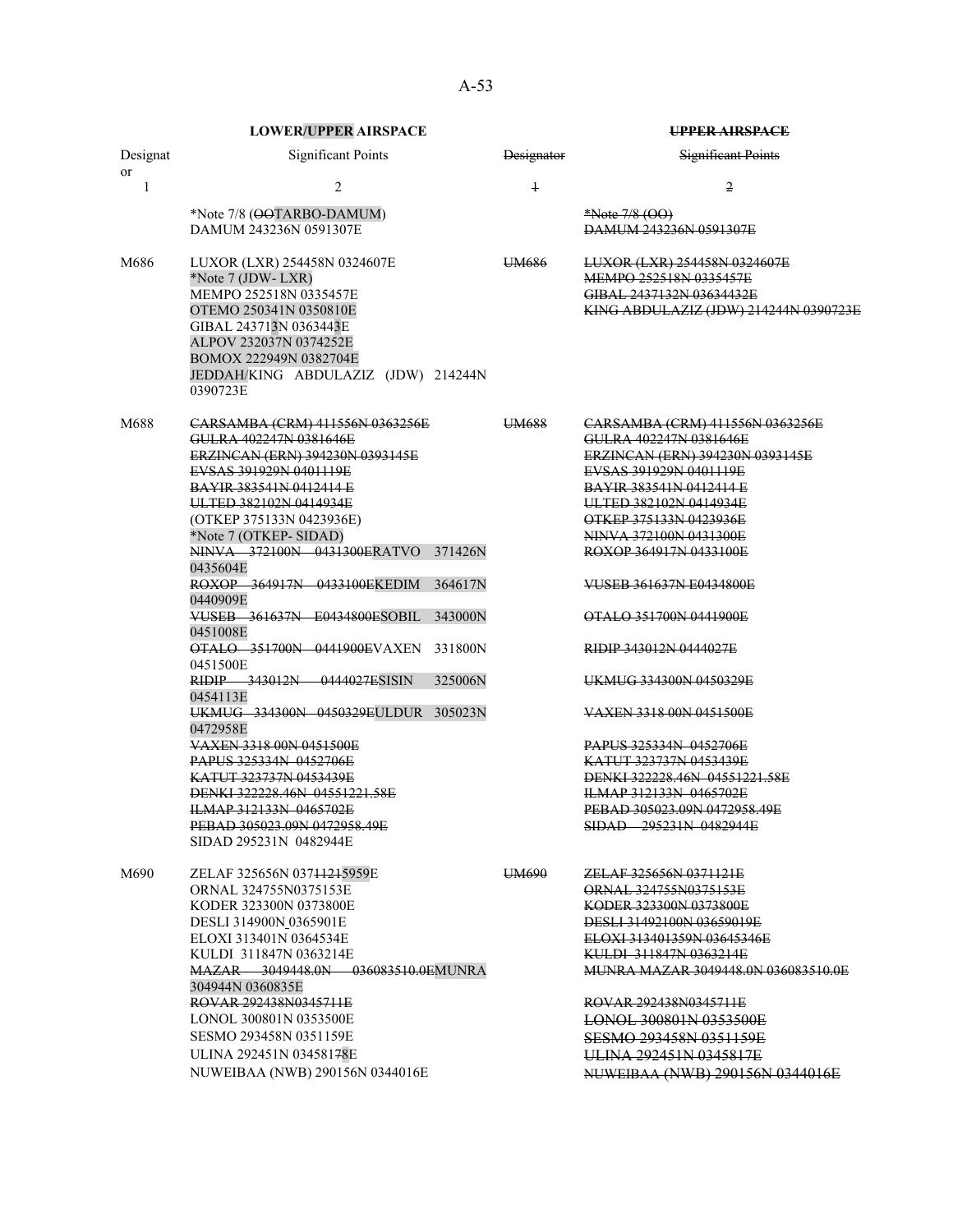| LOWER/UPPER AIRSPACE | | UPPER AIRSPACE | |
|---|---|---|---|
| Designator | Significant Points | Designator | Significant Points |
| 1 | 2 | 1 | 2 |
| | *Note 7/8 (OOTARBO-DAMUM)<br>DAMUM 243236N 0591307E | | *Note 7/8 (OO)<br>DAMUM 243236N 0591307E |
| M686 | LUXOR (LXR) 254458N 0324607E<br>*Note 7 (JDW- LXR)<br>MEMPO 252518N 0335457E<br>OTEMO 250341N 0350810E<br>GIBAL 243713N 0363443E<br>ALPOV 232037N 0374252E<br>BOMOX 222949N 0382704E<br>JEDDAH/KING ABDULAZIZ (JDW) 214244N 0390723E | UM686 | LUXOR (LXR) 254458N 0324607E<br>MEMPO 252518N 0335457E<br>GIBAL 2437132N 03634432E<br>KING ABDULAZIZ (JDW) 214244N 0390723E |
| M688 | CARSAMBA (CRM) 411556N 0363256E<br>GULRA 402247N 0381646E<br>ERZINCAN (ERN) 394230N 0393145E<br>EVSAS 391929N 0401119E<br>BAYIR 383541N 0412414 E<br>ULTED 382102N 0414934E<br>(OTKEP 375133N 0423936E)<br>*Note 7 (OTKEP- SIDAD)<br>NINVA 372100N 0431300ERATVO 371426N 0435604E<br>ROXOP 364917N 0433100EKEDIM 364617N 0440909E<br>VUSEB 361637N E0434800ESOBIL 343000N 0451008E<br>OTALO 351700N 0441900EVAXEN 331800N 0451500E<br>RIDIP 343012N 0444027ESISIN 325006N 0454113E<br>UKMUG 334300N 0450329EULDUR 305023N 0472958E<br>VAXEN 3318 00N 0451500E<br>PAPUS 325334N 0452706E<br>KATUT 323737N 0453439E<br>DENKI 322228.46N 04551221.58E<br>ILMAP 312133N 0465702E<br>PEBAD 305023.09N 0472958.49E<br>SIDAD 295231N 0482944E | UM688 | CARSAMBA (CRM) 411556N 0363256E<br>GULRA 402247N 0381646E<br>ERZINCAN (ERN) 394230N 0393145E<br>EVSAS 391929N 0401119E<br>BAYIR 383541N 0412414 E<br>ULTED 382102N 0414934E<br>OTKEP 375133N 0423936E<br>NINVA 372100N 0431300E<br>ROXOP 364917N 0433100E<br>VUSEB 361637N E0434800E<br>OTALO 351700N 0441900E<br>RIDIP 343012N 0444027E<br>UKMUG 334300N 0450329E<br>VAXEN 3318 00N 0451500E<br>PAPUS 325334N 0452706E<br>KATUT 323737N 0453439E<br>DENKI 322228.46N 04551221.58E<br>ILMAP 312133N 0465702E<br>PEBAD 305023.09N 0472958.49E<br>SIDAD 295231N 0482944E |
| M690 | ZELAF 325656N 037112155959E<br>ORNAL 324755N0375153E<br>KODER 323300N 0373800E<br>DESLI 314900N 0365901E<br>ELOXI 313401N 0364534E<br>KULDI 311847N 0363214E<br>MAZAR 3049448.0N 036083510.0EMUNRA 304944N 0360835E<br>ROVAR 292438N0345711E<br>LONOL 300801N 0353500E<br>SESMO 293458N 0351159E<br>ULINA 292451N 03458178E<br>NUWEIBAA (NWB) 290156N 0344016E | UM690 | ZELAF 325656N 0371121E<br>ORNAL 324755N0375153E<br>KODER 323300N 0373800E<br>DESLI 31492100N 03659019E<br>ELOXI 313401359N 03645346E<br>KULDI 311847N 0363214E<br>MUNRA MAZAR 3049448.0N 036083510.0E<br>ROVAR 292438N0345711E<br>LONOL 300801N 0353500E<br>SESMO 293458N 0351159E<br>ULINA 292451N 0345817E<br>NUWEIBAA (NWB) 290156N 0344016E |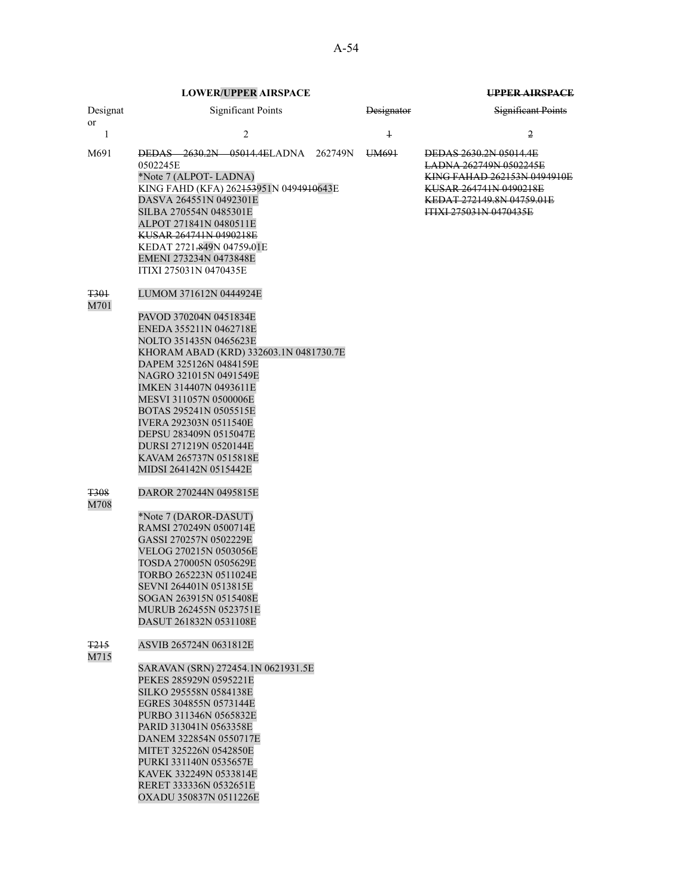| **LOWER/UPPER AIRSPACE** | | **~~UPPER AIRSPACE~~** | |
|---|---|---|---|
| Designator | Significant Points | ~~Designator~~ | ~~Significant Points~~ |
| 1 | 2 | ~~1~~ | ~~2~~ |
| M691 | ~~DEDAS 2630.2N 05014.4E~~LADNA 262749N 0502245E<br>*Note 7 (ALPOT- LADNA)<br>KING FAHD (KFA) 262~~153~~951N 0494~~910~~643E<br>DASVA 264551N 0492301E<br>SILBA 270554N 0485301E<br>ALPOT 271841N 0480511E<br>~~KUSAR 264741N 0490218E~~<br>KEDAT 2721~~.8~~49N 04759~~.0~~1E<br>EMENI 273234N 0473848E<br>ITIXI 275031N 0470435E | ~~UM691~~ | ~~DEDAS 2630.2N 05014.4E~~<br>~~LADNA 262749N 0502245E~~<br>~~KING FAHAD 262153N 0494910E~~<br>~~KUSAR 264741N 0490218E~~<br>~~KEDAT 272149.8N 04759.01E~~<br>~~ITIXI 275031N 0470435E~~ |
| ~~T301~~<br>M701 | LUMOM 371612N 0444924E<br>PAVOD 370204N 0451834E<br>ENEDA 355211N 0462718E<br>NOLTO 351435N 0465623E<br>KHORAM ABAD (KRD) 332603.1N 0481730.7E<br>DAPEM 325126N 0484159E<br>NAGRO 321015N 0491549E<br>IMKEN 314407N 0493611E<br>MESVI 311057N 0500006E<br>BOTAS 295241N 0505515E<br>IVERA 292303N 0511540E<br>DEPSU 283409N 0515047E<br>DURSI 271219N 0520144E<br>KAVAM 265737N 0515818E<br>MIDSI 264142N 0515442E | | |
| ~~T308~~<br>M708 | DAROR 270244N 0495815E<br>*Note 7 (DAROR-DASUT)<br>RAMSI 270249N 0500714E<br>GASSI 270257N 0502229E<br>VELOG 270215N 0503056E<br>TOSDA 270005N 0505629E<br>TORBO 265223N 0511024E<br>SEVNI 264401N 0513815E<br>SOGAN 263915N 0515408E<br>MURUB 262455N 0523751E<br>DASUT 261832N 0531108E | | |
| ~~T215~~<br>M715 | ASVIB 265724N 0631812E<br>SARAVAN (SRN) 272454.1N 0621931.5E<br>PEKES 285929N 0595221E<br>SILKO 295558N 0584138E<br>EGRES 304855N 0573144E<br>PURBO 311346N 0565832E<br>PARID 313041N 0563358E<br>DANEM 322854N 0550717E<br>MITET 325226N 0542850E<br>PURKI 331140N 0535657E<br>KAVEK 332249N 0533814E<br>RERET 333336N 0532651E<br>OXADU 350837N 0511226E | | |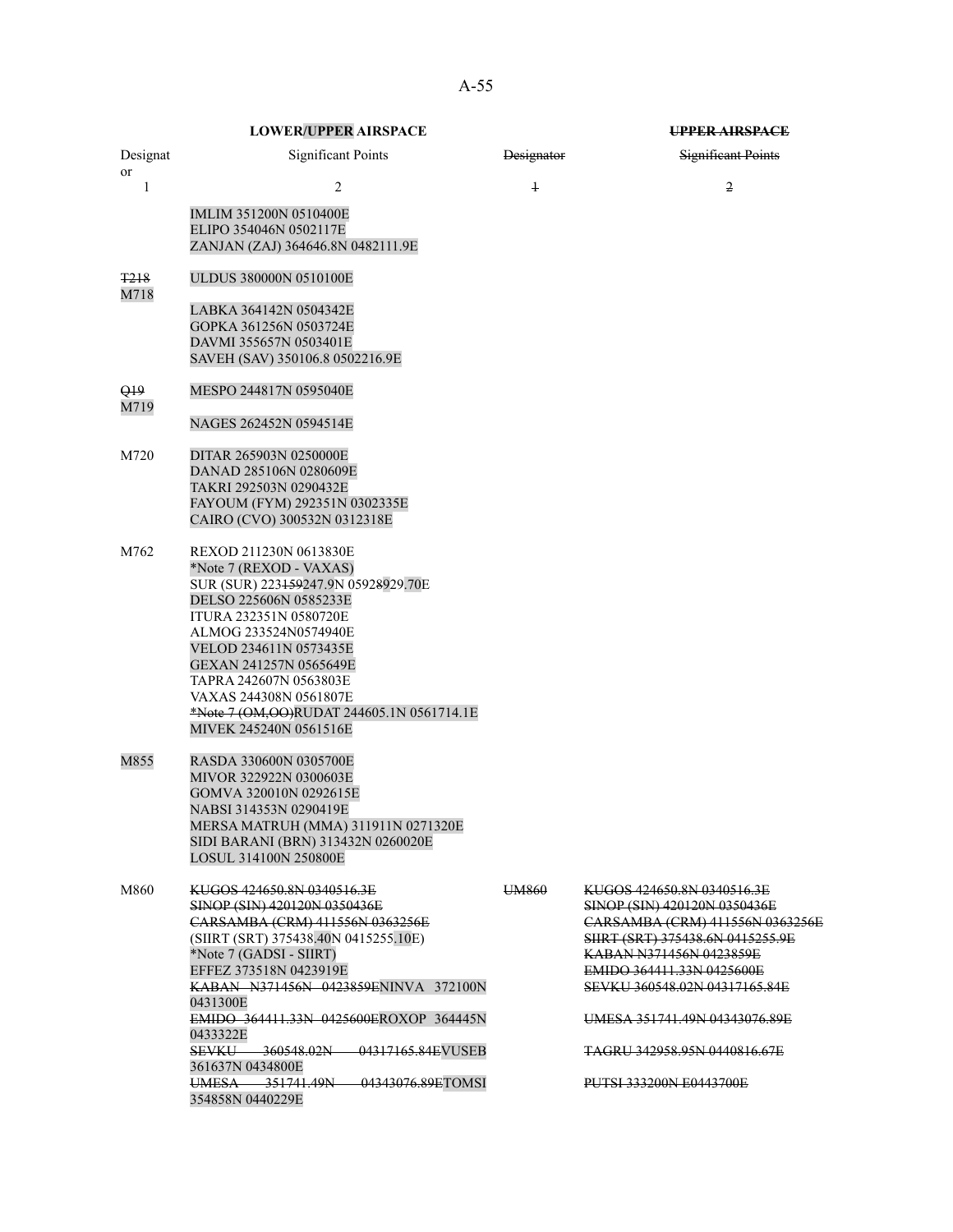| LOWER/UPPER AIRSPACE | | UPPER AIRSPACE | |
|---|---|---|---|
| Designator | Significant Points | Designator | Significant Points |
| 1 | 2 | 1 | 2 |
| | IMLIM 351200N 0510400E<br>ELIPO 354046N 0502117E<br>ZANJAN (ZAJ) 364646.8N 0482111.9E | | |
| T218<br>M718 | ULDUS 380000N 0510100E<br>LABKA 364142N 0504342E<br>GOPKA 361256N 0503724E<br>DAVMI 355657N 0503401E<br>SAVEH (SAV) 350106.8 0502216.9E | | |
| Q19<br>M719 | MESPO 244817N 0595040E<br>NAGES 262452N 0594514E | | |
| M720 | DITAR 265903N 0250000E<br>DANAD 285106N 0280609E<br>TAKRI 292503N 0290432E<br>FAYOUM (FYM) 292351N 0302335E<br>CAIRO (CVO) 300532N 0312318E | | |
| M762 | REXOD 211230N 0613830E<br>*Note 7 (REXOD - VAXAS)<br>SUR (SUR) 223159247.9N 05928929.70E<br>DELSO 225606N 0585233E<br>ITURA 232351N 0580720E<br>ALMOG 233524N0574940E<br>VELOD 234611N 0573435E<br>GEXAN 241257N 0565649E<br>TAPRA 242607N 0563803E<br>VAXAS 244308N 0561807E<br>*Note 7 (OM,OO)RUDAT 244605.1N 0561714.1E<br>MIVEK 245240N 0561516E | | |
| M855 | RASDA 330600N 0305700E<br>MIVOR 322922N 0300603E<br>GOMVA 320010N 0292615E<br>NABSI 314353N 0290419E<br>MERSA MATRUH (MMA) 311911N 0271320E<br>SIDI BARANI (BRN) 313432N 0260020E<br>LOSUL 314100N 250800E | | |
| M860 | KUGOS 424650.8N 0340516.3E<br>SINOP (SIN) 420120N 0350436E<br>CARSAMBA (CRM) 411556N 0363256E<br>(SIIRT (SRT) 375438.40N 0415255.10E)<br>*Note 7 (GADSI - SIIRT)<br>EFFEZ 373518N 0423919E<br>KABAN N371456N 0423859ENINVA 372100N 0431300E<br>EMIDO 364411.33N 0425600EROXOP 364445N 0433322E<br>SEVKU 360548.02N 04317165.84EVUSEB 361637N 0434800E<br>UMESA 351741.49N 04343076.89ETOMSI 354858N 0440229E | UM860 | KUGOS 424650.8N 0340516.3E<br>SINOP (SIN) 420120N 0350436E<br>CARSAMBA (CRM) 411556N 0363256E<br>SIIRT (SRT) 375438.6N 0415255.9E<br>KABAN N371456N 0423859E<br>EMIDO 364411.33N 0425600E<br>SEVKU 360548.02N 04317165.84E<br>UMESA 351741.49N 04343076.89E<br>TAGRU 342958.95N 0440816.67E<br>PUTSI 333200N E0443700E |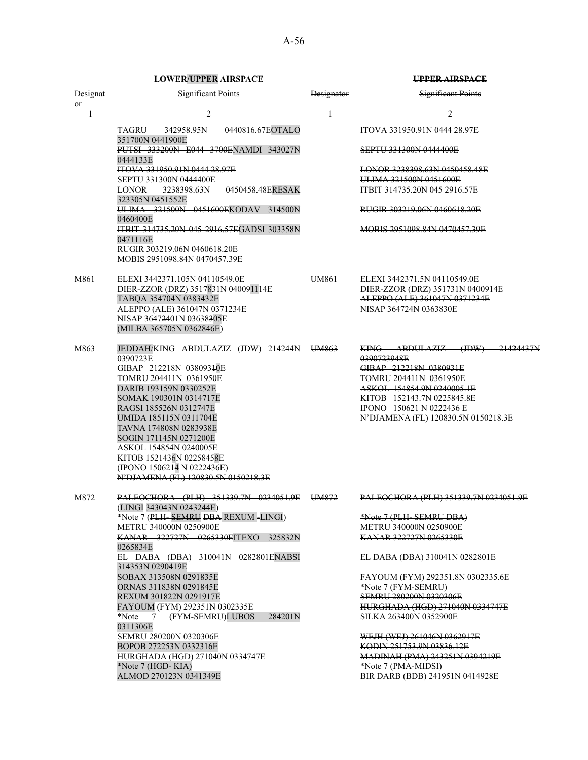| LOWER/UPPER AIRSPACE | | UPPER AIRSPACE | |
|---|---|---|---|
| Designator | Significant Points | Designator | Significant Points |
| 1 | 2 | 1 | 2 |
| | TAGRU 342958.95N 0440816.67EOTALO 351700N 0441900E<br>PUTSI 333200N E044 3700ENAMDI 343027N 0444133E<br>ITOVA 331950.91N 0444 28.97E<br>SEPTU 331300N 0444400E<br>LONOR 3238398.63N 0450458.48ERESAK 323305N 0451552E<br>ULIMA 321500N 0451600EKODAV 314500N 0460400E<br>ITBIT 314735.20N 045 2916.57EGADSI 303358N 0471116E<br>RUGIR 303219.06N 0460618.20E<br>MOBIS 2951098.84N 0470457.39E | | ITOVA 331950.91N 0444 28.97E<br>SEPTU 331300N 0444400E<br>LONOR 3238398.63N 0450458.48E<br>ULIMA 321500N 0451600E<br>ITBIT 314735.20N 045 2916.57E<br>RUGIR 303219.06N 0460618.20E<br>MOBIS 2951098.84N 0470457.39E |
| M861 | ELEXI 3442371.105N 04110549.0E<br>DIER-ZZOR (DRZ) 3517831N 04009114E<br>TABQA 354704N 0383432E<br>ALEPPO (ALE) 361047N 0371234E<br>NISAP 364722401N 036383305E<br>(MILBA 365705N 0362846E) | UM861 | ELEXI 3442371.5N 04110549.0E<br>DIER-ZZOR (DRZ) 351731N 0400914E<br>ALEPPO (ALE) 361047N 0371234E<br>NISAP 364724N 0363830E |
| M863 | JEDDAH/KING ABDULAZIZ (JDW) 214244N 0390723E<br>GIBAP 212218N 038093410E<br>TOMRU 204411N 0361950E<br>DARIB 193159N 0330252E<br>SOMAK 190301N 0314717E<br>RAGSI 185526N 0312747E<br>UMIDA 185115N 0311704E<br>TAVNA 174808N 0283938E<br>SOGIN 171145N 0271200E<br>ASKOL 154854N 0240005E<br>KITOB 1521436N 022584558E<br>(IPONO 15062144 N 0222436E)<br>N'DJAMENA (FL) 120830.5N 0150218.3E | UM863 | KING ABDULAZIZ (JDW) 21424437N 0390723948E<br>GIBAP 212218N 0380931E<br>TOMRU 204411N 0361950E<br>ASKOL 154854.9N 0240005.1E<br>KITOB 152143.7N 0225845.8E<br>IPONO 150621 N 0222436 E<br>N'DJAMENA (FL) 120830.5N 0150218.3E |
| M872 | PALEOCHORA (PLH) 351339.7N 0234051.9E (LINGI 343043N 0243244E)<br>*Note 7 (PLH- SEMRU DBA REXUM -LINGI)<br>METRU 340000N 0250900E<br>KANAR 322727N 0265330EITEXO 325832N 0265834E<br>EL DABA (DBA) 310041N 0282801ENABSI 314353N 0290419E<br>SOBAX 313508N 0291835E<br>ORNAS 311838N 0291845E<br>REXUM 301822N 0291917E<br>FAYOUM (FYM) 292351N 0302335E<br>*Note 7 (FYM-SEMRU)LUBOS 284201N 0311306E<br>SEMRU 280200N 0320306E<br>BOPOB 272253N 0332316E<br>HURGHADA (HGD) 271040N 0334747E<br>*Note 7 (HGD- KIA)<br>ALMOD 270123N 0341349E | UM872 | PALEOCHORA (PLH) 351339.7N 0234051.9E<br>*Note 7 (PLH- SEMRU DBA)<br>METRU 340000N 0250900E<br>KANAR 322727N 0265330E<br>EL DABA (DBA) 310041N 0282801E<br>FAYOUM (FYM) 292351.8N 0302335.6E<br>*Note 7 (FYM-SEMRU)<br>SEMRU 280200N 0320306E<br>HURGHADA (HGD) 271040N 0334747E<br>SILKA 263400N 0352900E<br>WEJH (WEJ) 261046N 0362917E<br>KODIN 251753.9N 03836.12E<br>MADINAH (PMA) 243251N 0394219E<br>*Note 7 (PMA-MIDSI)<br>BIR DARB (BDB) 241951N 0414928E |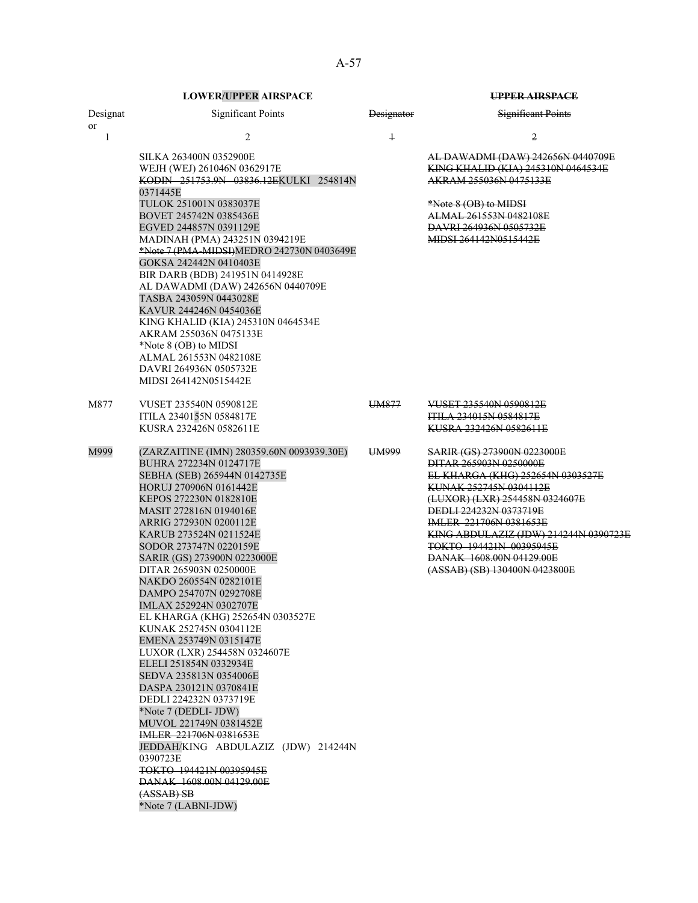| **LOWER/UPPER AIRSPACE** | | ~~**UPPER AIRSPACE**~~ | |
|---|---|---|---|
| Designator | Significant Points | ~~Designator~~ | ~~Significant Points~~ |
| 1 | 2 | ~~1~~ | ~~2~~ |
| | SILKA 263400N 0352900E<br>WEJH (WEJ) 261046N 0362917E<br>~~KODIN 251753.9N 03836.12E~~KULKI 254814N 0371445E<br>TULOK 251001N 0383037E<br>BOVET 245742N 0385436E<br>EGVED 244857N 0391129E<br>MADINAH (PMA) 243251N 0394219E<br>~~*Note 7 (PMA-MIDSI)~~MEDRO 242730N 0403649E<br>GOKSA 242442N 0410403E<br>BIR DARB (BDB) 241951N 0414928E<br>AL DAWADMI (DAW) 242656N 0440709E<br>TASBA 243059N 0443028E<br>KAVUR 244246N 0454036E<br>KING KHALID (KIA) 245310N 0464534E<br>AKRAM 255036N 0475133E<br>*Note 8 (OB) to MIDSI<br>ALMAL 261553N 0482108E<br>DAVRI 264936N 0505732E<br>MIDSI 264142N0515442E | | ~~AL DAWADMI (DAW) 242656N 0440709E~~<br>~~KING KHALID (KIA) 245310N 0464534E~~<br>~~AKRAM 255036N 0475133E~~<br><br>~~*Note 8 (OB) to MIDSI~~<br>~~ALMAL 261553N 0482108E~~<br>~~DAVRI 264936N 0505732E~~<br>~~MIDSI 264142N0515442E~~ |
| M877 | VUSET 235540N 0590812E<br>ITILA 234015N 0584817E<br>KUSRA 232426N 0582611E | ~~UM877~~ | ~~VUSET 235540N 0590812E~~<br>~~ITILA 234015N 0584817E~~<br>~~KUSRA 232426N 0582611E~~ |
| M999 | (ZARZAITINE (IMN) 280359.60N 0093939.30E)<br>BUHRA 272234N 0124717E<br>SEBHA (SEB) 265944N 0142735E<br>HORUJ 270906N 0161442E<br>KEPOS 272230N 0182810E<br>MASIT 272816N 0194016E<br>ARRIG 272930N 0200112E<br>KARUB 273524N 0211524E<br>SODOR 273747N 0220159E<br>SARIR (GS) 273900N 0223000E<br>DITAR 265903N 0250000E<br>NAKDO 260554N 0282101E<br>DAMPO 254707N 0292708E<br>IMLAX 252924N 0302707E<br>EL KHARGA (KHG) 252654N 0303527E<br>KUNAK 252745N 0304112E<br>EMENA 253749N 0315147E<br>LUXOR (LXR) 254458N 0324607E<br>ELELI 251854N 0332934E<br>SEDVA 235813N 0354006E<br>DASPA 230121N 0370841E<br>DEDLI 224232N 0373719E<br>*Note 7 (DEDLI- JDW)<br>MUVOL 221749N 0381452E<br>~~IMLER 221706N 0381653E~~<br>JEDDAH/KING ABDULAZIZ (JDW) 214244N 0390723E<br>~~TOKTO 194421N 00395945E~~<br>~~DANAK 1608.00N 04129.00E~~<br>~~(ASSAB) SB~~<br>*Note 7 (LABNI-JDW) | ~~UM999~~ | ~~SARIR (GS) 273900N 0223000E~~<br>~~DITAR 265903N 0250000E~~<br>~~EL KHARGA (KHG) 252654N 0303527E~~<br>~~KUNAK 252745N 0304112E~~<br>~~(LUXOR) (LXR) 254458N 0324607E~~<br>~~DEDLI 224232N 0373719E~~<br>~~IMLER 221706N 0381653E~~<br>~~KING ABDULAZIZ (JDW) 214244N 0390723E~~<br>~~TOKTO 194421N 00395945E~~<br>~~DANAK 1608.00N 04129.00E~~<br>~~(ASSAB) (SB) 130400N 0423800E~~ |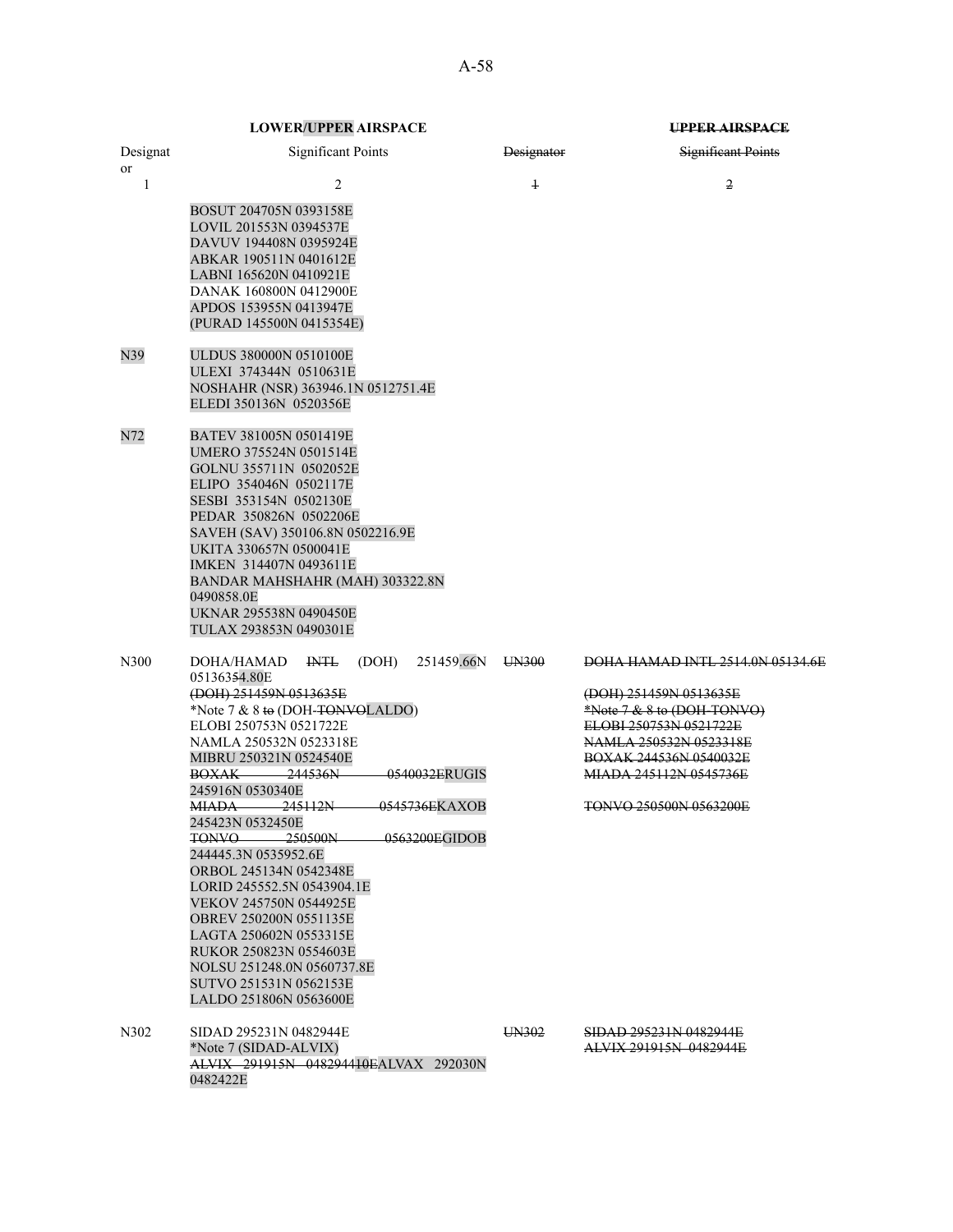| LOWER/UPPER AIRSPACE | | UPPER AIRSPACE | |
|---|---|---|---|
| Designator | Significant Points | Designator | Significant Points |
| 1 | 2 | 1 | 2 |
| | BOSUT 204705N 0393158E<br>LOVIL 201553N 0394537E<br>DAVUV 194408N 0395924E<br>ABKAR 190511N 0401612E<br>LABNI 165620N 0410921E<br>DANAK 160800N 0412900E<br>APDOS 153955N 0413947E<br>(PURAD 145500N 0415354E) | | |
| N39 | ULDUS 380000N 0510100E<br>ULEXI 374344N 0510631E<br>NOSHAHR (NSR) 363946.1N 0512751.4E<br>ELEDI 350136N 0520356E | | |
| N72 | BATEV 381005N 0501419E<br>UMERO 375524N 0501514E<br>GOLNU 355711N 0502052E<br>ELIPO 354046N 0502117E<br>SESBI 353154N 0502130E<br>PEDAR 350826N 0502206E<br>SAVEH (SAV) 350106.8N 0502216.9E<br>UKITA 330657N 0500041E<br>IMKEN 314407N 0493611E<br>BANDAR MAHSHAHR (MAH) 303322.8N 0490858.0E<br>UKNAR 295538N 0490450E<br>TULAX 293853N 0490301E | | |
| N300 | DOHA/HAMAD ~~INTL~~ (DOH) 251459.66N 05136354.80E<br>~~(DOH) 251459N 0513635E~~<br>*Note 7 & 8 ~~to~~ (DOH-~~TONVO~~LALDO)<br>ELOBI 250753N 0521722E<br>NAMLA 250532N 0523318E<br>MIBRU 250321N 0524540E<br>~~BOXAK 244536N 0540032E~~RUGIS 245916N 0530340E<br>~~MIADA 245112N 0545736E~~KAXOB 245423N 0532450E<br>~~TONVO 250500N 0563200E~~GIDOB 244445.3N 0535952.6E<br>ORBOL 245134N 0542348E<br>LORID 245552.5N 0543904.1E<br>VEKOV 245750N 0544925E<br>OBREV 250200N 0551135E<br>LAGTA 250602N 0553315E<br>RUKOR 250823N 0554603E<br>NOLSU 251248.0N 0560737.8E<br>SUTVO 251531N 0562153E<br>LALDO 251806N 0563600E | ~~UN300~~ | ~~DOHA HAMAD INTL 2514.0N 05134.6E~~<br>~~(DOH) 251459N 0513635E~~<br>~~*Note 7 & 8 to (DOH-TONVO)~~<br>~~ELOBI 250753N 0521722E~~<br>~~NAMLA 250532N 0523318E~~<br>~~BOXAK 244536N 0540032E~~<br>~~MIADA 245112N 0545736E~~<br>~~TONVO 250500N 0563200E~~ |
| N302 | SIDAD 295231N 0482944E<br>*Note 7 (SIDAD-ALVIX)<br>~~ALVIX 291915N 0482944~~10~~E~~ALVAX 292030N 0482422E | ~~UN302~~ | ~~SIDAD 295231N 0482944E~~<br>~~ALVIX 291915N 0482944E~~ |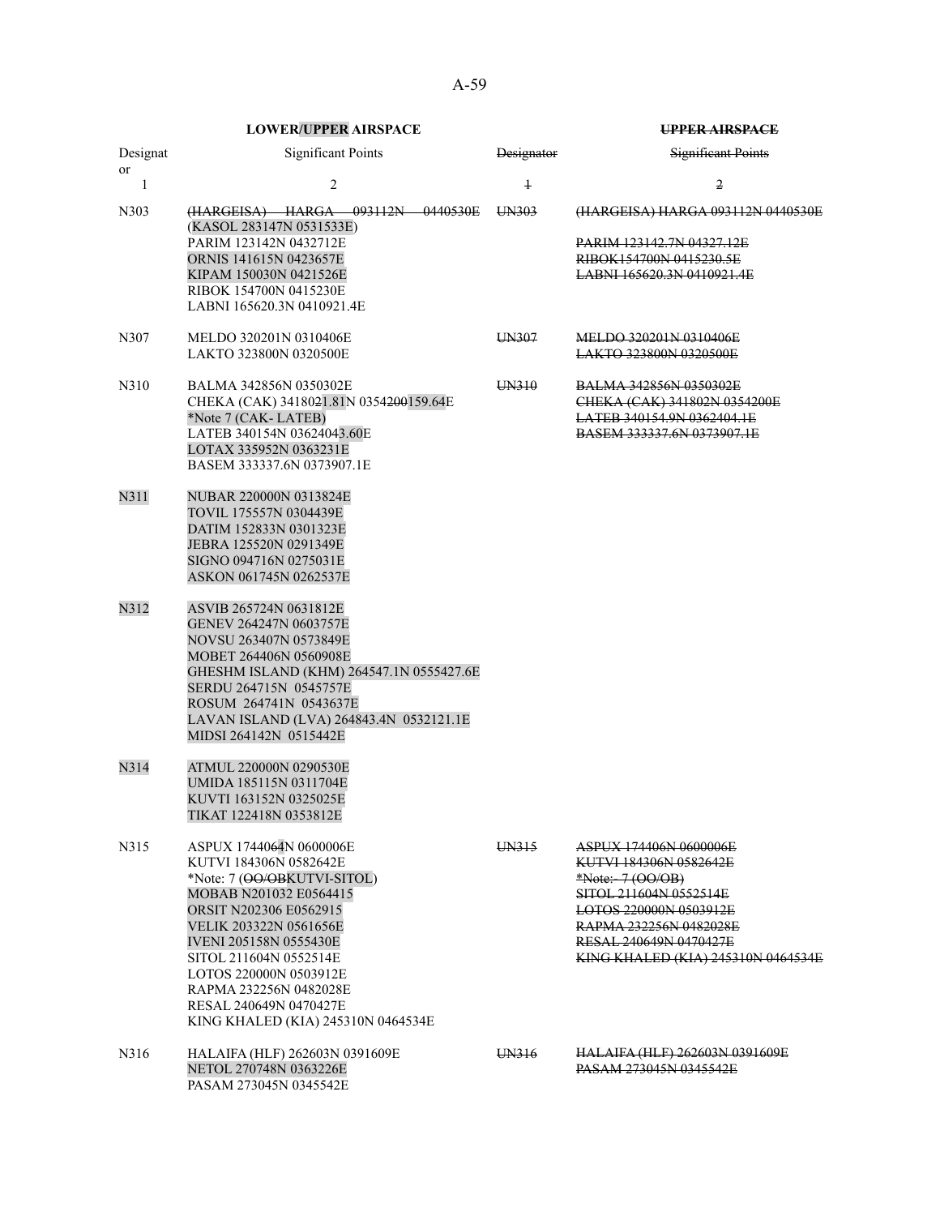| LOWER/UPPER AIRSPACE | | UPPER AIRSPACE | |
|---|---|---|---|
| Designator | Significant Points | Designator | Significant Points |
| 1 | 2 | 1 | 2 |
| N303 | (HARGEISA) HARGA 093112N 0440530E (KASOL 283147N 0531533E) PARIM 123142N 0432712E ORNIS 141615N 0423657E KIPAM 150030N 0421526E RIBOK 154700N 0415230E LABNI 165620.3N 0410921.4E | UN303 | (HARGEISA) HARGA 093112N 0440530E PARIM 123142.7N 04327.12E RIBOK154700N 0415230.5E LABNI 165620.3N 0410921.4E |
| N307 | MELDO 320201N 0310406E LAKTO 323800N 0320500E | UN307 | MELDO 320201N 0310406E LAKTO 323800N 0320500E |
| N310 | BALMA 342856N 0350302E CHEKA (CAK) 341802~~1~~.81N 0354~~200~~159.64E *Note 7 (CAK- LATEB) LATEB 340154N 0362404~~3~~.60E LOTAX 335952N 0363231E BASEM 333337.6N 0373907.1E | UN310 | BALMA 342856N 0350302E CHEKA (CAK) 341802N 0354200E LATEB 340154.9N 0362404.1E BASEM 333337.6N 0373907.1E |
| N311 | NUBAR 220000N 0313824E TOVIL 175557N 0304439E DATIM 152833N 0301323E JEBRA 125520N 0291349E SIGNO 094716N 0275031E ASKON 061745N 0262537E | | |
| N312 | ASVIB 265724N 0631812E GENEV 264247N 0603757E NOVSU 263407N 0573849E MOBET 264406N 0560908E GHESHM ISLAND (KHM) 264547.1N 0555427.6E SERDU 264715N 0545757E ROSUM 264741N 0543637E LAVAN ISLAND (LVA) 264843.4N 0532121.1E MIDSI 264142N 0515442E | | |
| N314 | ATMUL 220000N 0290530E UMIDA 185115N 0311704E KUVTI 163152N 0325025E TIKAT 122418N 0353812E | | |
| N315 | ASPUX 1744064N 0600006E KUTVI 184306N 0582642E *Note: 7 (OO/OBKUTVI-SITOL) MOBAB N201032 E0564415 ORSIT N202306 E0562915 VELIK 203322N 0561656E IVENI 205158N 0555430E SITOL 211604N 0552514E LOTOS 220000N 0503912E RAPMA 232256N 0482028E RESAL 240649N 0470427E KING KHALED (KIA) 245310N 0464534E | UN315 | ASPUX 174406N 0600006E KUTVI 184306N 0582642E *Note: 7 (OO/OB) SITOL 211604N 0552514E LOTOS 220000N 0503912E RAPMA 232256N 0482028E RESAL 240649N 0470427E KING KHALED (KIA) 245310N 0464534E |
| N316 | HALAIFA (HLF) 262603N 0391609E NETOL 270748N 0363226E PASAM 273045N 0345542E | UN316 | HALAIFA (HLF) 262603N 0391609E PASAM 273045N 0345542E |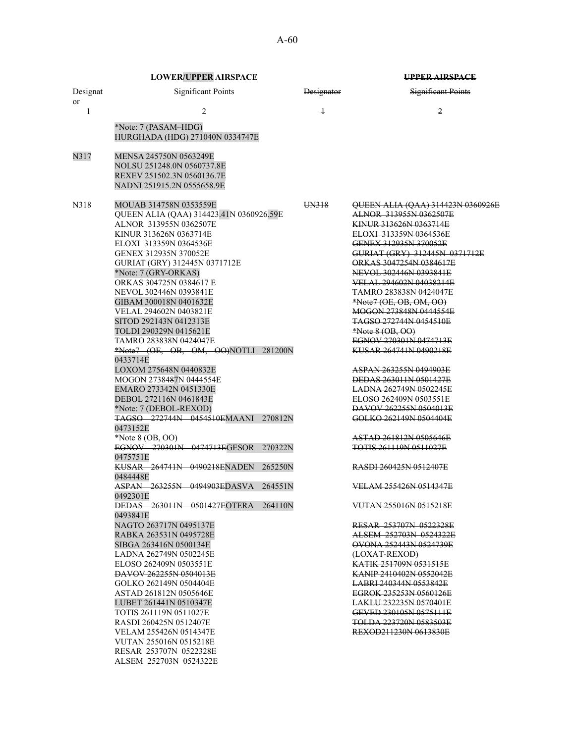| LOWER/UPPER AIRSPACE | | ~~UPPER AIRSPACE~~ | |
|---|---|---|---|
| Designator | Significant Points | ~~Designator~~ | ~~Significant Points~~ |
| 1 | 2 | ~~1~~ | ~~2~~ |
| | *Note: 7 (PASAM–HDG)<br>HURGHADA (HDG) 271040N 0334747E | | |
| N317 | MENSA 245750N 0563249E<br>NOLSU 251248.0N 0560737.8E<br>REXEV 251502.3N 0560136.7E<br>NADNI 251915.2N 0555658.9E | | |
| N318 | MOUAB 314758N 0353559E<br>QUEEN ALIA (QAA) 314423.41N 0360926.59E<br>ALNOR 313955N 0362507E<br>KINUR 313626N 0363714E<br>ELOXI 313359N 0364536E<br>GENEX 312935N 370052E<br>GURIAT (GRY) 312445N 0371712E<br>*Note: 7 (GRY-ORKAS)<br>ORKAS 304725N 0384617 E<br>NEVOL 302446N 0393841E<br>GIBAM 300018N 0401632E<br>VELAL 294602N 0403821E<br>SITOD 292143N 0412313E<br>TOLDI 290329N 0415621E<br>TAMRO 283838N 0424047E<br>~~*Note7 (OE, OB, OM, OO)~~NOTLI 281200N 0433714E<br>LOXOM 275648N 0440832E<br>MOGON 2738487N 0444554E<br>EMARO 273342N 0451330E<br>DEBOL 272116N 0461843E<br>*Note: 7 (DEBOL-REXOD)<br>~~TAGSO 272744N 0454510E~~MAANI 270812N 0473152E<br>*Note 8 (OB, OO)<br>~~EGNOV 270301N 0474713E~~GESOR 270322N 0475751E<br>~~KUSAR 264741N 0490218E~~NADEN 265250N 0484448E<br>~~ASPAN 263255N 0494903E~~DASVA 264551N 0492301E<br>~~DEDAS 263011N 0501427E~~OTERA 264110N 0493841E<br>NAGTO 263717N 0495137E<br>RABKA 263531N 0495728E<br>SIBGA 263416N 0500134E<br>LADNA 262749N 0502245E<br>ELOSO 262409N 0503551E<br>~~DAVOV 262255N 0504013E~~<br>GOLKO 262149N 0504404E<br>ASTAD 261812N 0505646E<br>LUBET 261441N 0510347E<br>TOTIS 261119N 0511027E<br>RASDI 260425N 0512407E<br>VELAM 255426N 0514347E<br>VUTAN 255016N 0515218E<br>RESAR 253707N 0522328E<br>ALSEM 252703N 0524322E | ~~UN318~~ | ~~QUEEN ALIA (QAA) 314423N 0360926E~~<br>~~ALNOR 313955N 0362507E~~<br>~~KINUR 313626N 0363714E~~<br>~~ELOXI 313359N 0364536E~~<br>~~GENEX 312935N 370052E~~<br>~~GURIAT (GRY) 312445N 0371712E~~<br>~~ORKAS 3047254N 0384617E~~<br>~~NEVOL 302446N 0393841E~~<br>~~VELAL 294602N 04038214E~~<br>~~TAMRO 283838N 0424047E~~<br>~~*Note7 (OE, OB, OM, OO)~~<br>~~MOGON 273848N 0444554E~~<br>~~TAGSO 272744N 0454510E~~<br>~~*Note 8 (OB, OO)~~<br>~~EGNOV 270301N 0474713E~~<br>~~KUSAR 264741N 0490218E~~<br>~~ASPAN 263255N 0494903E~~<br>~~DEDAS 263011N 0501427E~~<br>~~LADNA 262749N 0502245E~~<br>~~ELOSO 262409N 0503551E~~<br>~~DAVOV 262255N 0504013E~~<br>~~GOLKO 262149N 0504404E~~<br>~~ASTAD 261812N 0505646E~~<br>~~TOTIS 261119N 0511027E~~<br>~~RASDI 260425N 0512407E~~<br>~~VELAM 255426N 0514347E~~<br>~~VUTAN 255016N 0515218E~~<br>~~RESAR 253707N 0522328E~~<br>~~ALSEM 252703N 0524322E~~<br>~~OVONA 252443N 0524739E~~<br>~~(LOXAT-REXOD)~~<br>~~KATIK 251709N 0531515E~~<br>~~KANIP 2410402N 0552042E~~<br>~~LABRI 240344N 0553842E~~<br>~~EGROK 235253N 0560126E~~<br>~~LAKLU 232235N 0570401E~~<br>~~GEVED 230105N 0575111E~~<br>~~TOLDA 223720N 0583503E~~<br>~~REXOD211230N 0613830E~~ |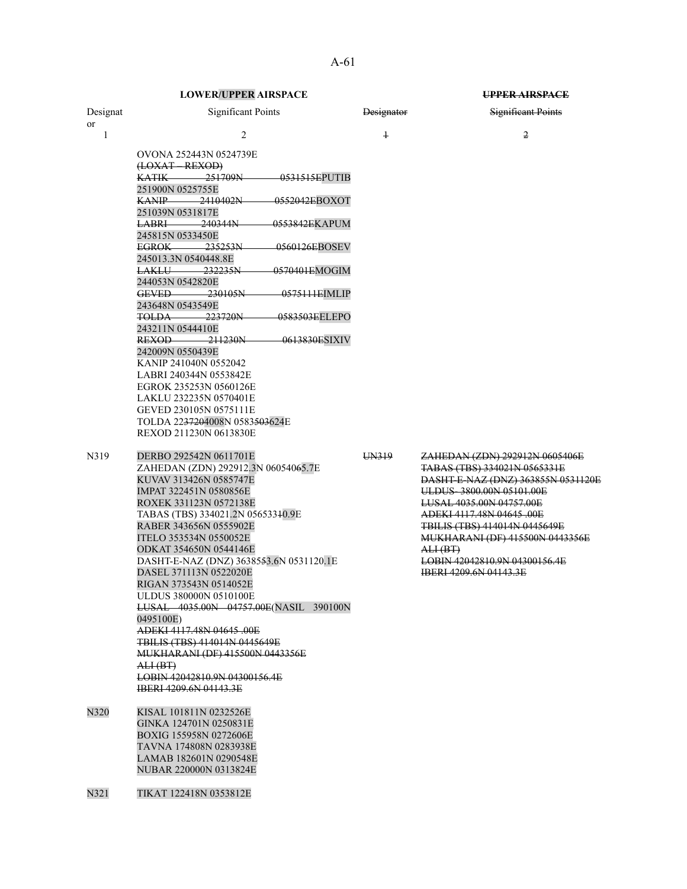| LOWER/UPPER AIRSPACE | | ~~UPPER AIRSPACE~~ | |
|---|---|---|---|
| Designator | Significant Points | ~~Designator~~ | ~~Significant Points~~ |
| 1 | 2 | ~~1~~ | ~~2~~ |
| | OVONA 252443N 0524739E<br>~~(LOXAT – REXOD)~~<br>~~KATIK 251709N 0531515E~~PUTIB 251900N 0525755E<br>~~KANIP 2410402N 0552042E~~BOXOT 251039N 0531817E<br>~~LABRI 240344N 0553842E~~KAPUM 245815N 0533450E<br>~~EGROK 235253N 0560126E~~BOSEV 245013.3N 0540448.8E<br>~~LAKLU 232235N 0570401E~~MOGIM 244053N 0542820E<br>~~GEVED 230105N 0575111E~~IMLIP 243648N 0543549E<br>~~TOLDA 223720N 0583503E~~ELEPO 243211N 0544410E<br>~~REXOD 211230N 0613830E~~SIXIV 242009N 0550439E<br>KANIP 241040N 0552042<br>LABRI 240344N 0553842E<br>EGROK 235253N 0560126E<br>LAKLU 232235N 0570401E<br>GEVED 230105N 0575111E<br>TOLDA 22~~3720~~4008N 0583~~503~~624E<br>REXOD 211230N 0613830E | | |
| N319 | DERBO 292542N 0611701E<br>ZAHEDAN (ZDN) 292912.3N 0605406~~6~~5.7E<br>KUVAV 313426N 0585747E<br>IMPAT 322451N 0580856E<br>ROXEK 331123N 0572138E<br>TABAS (TBS) 334021.2N 0565331~~0~~0.9E<br>RABER 343656N 0555902E<br>ITELO 353534N 0550052E<br>ODKAT 354650N 0544146E<br>DASHT-E-NAZ (DNZ) 36385~~5~~3.6N 0531120.1E<br>DASEL 371113N 0522020E<br>RIGAN 373543N 0514052E<br>ULDUS 380000N 0510100E<br>~~LUSAL 4035.00N 04757.00E~~(NASIL 390100N 0495100E)<br>~~ADEKI 4117.48N 04645 .00E~~<br>~~TBILIS (TBS) 414014N 0445649E~~<br>~~MUKHARANI (DF) 415500N 0443356E~~<br>~~ALI (BT)~~<br>~~LOBIN 42042810.9N 04300156.4E~~<br>~~IBERI 4209.6N 04143.3E~~ | ~~UN319~~ | ~~ZAHEDAN (ZDN) 292912N 0605406E~~<br>~~TABAS (TBS) 334021N 0565331E~~<br>~~DASHT-E-NAZ (DNZ) 363855N 0531120E~~<br>~~ULDUS 3800.00N 05101.00E~~<br>~~LUSAL 4035.00N 04757.00E~~<br>~~ADEKI 4117.48N 04645 .00E~~<br>~~TBILIS (TBS) 414014N 0445649E~~<br>~~MUKHARANI (DF) 415500N 0443356E~~<br>~~ALI (BT)~~<br>~~LOBIN 42042810.9N 04300156.4E~~<br>~~IBERI 4209.6N 04143.3E~~ |
| N320 | KISAL 101811N 0232526E<br>GINKA 124701N 0250831E<br>BOXIG 155958N 0272606E<br>TAVNA 174808N 0283938E<br>LAMAB 182601N 0290548E<br>NUBAR 220000N 0313824E | | |
| N321 | TIKAT 122418N 0353812E | | |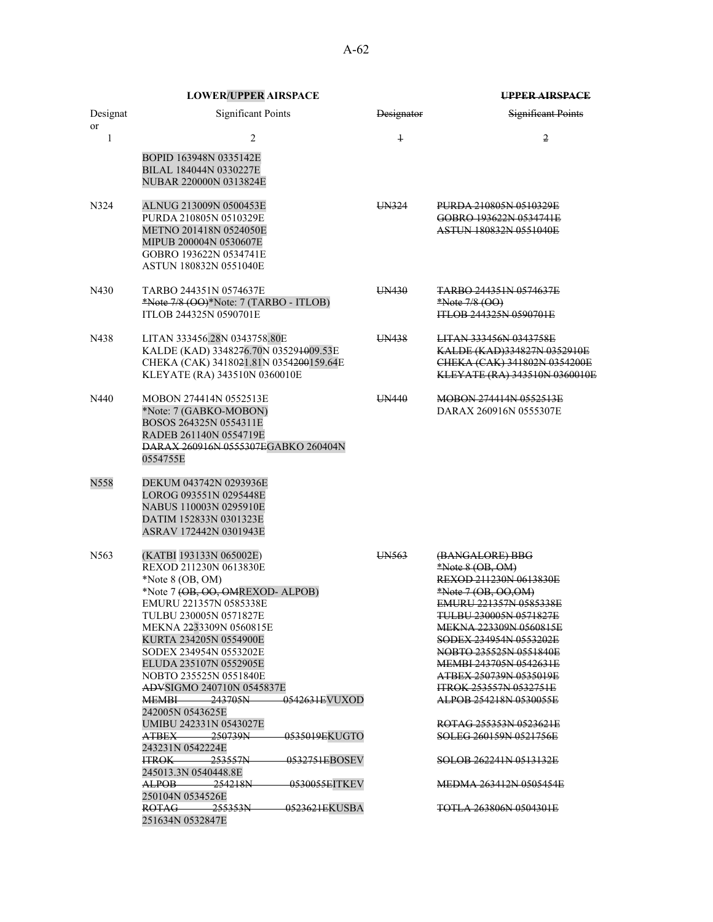| Designator | Significant Points | Designator | Significant Points |
|---|---|---|---|
| **LOWER/UPPER AIRSPACE** | | **~~UPPER AIRSPACE~~** | |
| 1 | 2 | ~~1~~ | ~~2~~ |
| | BOPID 163948N 0335142E<br>BILAL 184044N 0330227E<br>NUBAR 220000N 0313824E | | |
| N324 | ALNUG 213009N 0500453E<br>PURDA 210805N 0510329E<br>METNO 201418N 0524050E<br>MIPUB 200004N 0530607E<br>GOBRO 193622N 0534741E<br>ASTUN 180832N 0551040E | ~~UN324~~ | ~~PURDA 210805N 0510329E~~<br>~~GOBRO 193622N 0534741E~~<br>~~ASTUN 180832N 0551040E~~ |
| N430 | TARBO 244351N 0574637E<br>~~*Note 7/8 (OO)~~*Note: 7 (TARBO - ITLOB)<br>ITLOB 244325N 0590701E | ~~UN430~~ | ~~TARBO 244351N 0574637E~~<br>~~*Note 7/8 (OO)~~<br>~~ITLOB 244325N 0590701E~~ |
| N438 | LITAN 333456.28N 0343758.80E<br>KALDE (KAD) 334827 6.70N 03529 ~~1009~~.53E<br>CHEKA (CAK) 34180 21.81N 0354 ~~200~~ 159.64E<br>KLEYATE (RA) 343510N 0360010E | ~~UN438~~ | ~~LITAN 333456N 0343758E~~<br>~~KALDE (KAD)334827N 0352910E~~<br>~~CHEKA (CAK) 341802N 0354200E~~<br>~~KLEYATE (RA) 343510N 0360010E~~ |
| N440 | MOBON 274414N 0552513E<br>*Note: 7 (GABKO-MOBON)<br>BOSOS 264325N 0554311E<br>RADEB 261140N 0554719E<br>~~DARAX 260916N 0555307E~~GABKO 260404N 0554755E | ~~UN440~~ | ~~MOBON 274414N 0552513E~~<br>DARAX 260916N 0555307E |
| N558 | DEKUM 043742N 0293936E<br>LOROG 093551N 0295448E<br>NABUS 110003N 0295910E<br>DATIM 152833N 0301323E<br>ASRAV 172442N 0301943E | | |
| N563 | (KATBI 193133N 065002E)<br>REXOD 211230N 0613830E<br>*Note 8 (OB, OM)<br>*Note 7 ~~(OB, OO, OM~~REXOD- ALPOB)<br>EMURU 221357N 0585338E<br>TULBU 230005N 0571827E<br>MEKNA 2233309N 0560815E<br>KURTA 234205N 0554900E<br>SODEX 234954N 0553202E<br>ELUDA 235107N 0552905E<br>NOBTO 235525N 0551840E<br>~~ADV~~SIGMO 240710N 0545837E<br>~~MEMBI 243705N 0542631E~~VUXOD 242005N 0543625E<br>UMIBU 242331N 0543027E<br>~~ATBEX 250739N 0535019E~~KUGTO 243231N 0542224E<br>~~ITROK 253557N 0532751E~~BOSEV 245013.3N 0540448.8E<br>~~ALPOB 254218N 0530055E~~ITKEV 250104N 0534526E<br>~~ROTAG 255353N 0523621E~~KUSBA 251634N 0532847E | ~~UN563~~ | ~~(BANGALORE) BBG~~<br>~~*Note 8 (OB, OM)~~<br>~~REXOD 211230N 0613830E~~<br>~~*Note 7 (OB, OO,OM)~~<br>~~EMURU 221357N 0585338E~~<br>~~TULBU 230005N 0571827E~~<br>~~MEKNA 223309N 0560815E~~<br>~~SODEX 234954N 0553202E~~<br>~~NOBTO 235525N 0551840E~~<br>~~MEMBI 243705N 0542631E~~<br>~~ATBEX 250739N 0535019E~~<br>~~ITROK 253557N 0532751E~~<br>~~ALPOB 254218N 0530055E~~<br>~~ROTAG 255353N 0523621E~~<br>~~SOLEG 260159N 0521756E~~<br>~~SOLOB 262241N 0513132E~~<br>~~MEDMA 263412N 0505454E~~<br>~~TOTLA 263806N 0504301E~~ |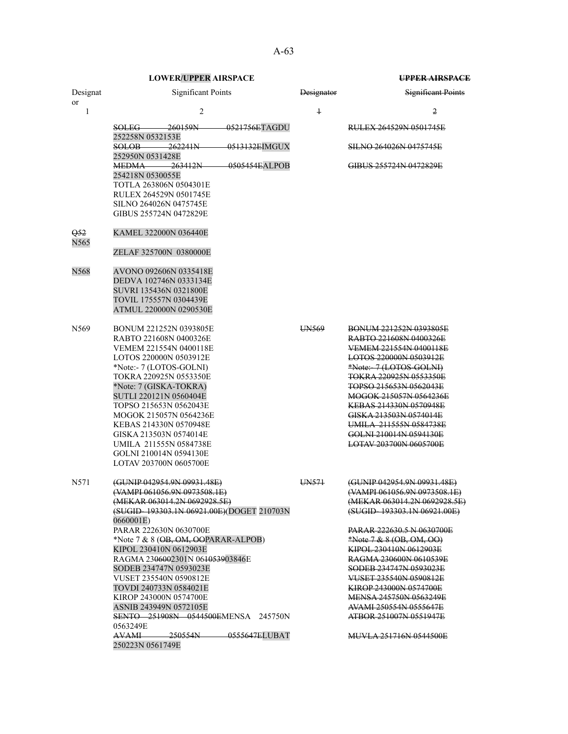| LOWER/UPPER AIRSPACE | | UPPER AIRSPACE | |
|---|---|---|---|
| Designator | Significant Points | Designator | Significant Points |
| 1 | 2 | 1 | 2 |
| | SOLEG 260159N 0521756ETAGDU 252258N 0532153E | | RULEX 264529N 0501745E |
| | SOLOB 262241N 0513132EIMGUX 252950N 0531428E | | SILNO 264026N 0475745E |
| | MEDMA 263412N 0505454EALPOB 254218N 0530055E | | GIBUS 255724N 0472829E |
| | TOTLA 263806N 0504301E | | |
| | RULEX 264529N 0501745E | | |
| | SILNO 264026N 0475745E | | |
| | GIBUS 255724N 0472829E | | |
| Q52 N565 | KAMEL 322000N 036440E | | |
| | ZELAF 325700N 0380000E | | |
| N568 | AVONO 092606N 0335418E | | |
| | DEDVA 102746N 0333134E | | |
| | SUVRI 135436N 0321800E | | |
| | TOVIL 175557N 0304439E | | |
| | ATMUL 220000N 0290530E | | |
| N569 | BONUM 221252N 0393805E | UN569 | BONUM 221252N 0393805E |
| | RABTO 221608N 0400326E | | RABTO 221608N 0400326E |
| | VEMEM 221554N 0400118E | | VEMEM 221554N 0400118E |
| | LOTOS 220000N 0503912E | | LOTOS 220000N 0503912E |
| | *Note:- 7 (LOTOS-GOLNI) | | *Note:- 7 (LOTOS-GOLNI) |
| | TOKRA 220925N 0553350E | | TOKRA 220925N 0553350E |
| | *Note: 7 (GISKA-TOKRA) | | TOPSO 215653N 0562043E |
| | SUTLI 220121N 0560404E | | MOGOK 215057N 0564236E |
| | TOPSO 215653N 0562043E | | KEBAS 214330N 0570948E |
| | MOGOK 215057N 0564236E | | GISKA 213503N 0574014E |
| | KEBAS 214330N 0570948E | | UMILA 211555N 0584738E |
| | GISKA 213503N 0574014E | | GOLNI 210014N 0594130E |
| | UMILA 211555N 0584738E | | LOTAV 203700N 0605700E |
| | GOLNI 210014N 0594130E | | |
| | LOTAV 203700N 0605700E | | |
| N571 | (GUNIP 042954.9N 09931.48E) | UN571 | (GUNIP 042954.9N 09931.48E) |
| | (VAMPI 061056.9N 0973508.1E) | | (VAMPI 061056.9N 0973508.1E) |
| | (MEKAR 063014.2N 0692928.5E) | | (MEKAR 063014.2N 0692928.5E) |
| | (SUGID 193303.1N 06921.00E)(DOGET 210703N 0660001E) | | (SUGID 193303.1N 06921.00E) |
| | PARAR 222630N 0630700E | | PARAR 222630.5 N 0630700E |
| | *Note 7 & 8 (OB, OM, OOPARAR-ALPOB) | | *Note 7 & 8 (OB, OM, OO) |
| | KIPOL 230410N 0612903E | | KIPOL 230410N 0612903E |
| | RAGMA 2306002301N 061053903846E | | RAGMA 230600N 0610539E |
| | SODEB 234747N 0593023E | | SODEB 234747N 0593023E |
| | VUSET 235540N 0590812E | | VUSET 235540N 0590812E |
| | TOVDI 240733N 0584021E | | KIROP 243000N 0574700E |
| | KIROP 243000N 0574700E | | MENSA 245750N 0563249E |
| | ASNIB 243949N 0572105E | | AVAMI 250554N 0555647E |
| | SENTO 251908N 0544500EMENSA 245750N 0563249E | | ATBOR 251007N 0551947E |
| | AVAMI 250554N 0555647ELUBAT 250223N 0561749E | | MUVLA 251716N 0544500E |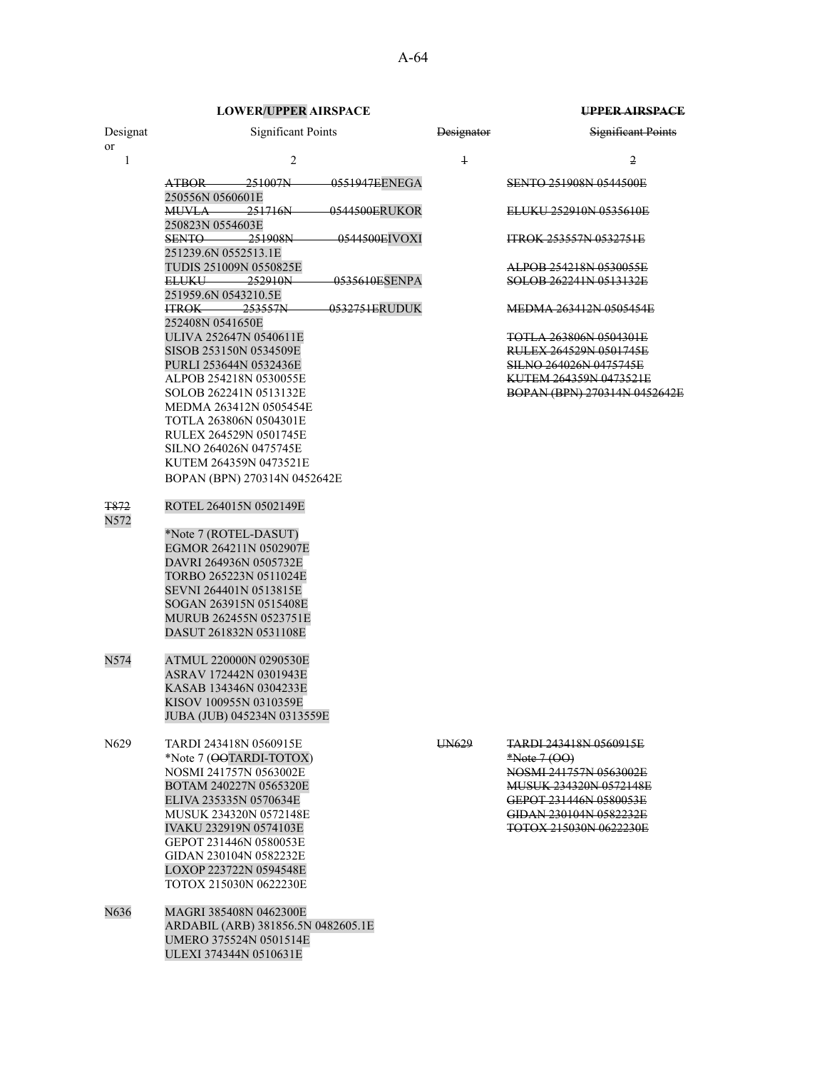| **LOWER/UPPER AIRSPACE** | | ~~**UPPER AIRSPACE**~~ | |
|---|---|---|---|
| Designator | Significant Points | ~~Designator~~ | ~~Significant Points~~ |
| 1 | 2 | ~~1~~ | ~~2~~ |
| | ~~ATBOR 251007N 0551947E~~ENEGA 250556N 0560601E | | ~~SENTO 251908N 0544500E~~ |
| | ~~MUVLA 251716N 0544500E~~RUKOR 250823N 0554603E | | ~~ELUKU 252910N 0535610E~~ |
| | ~~SENTO 251908N 0544500E~~IVOXI 251239.6N 0552513.1E | | ~~ITROK 253557N 0532751E~~ |
| | TUDIS 251009N 0550825E | | ~~ALPOB 254218N 0530055E~~ |
| | ~~ELUKU 252910N 0535610E~~SENPA 251959.6N 0543210.5E | | ~~SOLOB 262241N 0513132E~~ |
| | ~~ITROK 253557N 0532751E~~RUDUK 252408N 0541650E | | ~~MEDMA 263412N 0505454E~~ |
| | ULIVA 252647N 0540611E | | ~~TOTLA 263806N 0504301E~~ |
| | SISOB 253150N 0534509E | | ~~RULEX 264529N 0501745E~~ |
| | PURLI 253644N 0532436E | | ~~SILNO 264026N 0475745E~~ |
| | ALPOB 254218N 0530055E | | ~~KUTEM 264359N 0473521E~~ |
| | SOLOB 262241N 0513132E | | ~~BOPAN (BPN) 270314N 0452642E~~ |
| | MEDMA 263412N 0505454E | | |
| | TOTLA 263806N 0504301E | | |
| | RULEX 264529N 0501745E | | |
| | SILNO 264026N 0475745E | | |
| | KUTEM 264359N 0473521E | | |
| | BOPAN (BPN) 270314N 0452642E | | |
| ~~T872~~ N572 | ROTEL 264015N 0502149E | | |
| | *Note 7 (ROTEL-DASUT) | | |
| | EGMOR 264211N 0502907E | | |
| | DAVRI 264936N 0505732E | | |
| | TORBO 265223N 0511024E | | |
| | SEVNI 264401N 0513815E | | |
| | SOGAN 263915N 0515408E | | |
| | MURUB 262455N 0523751E | | |
| | DASUT 261832N 0531108E | | |
| N574 | ATMUL 220000N 0290530E | | |
| | ASRAV 172442N 0301943E | | |
| | KASAB 134346N 0304233E | | |
| | KISOV 100955N 0310359E | | |
| | JUBA (JUB) 045234N 0313559E | | |
| N629 | TARDI 243418N 0560915E | ~~UN629~~ | ~~TARDI 243418N 0560915E~~ |
| | *Note 7 (~~OO~~TARDI-TOTOX) | | ~~*Note 7 (OO)~~ |
| | NOSMI 241757N 0563002E | | ~~NOSMI 241757N 0563002E~~ |
| | BOTAM 240227N 0565320E | | ~~MUSUK 234320N 0572148E~~ |
| | ELIVA 235335N 0570634E | | ~~GEPOT 231446N 0580053E~~ |
| | MUSUK 234320N 0572148E | | ~~GIDAN 230104N 0582232E~~ |
| | IVAKU 232919N 0574103E | | ~~TOTOX 215030N 0622230E~~ |
| | GEPOT 231446N 0580053E | | |
| | GIDAN 230104N 0582232E | | |
| | LOXOP 223722N 0594548E | | |
| | TOTOX 215030N 0622230E | | |
| N636 | MAGRI 385408N 0462300E | | |
| | ARDABIL (ARB) 381856.5N 0482605.1E | | |
| | UMERO 375524N 0501514E | | |
| | ULEXI 374344N 0510631E | | |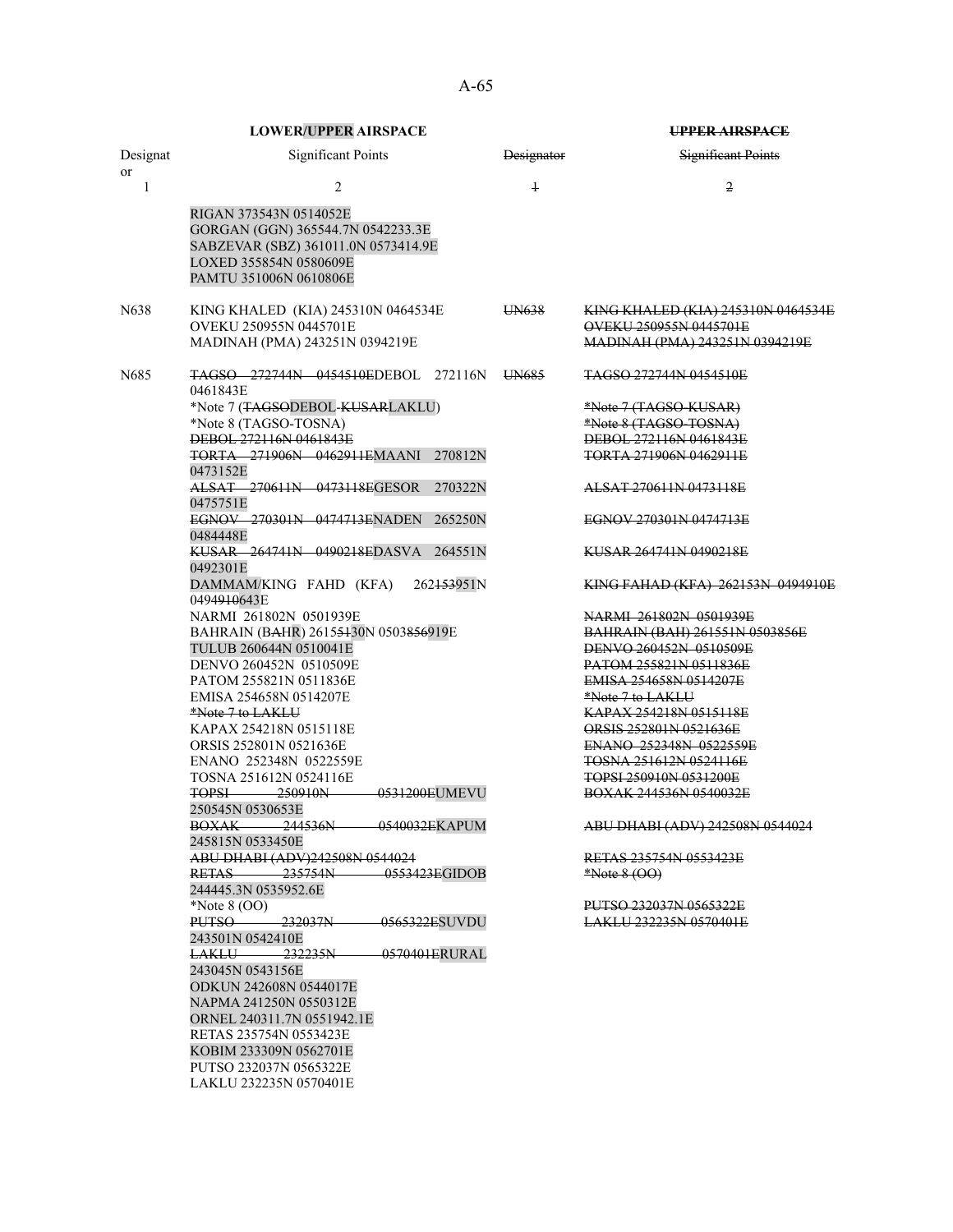| LOWER/UPPER AIRSPACE | | ~~UPPER AIRSPACE~~ | |
|---|---|---|---|
| Designator | Significant Points | ~~Designator~~ | ~~Significant Points~~ |
| 1 | 2 | ~~1~~ | ~~2~~ |
| | RIGAN 373543N 0514052E<br>GORGAN (GGN) 365544.7N 0542233.3E<br>SABZEVAR (SBZ) 361011.0N 0573414.9E<br>LOXED 355854N 0580609E<br>PAMTU 351006N 0610806E | | |
| N638 | KING KHALED (KIA) 245310N 0464534E<br>OVEKU 250955N 0445701E<br>MADINAH (PMA) 243251N 0394219E | ~~UN638~~ | ~~KING KHALED (KIA) 245310N 0464534E~~<br>~~OVEKU 250955N 0445701E~~<br>~~MADINAH (PMA) 243251N 0394219E~~ |
| N685 | ~~TAGSO 272744N 0454510E~~DEBOL 272116N 0461843E<br>*Note 7 (~~TAGSO~~DEBOL-~~KUSAR~~LAKLU)<br>*Note 8 (TAGSO-TOSNA)<br>~~DEBOL 272116N 0461843E~~<br>~~TORTA 271906N 0462911E~~MAANI 270812N 0473152E<br>~~ALSAT 270611N 0473118E~~GESOR 270322N 0475751E<br>~~EGNOV 270301N 0474713E~~NADEN 265250N 0484448E<br>~~KUSAR 264741N 0490218E~~DASVA 264551N 0492301E<br>DAMMAM/KING FAHD (KFA) 262~~153~~951N 0494~~910~~643E<br>NARMI 261802N 0501939E<br>BAHRAIN (B~~A~~HR) 2615~~51~~30N 0503~~856~~919E<br>TULUB 260644N 0510041E<br>DENVO 260452N 0510509E<br>PATOM 255821N 0511836E<br>EMISA 254658N 0514207E<br>~~*Note 7 to LAKLU~~<br>KAPAX 254218N 0515118E<br>ORSIS 252801N 0521636E<br>ENANO 252348N 0522559E<br>TOSNA 251612N 0524116E<br>~~TOPSI 250910N 0531200E~~UMEVU 250545N 0530653E<br>~~BOXAK 244536N 0540032E~~KAPUM 245815N 0533450E<br>~~ABU DHABI (ADV)242508N 0544024~~<br>~~RETAS 235754N 0553423E~~GIDOB 244445.3N 0535952.6E<br>*Note 8 (OO)<br>~~PUTSO 232037N 0565322E~~SUVDU 243501N 0542410E<br>~~LAKLU 232235N 0570401E~~RURAL 243045N 0543156E<br>ODKUN 242608N 0544017E<br>NAPMA 241250N 0550312E<br>ORNEL 240311.7N 0551942.1E<br>RETAS 235754N 0553423E<br>KOBIM 233309N 0562701E<br>PUTSO 232037N 0565322E<br>LAKLU 232235N 0570401E | ~~UN685~~ | ~~TAGSO 272744N 0454510E~~<br>~~*Note 7 (TAGSO-KUSAR)~~<br>~~*Note 8 (TAGSO-TOSNA)~~<br>~~DEBOL 272116N 0461843E~~<br>~~TORTA 271906N 0462911E~~<br>~~ALSAT 270611N 0473118E~~<br>~~EGNOV 270301N 0474713E~~<br>~~KUSAR 264741N 0490218E~~<br>~~KING FAHAD (KFA) 262153N 0494910E~~<br>~~NARMI 261802N 0501939E~~<br>~~BAHRAIN (BAH) 261551N 0503856E~~<br>~~DENVO 260452N 0510509E~~<br>~~PATOM 255821N 0511836E~~<br>~~EMISA 254658N 0514207E~~<br>~~*Note 7 to LAKLU~~<br>~~KAPAX 254218N 0515118E~~<br>~~ORSIS 252801N 0521636E~~<br>~~ENANO 252348N 0522559E~~<br>~~TOSNA 251612N 0524116E~~<br>~~TOPSI 250910N 0531200E~~<br>~~BOXAK 244536N 0540032E~~<br>~~ABU DHABI (ADV) 242508N 0544024~~<br>~~RETAS 235754N 0553423E~~<br>~~*Note 8 (OO)~~<br>~~PUTSO 232037N 0565322E~~<br>~~LAKLU 232235N 0570401E~~ |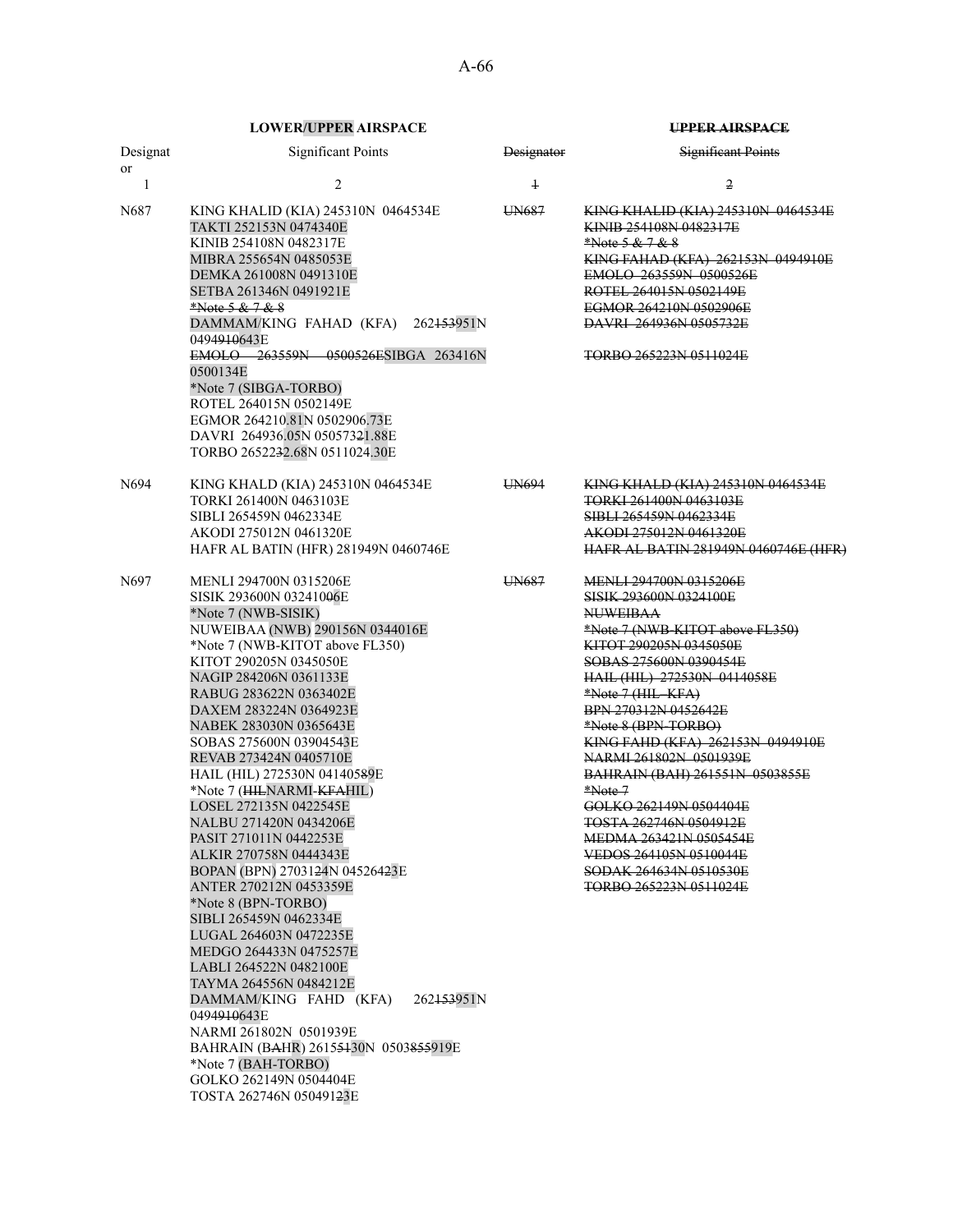| Designator | LOWER/UPPER AIRSPACE<br>Significant Points | ~~UPPER AIRSPACE~~<br>~~Designator~~ | ~~UPPER AIRSPACE~~<br>~~Significant Points~~ |
|---|---|---|---|
| 1 | 2 | ~~1~~ | ~~2~~ |
| N687 | KING KHALID (KIA) 245310N 0464534E<br>TAKTI 252153N 0474340E<br>KINIB 254108N 0482317E<br>MIBRA 255654N 0485053E<br>DEMKA 261008N 0491310E<br>SETBA 261346N 0491921E<br>~~*Note 5 & 7 & 8~~<br>DAMMAM/KING FAHAD (KFA) 262~~153~~951N 049~~4910~~643E<br>~~EMOLO 263559N 0500526E~~SIBGA 263416N 0500134E<br>*Note 7 (SIBGA-TORBO)<br>ROTEL 264015N 0502149E<br>EGMOR 264210.81N 0502906.73E<br>DAVRI 264936.05N 05057~~3~~21.88E<br>TORBO 26522~~3~~2.68N 0511024.30E | ~~UN687~~ | ~~KING KHALID (KIA) 245310N 0464534E~~<br>~~KINIB 254108N 0482317E~~<br>~~*Note 5 & 7 & 8~~<br>~~KING FAHAD (KFA) 262153N 0494910E~~<br>~~EMOLO 263559N 0500526E~~<br>~~ROTEL 264015N 0502149E~~<br>~~EGMOR 264210N 0502906E~~<br>~~DAVRI 264936N 0505732E~~<br>~~TORBO 265223N 0511024E~~ |
| N694 | KING KHALD (KIA) 245310N 0464534E<br>TORKI 261400N 0463103E<br>SIBLI 265459N 0462334E<br>AKODI 275012N 0461320E<br>HAFR AL BATIN (HFR) 281949N 0460746E | ~~UN694~~ | ~~KING KHALD (KIA) 245310N 0464534E~~<br>~~TORKI 261400N 0463103E~~<br>~~SIBLI 265459N 0462334E~~<br>~~AKODI 275012N 0461320E~~<br>~~HAFR AL BATIN 281949N 0460746E (HFR)~~ |
| N697 | MENLI 294700N 0315206E<br>SISIK 293600N 032410~~0~~6E<br>*Note 7 (NWB-SISIK)<br>NUWEIBAA (NWB) 290156N 0344016E<br>*Note 7 (NWB-KITOT above FL350)<br>KITOT 290205N 0345050E<br>NAGIP 284206N 0361133E<br>RABUG 283622N 0363402E<br>DAXEM 283224N 0364923E<br>NABEK 283030N 0365643E<br>SOBAS 275600N 03904543E<br>REVAB 273424N 0405710E<br>HAIL (HIL) 272530N 041405~~8~~9E<br>*Note 7 (~~HIL~~NARMI-~~KFA~~HIL)<br>LOSEL 272135N 0422545E<br>NALBU 271420N 0434206E<br>PASIT 271011N 0442253E<br>ALKIR 270758N 0444343E<br>BOPAN (BPN) 27031~~2~~4N 045264~~2~~3E<br>ANTER 270212N 0453359E<br>*Note 8 (BPN-TORBO)<br>SIBLI 265459N 0462334E<br>LUGAL 264603N 0472235E<br>MEDGO 264433N 0475257E<br>LABLI 264522N 0482100E<br>TAYMA 264556N 0484212E<br>DAMMAM/KING FAHD (KFA) 262~~153~~951N 049~~4910~~643E<br>NARMI 261802N 0501939E<br>BAHRAIN (B~~A~~HR) 2615~~51~~30N 0503~~855~~919E<br>*Note 7 (BAH-TORBO)<br>GOLKO 262149N 0504404E<br>TOSTA 262746N 050491~~2~~3E | ~~UN687~~ | ~~MENLI 294700N 0315206E~~<br>~~SISIK 293600N 0324100E~~<br>~~NUWEIBAA~~<br>~~*Note 7 (NWB-KITOT above FL350)~~<br>~~KITOT 290205N 0345050E~~<br>~~SOBAS 275600N 0390454E~~<br>~~HAIL (HIL) 272530N 0414058E~~<br>~~*Note 7 (HIL-KFA)~~<br>~~BPN 270312N 0452642E~~<br>~~*Note 8 (BPN-TORBO)~~<br>~~KING FAHD (KFA) 262153N 0494910E~~<br>~~NARMI 261802N 0501939E~~<br>~~BAHRAIN (BAH) 261551N 0503855E~~<br>~~*Note 7~~<br>~~GOLKO 262149N 0504404E~~<br>~~TOSTA 262746N 0504912E~~<br>~~MEDMA 263421N 0505454E~~<br>~~VEDOS 264105N 0510044E~~<br>~~SODAK 264634N 0510530E~~<br>~~TORBO 265223N 0511024E~~ |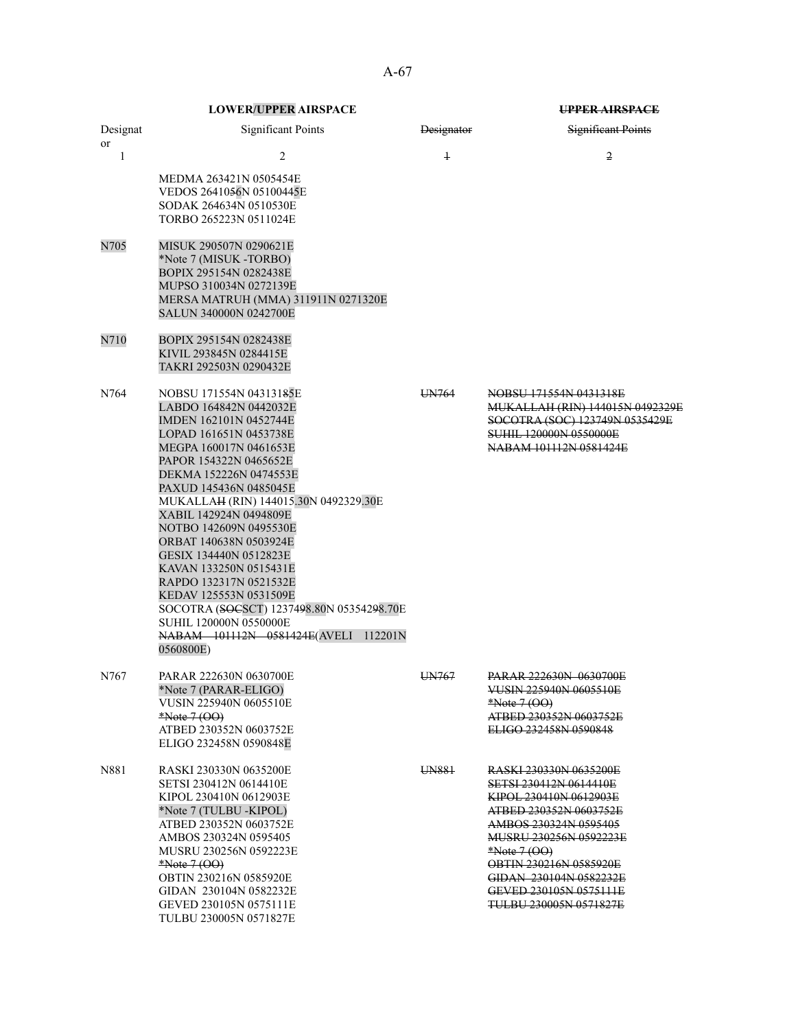| LOWER/UPPER AIRSPACE | | UPPER AIRSPACE | |
|---|---|---|---|
| Designator | Significant Points | Designator | Significant Points |
| 1 | 2 | 1 | 2 |
| | MEDMA 263421N 0505454E<br>VEDOS 2641056N 05100445E<br>SODAK 264634N 0510530E<br>TORBO 265223N 0511024E | | |
| N705 | MISUK 290507N 0290621E<br>*Note 7 (MISUK -TORBO)<br>BOPIX 295154N 0282438E<br>MUPSO 310034N 0272139E<br>MERSA MATRUH (MMA) 311911N 0271320E<br>SALUN 340000N 0242700E | | |
| N710 | BOPIX 295154N 0282438E<br>KIVIL 293845N 0284415E<br>TAKRI 292503N 0290432E | | |
| N764 | NOBSU 171554N 04313185E<br>LABDO 164842N 0442032E<br>IMDEN 162101N 0452744E<br>LOPAD 161651N 0453738E<br>MEGPA 160017N 0461653E<br>PAPOR 154322N 0465652E<br>DEKMA 152226N 0474553E<br>PAXUD 145436N 0485045E<br>MUKALLAH (RIN) 144015.30N 0492329.30E<br>XABIL 142924N 0494809E<br>NOTBO 142609N 0495530E<br>ORBAT 140638N 0503924E<br>GESIX 134440N 0512823E<br>KAVAN 133250N 0515431E<br>RAPDO 132317N 0521532E<br>KEDAV 125553N 0531509E<br>SOCOTRA (SOCSCT) 1237498.80N 05354298.70E<br>SUHIL 120000N 0550000E<br>NABAM 101112N 0581424E(AVELI 112201N 0560800E) | UN764 | NOBSU 171554N 0431318E<br>MUKALLAH (RIN) 144015N 0492329E<br>SOCOTRA (SOC) 123749N 0535429E<br>SUHIL 120000N 0550000E<br>NABAM 101112N 0581424E |
| N767 | PARAR 222630N 0630700E<br>*Note 7 (PARAR-ELIGO)<br>VUSIN 225940N 0605510E<br>*Note 7 (OO)<br>ATBED 230352N 0603752E<br>ELIGO 232458N 0590848E | UN767 | PARAR 222630N 0630700E<br>VUSIN 225940N 0605510E<br>*Note 7 (OO)<br>ATBED 230352N 0603752E<br>ELIGO 232458N 0590848 |
| N881 | RASKI 230330N 0635200E<br>SETSI 230412N 0614410E<br>KIPOL 230410N 0612903E<br>*Note 7 (TULBU -KIPOL)<br>ATBED 230352N 0603752E<br>AMBOS 230324N 0595405<br>MUSRU 230256N 0592223E<br>*Note 7 (OO)<br>OBTIN 230216N 0585920E<br>GIDAN 230104N 0582232E<br>GEVED 230105N 0575111E<br>TULBU 230005N 0571827E | UN881 | RASKI 230330N 0635200E<br>SETSI 230412N 0614410E<br>KIPOL 230410N 0612903E<br>ATBED 230352N 0603752E<br>AMBOS 230324N 0595405<br>MUSRU 230256N 0592223E<br>*Note 7 (OO)<br>OBTIN 230216N 0585920E<br>GIDAN 230104N 0582232E<br>GEVED 230105N 0575111E<br>TULBU 230005N 0571827E |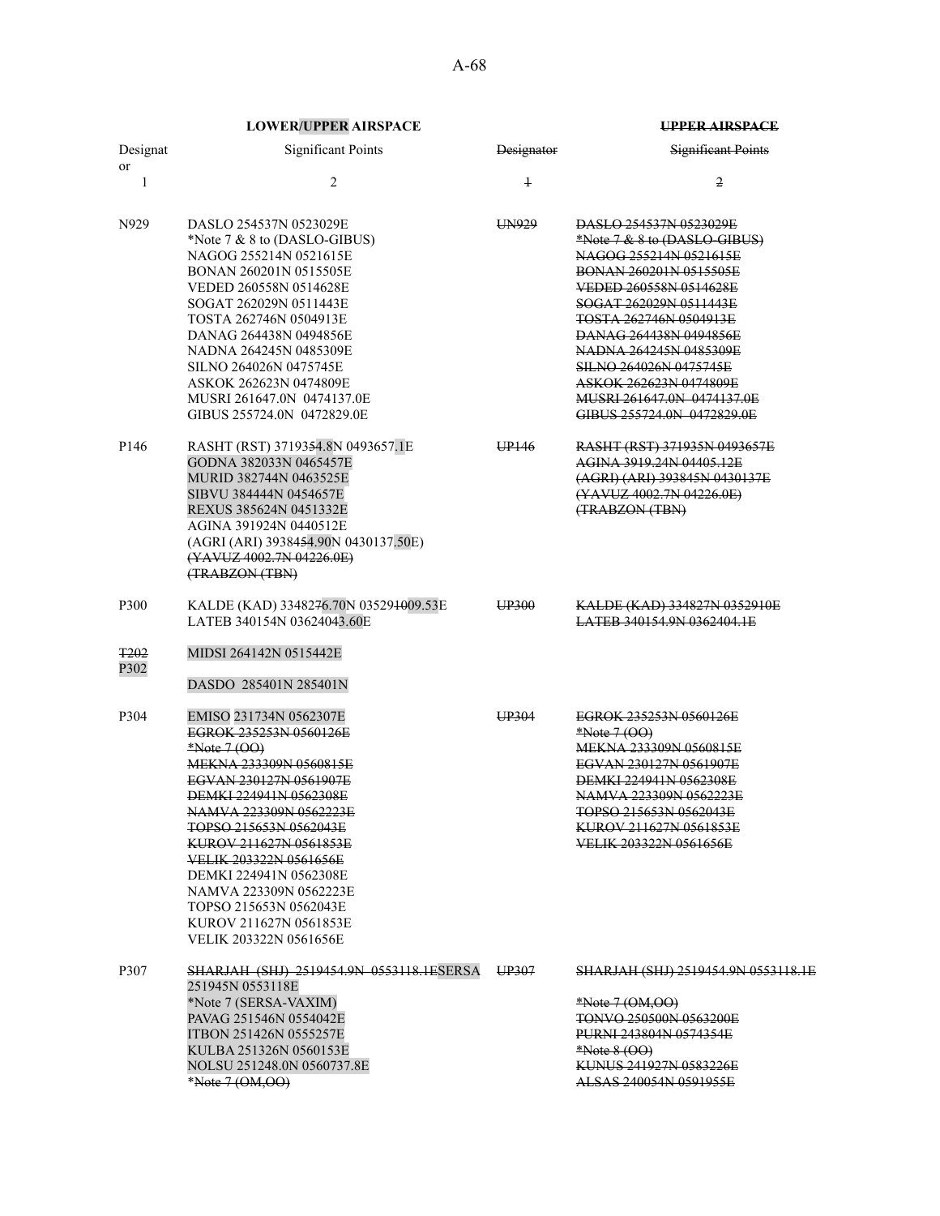| LOWER/UPPER AIRSPACE | | ~~UPPER AIRSPACE~~ | |
|---|---|---|---|
| Designator | Significant Points | ~~Designator~~ | ~~Significant Points~~ |
| 1 | 2 | ~~1~~ | ~~2~~ |
| N929 | DASLO 254537N 0523029E<br>*Note 7 & 8 to (DASLO-GIBUS)<br>NAGOG 255214N 0521615E<br>BONAN 260201N 0515505E<br>VEDED 260558N 0514628E<br>SOGAT 262029N 0511443E<br>TOSTA 262746N 0504913E<br>DANAG 264438N 0494856E<br>NADNA 264245N 0485309E<br>SILNO 264026N 0475745E<br>ASKOK 262623N 0474809E<br>MUSRI 261647.0N 0474137.0E<br>GIBUS 255724.0N 0472829.0E | ~~UN929~~ | ~~DASLO 254537N 0523029E~~<br>~~*Note 7 & 8 to (DASLO-GIBUS)~~<br>~~NAGOG 255214N 0521615E~~<br>~~BONAN 260201N 0515505E~~<br>~~VEDED 260558N 0514628E~~<br>~~SOGAT 262029N 0511443E~~<br>~~TOSTA 262746N 0504913E~~<br>~~DANAG 264438N 0494856E~~<br>~~NADNA 264245N 0485309E~~<br>~~SILNO 264026N 0475745E~~<br>~~ASKOK 262623N 0474809E~~<br>~~MUSRI 261647.0N 0474137.0E~~<br>~~GIBUS 255724.0N 0472829.0E~~ |
| P146 | RASHT (RST) 371935~~5~~4.8N 0493657.1E<br>GODNA 382033N 0465457E<br>MURID 382744N 0463525E<br>SIBVU 384444N 0454657E<br>REXUS 385624N 0451332E<br>AGINA 391924N 0440512E<br>(AGRI (ARI) 393845~~4~~4.90N 0430137.50E)<br>~~(YAVUZ 4002.7N 04226.0E)~~<br>~~(TRABZON (TBN)~~ | ~~UP146~~ | ~~RASHT (RST) 371935N 0493657E~~<br>~~AGINA 3919.24N 04405.12E~~<br>~~(AGRI) (ARI) 393845N 0430137E~~<br>~~(YAVUZ 4002.7N 04226.0E)~~<br>~~(TRABZON (TBN)~~ |
| P300 | KALDE (KAD) 334827~~6~~6.70N 035291~~0~~009.53E<br>LATEB 340154N 03624043.60E | ~~UP300~~ | ~~KALDE (KAD) 334827N 0352910E~~<br>~~LATEB 340154.9N 0362404.1E~~ |
| ~~T202~~<br>P302 | MIDSI 264142N 0515442E<br><br>DASDO 285401N 285401N | | |
| P304 | EMISO 231734N 0562307E<br>~~EGROK 235253N 0560126E~~<br>~~*Note 7 (OO)~~<br>~~MEKNA 233309N 0560815E~~<br>~~EGVAN 230127N 0561907E~~<br>~~DEMKI 224941N 0562308E~~<br>~~NAMVA 223309N 0562223E~~<br>~~TOPSO 215653N 0562043E~~<br>~~KUROV 211627N 0561853E~~<br>~~VELIK 203322N 0561656E~~<br>DEMKI 224941N 0562308E<br>NAMVA 223309N 0562223E<br>TOPSO 215653N 0562043E<br>KUROV 211627N 0561853E<br>VELIK 203322N 0561656E | ~~UP304~~ | ~~EGROK 235253N 0560126E~~<br>~~*Note 7 (OO)~~<br>~~MEKNA 233309N 0560815E~~<br>~~EGVAN 230127N 0561907E~~<br>~~DEMKI 224941N 0562308E~~<br>~~NAMVA 223309N 0562223E~~<br>~~TOPSO 215653N 0562043E~~<br>~~KUROV 211627N 0561853E~~<br>~~VELIK 203322N 0561656E~~ |
| P307 | ~~SHARJAH (SHJ) 2519454.9N 0553118.1E~~SERSA 251945N 0553118E<br>*Note 7 (SERSA-VAXIM)<br>PAVAG 251546N 0554042E<br>ITBON 251426N 0555257E<br>KULBA 251326N 0560153E<br>NOLSU 251248.0N 0560737.8E<br>*~~Note 7 (OM,OO)~~ | ~~UP307~~ | ~~SHARJAH (SHJ) 2519454.9N 0553118.1E~~<br><br>~~*Note 7 (OM,OO)~~<br>~~TONVO 250500N 0563200E~~<br>~~PURNI 243804N 0574354E~~<br>~~*Note 8 (OO)~~<br>~~KUNUS 241927N 0583226E~~<br>~~ALSAS 240054N 0591955E~~ |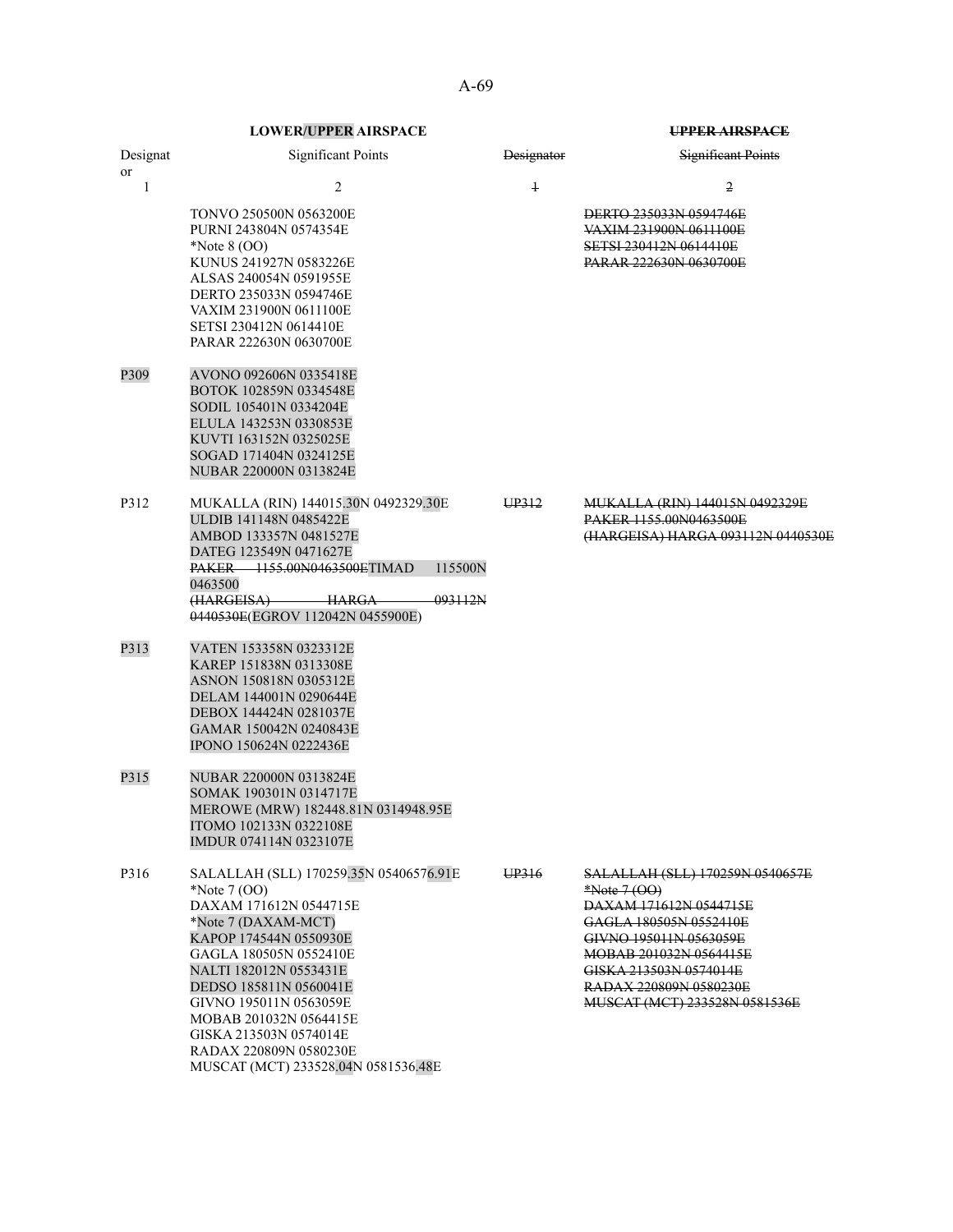| **LOWER/UPPER AIRSPACE** | | ~~**UPPER AIRSPACE**~~ | |
|---|---|---|---|
| Designator | Significant Points | ~~Designator~~ | ~~Significant Points~~ |
| 1 | 2 | ~~1~~ | ~~2~~ |
| | TONVO 250500N 0563200E<br>PURNI 243804N 0574354E<br>*Note 8 (OO)<br>KUNUS 241927N 0583226E<br>ALSAS 240054N 0591955E<br>DERTO 235033N 0594746E<br>VAXIM 231900N 0611100E<br>SETSI 230412N 0614410E<br>PARAR 222630N 0630700E | | ~~DERTO 235033N 0594746E~~<br>~~VAXIM 231900N 0611100E~~<br>~~SETSI 230412N 0614410E~~<br>~~PARAR 222630N 0630700E~~ |
| P309 | AVONO 092606N 0335418E<br>BOTOK 102859N 0334548E<br>SODIL 105401N 0334204E<br>ELULA 143253N 0330853E<br>KUVTI 163152N 0325025E<br>SOGAD 171404N 0324125E<br>NUBAR 220000N 0313824E | | |
| P312 | MUKALLA (RIN) 144015.30N 0492329.30E<br>ULDIB 141148N 0485422E<br>AMBOD 133357N 0481527E<br>DATEG 123549N 0471627E<br>~~PAKER 1155.00N0463500E~~TIMAD 115500N 0463500<br>~~(HARGEISA) HARGA 093112N 0440530E~~(EGROV 112042N 0455900E) | ~~UP312~~ | ~~MUKALLA (RIN) 144015N 0492329E~~<br>~~PAKER 1155.00N0463500E~~<br>~~(HARGEISA) HARGA 093112N 0440530E~~ |
| P313 | VATEN 153358N 0323312E<br>KAREP 151838N 0313308E<br>ASNON 150818N 0305312E<br>DELAM 144001N 0290644E<br>DEBOX 144424N 0281037E<br>GAMAR 150042N 0240843E<br>IPONO 150624N 0222436E | | |
| P315 | NUBAR 220000N 0313824E<br>SOMAK 190301N 0314717E<br>MEROWE (MRW) 182448.81N 0314948.95E<br>ITOMO 102133N 0322108E<br>IMDUR 074114N 0323107E | | |
| P316 | SALALLAH (SLL) 170259.35N 05406576.91E<br>*Note 7 (OO)<br>DAXAM 171612N 0544715E<br>*Note 7 (DAXAM-MCT)<br>KAPOP 174544N 0550930E<br>GAGLA 180505N 0552410E<br>NALTI 182012N 0553431E<br>DEDSO 185811N 0560041E<br>GIVNO 195011N 0563059E<br>MOBAB 201032N 0564415E<br>GISKA 213503N 0574014E<br>RADAX 220809N 0580230E<br>MUSCAT (MCT) 233528.04N 0581536.48E | ~~UP316~~ | ~~SALALLAH (SLL) 170259N 0540657E~~<br>~~*Note 7 (OO)~~<br>~~DAXAM 171612N 0544715E~~<br>~~GAGLA 180505N 0552410E~~<br>~~GIVNO 195011N 0563059E~~<br>~~MOBAB 201032N 0564415E~~<br>~~GISKA 213503N 0574014E~~<br>~~RADAX 220809N 0580230E~~<br>~~MUSCAT (MCT) 233528N 0581536E~~ |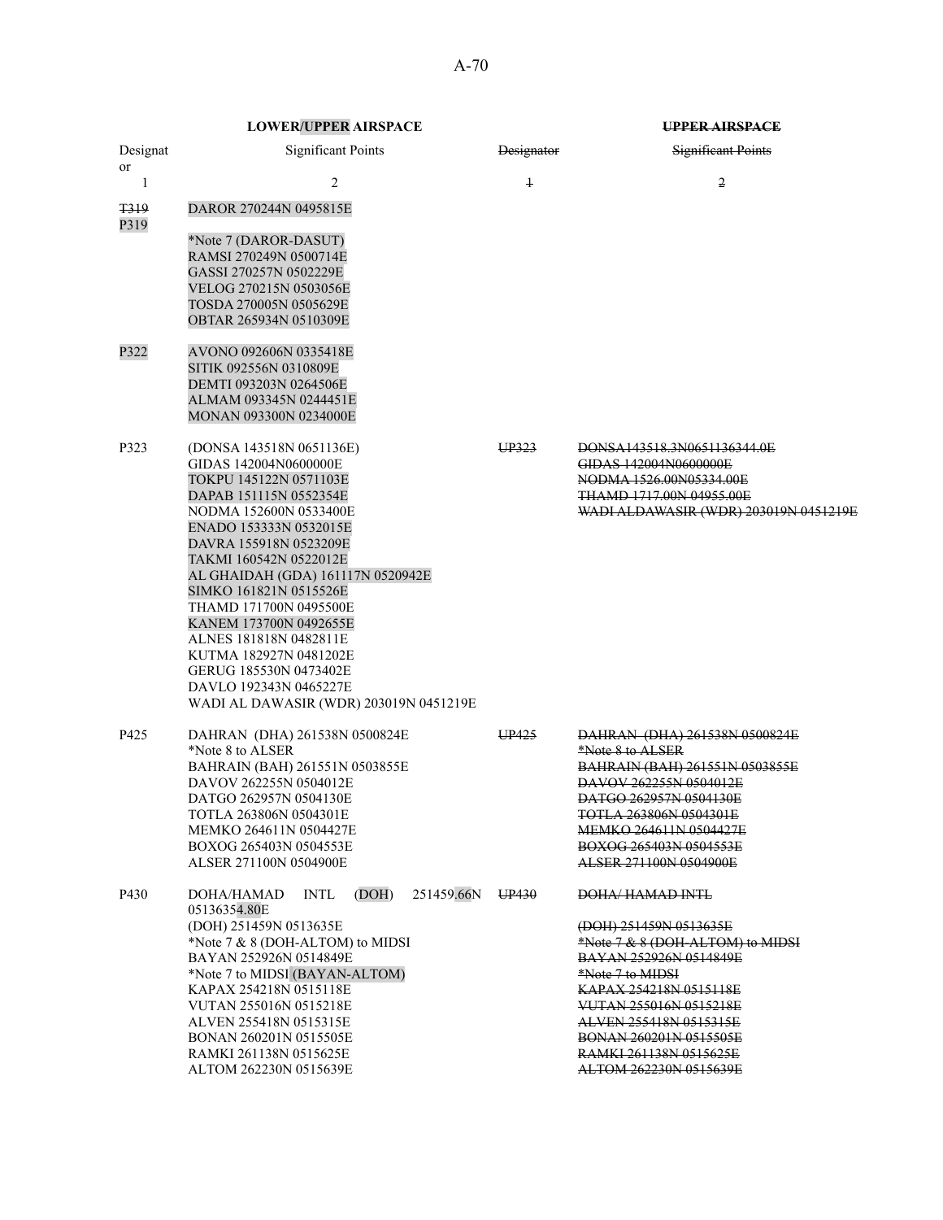| LOWER/UPPER AIRSPACE | | ~~UPPER AIRSPACE~~ | |
|---|---|---|---|
| Designator | Significant Points | ~~Designator~~ | ~~Significant Points~~ |
| 1 | 2 | ~~1~~ | ~~2~~ |
| ~~T319~~ P319 | DAROR 270244N 0495815E<br><br>*Note 7 (DAROR-DASUT)<br>RAMSI 270249N 0500714E<br>GASSI 270257N 0502229E<br>VELOG 270215N 0503056E<br>TOSDA 270005N 0505629E<br>OBTAR 265934N 0510309E | | |
| P322 | AVONO 092606N 0335418E<br>SITIK 092556N 0310809E<br>DEMTI 093203N 0264506E<br>ALMAM 093345N 0244451E<br>MONAN 093300N 0234000E | | |
| P323 | (DONSA 143518N 0651136E)<br>GIDAS 142004N0600000E<br>TOKPU 145122N 0571103E<br>DAPAB 151115N 0552354E<br>NODMA 152600N 0533400E<br>ENADO 153333N 0532015E<br>DAVRA 155918N 0523209E<br>TAKMI 160542N 0522012E<br>AL GHAIDAH (GDA) 161117N 0520942E<br>SIMKO 161821N 0515526E<br>THAMD 171700N 0495500E<br>KANEM 173700N 0492655E<br>ALNES 181818N 0482811E<br>KUTMA 182927N 0481202E<br>GERUG 185530N 0473402E<br>DAVLO 192343N 0465227E<br>WADI AL DAWASIR (WDR) 203019N 0451219E | ~~UP323~~ | ~~DONSA143518.3N0651136344.0E~~<br>~~GIDAS 142004N0600000E~~<br>~~NODMA 1526.00N05334.00E~~<br>~~THAMD 1717.00N 04955.00E~~<br>~~WADI ALDAWASIR (WDR) 203019N 0451219E~~ |
| P425 | DAHRAN (DHA) 261538N 0500824E<br>*Note 8 to ALSER<br>BAHRAIN (BAH) 261551N 0503855E<br>DAVOV 262255N 0504012E<br>DATGO 262957N 0504130E<br>TOTLA 263806N 0504301E<br>MEMKO 264611N 0504427E<br>BOXOG 265403N 0504553E<br>ALSER 271100N 0504900E | ~~UP425~~ | ~~DAHRAN (DHA) 261538N 0500824E~~<br>~~*Note 8 to ALSER~~<br>~~BAHRAIN (BAH) 261551N 0503855E~~<br>~~DAVOV 262255N 0504012E~~<br>~~DATGO 262957N 0504130E~~<br>~~TOTLA 263806N 0504301E~~<br>~~MEMKO 264611N 0504427E~~<br>~~BOXOG 265403N 0504553E~~<br>~~ALSER 271100N 0504900E~~ |
| P430 | DOHA/HAMAD INTL (DOH) 251459.66N 05136354.80E<br>(DOH) 251459N 0513635E<br>*Note 7 & 8 (DOH-ALTOM) to MIDSI<br>BAYAN 252926N 0514849E<br>*Note 7 to MIDSI (BAYAN-ALTOM)<br>KAPAX 254218N 0515118E<br>VUTAN 255016N 0515218E<br>ALVEN 255418N 0515315E<br>BONAN 260201N 0515505E<br>RAMKI 261138N 0515625E<br>ALTOM 262230N 0515639E | ~~UP430~~ | ~~DOHA/ HAMAD INTL~~<br><br>~~(DOH) 251459N 0513635E~~<br>~~*Note 7 & 8 (DOH-ALTOM) to MIDSI~~<br>~~BAYAN 252926N 0514849E~~<br>~~*Note 7 to MIDSI~~<br>~~KAPAX 254218N 0515118E~~<br>~~VUTAN 255016N 0515218E~~<br>~~ALVEN 255418N 0515315E~~<br>~~BONAN 260201N 0515505E~~<br>~~RAMKI 261138N 0515625E~~<br>~~ALTOM 262230N 0515639E~~ |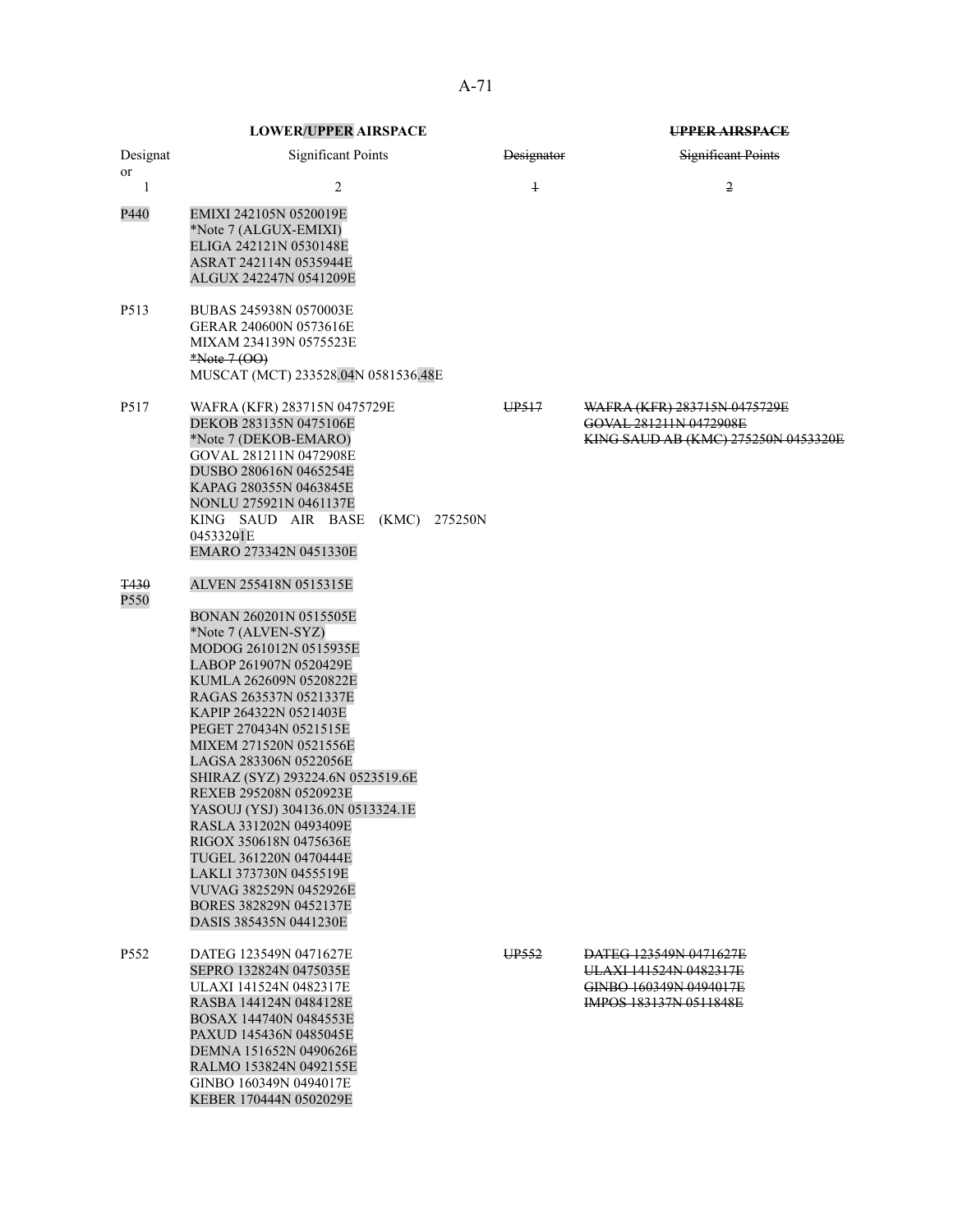| LOWER/UPPER AIRSPACE | | UPPER AIRSPACE | |
|---|---|---|---|
| Designator | Significant Points | Designator | Significant Points |
| 1 | 2 | 1 | 2 |
| P440 | EMIXI 242105N 0520019E<br>*Note 7 (ALGUX-EMIXI)<br>ELIGA 242121N 0530148E<br>ASRAT 242114N 0535944E<br>ALGUX 242247N 0541209E | | |
| P513 | BUBAS 245938N 0570003E<br>GERAR 240600N 0573616E<br>MIXAM 234139N 0575523E<br>*Note 7 (OO)<br>MUSCAT (MCT) 233528.04N 0581536.48E | | |
| P517 | WAFRA (KFR) 283715N 0475729E<br>DEKOB 283135N 0475106E<br>*Note 7 (DEKOB-EMARO)<br>GOVAL 281211N 0472908E<br>DUSBO 280616N 0465254E<br>KAPAG 280355N 0463845E<br>NONLU 275921N 0461137E<br>KING SAUD AIR BASE (KMC) 275250N 0453320 01E<br>EMARO 273342N 0451330E | UP517 | WAFRA (KFR) 283715N 0475729E<br>GOVAL 281211N 0472908E<br>KING SAUD AB (KMC) 275250N 0453320E |
| T430<br>P550 | ALVEN 255418N 0515315E<br>BONAN 260201N 0515505E<br>*Note 7 (ALVEN-SYZ)<br>MODOG 261012N 0515935E<br>LABOP 261907N 0520429E<br>KUMLA 262609N 0520822E<br>RAGAS 263537N 0521337E<br>KAPIP 264322N 0521403E<br>PEGET 270434N 0521515E<br>MIXEM 271520N 0521556E<br>LAGSA 283306N 0522056E<br>SHIRAZ (SYZ) 293224.6N 0523519.6E<br>REXEB 295208N 0520923E<br>YASOUJ (YSJ) 304136.0N 0513324.1E<br>RASLA 331202N 0493409E<br>RIGOX 350618N 0475636E<br>TUGEL 361220N 0470444E<br>LAKLI 373730N 0455519E<br>VUVAG 382529N 0452926E<br>BORES 382829N 0452137E<br>DASIS 385435N 0441230E | | |
| P552 | DATEG 123549N 0471627E<br>SEPRO 132824N 0475035E<br>ULAXI 141524N 0482317E<br>RASBA 144124N 0484128E<br>BOSAX 144740N 0484553E<br>PAXUD 145436N 0485045E<br>DEMNA 151652N 0490626E<br>RALMO 153824N 0492155E<br>GINBO 160349N 0494017E<br>KEBER 170444N 0502029E | UP552 | DATEG 123549N 0471627E<br>ULAXI 141524N 0482317E<br>GINBO 160349N 0494017E<br>IMPOS 183137N 0511848E |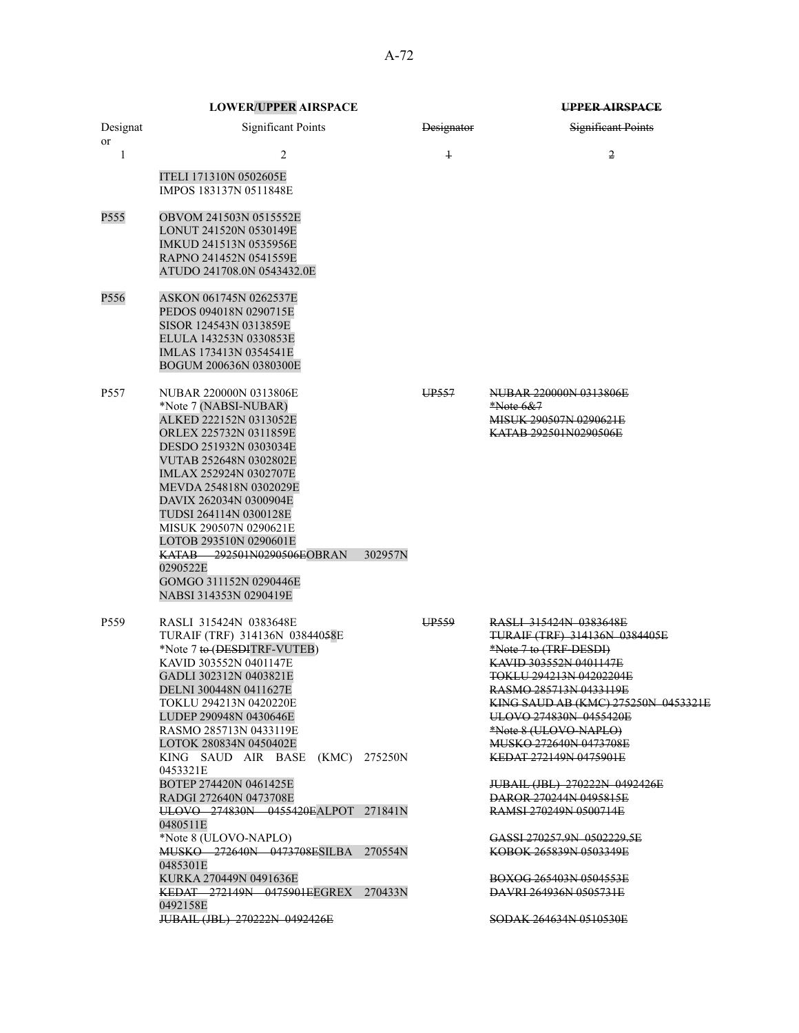| LOWER/UPPER AIRSPACE | | ~~UPPER AIRSPACE~~ | |
|---|---|---|---|
| Designator | Significant Points | ~~Designator~~ | ~~Significant Points~~ |
| 1 | 2 | ~~1~~ | ~~2~~ |
| | ITELI 171310N 0502605E<br>IMPOS 183137N 0511848E | | |
| P555 | OBVOM 241503N 0515552E<br>LONUT 241520N 0530149E<br>IMKUD 241513N 0535956E<br>RAPNO 241452N 0541559E<br>ATUDO 241708.0N 0543432.0E | | |
| P556 | ASKON 061745N 0262537E<br>PEDOS 094018N 0290715E<br>SISOR 124543N 0313859E<br>ELULA 143253N 0330853E<br>IMLAS 173413N 0354541E<br>BOGUM 200636N 0380300E | | |
| P557 | NUBAR 220000N 0313806E<br>*Note 7 (NABSI-NUBAR)<br>ALKED 222152N 0313052E<br>ORLEX 225732N 0311859E<br>DESDO 251932N 0303034E<br>VUTAB 252648N 0302802E<br>IMLAX 252924N 0302707E<br>MEVDA 254818N 0302029E<br>DAVIX 262034N 0300904E<br>TUDSI 264114N 0300128E<br>MISUK 290507N 0290621E<br>LOTOB 293510N 0290601E<br>~~KATAB 292501N0290506E~~OBRAN 302957N 0290522E<br>GOMGO 311152N 0290446E<br>NABSI 314353N 0290419E | ~~UP557~~ | ~~NUBAR 220000N 0313806E~~<br>~~*Note 6&7~~<br>~~MISUK 290507N 0290621E~~<br>~~KATAB 292501N0290506E~~ |
| P559 | RASLI 315424N 0383648E<br>TURAIF (TRF) 314136N 0384405~~5~~8E<br>*Note 7 ~~to (DESDI~~TRF-VUTEB)<br>KAVID 303552N 0401147E<br>GADLI 302312N 0403821E<br>DELNI 300448N 0411627E<br>TOKLU 294213N 0420220E<br>LUDEP 290948N 0430646E<br>RASMO 285713N 0433119E<br>LOTOK 280834N 0450402E<br>KING SAUD AIR BASE (KMC) 275250N 0453321E<br>BOTEP 274420N 0461425E<br>RADGI 272640N 0473708E<br>~~ULOVO 274830N 0455420E~~ALPOT 271841N 0480511E<br>*Note 8 (ULOVO-NAPLO)<br>~~MUSKO 272640N 0473708E~~SILBA 270554N 0485301E<br>KURKA 270449N 0491636E<br>~~KEDAT 272149N 0475901E~~EGREX 270433N 0492158E<br>~~JUBAIL (JBL) 270222N 0492426E~~ | ~~UP559~~ | ~~RASLI 315424N 0383648E~~<br>~~TURAIF (TRF) 314136N 0384405E~~<br>~~*Note 7 to (TRF-DESDI)~~<br>~~KAVID 303552N 0401147E~~<br>~~TOKLU 294213N 04202204E~~<br>~~RASMO 285713N 0433119E~~<br>~~KING SAUD AB (KMC) 275250N 0453321E~~<br>~~ULOVO 274830N 0455420E~~<br>~~*Note 8 (ULOVO-NAPLO)~~<br>~~MUSKO 272640N 0473708E~~<br>~~KEDAT 272149N 0475901E~~<br>~~JUBAIL (JBL) 270222N 0492426E~~<br>~~DAROR 270244N 0495815E~~<br>~~RAMSI 270249N 0500714E~~<br>~~GASSI 270257.9N 0502229.5E~~<br>~~KOBOK 265839N 0503349E~~<br>~~BOXOG 265403N 0504553E~~<br>~~DAVRI 264936N 0505731E~~<br>~~SODAK 264634N 0510530E~~ |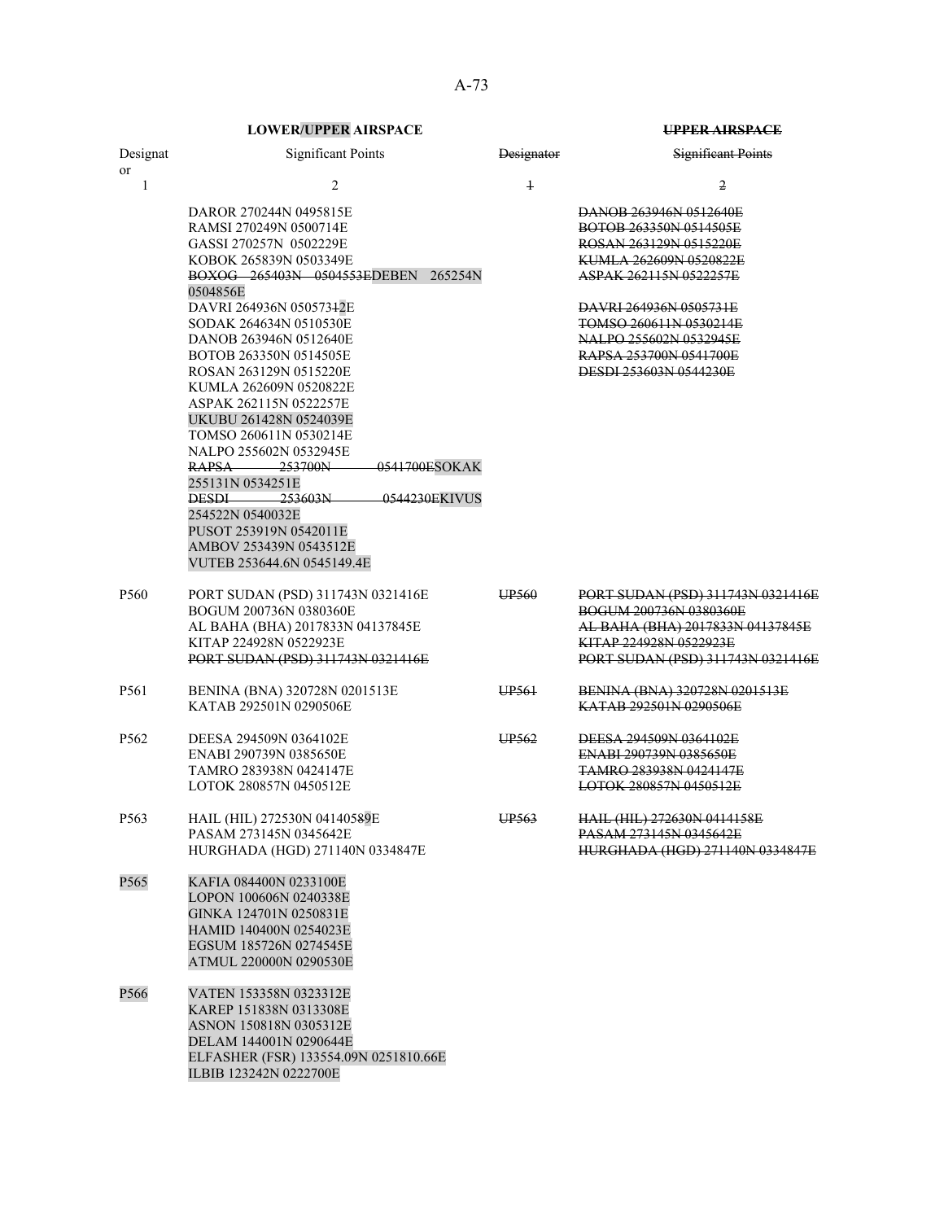| LOWER/UPPER AIRSPACE | | ~~UPPER AIRSPACE~~ | |
|---|---|---|---|
| Designator | Significant Points | ~~Designator~~ | ~~Significant Points~~ |
| 1 | 2 | ~~1~~ | ~~2~~ |
| | DAROR 270244N 0495815E<br>RAMSI 270249N 0500714E<br>GASSI 270257N 0502229E<br>KOBOK 265839N 0503349E<br>~~BOXOG 265403N 0504553E~~DEBEN 265254N 0504856E<br>DAVRI 264936N 05057312E<br>SODAK 264634N 0510530E<br>DANOB 263946N 0512640E<br>BOTOB 263350N 0514505E<br>ROSAN 263129N 0515220E<br>KUMLA 262609N 0520822E<br>ASPAK 262115N 0522257E<br>UKUBU 261428N 0524039E<br>TOMSO 260611N 0530214E<br>NALPO 255602N 0532945E<br>~~RAPSA 253700N 0541700E~~SOKAK 255131N 0534251E<br>~~DESDI 253603N 0544230E~~KIVUS 254522N 0540032E<br>PUSOT 253919N 0542011E<br>AMBOV 253439N 0543512E<br>VUTEB 253644.6N 0545149.4E | | ~~DANOB 263946N 0512640E~~<br>~~BOTOB 263350N 0514505E~~<br>~~ROSAN 263129N 0515220E~~<br>~~KUMLA 262609N 0520822E~~<br>~~ASPAK 262115N 0522257E~~<br>~~DAVRI 264936N 0505731E~~<br>~~TOMSO 260611N 0530214E~~<br>~~NALPO 255602N 0532945E~~<br>~~RAPSA 253700N 0541700E~~<br>~~DESDI 253603N 0544230E~~ |
| P560 | PORT SUDAN (PSD) 311743N 0321416E<br>BOGUM 200736N 0380360E<br>AL BAHA (BHA) 2017833N 04137845E<br>KITAP 224928N 0522923E<br>~~PORT SUDAN (PSD) 311743N 0321416E~~ | ~~UP560~~ | ~~PORT SUDAN (PSD) 311743N 0321416E~~<br>~~BOGUM 200736N 0380360E~~<br>~~AL BAHA (BHA) 2017833N 04137845E~~<br>~~KITAP 224928N 0522923E~~<br>~~PORT SUDAN (PSD) 311743N 0321416E~~ |
| P561 | BENINA (BNA) 320728N 0201513E<br>KATAB 292501N 0290506E | ~~UP561~~ | ~~BENINA (BNA) 320728N 0201513E~~<br>~~KATAB 292501N 0290506E~~ |
| P562 | DEESA 294509N 0364102E<br>ENABI 290739N 0385650E<br>TAMRO 283938N 0424147E<br>LOTOK 280857N 0450512E | ~~UP562~~ | ~~DEESA 294509N 0364102E~~<br>~~ENABI 290739N 0385650E~~<br>~~TAMRO 283938N 0424147E~~<br>~~LOTOK 280857N 0450512E~~ |
| P563 | HAIL (HIL) 272530N 041405~~8~~9E<br>PASAM 273145N 0345642E<br>HURGHADA (HGD) 271140N 0334847E | ~~UP563~~ | ~~HAIL (HIL) 272630N 0414158E~~<br>~~PASAM 273145N 0345642E~~<br>~~HURGHADA (HGD) 271140N 0334847E~~ |
| P565 | KAFIA 084400N 0233100E<br>LOPON 100606N 0240338E<br>GINKA 124701N 0250831E<br>HAMID 140400N 0254023E<br>EGSUM 185726N 0274545E<br>ATMUL 220000N 0290530E | | |
| P566 | VATEN 153358N 0323312E<br>KAREP 151838N 0313308E<br>ASNON 150818N 0305312E<br>DELAM 144001N 0290644E<br>ELFASHER (FSR) 133554.09N 0251810.66E<br>ILBIB 123242N 0222700E | | |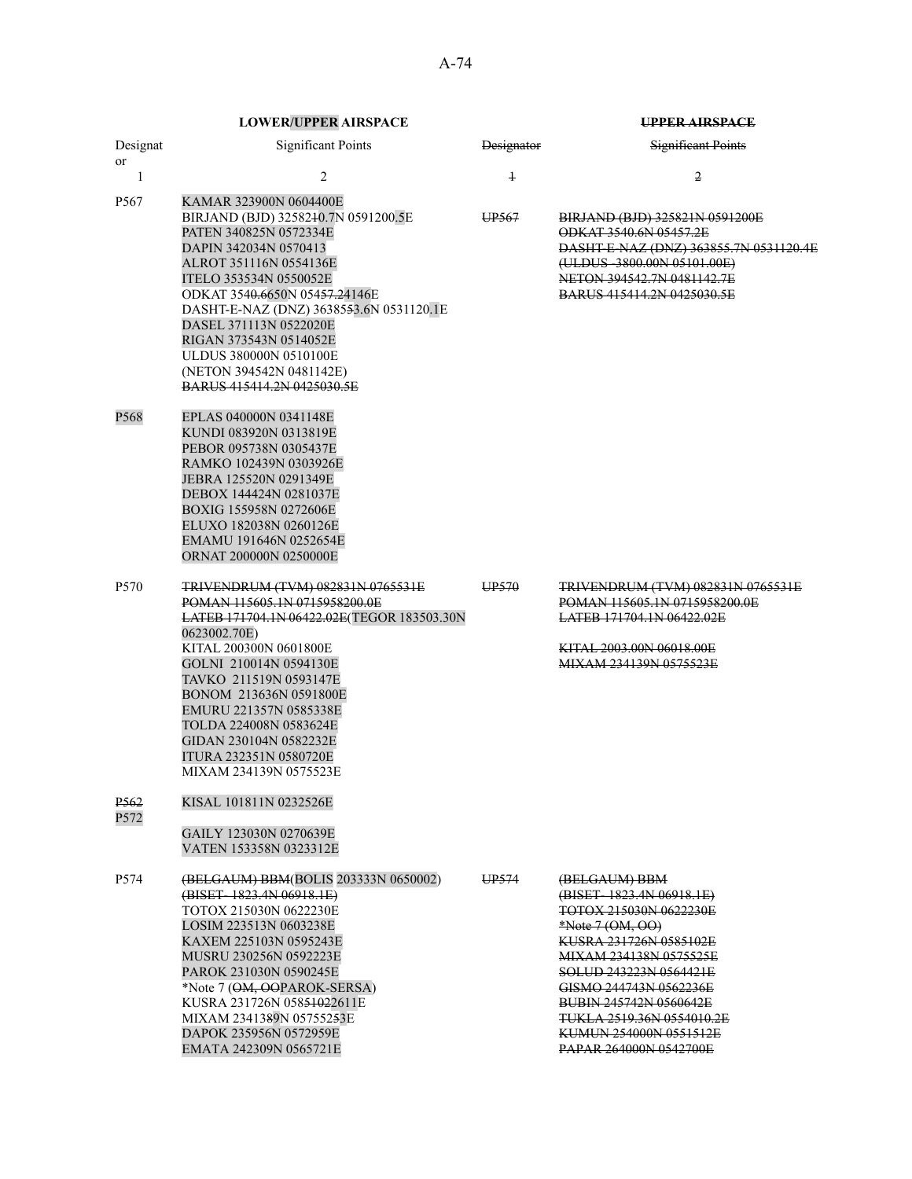| **LOWER/UPPER AIRSPACE** | | **~~UPPER AIRSPACE~~** | |
|---|---|---|---|
| Designator | Significant Points | ~~Designator~~ | ~~Significant Points~~ |
| 1 | 2 | ~~1~~ | ~~2~~ |
| P567 | KAMAR 323900N 0604400E<br>BIRJAND (BJD) 32582~~1~~0.7N 0591200.5E<br>PATEN 340825N 0572334E<br>DAPIN 342034N 0570413<br>ALROT 351116N 0554136E<br>ITELO 353534N 0550052E<br>ODKAT 3540~~.6~~650N 054~~57.2~~4146E<br>DASHT-E-NAZ (DNZ) 36385~~5~~3.6N 0531120.1E<br>DASEL 371113N 0522020E<br>RIGAN 373543N 0514052E<br>ULDUS 380000N 0510100E<br>(NETON 394542N 0481142E)<br>~~BARUS 415414.2N 0425030.5E~~ | ~~UP567~~ | ~~BIRJAND (BJD) 325821N 0591200E~~<br>~~ODKAT 3540.6N 05457.2E~~<br>~~DASHT-E-NAZ (DNZ) 363855.7N 0531120.4E~~<br>~~(ULDUS 3800.00N 05101.00E)~~<br>~~NETON 394542.7N 0481142.7E~~<br>~~BARUS 415414.2N 0425030.5E~~ |
| P568 | EPLAS 040000N 0341148E<br>KUNDI 083920N 0313819E<br>PEBOR 095738N 0305437E<br>RAMKO 102439N 0303926E<br>JEBRA 125520N 0291349E<br>DEBOX 144424N 0281037E<br>BOXIG 155958N 0272606E<br>ELUXO 182038N 0260126E<br>EMAMU 191646N 0252654E<br>ORNAT 200000N 0250000E | | |
| P570 | ~~TRIVENDRUM (TVM) 082831N 0765531E~~<br>~~POMAN 115605.1N 0715958200.0E~~<br>~~LATEB 171704.1N 06422.02E~~(TEGOR 183503.30N 0623002.70E)<br>KITAL 200300N 0601800E<br>GOLNI 210014N 0594130E<br>TAVKO 211519N 0593147E<br>BONOM 213636N 0591800E<br>EMURU 221357N 0585338E<br>TOLDA 224008N 0583624E<br>GIDAN 230104N 0582232E<br>ITURA 232351N 0580720E<br>MIXAM 234139N 0575523E | ~~UP570~~ | ~~TRIVENDRUM (TVM) 082831N 0765531E~~<br>~~POMAN 115605.1N 0715958200.0E~~<br>~~LATEB 171704.1N 06422.02E~~<br><br>~~KITAL 2003.00N 06018.00E~~<br>~~MIXAM 234139N 0575523E~~ |
| ~~P562~~<br>P572 | KISAL 101811N 0232526E<br><br>GAILY 123030N 0270639E<br>VATEN 153358N 0323312E | | |
| P574 | ~~(BELGAUM) BBM~~(BOLIS 203333N 0650002)<br>~~(BISET- 1823.4N 06918.1E)~~<br>TOTOX 215030N 0622230E<br>LOSIM 223513N 0603238E<br>KAXEM 225103N 0595243E<br>MUSRU 230256N 0592223E<br>PAROK 231030N 0590245E<br>*Note 7 (~~OM, OO~~PAROK-SERSA)<br>KUSRA 231726N 058~~5102~~2611E<br>MIXAM 23413~~8~~9N 057552~~5~~3E<br>DAPOK 235956N 0572959E<br>EMATA 242309N 0565721E | ~~UP574~~ | ~~(BELGAUM) BBM~~<br>~~(BISET- 1823.4N 06918.1E)~~<br>~~TOTOX 215030N 0622230E~~<br>~~*Note 7 (OM, OO)~~<br>~~KUSRA 231726N 0585102E~~<br>~~MIXAM 234138N 0575525E~~<br>~~SOLUD 243223N 0564421E~~<br>~~GISMO 244743N 0562236E~~<br>~~BUBIN 245742N 0560642E~~<br>~~TUKLA 2519.36N 0554010.2E~~<br>~~KUMUN 254000N 0551512E~~<br>~~PAPAR 264000N 0542700E~~ |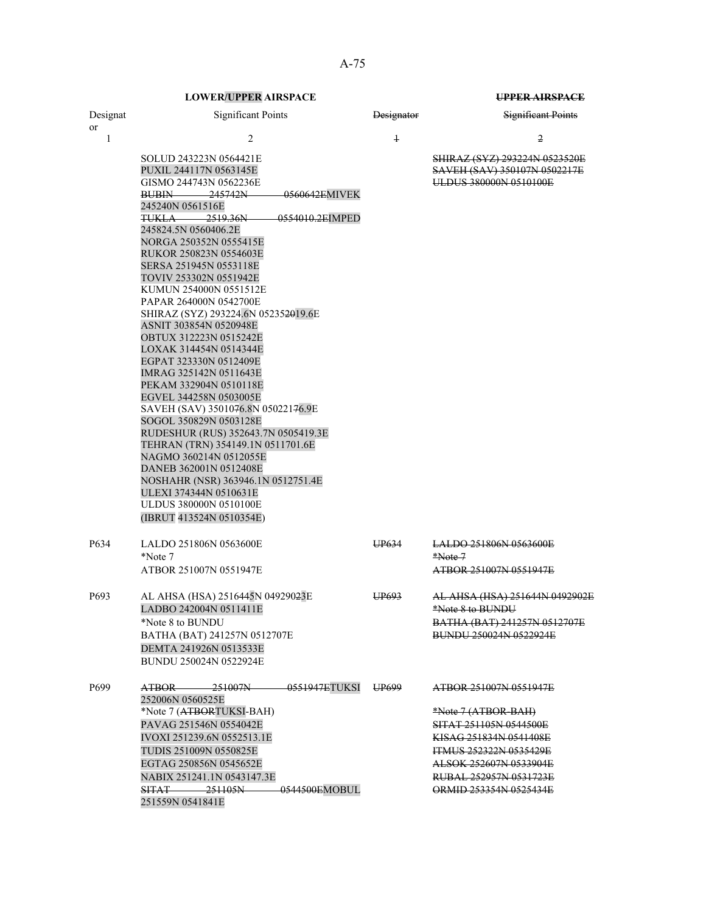| LOWER/UPPER AIRSPACE | | UPPER AIRSPACE | |
|---|---|---|---|
| Designator | Significant Points | Designator | Significant Points |
| 1 | 2 | 1 | 2 |
| | SOLUD 243223N 0564421E<br>PUXIL 244117N 0563145E<br>GISMO 244743N 0562236E<br>BUBIN 245742N 0560642EMIVEK 245240N 0561516E<br>TUKLA 2519.36N 0554010.2EIMPED 245824.5N 0560406.2E<br>NORGA 250352N 0555415E<br>RUKOR 250823N 0554603E<br>SERSA 251945N 0553118E<br>TOVIV 253302N 0551942E<br>KUMUN 254000N 0551512E<br>PAPAR 264000N 0542700E<br>SHIRAZ (SYZ) 293224.6N 05235201 9.6E<br>ASNIT 303854N 0520948E<br>OBTUX 312223N 0515242E<br>LOXAK 314454N 0514344E<br>EGPAT 323330N 0512409E<br>IMRAG 325142N 0511643E<br>PEKAM 332904N 0510118E<br>EGVEL 344258N 0503005E<br>SAVEH (SAV) 3501076.8N 05022176.9E<br>SOGOL 350829N 0503128E<br>RUDESHUR (RUS) 352643.7N 0505419.3E<br>TEHRAN (TRN) 354149.1N 0511701.6E<br>NAGMO 360214N 0512055E<br>DANEB 362001N 0512408E<br>NOSHAHR (NSR) 363946.1N 0512751.4E<br>ULEXI 374344N 0510631E<br>ULDUS 380000N 0510100E<br>(IBRUT 413524N 0510354E) | | SHIRAZ (SYZ) 293224N 0523520E<br>SAVEH (SAV) 350107N 0502217E<br>ULDUS 380000N 0510100E |
| P634 | LALDO 251806N 0563600E<br>*Note 7<br>ATBOR 251007N 0551947E | UP634 | LALDO 251806N 0563600E<br>*Note 7<br>ATBOR 251007N 0551947E |
| P693 | AL AHSA (HSA) 2516445N 04929023E<br>LADBO 242004N 0511411E<br>*Note 8 to BUNDU<br>BATHA (BAT) 241257N 0512707E<br>DEMTA 241926N 0513533E<br>BUNDU 250024N 0522924E | UP693 | AL AHSA (HSA) 251644N 0492902E<br>*Note 8 to BUNDU<br>BATHA (BAT) 241257N 0512707E<br>BUNDU 250024N 0522924E |
| P699 | ATBOR 251007N 0551947ETUKSI 252006N 0560525E<br>*Note 7 (ATBORTUKSI-BAH)<br>PAVAG 251546N 0554042E<br>IVOXI 251239.6N 0552513.1E<br>TUDIS 251009N 0550825E<br>EGTAG 250856N 0545652E<br>NABIX 251241.1N 0543147.3E<br>SITAT 251105N 0544500EMOBUL 251559N 0541841E | UP699 | ATBOR 251007N 0551947E<br>*Note 7 (ATBOR-BAH)<br>SITAT 251105N 0544500E<br>KISAG 251834N 0541408E<br>ITMUS 252322N 0535429E<br>ALSOK 252607N 0533904E<br>RUBAL 252957N 0531723E<br>ORMID 253354N 0525434E |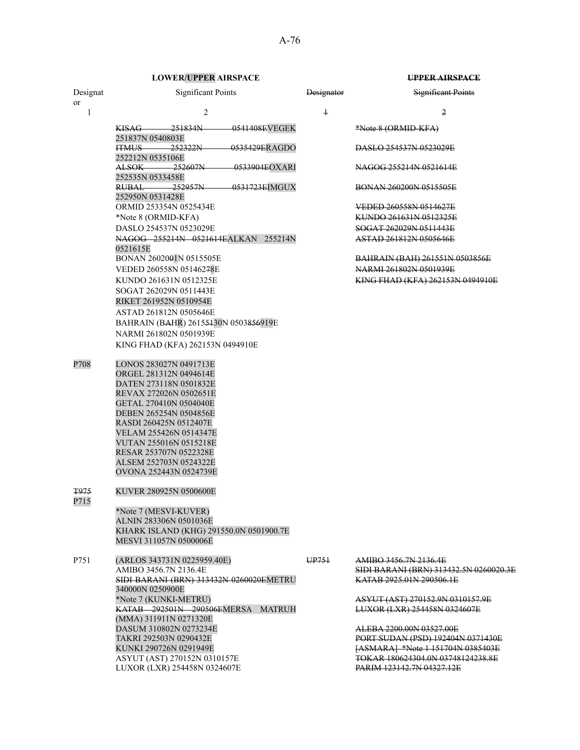| LOWER/UPPER AIRSPACE | | UPPER AIRSPACE | |
|---|---|---|---|
| Designator | Significant Points | Designator | Significant Points |
| 1 | 2 | 1 | 2 |
| | KISAG 251834N 0541408EVEGEK 251837N 0540803E | | *Note 8 (ORMID-KFA) |
| | ITMUS 252322N 0535429ERAGDO 252212N 0535106E | | DASLO 254537N 0523029E |
| | ALSOK 252607N 0533904EOXARI 252535N 0533458E | | NAGOG 255214N 0521614E |
| | RUBAL 252957N 0531723EIMGUX 252950N 0531428E | | BONAN 260200N 0515505E |
| | ORMID 253354N 0525434E | | VEDED 260558N 0514627E |
| | *Note 8 (ORMID-KFA) | | KUNDO 261631N 0512325E |
| | DASLO 254537N 0523029E | | SOGAT 262029N 0511443E |
| | NAGOG 255214N 0521614EALKAN 255214N 0521615E | | ASTAD 261812N 0505646E |
| | BONAN 2602001N 0515505E | | BAHRAIN (BAH) 261551N 0503856E |
| | VEDED 260558N 05146278E | | NARMI 261802N 0501939E |
| | KUNDO 261631N 0512325E | | KING FHAD (KFA) 262153N 0494910E |
| | SOGAT 262029N 0511443E | | |
| | RIKET 261952N 0510954E | | |
| | ASTAD 261812N 0505646E | | |
| | BAHRAIN (BAHR) 2615513 0N 0503856919E | | |
| | NARMI 261802N 0501939E | | |
| | KING FHAD (KFA) 262153N 0494910E | | |
| P708 | LONOS 283027N 0491713E | | |
| | ORGEL 281312N 0494614E | | |
| | DATEN 273118N 0501832E | | |
| | REVAX 272026N 0502651E | | |
| | GETAL 270410N 0504040E | | |
| | DEBEN 265254N 0504856E | | |
| | RASDI 260425N 0512407E | | |
| | VELAM 255426N 0514347E | | |
| | VUTAN 255016N 0515218E | | |
| | RESAR 253707N 0522328E | | |
| | ALSEM 252703N 0524322E | | |
| | OVONA 252443N 0524739E | | |
| T975 P715 | KUVER 280925N 0500600E | | |
| | *Note 7 (MESVI-KUVER) | | |
| | ALNIN 283306N 0501036E | | |
| | KHARK ISLAND (KHG) 291550.0N 0501900.7E | | |
| | MESVI 311057N 0500006E | | |
| P751 | (ARLOS 343731N 0225959.40E) | UP751 | AMIBO 3456.7N 2136.4E |
| | AMIBO 3456.7N 2136.4E | | SIDI BARANI (BRN) 313432.5N 0260020.3E |
| | SIDI BARANI (BRN) 313432N 0260020EMETRU 340000N 0250900E | | KATAB 2925.01N 290506.1E |
| | *Note 7 (KUNKI-METRU) | | ASYUT (AST) 270152.9N 0310157.9E |
| | KATAB 292501N 290506EMERSA MATRUH (MMA) 311911N 0271320E | | LUXOR (LXR) 254458N 0324607E |
| | DASUM 310802N 0273234E | | ALEBA 2200.00N 03527.00E |
| | TAKRI 292503N 0290432E | | PORT SUDAN (PSD) 192404N 0371430E |
| | KUNKI 290726N 0291949E | | [ASMARA] *Note 1 151704N 0385403E |
| | ASYUT (AST) 270152N 0310157E | | TOKAR 180624304.0N 03748124238.8E |
| | LUXOR (LXR) 254458N 0324607E | | PARIM 123142.7N 04327.12E |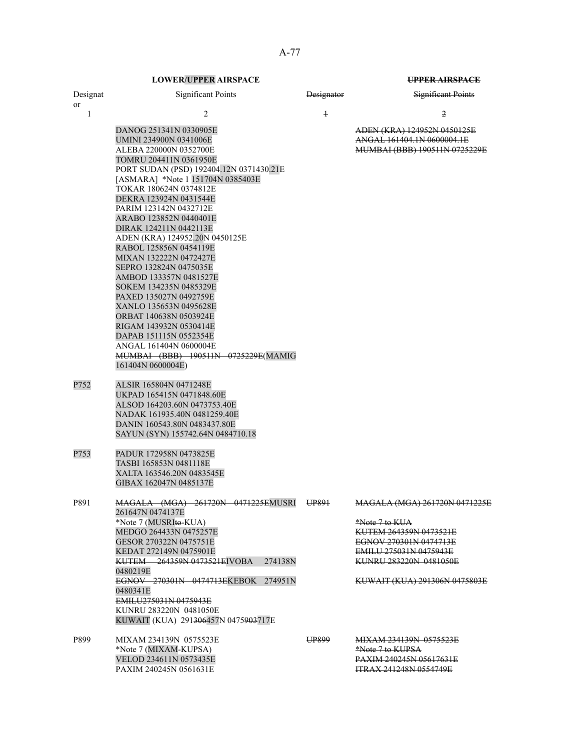| **LOWER/UPPER AIRSPACE** | | **~~UPPER AIRSPACE~~** | |
|---|---|---|---|
| Designator | Significant Points | ~~Designator~~ | ~~Significant Points~~ |
| 1 | 2 | ~~1~~ | ~~2~~ |
| | DANOG 251341N 0330905E<br>UMINI 234900N 0341006E<br>ALEBA 220000N 0352700E<br>TOMRU 204411N 0361950E<br>PORT SUDAN (PSD) 192404.12N 0371430.21E<br>[ASMARA] *Note 1 151704N 0385403E<br>TOKAR 180624N 0374812E<br>DEKRA 123924N 0431544E<br>PARIM 123142N 0432712E<br>ARABO 123852N 0440401E<br>DIRAK 124211N 0442113E<br>ADEN (KRA) 124952.20N 0450125E<br>RABOL 125856N 0454119E<br>MIXAN 132222N 0472427E<br>SEPRO 132824N 0475035E<br>AMBOD 133357N 0481527E<br>SOKEM 134235N 0485329E<br>PAXED 135027N 0492759E<br>XANLO 135653N 0495628E<br>ORBAT 140638N 0503924E<br>RIGAM 143932N 0530414E<br>DAPAB 151115N 0552354E<br>ANGAL 161404N 0600004E<br>~~MUMBAI (BBB) 190511N 0725229E~~(MAMIG 161404N 0600004E) | | ~~ADEN (KRA) 124952N 0450125E~~<br>~~ANGAL 161404.1N 0600004.1E~~<br>~~MUMBAI (BBB) 190511N 0725229E~~ |
| P752 | ALSIR 165804N 0471248E<br>UKPAD 165415N 0471848.60E<br>ALSOD 164203.60N 0473753.40E<br>NADAK 161935.40N 0481259.40E<br>DANIN 160543.80N 0483437.80E<br>SAYUN (SYN) 155742.64N 0484710.18 | | |
| P753 | PADUR 172958N 0473825E<br>TASBI 165853N 0481118E<br>XALTA 163546.20N 0483545E<br>GIBAX 162047N 0485137E | | |
| P891 | ~~MAGALA (MGA) 261720N 0471225E~~MUSRI 261647N 0474137E<br>*Note 7 (MUSRI~~to~~-KUA)<br>MEDGO 264433N 0475257E<br>GESOR 270322N 0475751E<br>KEDAT 272149N 0475901E<br>~~KUTEM 264359N 0473521E~~IVOBA 274138N 0480219E<br>~~EGNOV 270301N 0474713E~~KEBOK 274951N 0480341E<br>~~EMILU275031N 0475943E~~<br>KUNRU 283220N 0481050E<br>KUWAIT (KUA) 291~~306~~457N 0475~~903~~717E | ~~UP891~~ | ~~MAGALA (MGA) 261720N 0471225E~~<br>~~*Note 7 to KUA~~<br>~~KUTEM 264359N 0473521E~~<br>~~EGNOV 270301N 0474713E~~<br>~~EMILU 275031N 0475943E~~<br>~~KUNRU 283220N 0481050E~~<br>~~KUWAIT (KUA) 291306N 0475803E~~ |
| P899 | MIXAM 234139N 0575523E<br>*Note 7 (MIXAM-KUPSA)<br>VELOD 234611N 0573435E<br>PAXIM 240245N 0561631E | ~~UP899~~ | ~~MIXAM 234139N 0575523E~~<br>~~*Note 7 to KUPSA~~<br>~~PAXIM 240245N 05617631E~~<br>~~ITRAX 241248N 0554749E~~ |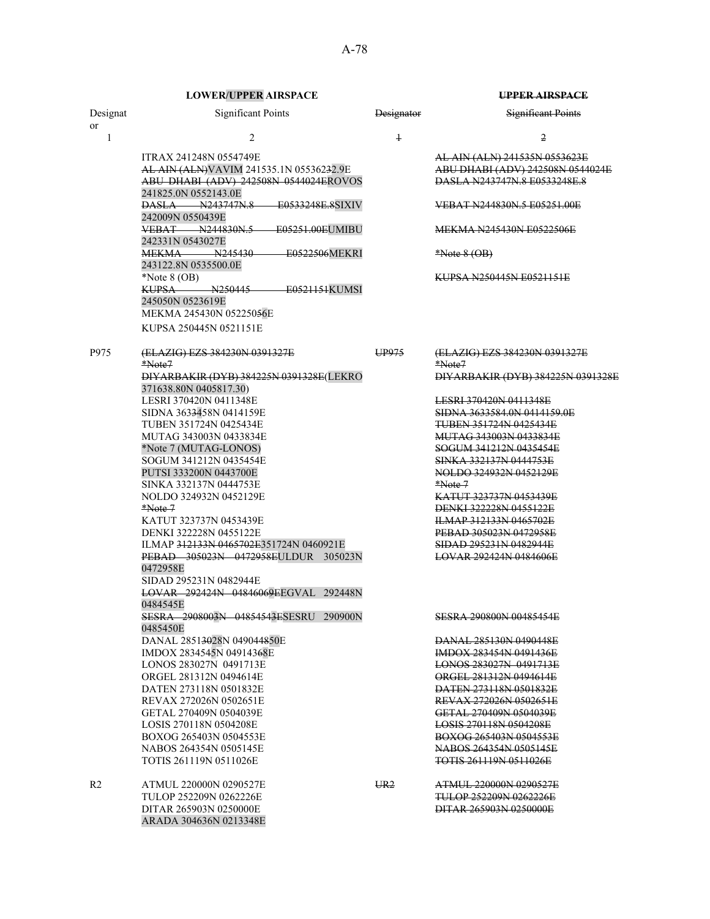| Designator | LOWER/UPPER AIRSPACE Significant Points | ~~Designator~~ | ~~UPPER AIRSPACE Significant Points~~ |
|---|---|---|---|
| 1 | 2 | ~~1~~ | ~~2~~ |
| | ITRAX 241248N 0554749E | | ~~AL AIN (ALN) 241535N 0553623E~~ |
| | ~~AL AIN (ALN)~~VAVIM 241535.1N 05536232.9E | | ~~ABU DHABI (ADV) 242508N 0544024E~~ |
| | ~~ABU DHABI (ADV) 242508N 0544024E~~ROVOS 241825.0N 0552143.0E | | ~~DASLA N243747N.8 E0533248E.8~~ |
| | ~~DASLA N243747N.8 E0533248E.8~~SIXIV 242009N 0550439E | | ~~VEBAT N244830N.5 E05251.00E~~ |
| | ~~VEBAT N244830N.5 E05251.00E~~UMIBU 242331N 0543027E | | ~~MEKMA N245430N E0522506E~~ |
| | ~~MEKMA N245430 E0522506~~MEKRI 243122.8N 0535500.0E | | ~~*Note 8 (OB)~~ |
| | *Note 8 (OB) | | ~~KUPSA N250445N E0521151E~~ |
| | ~~KUPSA N250445 E0521151~~KUMSI 245050N 0523619E | | |
| | MEKMA 245430N 05225056E | | |
| | KUPSA 250445N 0521151E | | |
| P975 | ~~(ELAZIG) EZS 384230N 0391327E~~ | ~~UP975~~ | ~~(ELAZIG) EZS 384230N 0391327E~~ |
| | ~~*Note7~~ | | ~~*Note7~~ |
| | ~~DIYARBAKIR (DYB) 384225N 0391328E~~(LEKRO 371638.80N 0405817.30) | | ~~DIYARBAKIR (DYB) 384225N 0391328E~~ |
| | LESRI 370420N 0411348E | | ~~LESRI 370420N 0411348E~~ |
| | SIDNA 363~~3~~458N 0414159E | | ~~SIDNA 3633584.0N 0414159.0E~~ |
| | TUBEN 351724N 0425434E | | ~~TUBEN 351724N 0425434E~~ |
| | MUTAG 343003N 0433834E | | ~~MUTAG 343003N 0433834E~~ |
| | *Note 7 (MUTAG-LONOS) | | ~~SOGUM 341212N 0435454E~~ |
| | SOGUM 341212N 0435454E | | ~~SINKA 332137N 0444753E~~ |
| | PUTSI 333200N 0443700E | | ~~NOLDO 324932N 0452129E~~ |
| | SINKA 332137N 0444753E | | ~~*Note 7~~ |
| | NOLDO 324932N 0452129E | | ~~KATUT 323737N 0453439E~~ |
| | ~~*Note 7~~ | | ~~DENKI 322228N 0455122E~~ |
| | KATUT 323737N 0453439E | | ~~ILMAP 312133N 0465702E~~ |
| | DENKI 322228N 0455122E | | ~~PEBAD 305023N 0472958E~~ |
| | ILMAP ~~312133N 0465702E~~351724N 0460921E | | ~~SIDAD 295231N 0482944E~~ |
| | ~~PEBAD 305023N 0472958E~~ULDUR 305023N 0472958E | | ~~LOVAR 292424N 0484606E~~ |
| | SIDAD 295231N 0482944E | | |
| | ~~LOVAR 292424N 04846069E~~EGVAL 292448N 0484545E | | |
| | ~~SESRA 2908003N 04854543E~~SESRU 290900N 0485450E | | ~~SESRA 290800N 00485454E~~ |
| | DANAL 2851~~30~~28N 0490448~~50~~E | | ~~DANAL 285130N 0490448E~~ |
| | IMDOX 2834545N 04914368E | | ~~IMDOX 283454N 0491436E~~ |
| | LONOS 283027N 0491713E | | ~~LONOS 283027N 0491713E~~ |
| | ORGEL 281312N 0494614E | | ~~ORGEL 281312N 0494614E~~ |
| | DATEN 273118N 0501832E | | ~~DATEN 273118N 0501832E~~ |
| | REVAX 272026N 0502651E | | ~~REVAX 272026N 0502651E~~ |
| | GETAL 270409N 0504039E | | ~~GETAL 270409N 0504039E~~ |
| | LOSIS 270118N 0504208E | | ~~LOSIS 270118N 0504208E~~ |
| | BOXOG 265403N 0504553E | | ~~BOXOG 265403N 0504553E~~ |
| | NABOS 264354N 0505145E | | ~~NABOS 264354N 0505145E~~ |
| | TOTIS 261119N 0511026E | | ~~TOTIS 261119N 0511026E~~ |
| R2 | ATMUL 220000N 0290527E | ~~UR2~~ | ~~ATMUL 220000N 0290527E~~ |
| | TULOP 252209N 0262226E | | ~~TULOP 252209N 0262226E~~ |
| | DITAR 265903N 0250000E | | ~~DITAR 265903N 0250000E~~ |
| | ARADA 304636N 0213348E | | |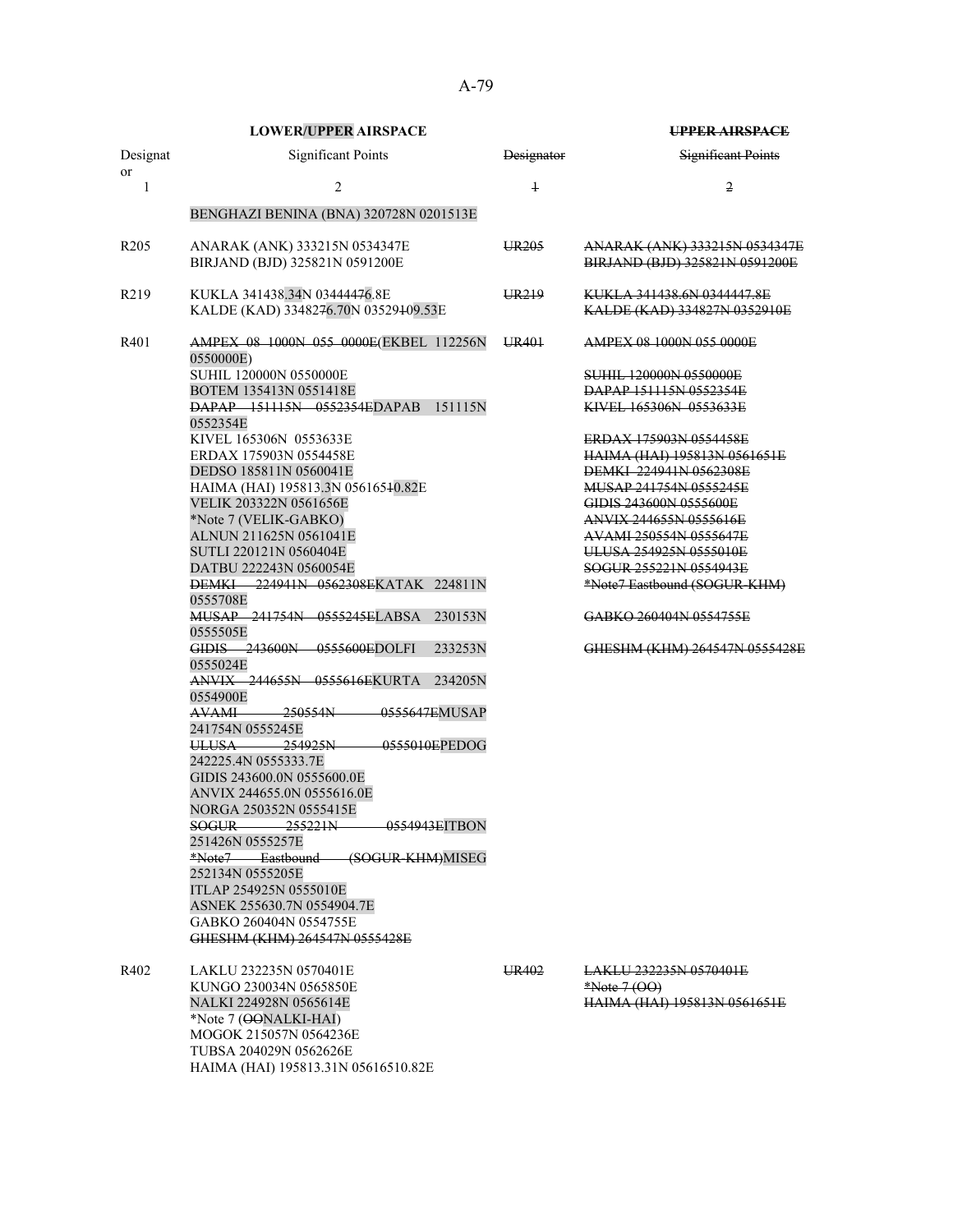| LOWER/UPPER AIRSPACE | | ~~UPPER AIRSPACE~~ | |
|---|---|---|---|
| Designator | Significant Points | ~~Designator~~ | ~~Significant Points~~ |
| 1 | 2 | ~~1~~ | ~~2~~ |
| | BENGHAZI BENINA (BNA) 320728N 0201513E | | |
| R205 | ANARAK (ANK) 333215N 0534347E<br>BIRJAND (BJD) 325821N 0591200E | ~~UR205~~ | ~~ANARAK (ANK) 333215N 0534347E~~<br>~~BIRJAND (BJD) 325821N 0591200E~~ |
| R219 | KUKLA 341438.34N 03444476.8E<br>KALDE (KAD) 3348276.70N 03529109.53E | ~~UR219~~ | ~~KUKLA 341438.6N 0344447.8E~~<br>~~KALDE (KAD) 334827N 0352910E~~ |
| R401 | ~~AMPEX 08 1000N 055 0000E~~(EKBEL 112256N 0550000E)<br>SUHIL 120000N 0550000E<br>BOTEM 135413N 0551418E<br>~~DAPAP 151115N 0552354E~~DAPAB 151115N 0552354E<br>KIVEL 165306N 0553633E<br>ERDAX 175903N 0554458E<br>DEDSO 185811N 0560041E<br>HAIMA (HAI) 195813.3N 0561651~~1~~0.82E<br>VELIK 203322N 0561656E<br>*Note 7 (VELIK-GABKO)<br>ALNUN 211625N 0561041E<br>SUTLI 220121N 0560404E<br>DATBU 222243N 0560054E<br>~~DEMKI 224941N 0562308E~~KATAK 224811N 0555708E<br>~~MUSAP 241754N 0555245E~~LABSA 230153N 0555505E<br>~~GIDIS 243600N 0555600E~~DOLFI 233253N 0555024E<br>~~ANVIX 244655N 0555616E~~KURTA 234205N 0554900E<br>~~AVAMI 250554N 0555647E~~MUSAP 241754N 0555245E<br>~~ULUSA 254925N 0555010E~~PEDOG 242225.4N 0555333.7E<br>GIDIS 243600.0N 0555600.0E<br>ANVIX 244655.0N 0555616.0E<br>NORGA 250352N 0555415E<br>~~SOGUR 255221N 0554943E~~ITBON 251426N 0555257E<br>~~*Note7 Eastbound (SOGUR-KHM)~~MISEG 252134N 0555205E<br>ITLAP 254925N 0555010E<br>ASNEK 255630.7N 0554904.7E<br>GABKO 260404N 0554755E<br>~~GHESHM (KHM) 264547N 0555428E~~ | ~~UR401~~ | ~~AMPEX 08 1000N 055 0000E~~<br>~~SUHIL 120000N 0550000E~~<br>~~DAPAP 151115N 0552354E~~<br>~~KIVEL 165306N 0553633E~~<br>~~ERDAX 175903N 0554458E~~<br>~~HAIMA (HAI) 195813N 0561651E~~<br>~~DEMKI 224941N 0562308E~~<br>~~MUSAP 241754N 0555245E~~<br>~~GIDIS 243600N 0555600E~~<br>~~ANVIX 244655N 0555616E~~<br>~~AVAMI 250554N 0555647E~~<br>~~ULUSA 254925N 0555010E~~<br>~~SOGUR 255221N 0554943E~~<br>~~*Note7 Eastbound (SOGUR-KHM)~~<br>~~GABKO 260404N 0554755E~~<br>~~GHESHM (KHM) 264547N 0555428E~~ |
| R402 | LAKLU 232235N 0570401E<br>KUNGO 230034N 0565850E<br>NALKI 224928N 0565614E<br>*Note 7 (~~OO~~NALKI-HAI)<br>MOGOK 215057N 0564236E<br>TUBSA 204029N 0562626E<br>HAIMA (HAI) 195813.31N 05616510.82E | ~~UR402~~ | ~~LAKLU 232235N 0570401E~~<br>~~*Note 7 (OO)~~<br>~~HAIMA (HAI) 195813N 0561651E~~ |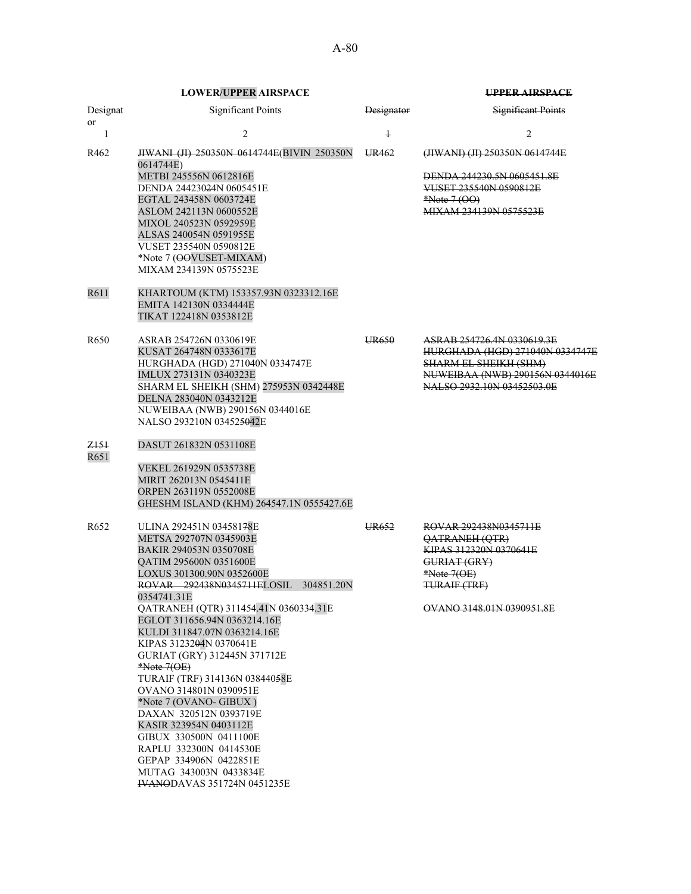| LOWER/UPPER AIRSPACE | | UPPER AIRSPACE | |
|---|---|---|---|
| Designator | Significant Points | Designator | Significant Points |
| 1 | 2 | 1 | 2 |
| R462 | JIWANI (JI) 250350N 0614744E(BIVIN 250350N 0614744E)<br>METBI 245556N 0612816E<br>DENDA 2442302424N 0605451E<br>EGTAL 243458N 0603724E<br>ASLOM 242113N 0600552E<br>MIXOL 240523N 0592959E<br>ALSAS 240054N 0591955E<br>VUSET 235540N 0590812E<br>*Note 7 (OOVUSET-MIXAM)<br>MIXAM 234139N 0575523E | UR462 | (JIWANI) (JI) 250350N 0614744E<br><br>DENDA 244230.5N 0605451.8E<br>VUSET 235540N 0590812E<br>*Note 7 (OO)<br>MIXAM 234139N 0575523E |
| R611 | KHARTOUM (KTM) 153357.93N 0323312.16E<br>EMITA 142130N 0334444E<br>TIKAT 122418N 0353812E | | |
| R650 | ASRAB 254726N 0330619E<br>KUSAT 264748N 0333617E<br>HURGHADA (HGD) 271040N 0334747E<br>IMLUX 273131N 0340323E<br>SHARM EL SHEIKH (SHM) 275953N 0342448E<br>DELNA 283040N 0343212E<br>NUWEIBAA (NWB) 290156N 0344016E<br>NALSO 293210N 03452504242E | UR650 | ASRAB 254726.4N 0330619.3E<br>HURGHADA (HGD) 271040N 0334747E<br>SHARM EL SHEIKH (SHM)<br>NUWEIBAA (NWB) 290156N 0344016E<br>NALSO 2932.10N 03452503.0E |
| Z151<br>R651 | DASUT 261832N 0531108E<br>VEKEL 261929N 0535738E<br>MIRIT 262013N 0545411E<br>ORPEN 263119N 0552008E<br>GHESHM ISLAND (KHM) 264547.1N 0555427.6E | | |
| R652 | ULINA 292451N 034581788E<br>METSA 292707N 0345903E<br>BAKIR 294053N 0350708E<br>QATIM 295600N 0351600E<br>LOXUS 301300.90N 0352600E<br>ROVAR 292438N0345711ELOSIL 304851.20N 0354741.31E<br>QATRANEH (QTR) 311454.41N 0360334.31E<br>EGLOT 311656.94N 0363214.16E<br>KULDI 311847.07N 0363214.16E<br>KIPAS 31232004N 0370641E<br>GURIAT (GRY) 312445N 371712E<br>*Note 7(OE)<br>TURAIF (TRF) 314136N 03844058E<br>OVANO 314801N 0390951E<br>*Note 7 (OVANO- GIBUX )<br>DAXAN 320512N 0393719E<br>KASIR 323954N 0403112E<br>GIBUX 330500N 0411100E<br>RAPLU 332300N 0414530E<br>GEPAP 334906N 0422851E<br>MUTAG 343003N 0433834E<br>IVANODAVAS 351724N 0451235E | UR652 | ROVAR 292438N0345711E<br>QATRANEH (QTR)<br>KIPAS 312320N 0370641E<br>GURIAT (GRY)<br>*Note 7(OE)<br>TURAIF (TRF)<br><br>OVANO 3148.01N 0390951.8E |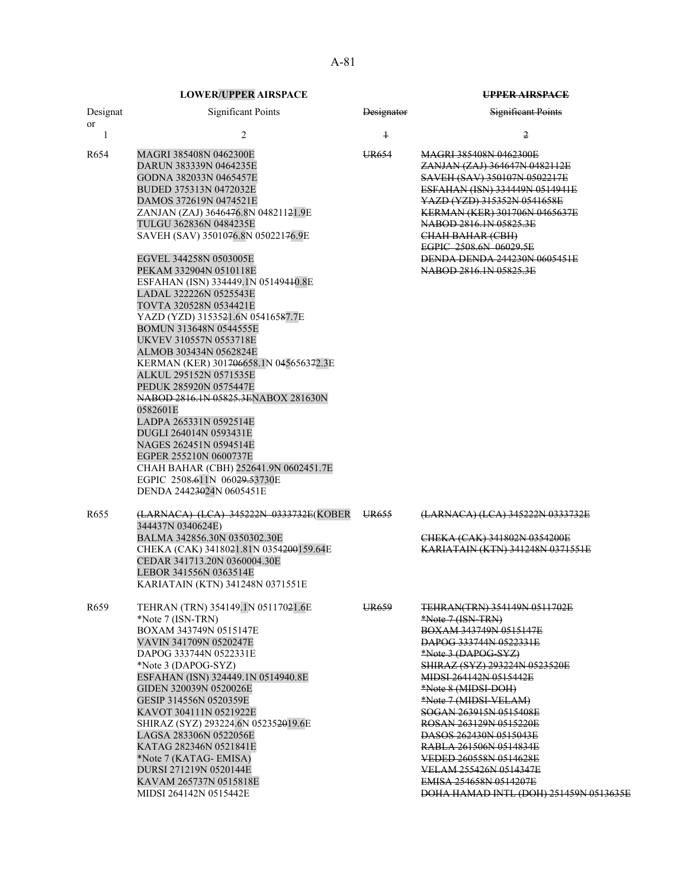| **LOWER/UPPER AIRSPACE** | | ~~**UPPER AIRSPACE**~~ | |
|---|---|---|---|
| Designator | Significant Points | ~~Designator~~ | ~~Significant Points~~ |
| 1 | 2 | ~~1~~ | ~~2~~ |
| R654 | MAGRI 385408N 0462300E<br>DARUN 383339N 0464235E<br>GODNA 382033N 0465457E<br>BUDED 375313N 0472032E<br>DAMOS 372619N 0474521E<br>ZANJAN (ZAJ) 3646~~47~~6.8N 048211~~2~~1.9E<br>TULGU 362836N 0484235E<br>SAVEH (SAV) 35010~~7~~6.8N 050221~~7~~6.9E<br><br>EGVEL 344258N 0503005E<br>PEKAM 332904N 0510118E<br>ESFAHAN (ISN) 334449.1N 0514941~~0~~.8E<br>LADAL 322226N 0525543E<br>TOVTA 320528N 0534421E<br>YAZD (YZD) 31535~~2~~1.6N 054165~~8~~7.7E<br>BOMUN 313648N 0544555E<br>UKVEV 310557N 0553718E<br>ALMOB 303434N 0562824E<br>KERMAN (KER) 301~~706~~658.1N 0~~4~~5~~6~~56563~~7~~2.3E<br>ALKUL 295152N 0571535E<br>PEDUK 285920N 0575447E<br>~~NABOD 2816.1N 05825.3E~~NABOX 281630N 0582601E<br>LADPA 265331N 0592514E<br>DUGLI 264014N 0593431E<br>NAGES 262451N 0594514E<br>EGPER 255210N 0600737E<br>CHAH BAHAR (CBH) 252641.9N 0602451.7E<br>EGPIC 2508~~.6~~11N 060~~29.5~~3730E<br>DENDA 2442~~30~~24N 0605451E | ~~UR654~~ | ~~MAGRI 385408N 0462300E~~<br>~~ZANJAN (ZAJ) 364647N 0482112E~~<br>~~SAVEH (SAV) 350107N 0502217E~~<br>~~ESFAHAN (ISN) 334449N 0514941E~~<br>~~YAZD (YZD) 315352N 0541658E~~<br>~~KERMAN (KER) 301706N 0465637E~~<br>~~NABOD 2816.1N 05825.3E~~<br>~~CHAH BAHAR (CBH)~~<br>~~EGPIC 2508.6N 06029.5E~~<br>~~DENDA DENDA 244230N 0605451E~~<br>~~NABOD 2816.1N 05825.3E~~ |
| R655 | ~~(LARNACA) (LCA) 345222N 0333732E~~(KOBER 344437N 0340624E)<br>BALMA 342856.30N 0350302.30E<br>CHEKA (CAK) 34180~~2~~1.81N 0354~~200~~159.64E<br>CEDAR 341713.20N 0360004.30E<br>LEBOR 341556N 0363514E<br>KARIATAIN (KTN) 341248N 0371551E | ~~UR655~~ | ~~(LARNACA) (LCA) 345222N 0333732E~~<br><br>~~CHEKA (CAK) 341802N 0354200E~~<br>~~KARIATAIN (KTN) 341248N 0371551E~~ |
| R659 | TEHRAN (TRN) 354149.1N 051170~~2~~1.6E<br>*Note 7 (ISN-TRN)<br>BOXAM 343749N 0515147E<br>VAVIN 341709N 0520247E<br>DAPOG 333744N 0522331E<br>*Note 3 (DAPOG-SYZ)<br>ESFAHAN (ISN) 324449.1N 0514940.8E<br>GIDEN 320039N 0520026E<br>GESIP 314556N 0520359E<br>KAVOT 304111N 0521922E<br>SHIRAZ (SYZ) 293224.6N 05235~~20~~19.6E<br>LAGSA 283306N 0522056E<br>KATAG 282346N 0521841E<br>*Note 7 (KATAG- EMISA)<br>DURSI 271219N 0520144E<br>KAVAM 265737N 0515818E<br>MIDSI 264142N 0515442E | ~~UR659~~ | ~~TEHRAN(TRN) 354149N 0511702E~~<br>~~*Note 7 (ISN-TRN)~~<br>~~BOXAM 343749N 0515147E~~<br>~~DAPOG 333744N 0522331E~~<br>~~*Note 3 (DAPOG-SYZ)~~<br>~~SHIRAZ (SYZ) 293224N 0523520E~~<br>~~MIDSI 264142N 0515442E~~<br>~~*Note 8 (MIDSI-DOH)~~<br>~~*Note 7 (MIDSI-VELAM)~~<br>~~SOGAN 263915N 0515408E~~<br>~~ROSAN 263129N 0515220E~~<br>~~DASOS 262430N 0515043E~~<br>~~RABLA 261506N 0514834E~~<br>~~VEDED 260558N 0514628E~~<br>~~VELAM 255426N 0514347E~~<br>~~EMISA 254658N 0514207E~~<br>~~DOHA HAMAD INTL (DOH) 251459N 0513635E~~ |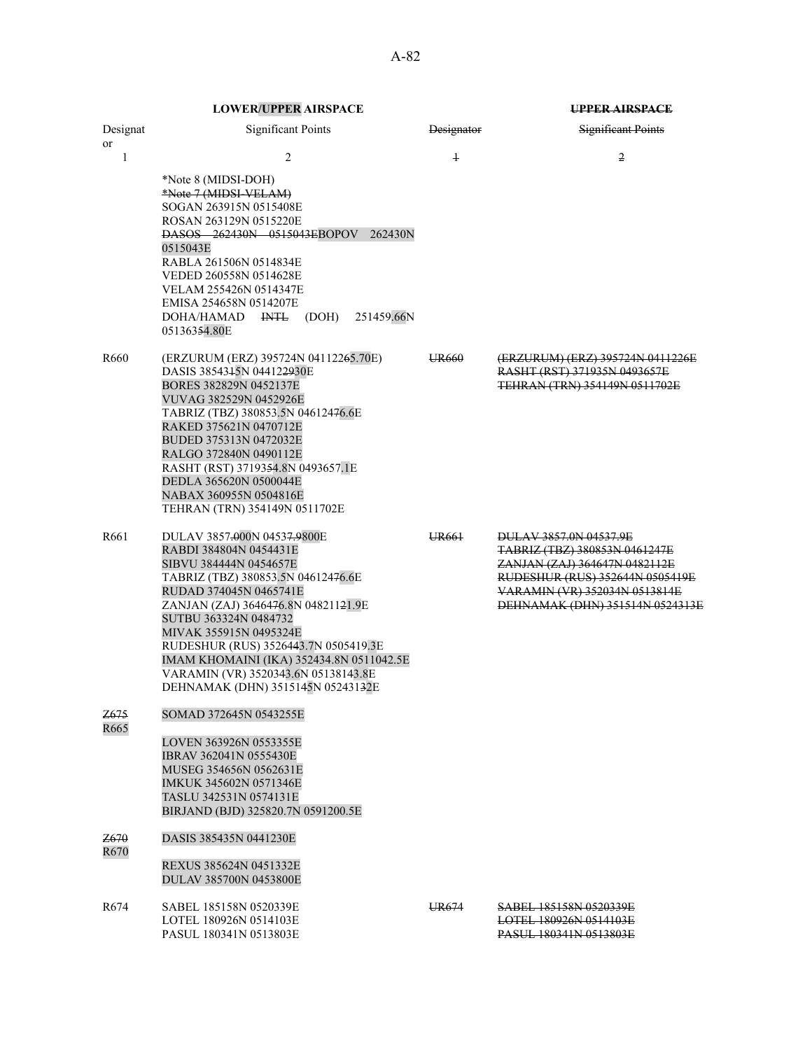| LOWER/UPPER AIRSPACE | | UPPER AIRSPACE | |
|---|---|---|---|
| Designator | Significant Points | Designator | Significant Points |
| 1 | 2 | 1 | 2 |
| | *Note 8 (MIDSI-DOH)<br>~~*Note 7 (MIDSI-VELAM)~~<br>SOGAN 263915N 0515408E<br>ROSAN 263129N 0515220E<br>~~DASOS 262430N 0515043E~~BOPOV 262430N 0515043E<br>RABLA 261506N 0514834E<br>VEDED 260558N 0514628E<br>VELAM 255426N 0514347E<br>EMISA 254658N 0514207E<br>DOHA/HAMAD ~~INTL~~ (DOH) 251459.66N 05136354.80E | | |
| R660 | (ERZURUM (ERZ) 395724N 04112265.70E)<br>DASIS 3854315N 044122930E<br>BORES 382829N 0452137E<br>VUVAG 382529N 0452926E<br>TABRIZ (TBZ) 380853.5N 04612476.6E<br>RAKED 375621N 0470712E<br>BUDED 375313N 0472032E<br>RALGO 372840N 0490112E<br>RASHT (RST) 3719354.8N 0493657.1E<br>DEDLA 365620N 0500044E<br>NABAX 360955N 0504816E<br>TEHRAN (TRN) 354149N 0511702E | ~~UR660~~ | ~~(ERZURUM) (ERZ) 395724N 0411226E~~<br>~~RASHT (RST) 371935N 0493657E~~<br>~~TEHRAN (TRN) 354149N 0511702E~~ |
| R661 | DULAV 3857.000N 04537.9800E<br>RABDI 384804N 0454431E<br>SIBVU 384444N 0454657E<br>TABRIZ (TBZ) 380853.5N 04612476.6E<br>RUDAD 374045N 0465741E<br>ZANJAN (ZAJ) 3646476.8N 04821121.9E<br>SUTBU 363324N 0484732<br>MIVAK 355915N 0495324E<br>RUDESHUR (RUS) 3526443.7N 0505419.3E<br>IMAM KHOMAINI (IKA) 352434.8N 0511042.5E<br>VARAMIN (VR) 3520343.6N 05138143.8E<br>DEHNAMAK (DHN) 3515145N 05243132E | ~~UR661~~ | ~~DULAV 3857.0N 04537.9E~~<br>~~TABRIZ (TBZ) 380853N 0461247E~~<br>~~ZANJAN (ZAJ) 364647N 0482112E~~<br>~~RUDESHUR (RUS) 352644N 0505419E~~<br>~~VARAMIN (VR) 352034N 0513814E~~<br>~~DEHNAMAK (DHN) 351514N 0524313E~~ |
| ~~Z675~~<br>R665 | SOMAD 372645N 0543255E<br>LOVEN 363926N 0553355E<br>IBRAV 362041N 0555430E<br>MUSEG 354656N 0562631E<br>IMKUK 345602N 0571346E<br>TASLU 342531N 0574131E<br>BIRJAND (BJD) 325820.7N 0591200.5E | | |
| ~~Z670~~<br>R670 | DASIS 385435N 0441230E<br>REXUS 385624N 0451332E<br>DULAV 385700N 0453800E | | |
| R674 | SABEL 185158N 0520339E<br>LOTEL 180926N 0514103E<br>PASUL 180341N 0513803E | ~~UR674~~ | ~~SABEL 185158N 0520339E~~<br>~~LOTEL 180926N 0514103E~~<br>~~PASUL 180341N 0513803E~~ |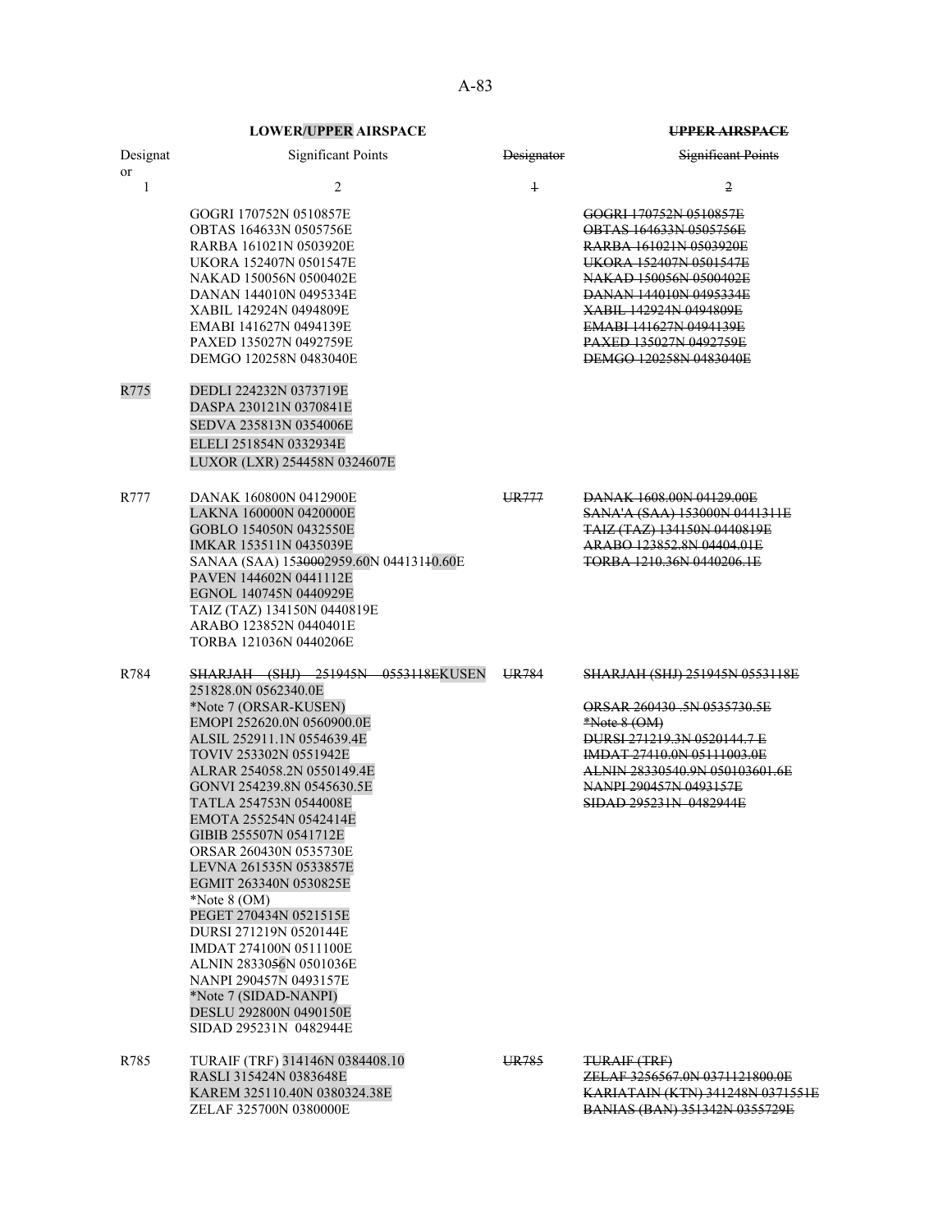| LOWER/UPPER AIRSPACE | | ~~UPPER AIRSPACE~~ | |
|---|---|---|---|
| Designator | Significant Points | ~~Designator~~ | ~~Significant Points~~ |
| 1 | 2 | ~~1~~ | ~~2~~ |
| | GOGRI 170752N 0510857E<br>OBTAS 164633N 0505756E<br>RARBA 161021N 0503920E<br>UKORA 152407N 0501547E<br>NAKAD 150056N 0500402E<br>DANAN 144010N 0495334E<br>XABIL 142924N 0494809E<br>EMABI 141627N 0494139E<br>PAXED 135027N 0492759E<br>DEMGO 120258N 0483040E | | ~~GOGRI 170752N 0510857E~~<br>~~OBTAS 164633N 0505756E~~<br>~~RARBA 161021N 0503920E~~<br>~~UKORA 152407N 0501547E~~<br>~~NAKAD 150056N 0500402E~~<br>~~DANAN 144010N 0495334E~~<br>~~XABIL 142924N 0494809E~~<br>~~EMABI 141627N 0494139E~~<br>~~PAXED 135027N 0492759E~~<br>~~DEMGO 120258N 0483040E~~ |
| R775 | DEDLI 224232N 0373719E<br>DASPA 230121N 0370841E<br>SEDVA 235813N 0354006E<br>ELELI 251854N 0332934E<br>LUXOR (LXR) 254458N 0324607E | | |
| R777 | DANAK 160800N 0412900E<br>LAKNA 160000N 0420000E<br>GOBLO 154050N 0432550E<br>IMKAR 153511N 0435039E<br>SANAA (SAA) 15~~3000~~2959.60N 044131~~1~~0.60E<br>PAVEN 144602N 0441112E<br>EGNOL 140745N 0440929E<br>TAIZ (TAZ) 134150N 0440819E<br>ARABO 123852N 0440401E<br>TORBA 121036N 0440206E | ~~UR777~~ | ~~DANAK 1608.00N 04129.00E~~<br>~~SANA'A (SAA) 153000N 0441311E~~<br>~~TAIZ (TAZ) 134150N 0440819E~~<br>~~ARABO 123852.8N 04404.01E~~<br>~~TORBA 1210.36N 0440206.1E~~ |
| R784 | ~~SHARJAH (SHJ) 251945N 0553118E~~KUSEN 251828.0N 0562340.0E<br>*Note 7 (ORSAR-KUSEN)<br>EMOPI 252620.0N 0560900.0E<br>ALSIL 252911.1N 0554639.4E<br>TOVIV 253302N 0551942E<br>ALRAR 254058.2N 0550149.4E<br>GONVI 254239.8N 0545630.5E<br>TATLA 254753N 0544008E<br>EMOTA 255254N 0542414E<br>GIBIB 255507N 0541712E<br>ORSAR 260430N 0535730E<br>LEVNA 261535N 0533857E<br>EGMIT 263340N 0530825E<br>*Note 8 (OM)<br>PEGET 270434N 0521515E<br>DURSI 271219N 0520144E<br>IMDAT 274100N 0511100E<br>ALNIN 28330~~5~~6N 0501036E<br>NANPI 290457N 0493157E<br>*Note 7 (SIDAD-NANPI)<br>DESLU 292800N 0490150E<br>SIDAD 295231N 0482944E | ~~UR784~~ | ~~SHARJAH (SHJ) 251945N 0553118E~~<br>~~ORSAR 260430 .5N 0535730.5E~~<br>~~*Note 8 (OM)~~<br>~~DURSI 271219.3N 0520144.7 E~~<br>~~IMDAT 27410.0N 05111003.0E~~<br>~~ALNIN 28330540.9N 050103601.6E~~<br>~~NANPI 290457N 0493157E~~<br>~~SIDAD 295231N 0482944E~~ |
| R785 | TURAIF (TRF) 314146N 0384408.10<br>RASLI 315424N 0383648E<br>KAREM 325110.40N 0380324.38E<br>ZELAF 325700N 0380000E | ~~UR785~~ | ~~TURAIF (TRF)~~<br>~~ZELAF 3256567.0N 0371121800.0E~~<br>~~KARIATAIN (KTN) 341248N 0371551E~~<br>~~BANIAS (BAN) 351342N 0355729E~~ |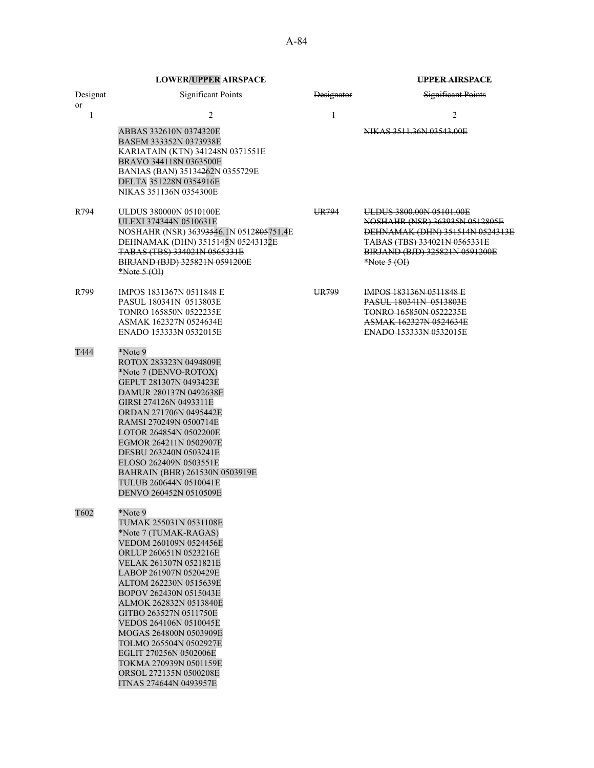| LOWER/UPPER AIRSPACE | | ~~UPPER AIRSPACE~~ | |
|---|---|---|---|
| Designator | Significant Points | ~~Designator~~ | ~~Significant Points~~ |
| 1 | 2 | ~~1~~ | ~~2~~ |
| | ABBAS 332610N 0374320E<br>BASEM 333352N 0373938E<br>KARIATAIN (KTN) 341248N 0371551E<br>BRAVO 344118N 0363500E<br>BANIAS (BAN) 35134262N 0355729E<br>DELTA 351228N 0354916E<br>NIKAS 351136N 0354300E | | ~~NIKAS 3511.36N 03543.00E~~ |
| R794 | ULDUS 380000N 0510100E<br>ULEXI 374344N 0510631E<br>NOSHAHR (NSR) 36393546.1N 0512805751.4E<br>DEHNAMAK (DHN) 3515145N 05243132E<br>~~TABAS (TBS) 334021N 0565331E~~<br>~~BIRJAND (BJD) 325821N 0591200E~~<br>~~*Note 5 (OI)~~ | ~~UR794~~ | ~~ULDUS 3800.00N 05101.00E~~<br>~~NOSHAHR (NSR) 363935N 0512805E~~<br>~~DEHNAMAK (DHN) 351514N 0524313E~~<br>~~TABAS (TBS) 334021N 0565331E~~<br>~~BIRJAND (BJD) 325821N 0591200E~~<br>~~*Note 5 (OI)~~ |
| R799 | IMPOS 1831367N 0511848 E<br>PASUL 180341N 0513803E<br>TONRO 165850N 0522235E<br>ASMAK 162327N 0524634E<br>ENADO 153333N 0532015E | ~~UR799~~ | ~~IMPOS 183136N 0511848 E~~<br>~~PASUL 180341N 0513803E~~<br>~~TONRO 165850N 0522235E~~<br>~~ASMAK 162327N 0524634E~~<br>~~ENADO 153333N 0532015E~~ |
| T444 | *Note 9<br>ROTOX 283323N 0494809E<br>*Note 7 (DENVO-ROTOX)<br>GEPUT 281307N 0493423E<br>DAMUR 280137N 0492638E<br>GIRSI 274126N 0493311E<br>ORDAN 271706N 0495442E<br>RAMSI 270249N 0500714E<br>LOTOR 264854N 0502200E<br>EGMOR 264211N 0502907E<br>DESBU 263240N 0503241E<br>ELOSO 262409N 0503551E<br>BAHRAIN (BHR) 261530N 0503919E<br>TULUB 260644N 0510041E<br>DENVO 260452N 0510509E | | |
| T602 | *Note 9<br>TUMAK 255031N 0531108E<br>*Note 7 (TUMAK-RAGAS)<br>VEDOM 260109N 0524456E<br>ORLUP 260651N 0523216E<br>VELAK 261307N 0521821E<br>LABOP 261907N 0520429E<br>ALTOM 262230N 0515639E<br>BOPOV 262430N 0515043E<br>ALMOK 262832N 0513840E<br>GITBO 263527N 0511750E<br>VEDOS 264106N 0510045E<br>MOGAS 264800N 0503909E<br>TOLMO 265504N 0502927E<br>EGLIT 270256N 0502006E<br>TOKMA 270939N 0501159E<br>ORSOL 272135N 0500208E<br>ITNAS 274644N 0493957E | | |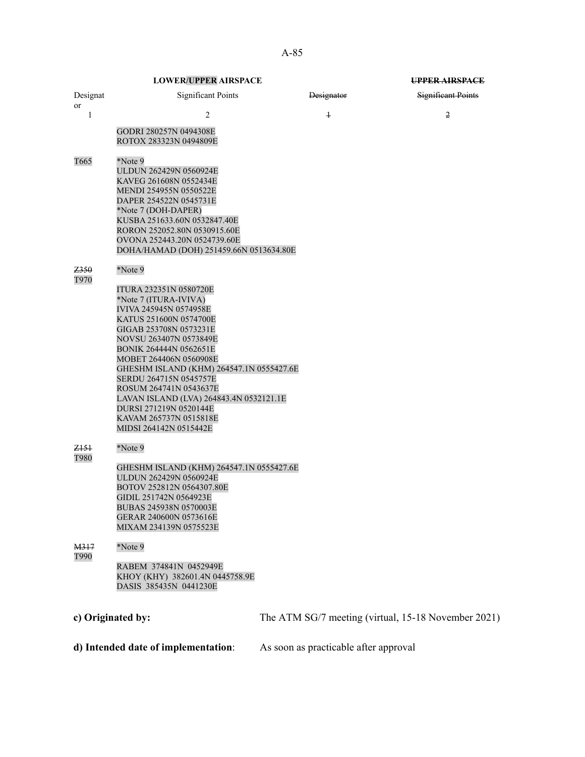| LOWER/~~UPPER~~ AIRSPACE | | ~~UPPER AIRSPACE~~ | |
|---|---|---|---|
| Designator | Significant Points | ~~Designator~~ | ~~Significant Points~~ |
| 1 | 2 | ~~1~~ | ~~2~~ |
| | GODRI 280257N 0494308E<br>ROTOX 283323N 0494809E | | |
| T665 | *Note 9<br>ULDUN 262429N 0560924E<br>KAVEG 261608N 0552434E<br>MENDI 254955N 0550522E<br>DAPER 254522N 0545731E<br>*Note 7 (DOH-DAPER)<br>KUSBA 251633.60N 0532847.40E<br>RORON 252052.80N 0530915.60E<br>OVONA 252443.20N 0524739.60E<br>DOHA/HAMAD (DOH) 251459.66N 0513634.80E | | |
| ~~Z350~~<br>T970 | *Note 9<br>ITURA 232351N 0580720E<br>*Note 7 (ITURA-IVIVA)<br>IVIVA 245945N 0574958E<br>KATUS 251600N 0574700E<br>GIGAB 253708N 0573231E<br>NOVSU 263407N 0573849E<br>BONIK 264444N 0562651E<br>MOBET 264406N 0560908E<br>GHESHM ISLAND (KHM) 264547.1N 0555427.6E<br>SERDU 264715N 0545757E<br>ROSUM 264741N 0543637E<br>LAVAN ISLAND (LVA) 264843.4N 0532121.1E<br>DURSI 271219N 0520144E<br>KAVAM 265737N 0515818E<br>MIDSI 264142N 0515442E | | |
| ~~Z151~~<br>T980 | *Note 9<br>GHESHM ISLAND (KHM) 264547.1N 0555427.6E<br>ULDUN 262429N 0560924E<br>BOTOV 252812N 0564307.80E<br>GIDIL 251742N 0564923E<br>BUBAS 245938N 0570003E<br>GERAR 240600N 0573616E<br>MIXAM 234139N 0575523E | | |
| ~~M317~~<br>T990 | *Note 9<br>RABEM 374841N 0452949E<br>KHOY (KHY) 382601.4N 0445758.9E<br>DASIS 385435N 0441230E | | |

**c) Originated by:** The ATM SG/7 meeting (virtual, 15-18 November 2021)

**d) Intended date of implementation**: As soon as practicable after approval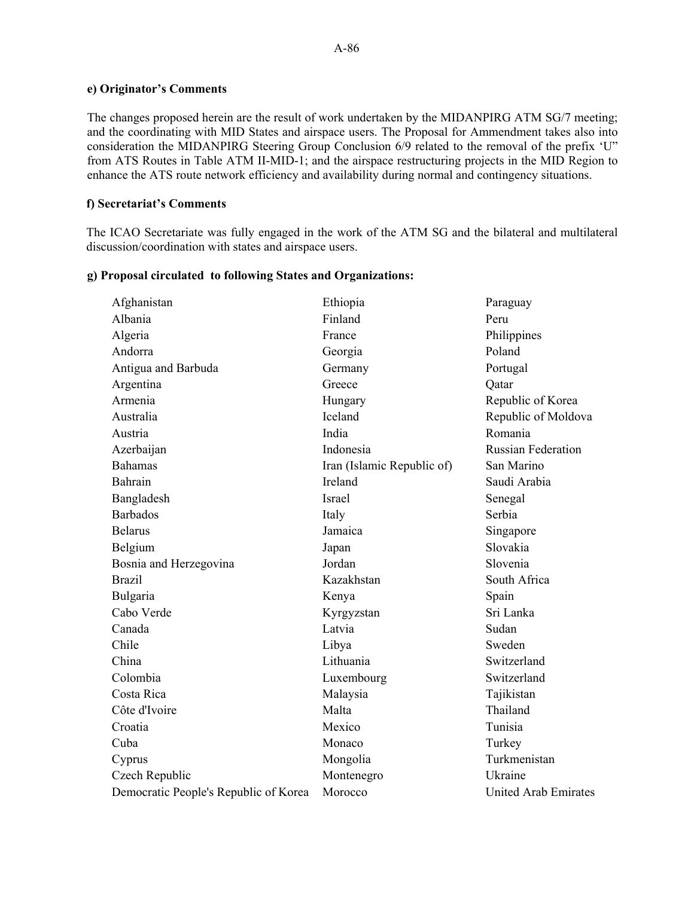**e) Originator's Comments**

The changes proposed herein are the result of work undertaken by the MIDANPIRG ATM SG/7 meeting; and the coordinating with MID States and airspace users. The Proposal for Ammendment takes also into consideration the MIDANPIRG Steering Group Conclusion 6/9 related to the removal of the prefix 'U" from ATS Routes in Table ATM II-MID-1; and the airspace restructuring projects in the MID Region to enhance the ATS route network efficiency and availability during normal and contingency situations.

**f) Secretariat's Comments**

The ICAO Secretariat was fully engaged in the work of the ATM SG and the bilateral and multilateral discussion/coordination with states and airspace users.

**g) Proposal circulated to following States and Organizations:**

Afghanistan
Albania
Algeria
Andorra
Antigua and Barbuda
Argentina
Armenia
Australia
Austria
Azerbaijan
Bahamas
Bahrain
Bangladesh
Barbados
Belarus
Belgium
Bosnia and Herzegovina
Brazil
Bulgaria
Cabo Verde
Canada
Chile
China
Colombia
Costa Rica
Côte d'Ivoire
Croatia
Cuba
Cyprus
Czech Republic
Democratic People's Republic of Korea
Ethiopia
Finland
France
Georgia
Germany
Greece
Hungary
Iceland
India
Indonesia
Iran (Islamic Republic of)
Ireland
Israel
Italy
Jamaica
Japan
Jordan
Kazakhstan
Kenya
Kyrgyzstan
Latvia
Libya
Lithuania
Luxembourg
Malaysia
Malta
Mexico
Monaco
Mongolia
Montenegro
Morocco
Paraguay
Peru
Philippines
Poland
Portugal
Qatar
Republic of Korea
Republic of Moldova
Romania
Russian Federation
San Marino
Saudi Arabia
Senegal
Serbia
Singapore
Slovakia
Slovenia
South Africa
Spain
Sri Lanka
Sudan
Sweden
Switzerland
Switzerland
Tajikistan
Thailand
Tunisia
Turkey
Turkmenistan
Ukraine
United Arab Emirates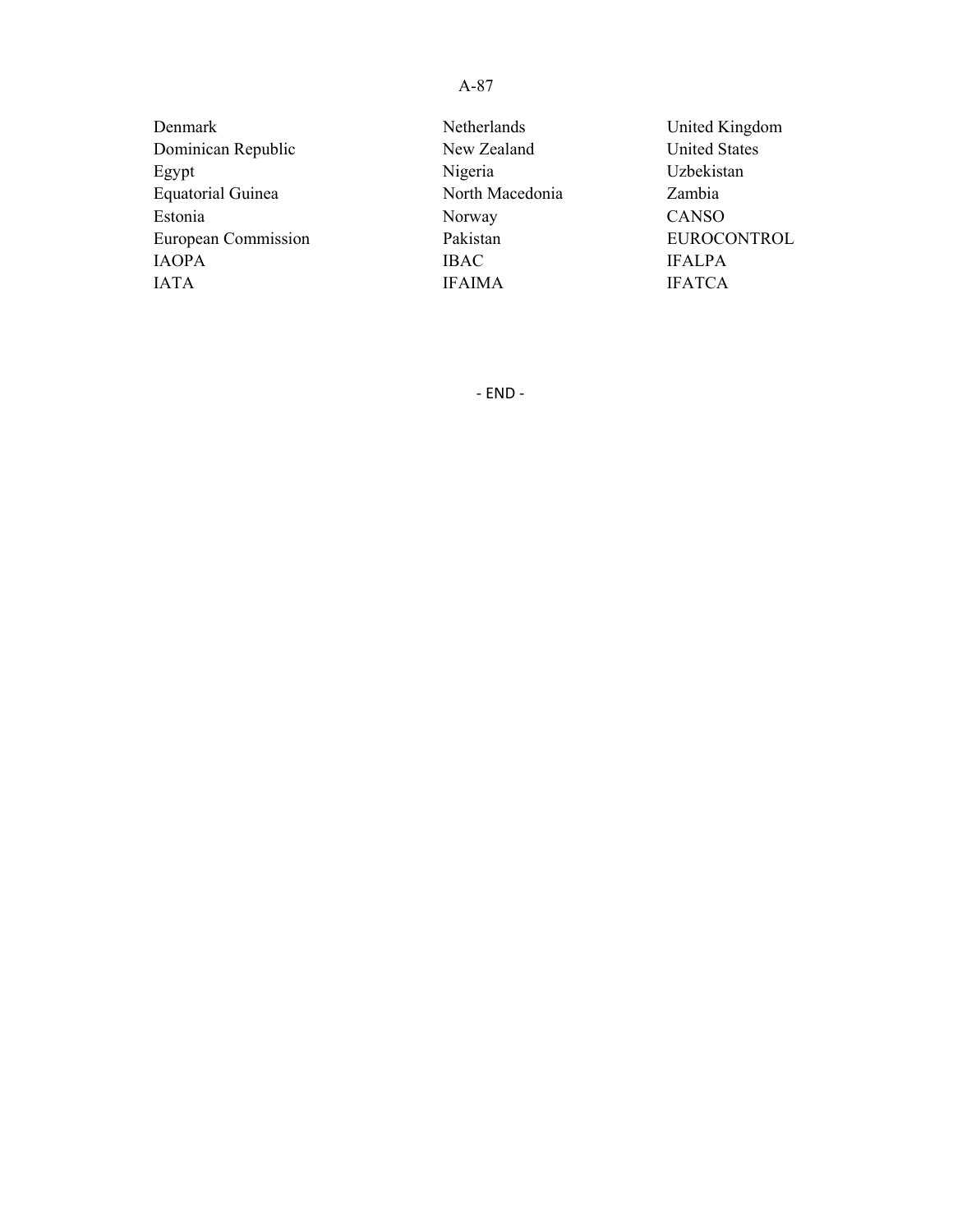| | | |
|---|---|---|
| Denmark | Netherlands | United Kingdom |
| Dominican Republic | New Zealand | United States |
| Egypt | Nigeria | Uzbekistan |
| Equatorial Guinea | North Macedonia | Zambia |
| Estonia | Norway | CANSO |
| European Commission | Pakistan | EUROCONTROL |
| IAOPA | IBAC | IFALPA |
| IATA | IFAIMA | IFATCA |

- END -